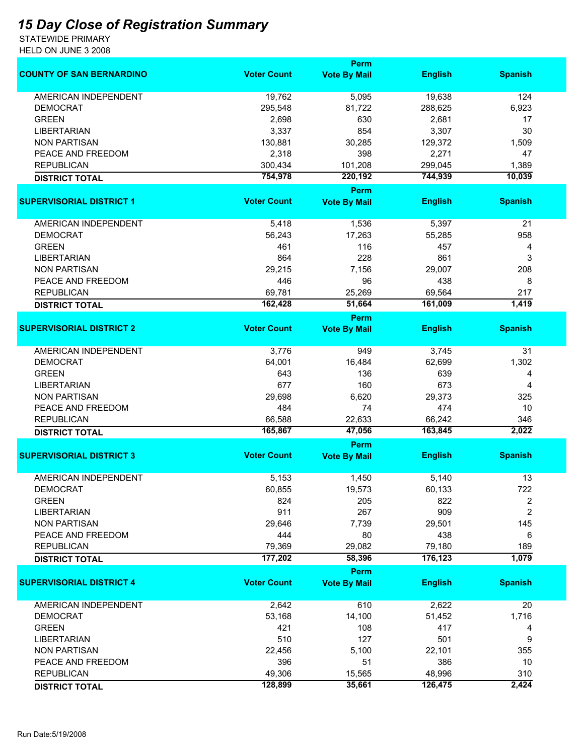# *15 Day Close of Registration Summary*

STATEWIDE PRIMARY
HELD ON JUNE 3 2008

| COUNTY OF SAN BERNARDINO | Voter Count | Perm Vote By Mail | English | Spanish |
|---|---|---|---|---|
| AMERICAN INDEPENDENT | 19,762 | 5,095 | 19,638 | 124 |
| DEMOCRAT | 295,548 | 81,722 | 288,625 | 6,923 |
| GREEN | 2,698 | 630 | 2,681 | 17 |
| LIBERTARIAN | 3,337 | 854 | 3,307 | 30 |
| NON PARTISAN | 130,881 | 30,285 | 129,372 | 1,509 |
| PEACE AND FREEDOM | 2,318 | 398 | 2,271 | 47 |
| REPUBLICAN | 300,434 | 101,208 | 299,045 | 1,389 |
| **DISTRICT TOTAL** | **754,978** | **220,192** | **744,939** | **10,039** |

| SUPERVISORIAL DISTRICT 1 | Voter Count | Perm Vote By Mail | English | Spanish |
|---|---|---|---|---|
| AMERICAN INDEPENDENT | 5,418 | 1,536 | 5,397 | 21 |
| DEMOCRAT | 56,243 | 17,263 | 55,285 | 958 |
| GREEN | 461 | 116 | 457 | 4 |
| LIBERTARIAN | 864 | 228 | 861 | 3 |
| NON PARTISAN | 29,215 | 7,156 | 29,007 | 208 |
| PEACE AND FREEDOM | 446 | 96 | 438 | 8 |
| REPUBLICAN | 69,781 | 25,269 | 69,564 | 217 |
| **DISTRICT TOTAL** | **162,428** | **51,664** | **161,009** | **1,419** |

| SUPERVISORIAL DISTRICT 2 | Voter Count | Perm Vote By Mail | English | Spanish |
|---|---|---|---|---|
| AMERICAN INDEPENDENT | 3,776 | 949 | 3,745 | 31 |
| DEMOCRAT | 64,001 | 16,484 | 62,699 | 1,302 |
| GREEN | 643 | 136 | 639 | 4 |
| LIBERTARIAN | 677 | 160 | 673 | 4 |
| NON PARTISAN | 29,698 | 6,620 | 29,373 | 325 |
| PEACE AND FREEDOM | 484 | 74 | 474 | 10 |
| REPUBLICAN | 66,588 | 22,633 | 66,242 | 346 |
| **DISTRICT TOTAL** | **165,867** | **47,056** | **163,845** | **2,022** |

| SUPERVISORIAL DISTRICT 3 | Voter Count | Perm Vote By Mail | English | Spanish |
|---|---|---|---|---|
| AMERICAN INDEPENDENT | 5,153 | 1,450 | 5,140 | 13 |
| DEMOCRAT | 60,855 | 19,573 | 60,133 | 722 |
| GREEN | 824 | 205 | 822 | 2 |
| LIBERTARIAN | 911 | 267 | 909 | 2 |
| NON PARTISAN | 29,646 | 7,739 | 29,501 | 145 |
| PEACE AND FREEDOM | 444 | 80 | 438 | 6 |
| REPUBLICAN | 79,369 | 29,082 | 79,180 | 189 |
| **DISTRICT TOTAL** | **177,202** | **58,396** | **176,123** | **1,079** |

| SUPERVISORIAL DISTRICT 4 | Voter Count | Perm Vote By Mail | English | Spanish |
|---|---|---|---|---|
| AMERICAN INDEPENDENT | 2,642 | 610 | 2,622 | 20 |
| DEMOCRAT | 53,168 | 14,100 | 51,452 | 1,716 |
| GREEN | 421 | 108 | 417 | 4 |
| LIBERTARIAN | 510 | 127 | 501 | 9 |
| NON PARTISAN | 22,456 | 5,100 | 22,101 | 355 |
| PEACE AND FREEDOM | 396 | 51 | 386 | 10 |
| REPUBLICAN | 49,306 | 15,565 | 48,996 | 310 |
| **DISTRICT TOTAL** | **128,899** | **35,661** | **126,475** | **2,424** |

Run Date:5/19/2008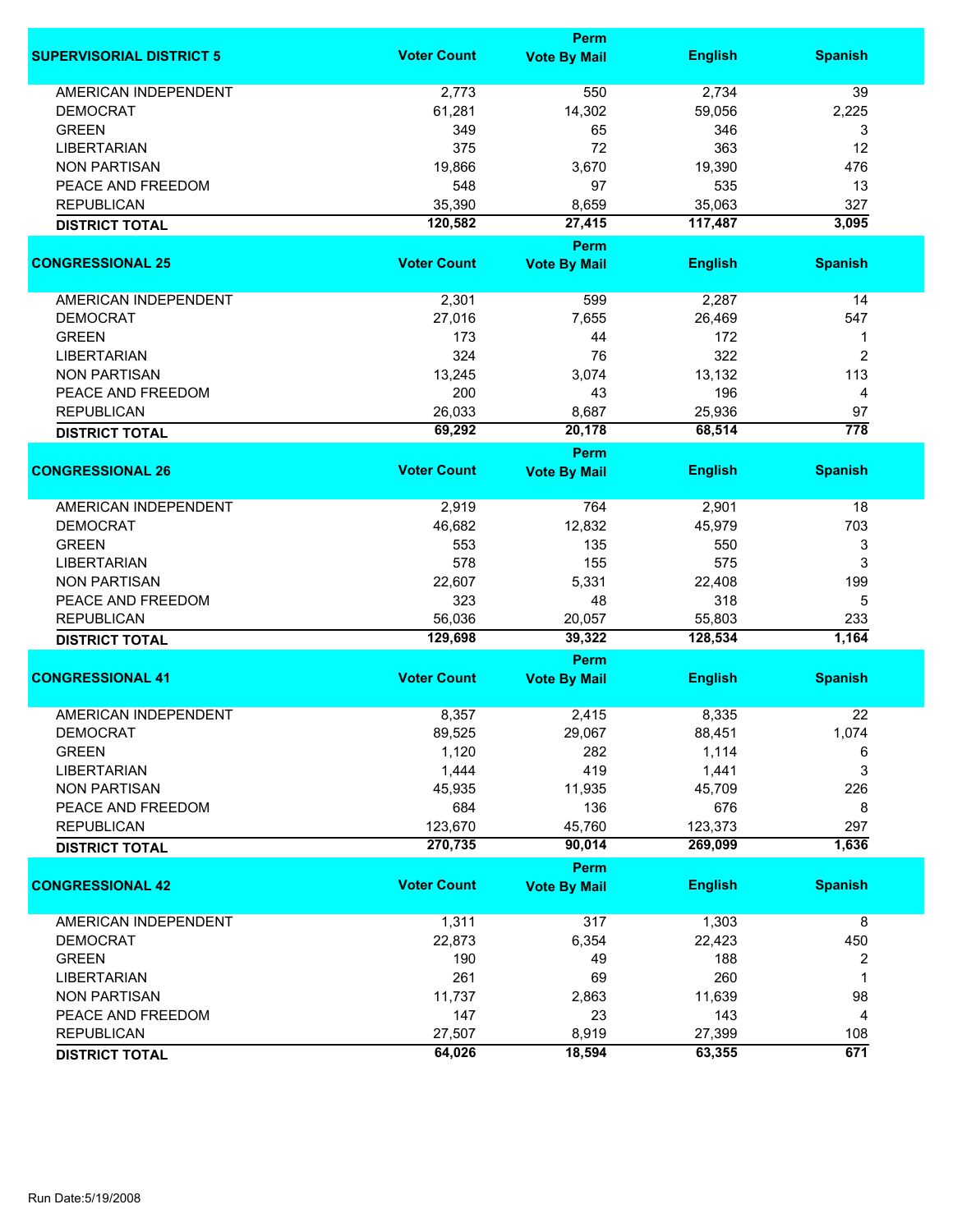| SUPERVISORIAL DISTRICT 5 | Voter Count | Perm Vote By Mail | English | Spanish |
|---|---|---|---|---|
| AMERICAN INDEPENDENT | 2,773 | 550 | 2,734 | 39 |
| DEMOCRAT | 61,281 | 14,302 | 59,056 | 2,225 |
| GREEN | 349 | 65 | 346 | 3 |
| LIBERTARIAN | 375 | 72 | 363 | 12 |
| NON PARTISAN | 19,866 | 3,670 | 19,390 | 476 |
| PEACE AND FREEDOM | 548 | 97 | 535 | 13 |
| REPUBLICAN | 35,390 | 8,659 | 35,063 | 327 |
| **DISTRICT TOTAL** | **120,582** | **27,415** | **117,487** | **3,095** |

| CONGRESSIONAL 25 | Voter Count | Perm Vote By Mail | English | Spanish |
|---|---|---|---|---|
| AMERICAN INDEPENDENT | 2,301 | 599 | 2,287 | 14 |
| DEMOCRAT | 27,016 | 7,655 | 26,469 | 547 |
| GREEN | 173 | 44 | 172 | 1 |
| LIBERTARIAN | 324 | 76 | 322 | 2 |
| NON PARTISAN | 13,245 | 3,074 | 13,132 | 113 |
| PEACE AND FREEDOM | 200 | 43 | 196 | 4 |
| REPUBLICAN | 26,033 | 8,687 | 25,936 | 97 |
| **DISTRICT TOTAL** | **69,292** | **20,178** | **68,514** | **778** |

| CONGRESSIONAL 26 | Voter Count | Perm Vote By Mail | English | Spanish |
|---|---|---|---|---|
| AMERICAN INDEPENDENT | 2,919 | 764 | 2,901 | 18 |
| DEMOCRAT | 46,682 | 12,832 | 45,979 | 703 |
| GREEN | 553 | 135 | 550 | 3 |
| LIBERTARIAN | 578 | 155 | 575 | 3 |
| NON PARTISAN | 22,607 | 5,331 | 22,408 | 199 |
| PEACE AND FREEDOM | 323 | 48 | 318 | 5 |
| REPUBLICAN | 56,036 | 20,057 | 55,803 | 233 |
| **DISTRICT TOTAL** | **129,698** | **39,322** | **128,534** | **1,164** |

| CONGRESSIONAL 41 | Voter Count | Perm Vote By Mail | English | Spanish |
|---|---|---|---|---|
| AMERICAN INDEPENDENT | 8,357 | 2,415 | 8,335 | 22 |
| DEMOCRAT | 89,525 | 29,067 | 88,451 | 1,074 |
| GREEN | 1,120 | 282 | 1,114 | 6 |
| LIBERTARIAN | 1,444 | 419 | 1,441 | 3 |
| NON PARTISAN | 45,935 | 11,935 | 45,709 | 226 |
| PEACE AND FREEDOM | 684 | 136 | 676 | 8 |
| REPUBLICAN | 123,670 | 45,760 | 123,373 | 297 |
| **DISTRICT TOTAL** | **270,735** | **90,014** | **269,099** | **1,636** |

| CONGRESSIONAL 42 | Voter Count | Perm Vote By Mail | English | Spanish |
|---|---|---|---|---|
| AMERICAN INDEPENDENT | 1,311 | 317 | 1,303 | 8 |
| DEMOCRAT | 22,873 | 6,354 | 22,423 | 450 |
| GREEN | 190 | 49 | 188 | 2 |
| LIBERTARIAN | 261 | 69 | 260 | 1 |
| NON PARTISAN | 11,737 | 2,863 | 11,639 | 98 |
| PEACE AND FREEDOM | 147 | 23 | 143 | 4 |
| REPUBLICAN | 27,507 | 8,919 | 27,399 | 108 |
| **DISTRICT TOTAL** | **64,026** | **18,594** | **63,355** | **671** |

Run Date:5/19/2008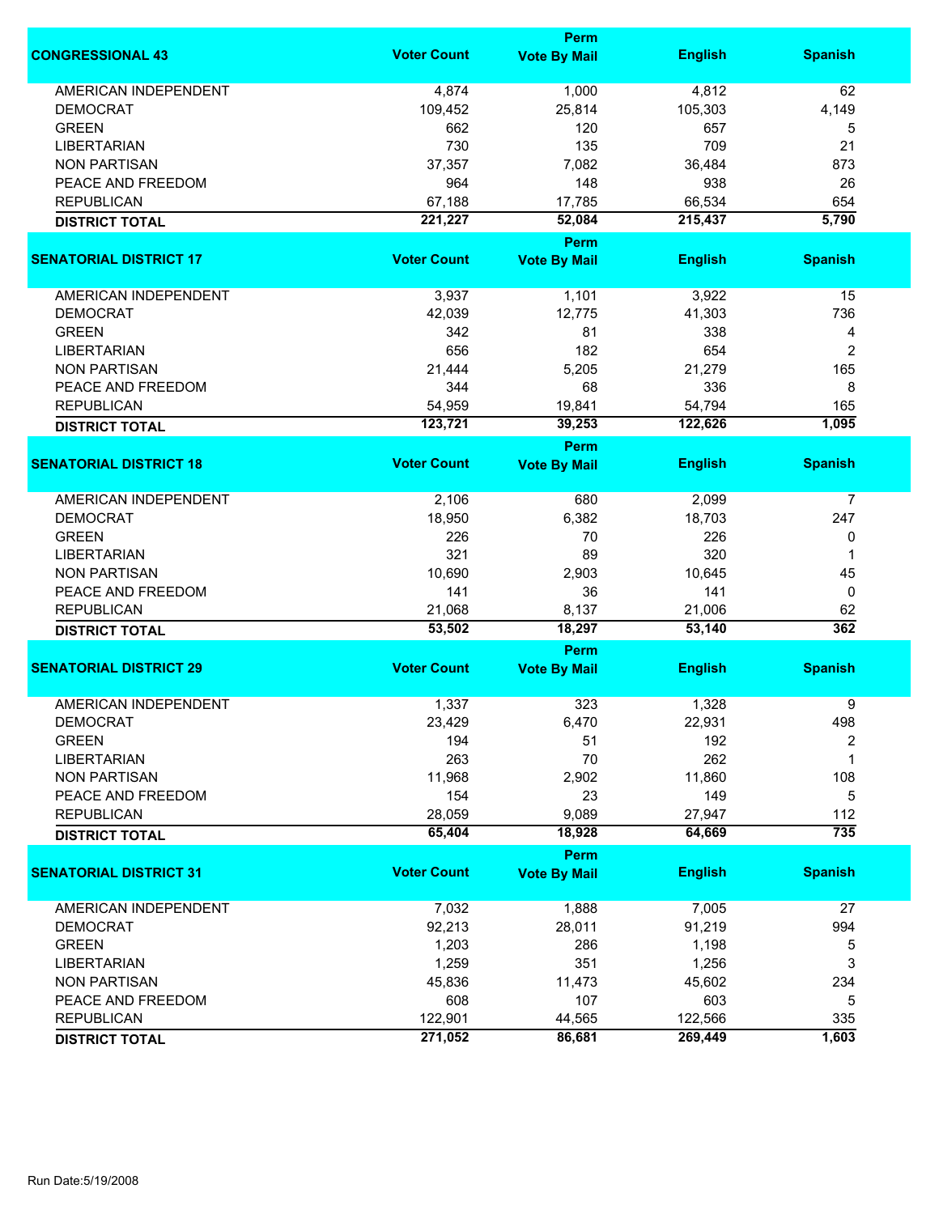| CONGRESSIONAL 43 | Voter Count | Perm Vote By Mail | English | Spanish |
|---|---|---|---|---|
| AMERICAN INDEPENDENT | 4,874 | 1,000 | 4,812 | 62 |
| DEMOCRAT | 109,452 | 25,814 | 105,303 | 4,149 |
| GREEN | 662 | 120 | 657 | 5 |
| LIBERTARIAN | 730 | 135 | 709 | 21 |
| NON PARTISAN | 37,357 | 7,082 | 36,484 | 873 |
| PEACE AND FREEDOM | 964 | 148 | 938 | 26 |
| REPUBLICAN | 67,188 | 17,785 | 66,534 | 654 |
| **DISTRICT TOTAL** | **221,227** | **52,084** | **215,437** | **5,790** |

| SENATORIAL DISTRICT 17 | Voter Count | Perm Vote By Mail | English | Spanish |
|---|---|---|---|---|
| AMERICAN INDEPENDENT | 3,937 | 1,101 | 3,922 | 15 |
| DEMOCRAT | 42,039 | 12,775 | 41,303 | 736 |
| GREEN | 342 | 81 | 338 | 4 |
| LIBERTARIAN | 656 | 182 | 654 | 2 |
| NON PARTISAN | 21,444 | 5,205 | 21,279 | 165 |
| PEACE AND FREEDOM | 344 | 68 | 336 | 8 |
| REPUBLICAN | 54,959 | 19,841 | 54,794 | 165 |
| **DISTRICT TOTAL** | **123,721** | **39,253** | **122,626** | **1,095** |

| SENATORIAL DISTRICT 18 | Voter Count | Perm Vote By Mail | English | Spanish |
|---|---|---|---|---|
| AMERICAN INDEPENDENT | 2,106 | 680 | 2,099 | 7 |
| DEMOCRAT | 18,950 | 6,382 | 18,703 | 247 |
| GREEN | 226 | 70 | 226 | 0 |
| LIBERTARIAN | 321 | 89 | 320 | 1 |
| NON PARTISAN | 10,690 | 2,903 | 10,645 | 45 |
| PEACE AND FREEDOM | 141 | 36 | 141 | 0 |
| REPUBLICAN | 21,068 | 8,137 | 21,006 | 62 |
| **DISTRICT TOTAL** | **53,502** | **18,297** | **53,140** | **362** |

| SENATORIAL DISTRICT 29 | Voter Count | Perm Vote By Mail | English | Spanish |
|---|---|---|---|---|
| AMERICAN INDEPENDENT | 1,337 | 323 | 1,328 | 9 |
| DEMOCRAT | 23,429 | 6,470 | 22,931 | 498 |
| GREEN | 194 | 51 | 192 | 2 |
| LIBERTARIAN | 263 | 70 | 262 | 1 |
| NON PARTISAN | 11,968 | 2,902 | 11,860 | 108 |
| PEACE AND FREEDOM | 154 | 23 | 149 | 5 |
| REPUBLICAN | 28,059 | 9,089 | 27,947 | 112 |
| **DISTRICT TOTAL** | **65,404** | **18,928** | **64,669** | **735** |

| SENATORIAL DISTRICT 31 | Voter Count | Perm Vote By Mail | English | Spanish |
|---|---|---|---|---|
| AMERICAN INDEPENDENT | 7,032 | 1,888 | 7,005 | 27 |
| DEMOCRAT | 92,213 | 28,011 | 91,219 | 994 |
| GREEN | 1,203 | 286 | 1,198 | 5 |
| LIBERTARIAN | 1,259 | 351 | 1,256 | 3 |
| NON PARTISAN | 45,836 | 11,473 | 45,602 | 234 |
| PEACE AND FREEDOM | 608 | 107 | 603 | 5 |
| REPUBLICAN | 122,901 | 44,565 | 122,566 | 335 |
| **DISTRICT TOTAL** | **271,052** | **86,681** | **269,449** | **1,603** |

Run Date:5/19/2008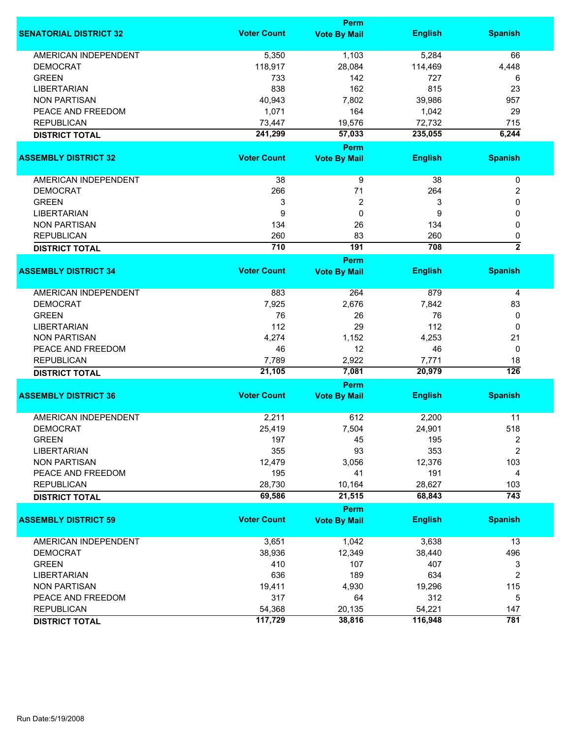| SENATORIAL DISTRICT 32 | Voter Count | Perm Vote By Mail | English | Spanish |
|---|---|---|---|---|
| AMERICAN INDEPENDENT | 5,350 | 1,103 | 5,284 | 66 |
| DEMOCRAT | 118,917 | 28,084 | 114,469 | 4,448 |
| GREEN | 733 | 142 | 727 | 6 |
| LIBERTARIAN | 838 | 162 | 815 | 23 |
| NON PARTISAN | 40,943 | 7,802 | 39,986 | 957 |
| PEACE AND FREEDOM | 1,071 | 164 | 1,042 | 29 |
| REPUBLICAN | 73,447 | 19,576 | 72,732 | 715 |
| **DISTRICT TOTAL** | **241,299** | **57,033** | **235,055** | **6,244** |

| ASSEMBLY DISTRICT 32 | Voter Count | Perm Vote By Mail | English | Spanish |
|---|---|---|---|---|
| AMERICAN INDEPENDENT | 38 | 9 | 38 | 0 |
| DEMOCRAT | 266 | 71 | 264 | 2 |
| GREEN | 3 | 2 | 3 | 0 |
| LIBERTARIAN | 9 | 0 | 9 | 0 |
| NON PARTISAN | 134 | 26 | 134 | 0 |
| REPUBLICAN | 260 | 83 | 260 | 0 |
| **DISTRICT TOTAL** | **710** | **191** | **708** | **2** |

| ASSEMBLY DISTRICT 34 | Voter Count | Perm Vote By Mail | English | Spanish |
|---|---|---|---|---|
| AMERICAN INDEPENDENT | 883 | 264 | 879 | 4 |
| DEMOCRAT | 7,925 | 2,676 | 7,842 | 83 |
| GREEN | 76 | 26 | 76 | 0 |
| LIBERTARIAN | 112 | 29 | 112 | 0 |
| NON PARTISAN | 4,274 | 1,152 | 4,253 | 21 |
| PEACE AND FREEDOM | 46 | 12 | 46 | 0 |
| REPUBLICAN | 7,789 | 2,922 | 7,771 | 18 |
| **DISTRICT TOTAL** | **21,105** | **7,081** | **20,979** | **126** |

| ASSEMBLY DISTRICT 36 | Voter Count | Perm Vote By Mail | English | Spanish |
|---|---|---|---|---|
| AMERICAN INDEPENDENT | 2,211 | 612 | 2,200 | 11 |
| DEMOCRAT | 25,419 | 7,504 | 24,901 | 518 |
| GREEN | 197 | 45 | 195 | 2 |
| LIBERTARIAN | 355 | 93 | 353 | 2 |
| NON PARTISAN | 12,479 | 3,056 | 12,376 | 103 |
| PEACE AND FREEDOM | 195 | 41 | 191 | 4 |
| REPUBLICAN | 28,730 | 10,164 | 28,627 | 103 |
| **DISTRICT TOTAL** | **69,586** | **21,515** | **68,843** | **743** |

| ASSEMBLY DISTRICT 59 | Voter Count | Perm Vote By Mail | English | Spanish |
|---|---|---|---|---|
| AMERICAN INDEPENDENT | 3,651 | 1,042 | 3,638 | 13 |
| DEMOCRAT | 38,936 | 12,349 | 38,440 | 496 |
| GREEN | 410 | 107 | 407 | 3 |
| LIBERTARIAN | 636 | 189 | 634 | 2 |
| NON PARTISAN | 19,411 | 4,930 | 19,296 | 115 |
| PEACE AND FREEDOM | 317 | 64 | 312 | 5 |
| REPUBLICAN | 54,368 | 20,135 | 54,221 | 147 |
| **DISTRICT TOTAL** | **117,729** | **38,816** | **116,948** | **781** |

Run Date:5/19/2008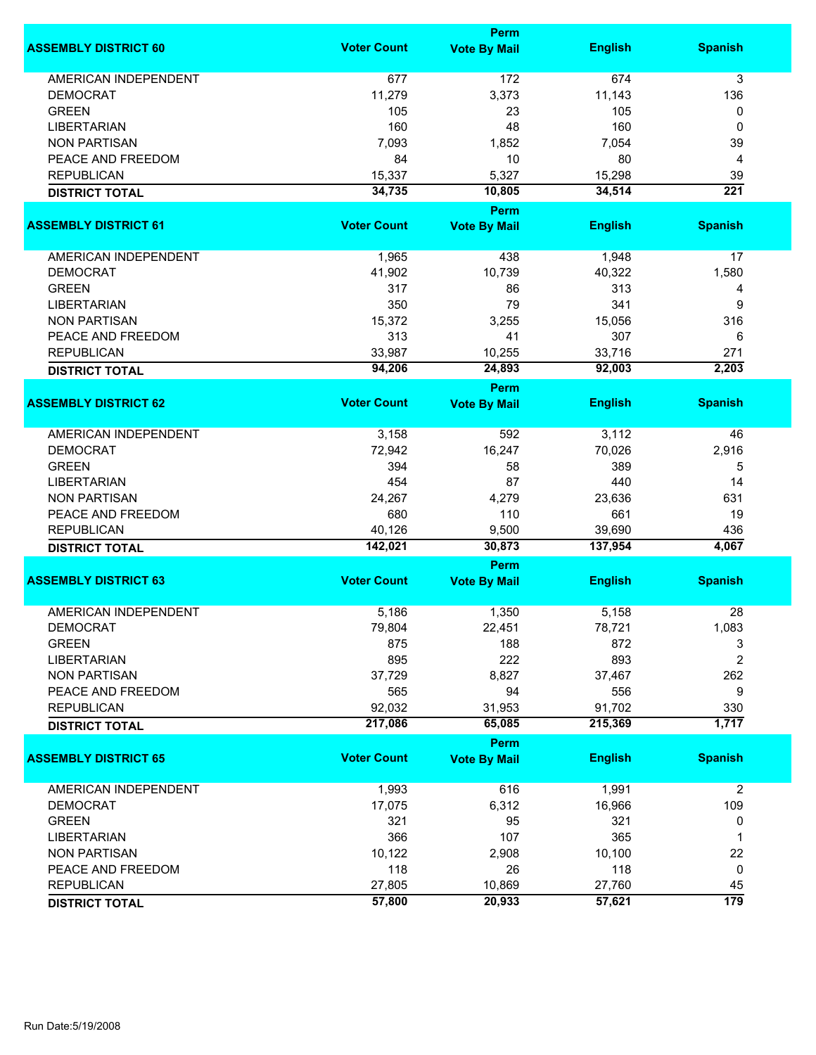| ASSEMBLY DISTRICT 60 | Voter Count | Perm Vote By Mail | English | Spanish |
|---|---|---|---|---|
| AMERICAN INDEPENDENT | 677 | 172 | 674 | 3 |
| DEMOCRAT | 11,279 | 3,373 | 11,143 | 136 |
| GREEN | 105 | 23 | 105 | 0 |
| LIBERTARIAN | 160 | 48 | 160 | 0 |
| NON PARTISAN | 7,093 | 1,852 | 7,054 | 39 |
| PEACE AND FREEDOM | 84 | 10 | 80 | 4 |
| REPUBLICAN | 15,337 | 5,327 | 15,298 | 39 |
| **DISTRICT TOTAL** | **34,735** | **10,805** | **34,514** | **221** |

| ASSEMBLY DISTRICT 61 | Voter Count | Perm Vote By Mail | English | Spanish |
|---|---|---|---|---|
| AMERICAN INDEPENDENT | 1,965 | 438 | 1,948 | 17 |
| DEMOCRAT | 41,902 | 10,739 | 40,322 | 1,580 |
| GREEN | 317 | 86 | 313 | 4 |
| LIBERTARIAN | 350 | 79 | 341 | 9 |
| NON PARTISAN | 15,372 | 3,255 | 15,056 | 316 |
| PEACE AND FREEDOM | 313 | 41 | 307 | 6 |
| REPUBLICAN | 33,987 | 10,255 | 33,716 | 271 |
| **DISTRICT TOTAL** | **94,206** | **24,893** | **92,003** | **2,203** |

| ASSEMBLY DISTRICT 62 | Voter Count | Perm Vote By Mail | English | Spanish |
|---|---|---|---|---|
| AMERICAN INDEPENDENT | 3,158 | 592 | 3,112 | 46 |
| DEMOCRAT | 72,942 | 16,247 | 70,026 | 2,916 |
| GREEN | 394 | 58 | 389 | 5 |
| LIBERTARIAN | 454 | 87 | 440 | 14 |
| NON PARTISAN | 24,267 | 4,279 | 23,636 | 631 |
| PEACE AND FREEDOM | 680 | 110 | 661 | 19 |
| REPUBLICAN | 40,126 | 9,500 | 39,690 | 436 |
| **DISTRICT TOTAL** | **142,021** | **30,873** | **137,954** | **4,067** |

| ASSEMBLY DISTRICT 63 | Voter Count | Perm Vote By Mail | English | Spanish |
|---|---|---|---|---|
| AMERICAN INDEPENDENT | 5,186 | 1,350 | 5,158 | 28 |
| DEMOCRAT | 79,804 | 22,451 | 78,721 | 1,083 |
| GREEN | 875 | 188 | 872 | 3 |
| LIBERTARIAN | 895 | 222 | 893 | 2 |
| NON PARTISAN | 37,729 | 8,827 | 37,467 | 262 |
| PEACE AND FREEDOM | 565 | 94 | 556 | 9 |
| REPUBLICAN | 92,032 | 31,953 | 91,702 | 330 |
| **DISTRICT TOTAL** | **217,086** | **65,085** | **215,369** | **1,717** |

| ASSEMBLY DISTRICT 65 | Voter Count | Perm Vote By Mail | English | Spanish |
|---|---|---|---|---|
| AMERICAN INDEPENDENT | 1,993 | 616 | 1,991 | 2 |
| DEMOCRAT | 17,075 | 6,312 | 16,966 | 109 |
| GREEN | 321 | 95 | 321 | 0 |
| LIBERTARIAN | 366 | 107 | 365 | 1 |
| NON PARTISAN | 10,122 | 2,908 | 10,100 | 22 |
| PEACE AND FREEDOM | 118 | 26 | 118 | 0 |
| REPUBLICAN | 27,805 | 10,869 | 27,760 | 45 |
| **DISTRICT TOTAL** | **57,800** | **20,933** | **57,621** | **179** |

Run Date:5/19/2008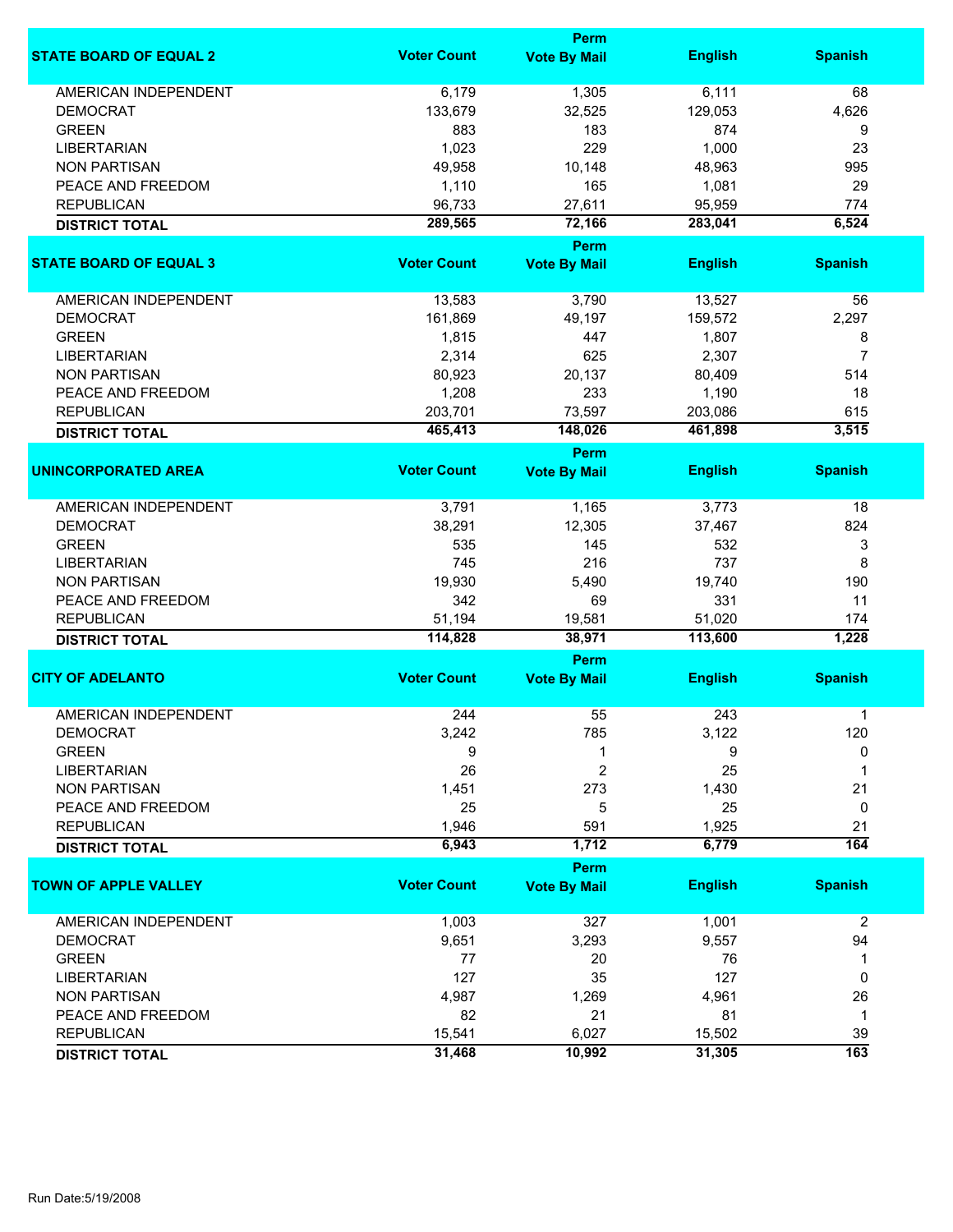| STATE BOARD OF EQUAL 2 | Voter Count | Perm Vote By Mail | English | Spanish |
|---|---|---|---|---|
| AMERICAN INDEPENDENT | 6,179 | 1,305 | 6,111 | 68 |
| DEMOCRAT | 133,679 | 32,525 | 129,053 | 4,626 |
| GREEN | 883 | 183 | 874 | 9 |
| LIBERTARIAN | 1,023 | 229 | 1,000 | 23 |
| NON PARTISAN | 49,958 | 10,148 | 48,963 | 995 |
| PEACE AND FREEDOM | 1,110 | 165 | 1,081 | 29 |
| REPUBLICAN | 96,733 | 27,611 | 95,959 | 774 |
| **DISTRICT TOTAL** | **289,565** | **72,166** | **283,041** | **6,524** |

| STATE BOARD OF EQUAL 3 | Voter Count | Perm Vote By Mail | English | Spanish |
|---|---|---|---|---|
| AMERICAN INDEPENDENT | 13,583 | 3,790 | 13,527 | 56 |
| DEMOCRAT | 161,869 | 49,197 | 159,572 | 2,297 |
| GREEN | 1,815 | 447 | 1,807 | 8 |
| LIBERTARIAN | 2,314 | 625 | 2,307 | 7 |
| NON PARTISAN | 80,923 | 20,137 | 80,409 | 514 |
| PEACE AND FREEDOM | 1,208 | 233 | 1,190 | 18 |
| REPUBLICAN | 203,701 | 73,597 | 203,086 | 615 |
| **DISTRICT TOTAL** | **465,413** | **148,026** | **461,898** | **3,515** |

| UNINCORPORATED AREA | Voter Count | Perm Vote By Mail | English | Spanish |
|---|---|---|---|---|
| AMERICAN INDEPENDENT | 3,791 | 1,165 | 3,773 | 18 |
| DEMOCRAT | 38,291 | 12,305 | 37,467 | 824 |
| GREEN | 535 | 145 | 532 | 3 |
| LIBERTARIAN | 745 | 216 | 737 | 8 |
| NON PARTISAN | 19,930 | 5,490 | 19,740 | 190 |
| PEACE AND FREEDOM | 342 | 69 | 331 | 11 |
| REPUBLICAN | 51,194 | 19,581 | 51,020 | 174 |
| **DISTRICT TOTAL** | **114,828** | **38,971** | **113,600** | **1,228** |

| CITY OF ADELANTO | Voter Count | Perm Vote By Mail | English | Spanish |
|---|---|---|---|---|
| AMERICAN INDEPENDENT | 244 | 55 | 243 | 1 |
| DEMOCRAT | 3,242 | 785 | 3,122 | 120 |
| GREEN | 9 | 1 | 9 | 0 |
| LIBERTARIAN | 26 | 2 | 25 | 1 |
| NON PARTISAN | 1,451 | 273 | 1,430 | 21 |
| PEACE AND FREEDOM | 25 | 5 | 25 | 0 |
| REPUBLICAN | 1,946 | 591 | 1,925 | 21 |
| **DISTRICT TOTAL** | **6,943** | **1,712** | **6,779** | **164** |

| TOWN OF APPLE VALLEY | Voter Count | Perm Vote By Mail | English | Spanish |
|---|---|---|---|---|
| AMERICAN INDEPENDENT | 1,003 | 327 | 1,001 | 2 |
| DEMOCRAT | 9,651 | 3,293 | 9,557 | 94 |
| GREEN | 77 | 20 | 76 | 1 |
| LIBERTARIAN | 127 | 35 | 127 | 0 |
| NON PARTISAN | 4,987 | 1,269 | 4,961 | 26 |
| PEACE AND FREEDOM | 82 | 21 | 81 | 1 |
| REPUBLICAN | 15,541 | 6,027 | 15,502 | 39 |
| **DISTRICT TOTAL** | **31,468** | **10,992** | **31,305** | **163** |

Run Date:5/19/2008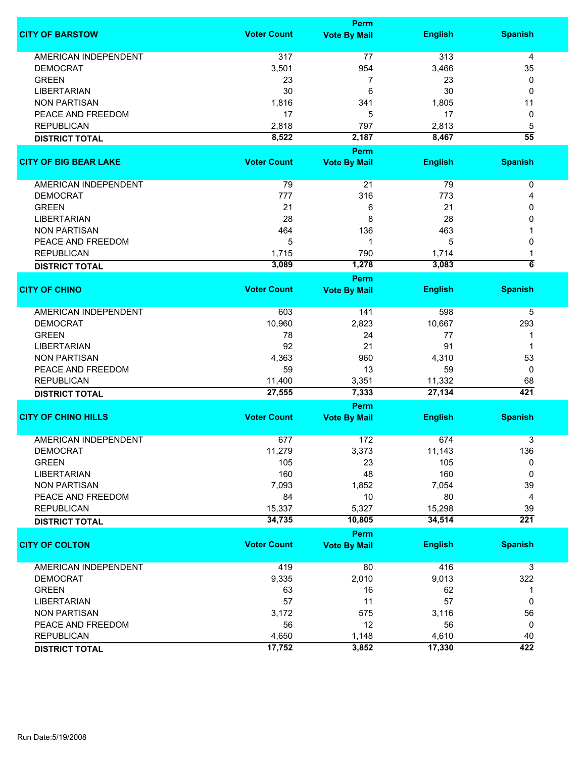| CITY OF BARSTOW | Voter Count | Perm Vote By Mail | English | Spanish |
|---|---|---|---|---|
| AMERICAN INDEPENDENT | 317 | 77 | 313 | 4 |
| DEMOCRAT | 3,501 | 954 | 3,466 | 35 |
| GREEN | 23 | 7 | 23 | 0 |
| LIBERTARIAN | 30 | 6 | 30 | 0 |
| NON PARTISAN | 1,816 | 341 | 1,805 | 11 |
| PEACE AND FREEDOM | 17 | 5 | 17 | 0 |
| REPUBLICAN | 2,818 | 797 | 2,813 | 5 |
| **DISTRICT TOTAL** | **8,522** | **2,187** | **8,467** | **55** |

| CITY OF BIG BEAR LAKE | Voter Count | Perm Vote By Mail | English | Spanish |
|---|---|---|---|---|
| AMERICAN INDEPENDENT | 79 | 21 | 79 | 0 |
| DEMOCRAT | 777 | 316 | 773 | 4 |
| GREEN | 21 | 6 | 21 | 0 |
| LIBERTARIAN | 28 | 8 | 28 | 0 |
| NON PARTISAN | 464 | 136 | 463 | 1 |
| PEACE AND FREEDOM | 5 | 1 | 5 | 0 |
| REPUBLICAN | 1,715 | 790 | 1,714 | 1 |
| **DISTRICT TOTAL** | **3,089** | **1,278** | **3,083** | **6** |

| CITY OF CHINO | Voter Count | Perm Vote By Mail | English | Spanish |
|---|---|---|---|---|
| AMERICAN INDEPENDENT | 603 | 141 | 598 | 5 |
| DEMOCRAT | 10,960 | 2,823 | 10,667 | 293 |
| GREEN | 78 | 24 | 77 | 1 |
| LIBERTARIAN | 92 | 21 | 91 | 1 |
| NON PARTISAN | 4,363 | 960 | 4,310 | 53 |
| PEACE AND FREEDOM | 59 | 13 | 59 | 0 |
| REPUBLICAN | 11,400 | 3,351 | 11,332 | 68 |
| **DISTRICT TOTAL** | **27,555** | **7,333** | **27,134** | **421** |

| CITY OF CHINO HILLS | Voter Count | Perm Vote By Mail | English | Spanish |
|---|---|---|---|---|
| AMERICAN INDEPENDENT | 677 | 172 | 674 | 3 |
| DEMOCRAT | 11,279 | 3,373 | 11,143 | 136 |
| GREEN | 105 | 23 | 105 | 0 |
| LIBERTARIAN | 160 | 48 | 160 | 0 |
| NON PARTISAN | 7,093 | 1,852 | 7,054 | 39 |
| PEACE AND FREEDOM | 84 | 10 | 80 | 4 |
| REPUBLICAN | 15,337 | 5,327 | 15,298 | 39 |
| **DISTRICT TOTAL** | **34,735** | **10,805** | **34,514** | **221** |

| CITY OF COLTON | Voter Count | Perm Vote By Mail | English | Spanish |
|---|---|---|---|---|
| AMERICAN INDEPENDENT | 419 | 80 | 416 | 3 |
| DEMOCRAT | 9,335 | 2,010 | 9,013 | 322 |
| GREEN | 63 | 16 | 62 | 1 |
| LIBERTARIAN | 57 | 11 | 57 | 0 |
| NON PARTISAN | 3,172 | 575 | 3,116 | 56 |
| PEACE AND FREEDOM | 56 | 12 | 56 | 0 |
| REPUBLICAN | 4,650 | 1,148 | 4,610 | 40 |
| **DISTRICT TOTAL** | **17,752** | **3,852** | **17,330** | **422** |

Run Date:5/19/2008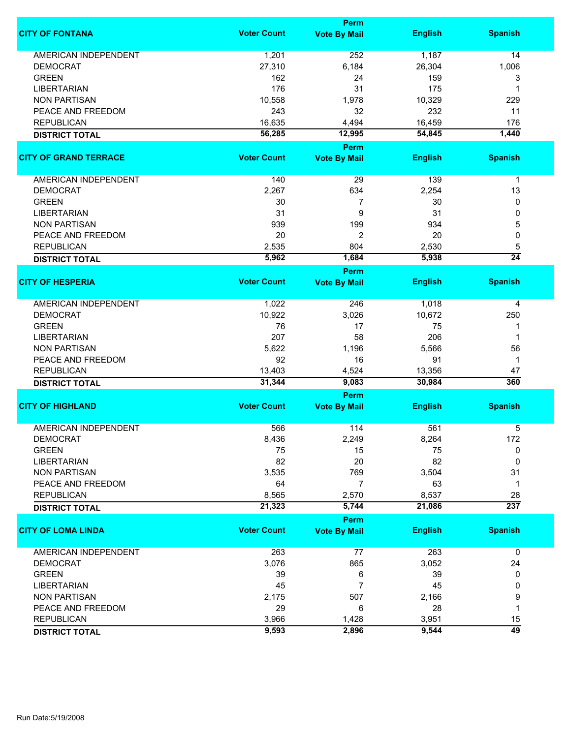| CITY OF FONTANA | Voter Count | Perm Vote By Mail | English | Spanish |
|---|---|---|---|---|
| AMERICAN INDEPENDENT | 1,201 | 252 | 1,187 | 14 |
| DEMOCRAT | 27,310 | 6,184 | 26,304 | 1,006 |
| GREEN | 162 | 24 | 159 | 3 |
| LIBERTARIAN | 176 | 31 | 175 | 1 |
| NON PARTISAN | 10,558 | 1,978 | 10,329 | 229 |
| PEACE AND FREEDOM | 243 | 32 | 232 | 11 |
| REPUBLICAN | 16,635 | 4,494 | 16,459 | 176 |
| **DISTRICT TOTAL** | **56,285** | **12,995** | **54,845** | **1,440** |

| CITY OF GRAND TERRACE | Voter Count | Perm Vote By Mail | English | Spanish |
|---|---|---|---|---|
| AMERICAN INDEPENDENT | 140 | 29 | 139 | 1 |
| DEMOCRAT | 2,267 | 634 | 2,254 | 13 |
| GREEN | 30 | 7 | 30 | 0 |
| LIBERTARIAN | 31 | 9 | 31 | 0 |
| NON PARTISAN | 939 | 199 | 934 | 5 |
| PEACE AND FREEDOM | 20 | 2 | 20 | 0 |
| REPUBLICAN | 2,535 | 804 | 2,530 | 5 |
| **DISTRICT TOTAL** | **5,962** | **1,684** | **5,938** | **24** |

| CITY OF HESPERIA | Voter Count | Perm Vote By Mail | English | Spanish |
|---|---|---|---|---|
| AMERICAN INDEPENDENT | 1,022 | 246 | 1,018 | 4 |
| DEMOCRAT | 10,922 | 3,026 | 10,672 | 250 |
| GREEN | 76 | 17 | 75 | 1 |
| LIBERTARIAN | 207 | 58 | 206 | 1 |
| NON PARTISAN | 5,622 | 1,196 | 5,566 | 56 |
| PEACE AND FREEDOM | 92 | 16 | 91 | 1 |
| REPUBLICAN | 13,403 | 4,524 | 13,356 | 47 |
| **DISTRICT TOTAL** | **31,344** | **9,083** | **30,984** | **360** |

| CITY OF HIGHLAND | Voter Count | Perm Vote By Mail | English | Spanish |
|---|---|---|---|---|
| AMERICAN INDEPENDENT | 566 | 114 | 561 | 5 |
| DEMOCRAT | 8,436 | 2,249 | 8,264 | 172 |
| GREEN | 75 | 15 | 75 | 0 |
| LIBERTARIAN | 82 | 20 | 82 | 0 |
| NON PARTISAN | 3,535 | 769 | 3,504 | 31 |
| PEACE AND FREEDOM | 64 | 7 | 63 | 1 |
| REPUBLICAN | 8,565 | 2,570 | 8,537 | 28 |
| **DISTRICT TOTAL** | **21,323** | **5,744** | **21,086** | **237** |

| CITY OF LOMA LINDA | Voter Count | Perm Vote By Mail | English | Spanish |
|---|---|---|---|---|
| AMERICAN INDEPENDENT | 263 | 77 | 263 | 0 |
| DEMOCRAT | 3,076 | 865 | 3,052 | 24 |
| GREEN | 39 | 6 | 39 | 0 |
| LIBERTARIAN | 45 | 7 | 45 | 0 |
| NON PARTISAN | 2,175 | 507 | 2,166 | 9 |
| PEACE AND FREEDOM | 29 | 6 | 28 | 1 |
| REPUBLICAN | 3,966 | 1,428 | 3,951 | 15 |
| **DISTRICT TOTAL** | **9,593** | **2,896** | **9,544** | **49** |

Run Date:5/19/2008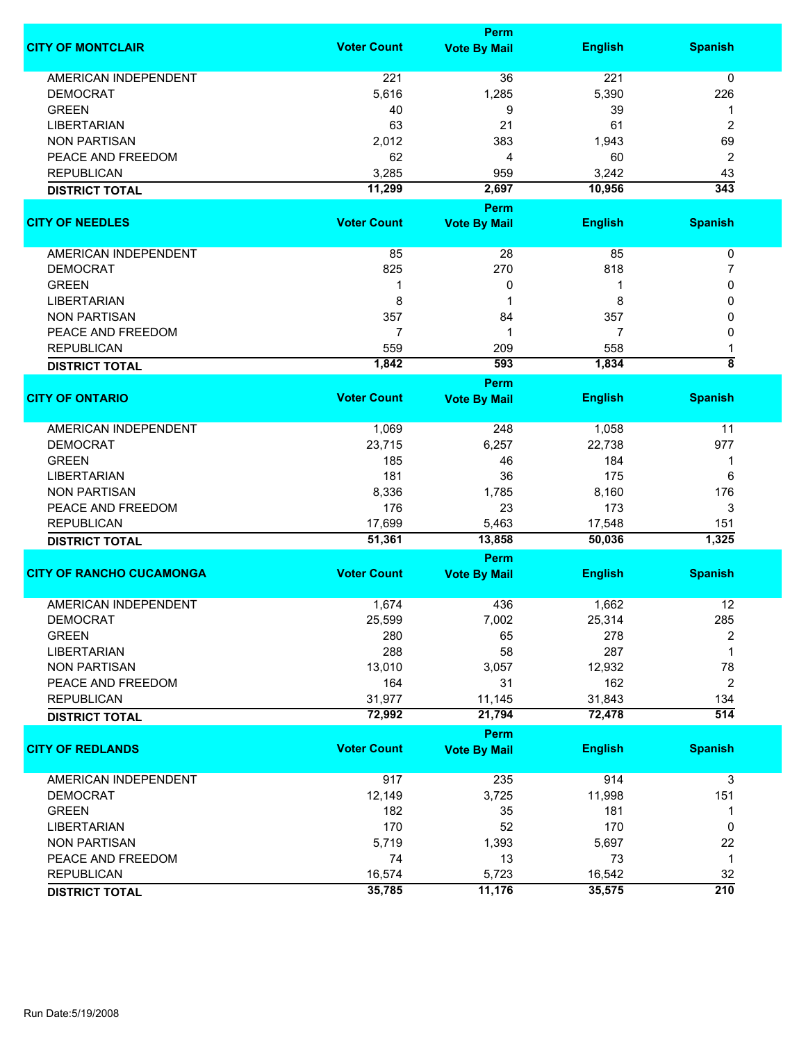| CITY OF MONTCLAIR | Voter Count | Perm Vote By Mail | English | Spanish |
|---|---|---|---|---|
| AMERICAN INDEPENDENT | 221 | 36 | 221 | 0 |
| DEMOCRAT | 5,616 | 1,285 | 5,390 | 226 |
| GREEN | 40 | 9 | 39 | 1 |
| LIBERTARIAN | 63 | 21 | 61 | 2 |
| NON PARTISAN | 2,012 | 383 | 1,943 | 69 |
| PEACE AND FREEDOM | 62 | 4 | 60 | 2 |
| REPUBLICAN | 3,285 | 959 | 3,242 | 43 |
| **DISTRICT TOTAL** | **11,299** | **2,697** | **10,956** | **343** |

| CITY OF NEEDLES | Voter Count | Perm Vote By Mail | English | Spanish |
|---|---|---|---|---|
| AMERICAN INDEPENDENT | 85 | 28 | 85 | 0 |
| DEMOCRAT | 825 | 270 | 818 | 7 |
| GREEN | 1 | 0 | 1 | 0 |
| LIBERTARIAN | 8 | 1 | 8 | 0 |
| NON PARTISAN | 357 | 84 | 357 | 0 |
| PEACE AND FREEDOM | 7 | 1 | 7 | 0 |
| REPUBLICAN | 559 | 209 | 558 | 1 |
| **DISTRICT TOTAL** | **1,842** | **593** | **1,834** | **8** |

| CITY OF ONTARIO | Voter Count | Perm Vote By Mail | English | Spanish |
|---|---|---|---|---|
| AMERICAN INDEPENDENT | 1,069 | 248 | 1,058 | 11 |
| DEMOCRAT | 23,715 | 6,257 | 22,738 | 977 |
| GREEN | 185 | 46 | 184 | 1 |
| LIBERTARIAN | 181 | 36 | 175 | 6 |
| NON PARTISAN | 8,336 | 1,785 | 8,160 | 176 |
| PEACE AND FREEDOM | 176 | 23 | 173 | 3 |
| REPUBLICAN | 17,699 | 5,463 | 17,548 | 151 |
| **DISTRICT TOTAL** | **51,361** | **13,858** | **50,036** | **1,325** |

| CITY OF RANCHO CUCAMONGA | Voter Count | Perm Vote By Mail | English | Spanish |
|---|---|---|---|---|
| AMERICAN INDEPENDENT | 1,674 | 436 | 1,662 | 12 |
| DEMOCRAT | 25,599 | 7,002 | 25,314 | 285 |
| GREEN | 280 | 65 | 278 | 2 |
| LIBERTARIAN | 288 | 58 | 287 | 1 |
| NON PARTISAN | 13,010 | 3,057 | 12,932 | 78 |
| PEACE AND FREEDOM | 164 | 31 | 162 | 2 |
| REPUBLICAN | 31,977 | 11,145 | 31,843 | 134 |
| **DISTRICT TOTAL** | **72,992** | **21,794** | **72,478** | **514** |

| CITY OF REDLANDS | Voter Count | Perm Vote By Mail | English | Spanish |
|---|---|---|---|---|
| AMERICAN INDEPENDENT | 917 | 235 | 914 | 3 |
| DEMOCRAT | 12,149 | 3,725 | 11,998 | 151 |
| GREEN | 182 | 35 | 181 | 1 |
| LIBERTARIAN | 170 | 52 | 170 | 0 |
| NON PARTISAN | 5,719 | 1,393 | 5,697 | 22 |
| PEACE AND FREEDOM | 74 | 13 | 73 | 1 |
| REPUBLICAN | 16,574 | 5,723 | 16,542 | 32 |
| **DISTRICT TOTAL** | **35,785** | **11,176** | **35,575** | **210** |

Run Date:5/19/2008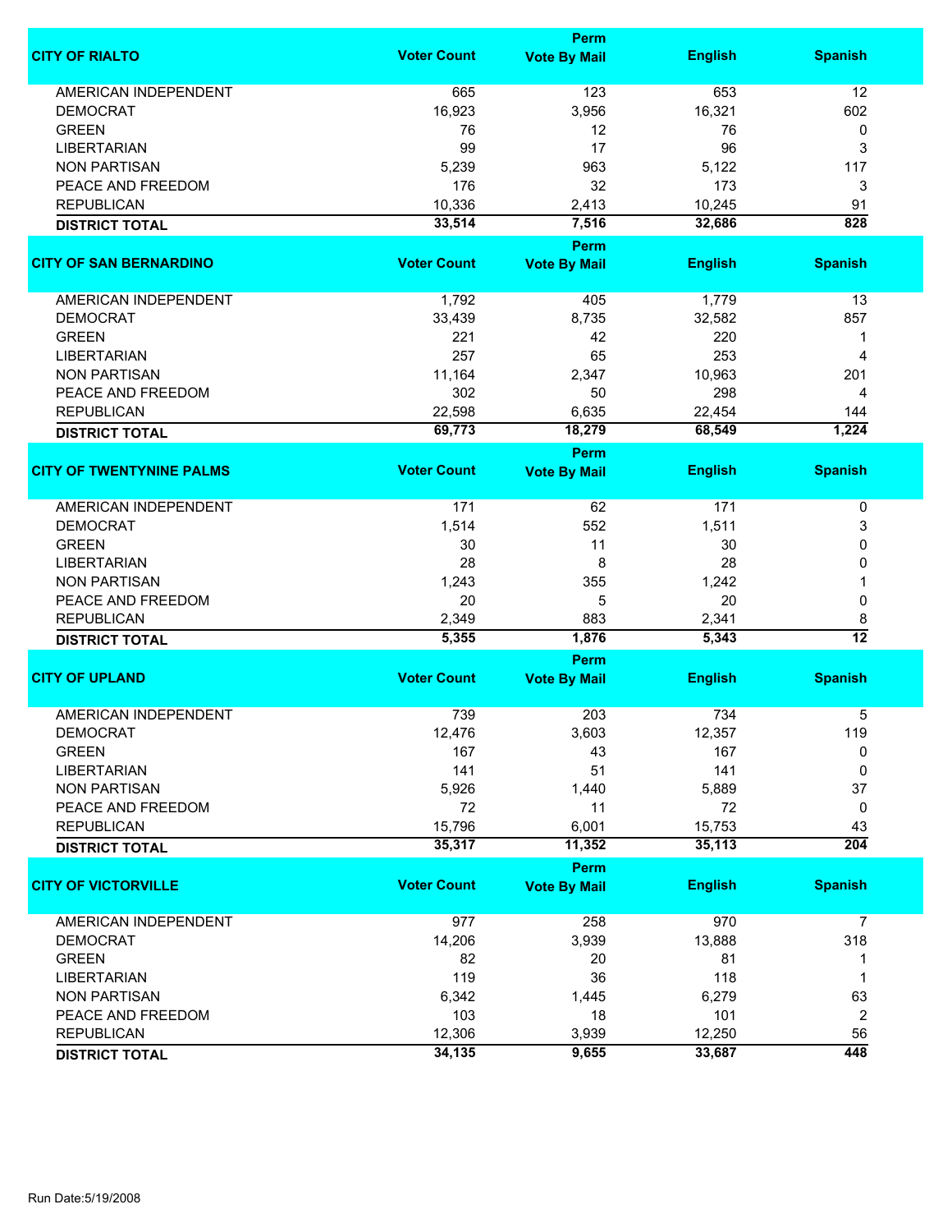| CITY OF RIALTO | Voter Count | Perm Vote By Mail | English | Spanish |
|---|---|---|---|---|
| AMERICAN INDEPENDENT | 665 | 123 | 653 | 12 |
| DEMOCRAT | 16,923 | 3,956 | 16,321 | 602 |
| GREEN | 76 | 12 | 76 | 0 |
| LIBERTARIAN | 99 | 17 | 96 | 3 |
| NON PARTISAN | 5,239 | 963 | 5,122 | 117 |
| PEACE AND FREEDOM | 176 | 32 | 173 | 3 |
| REPUBLICAN | 10,336 | 2,413 | 10,245 | 91 |
| **DISTRICT TOTAL** | **33,514** | **7,516** | **32,686** | **828** |

| CITY OF SAN BERNARDINO | Voter Count | Perm Vote By Mail | English | Spanish |
|---|---|---|---|---|
| AMERICAN INDEPENDENT | 1,792 | 405 | 1,779 | 13 |
| DEMOCRAT | 33,439 | 8,735 | 32,582 | 857 |
| GREEN | 221 | 42 | 220 | 1 |
| LIBERTARIAN | 257 | 65 | 253 | 4 |
| NON PARTISAN | 11,164 | 2,347 | 10,963 | 201 |
| PEACE AND FREEDOM | 302 | 50 | 298 | 4 |
| REPUBLICAN | 22,598 | 6,635 | 22,454 | 144 |
| **DISTRICT TOTAL** | **69,773** | **18,279** | **68,549** | **1,224** |

| CITY OF TWENTYNINE PALMS | Voter Count | Perm Vote By Mail | English | Spanish |
|---|---|---|---|---|
| AMERICAN INDEPENDENT | 171 | 62 | 171 | 0 |
| DEMOCRAT | 1,514 | 552 | 1,511 | 3 |
| GREEN | 30 | 11 | 30 | 0 |
| LIBERTARIAN | 28 | 8 | 28 | 0 |
| NON PARTISAN | 1,243 | 355 | 1,242 | 1 |
| PEACE AND FREEDOM | 20 | 5 | 20 | 0 |
| REPUBLICAN | 2,349 | 883 | 2,341 | 8 |
| **DISTRICT TOTAL** | **5,355** | **1,876** | **5,343** | **12** |

| CITY OF UPLAND | Voter Count | Perm Vote By Mail | English | Spanish |
|---|---|---|---|---|
| AMERICAN INDEPENDENT | 739 | 203 | 734 | 5 |
| DEMOCRAT | 12,476 | 3,603 | 12,357 | 119 |
| GREEN | 167 | 43 | 167 | 0 |
| LIBERTARIAN | 141 | 51 | 141 | 0 |
| NON PARTISAN | 5,926 | 1,440 | 5,889 | 37 |
| PEACE AND FREEDOM | 72 | 11 | 72 | 0 |
| REPUBLICAN | 15,796 | 6,001 | 15,753 | 43 |
| **DISTRICT TOTAL** | **35,317** | **11,352** | **35,113** | **204** |

| CITY OF VICTORVILLE | Voter Count | Perm Vote By Mail | English | Spanish |
|---|---|---|---|---|
| AMERICAN INDEPENDENT | 977 | 258 | 970 | 7 |
| DEMOCRAT | 14,206 | 3,939 | 13,888 | 318 |
| GREEN | 82 | 20 | 81 | 1 |
| LIBERTARIAN | 119 | 36 | 118 | 1 |
| NON PARTISAN | 6,342 | 1,445 | 6,279 | 63 |
| PEACE AND FREEDOM | 103 | 18 | 101 | 2 |
| REPUBLICAN | 12,306 | 3,939 | 12,250 | 56 |
| **DISTRICT TOTAL** | **34,135** | **9,655** | **33,687** | **448** |

Run Date:5/19/2008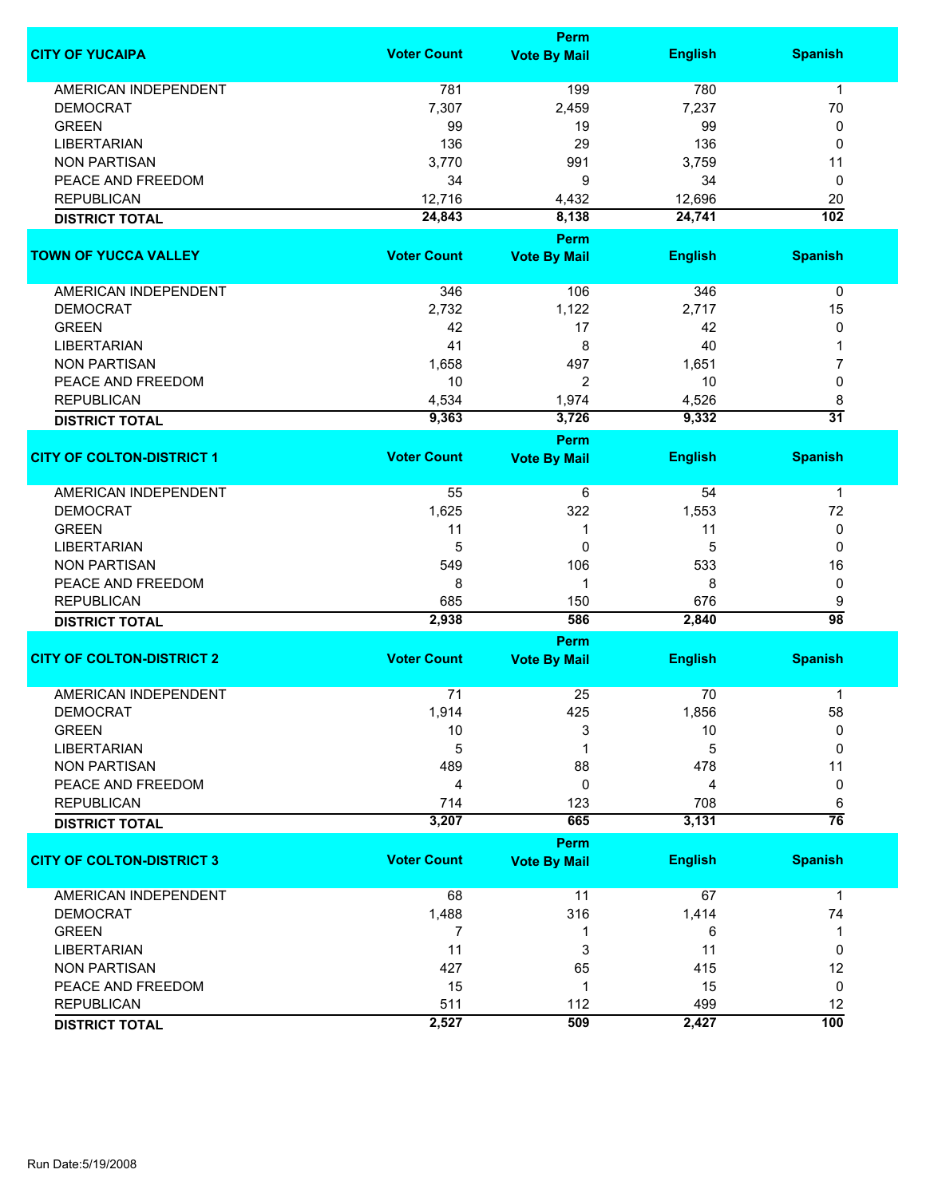| CITY OF YUCAIPA | Voter Count | Perm Vote By Mail | English | Spanish |
|---|---|---|---|---|
| AMERICAN INDEPENDENT | 781 | 199 | 780 | 1 |
| DEMOCRAT | 7,307 | 2,459 | 7,237 | 70 |
| GREEN | 99 | 19 | 99 | 0 |
| LIBERTARIAN | 136 | 29 | 136 | 0 |
| NON PARTISAN | 3,770 | 991 | 3,759 | 11 |
| PEACE AND FREEDOM | 34 | 9 | 34 | 0 |
| REPUBLICAN | 12,716 | 4,432 | 12,696 | 20 |
| **DISTRICT TOTAL** | **24,843** | **8,138** | **24,741** | **102** |

| TOWN OF YUCCA VALLEY | Voter Count | Perm Vote By Mail | English | Spanish |
|---|---|---|---|---|
| AMERICAN INDEPENDENT | 346 | 106 | 346 | 0 |
| DEMOCRAT | 2,732 | 1,122 | 2,717 | 15 |
| GREEN | 42 | 17 | 42 | 0 |
| LIBERTARIAN | 41 | 8 | 40 | 1 |
| NON PARTISAN | 1,658 | 497 | 1,651 | 7 |
| PEACE AND FREEDOM | 10 | 2 | 10 | 0 |
| REPUBLICAN | 4,534 | 1,974 | 4,526 | 8 |
| **DISTRICT TOTAL** | **9,363** | **3,726** | **9,332** | **31** |

| CITY OF COLTON-DISTRICT 1 | Voter Count | Perm Vote By Mail | English | Spanish |
|---|---|---|---|---|
| AMERICAN INDEPENDENT | 55 | 6 | 54 | 1 |
| DEMOCRAT | 1,625 | 322 | 1,553 | 72 |
| GREEN | 11 | 1 | 11 | 0 |
| LIBERTARIAN | 5 | 0 | 5 | 0 |
| NON PARTISAN | 549 | 106 | 533 | 16 |
| PEACE AND FREEDOM | 8 | 1 | 8 | 0 |
| REPUBLICAN | 685 | 150 | 676 | 9 |
| **DISTRICT TOTAL** | **2,938** | **586** | **2,840** | **98** |

| CITY OF COLTON-DISTRICT 2 | Voter Count | Perm Vote By Mail | English | Spanish |
|---|---|---|---|---|
| AMERICAN INDEPENDENT | 71 | 25 | 70 | 1 |
| DEMOCRAT | 1,914 | 425 | 1,856 | 58 |
| GREEN | 10 | 3 | 10 | 0 |
| LIBERTARIAN | 5 | 1 | 5 | 0 |
| NON PARTISAN | 489 | 88 | 478 | 11 |
| PEACE AND FREEDOM | 4 | 0 | 4 | 0 |
| REPUBLICAN | 714 | 123 | 708 | 6 |
| **DISTRICT TOTAL** | **3,207** | **665** | **3,131** | **76** |

| CITY OF COLTON-DISTRICT 3 | Voter Count | Perm Vote By Mail | English | Spanish |
|---|---|---|---|---|
| AMERICAN INDEPENDENT | 68 | 11 | 67 | 1 |
| DEMOCRAT | 1,488 | 316 | 1,414 | 74 |
| GREEN | 7 | 1 | 6 | 1 |
| LIBERTARIAN | 11 | 3 | 11 | 0 |
| NON PARTISAN | 427 | 65 | 415 | 12 |
| PEACE AND FREEDOM | 15 | 1 | 15 | 0 |
| REPUBLICAN | 511 | 112 | 499 | 12 |
| **DISTRICT TOTAL** | **2,527** | **509** | **2,427** | **100** |

Run Date:5/19/2008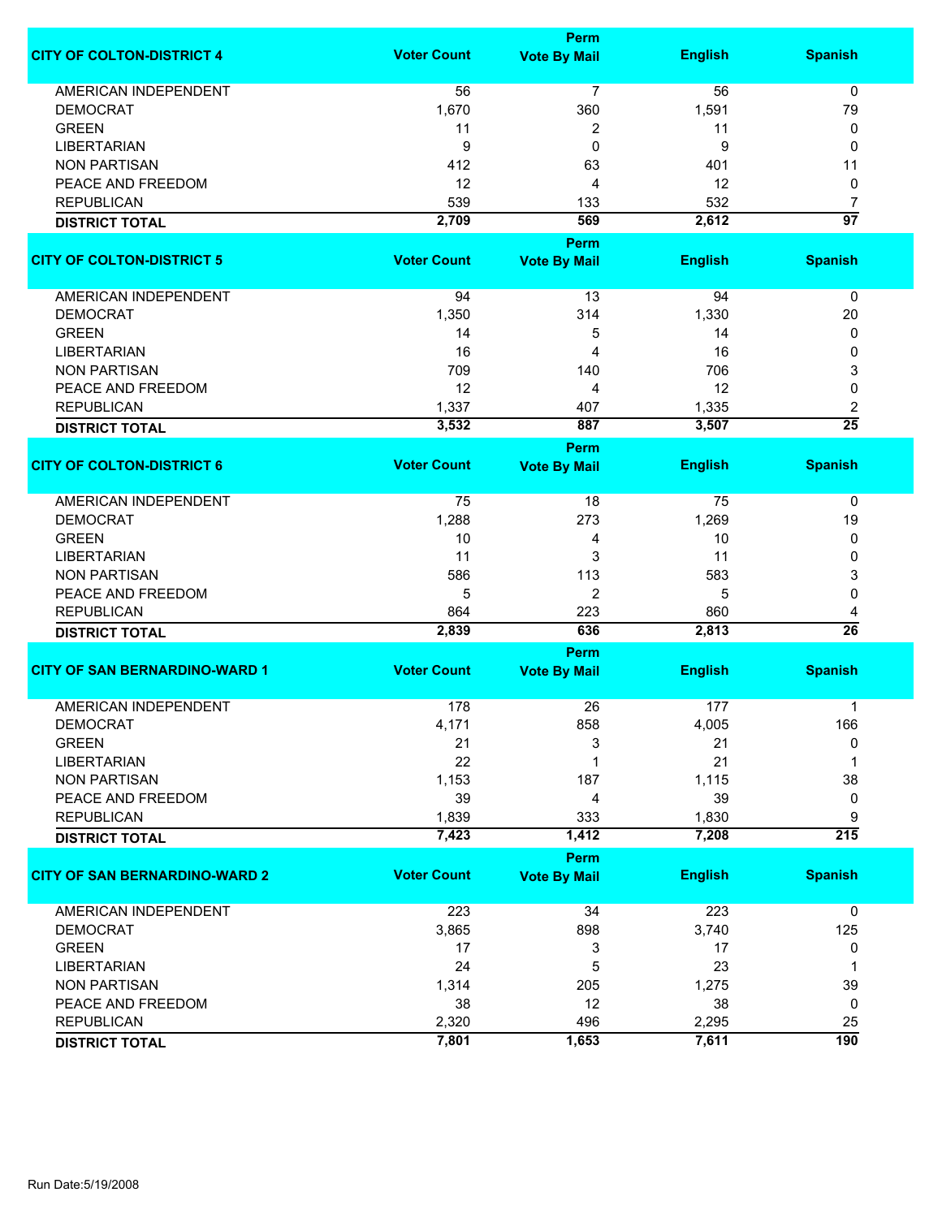| CITY OF COLTON-DISTRICT 4 | Voter Count | Perm Vote By Mail | English | Spanish |
|---|---|---|---|---|
| AMERICAN INDEPENDENT | 56 | 7 | 56 | 0 |
| DEMOCRAT | 1,670 | 360 | 1,591 | 79 |
| GREEN | 11 | 2 | 11 | 0 |
| LIBERTARIAN | 9 | 0 | 9 | 0 |
| NON PARTISAN | 412 | 63 | 401 | 11 |
| PEACE AND FREEDOM | 12 | 4 | 12 | 0 |
| REPUBLICAN | 539 | 133 | 532 | 7 |
| **DISTRICT TOTAL** | **2,709** | **569** | **2,612** | **97** |

| CITY OF COLTON-DISTRICT 5 | Voter Count | Perm Vote By Mail | English | Spanish |
|---|---|---|---|---|
| AMERICAN INDEPENDENT | 94 | 13 | 94 | 0 |
| DEMOCRAT | 1,350 | 314 | 1,330 | 20 |
| GREEN | 14 | 5 | 14 | 0 |
| LIBERTARIAN | 16 | 4 | 16 | 0 |
| NON PARTISAN | 709 | 140 | 706 | 3 |
| PEACE AND FREEDOM | 12 | 4 | 12 | 0 |
| REPUBLICAN | 1,337 | 407 | 1,335 | 2 |
| **DISTRICT TOTAL** | **3,532** | **887** | **3,507** | **25** |

| CITY OF COLTON-DISTRICT 6 | Voter Count | Perm Vote By Mail | English | Spanish |
|---|---|---|---|---|
| AMERICAN INDEPENDENT | 75 | 18 | 75 | 0 |
| DEMOCRAT | 1,288 | 273 | 1,269 | 19 |
| GREEN | 10 | 4 | 10 | 0 |
| LIBERTARIAN | 11 | 3 | 11 | 0 |
| NON PARTISAN | 586 | 113 | 583 | 3 |
| PEACE AND FREEDOM | 5 | 2 | 5 | 0 |
| REPUBLICAN | 864 | 223 | 860 | 4 |
| **DISTRICT TOTAL** | **2,839** | **636** | **2,813** | **26** |

| CITY OF SAN BERNARDINO-WARD 1 | Voter Count | Perm Vote By Mail | English | Spanish |
|---|---|---|---|---|
| AMERICAN INDEPENDENT | 178 | 26 | 177 | 1 |
| DEMOCRAT | 4,171 | 858 | 4,005 | 166 |
| GREEN | 21 | 3 | 21 | 0 |
| LIBERTARIAN | 22 | 1 | 21 | 1 |
| NON PARTISAN | 1,153 | 187 | 1,115 | 38 |
| PEACE AND FREEDOM | 39 | 4 | 39 | 0 |
| REPUBLICAN | 1,839 | 333 | 1,830 | 9 |
| **DISTRICT TOTAL** | **7,423** | **1,412** | **7,208** | **215** |

| CITY OF SAN BERNARDINO-WARD 2 | Voter Count | Perm Vote By Mail | English | Spanish |
|---|---|---|---|---|
| AMERICAN INDEPENDENT | 223 | 34 | 223 | 0 |
| DEMOCRAT | 3,865 | 898 | 3,740 | 125 |
| GREEN | 17 | 3 | 17 | 0 |
| LIBERTARIAN | 24 | 5 | 23 | 1 |
| NON PARTISAN | 1,314 | 205 | 1,275 | 39 |
| PEACE AND FREEDOM | 38 | 12 | 38 | 0 |
| REPUBLICAN | 2,320 | 496 | 2,295 | 25 |
| **DISTRICT TOTAL** | **7,801** | **1,653** | **7,611** | **190** |

Run Date:5/19/2008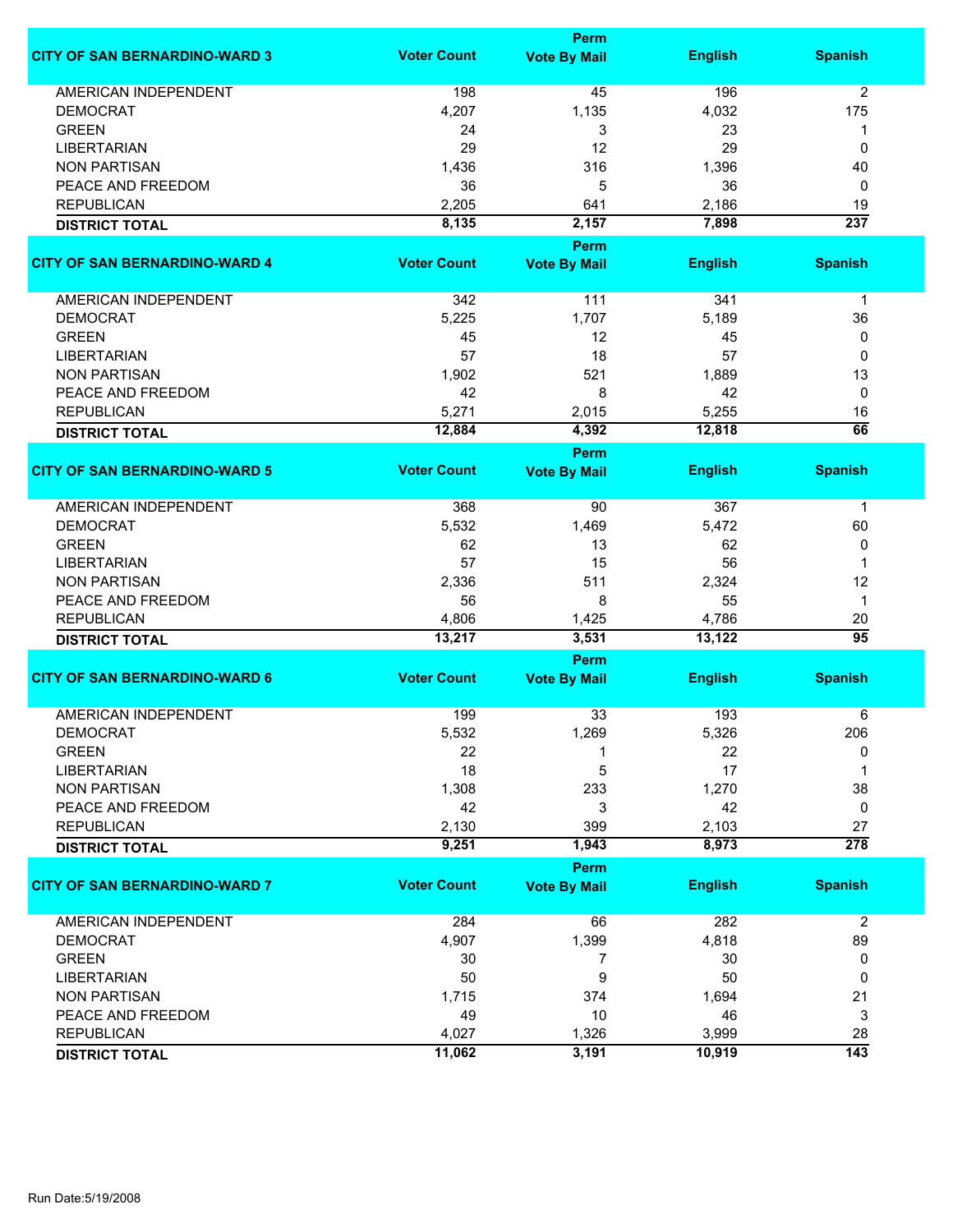| CITY OF SAN BERNARDINO-WARD 3 | Voter Count | Perm Vote By Mail | English | Spanish |
|---|---|---|---|---|
| AMERICAN INDEPENDENT | 198 | 45 | 196 | 2 |
| DEMOCRAT | 4,207 | 1,135 | 4,032 | 175 |
| GREEN | 24 | 3 | 23 | 1 |
| LIBERTARIAN | 29 | 12 | 29 | 0 |
| NON PARTISAN | 1,436 | 316 | 1,396 | 40 |
| PEACE AND FREEDOM | 36 | 5 | 36 | 0 |
| REPUBLICAN | 2,205 | 641 | 2,186 | 19 |
| **DISTRICT TOTAL** | **8,135** | **2,157** | **7,898** | **237** |

| CITY OF SAN BERNARDINO-WARD 4 | Voter Count | Perm Vote By Mail | English | Spanish |
|---|---|---|---|---|
| AMERICAN INDEPENDENT | 342 | 111 | 341 | 1 |
| DEMOCRAT | 5,225 | 1,707 | 5,189 | 36 |
| GREEN | 45 | 12 | 45 | 0 |
| LIBERTARIAN | 57 | 18 | 57 | 0 |
| NON PARTISAN | 1,902 | 521 | 1,889 | 13 |
| PEACE AND FREEDOM | 42 | 8 | 42 | 0 |
| REPUBLICAN | 5,271 | 2,015 | 5,255 | 16 |
| **DISTRICT TOTAL** | **12,884** | **4,392** | **12,818** | **66** |

| CITY OF SAN BERNARDINO-WARD 5 | Voter Count | Perm Vote By Mail | English | Spanish |
|---|---|---|---|---|
| AMERICAN INDEPENDENT | 368 | 90 | 367 | 1 |
| DEMOCRAT | 5,532 | 1,469 | 5,472 | 60 |
| GREEN | 62 | 13 | 62 | 0 |
| LIBERTARIAN | 57 | 15 | 56 | 1 |
| NON PARTISAN | 2,336 | 511 | 2,324 | 12 |
| PEACE AND FREEDOM | 56 | 8 | 55 | 1 |
| REPUBLICAN | 4,806 | 1,425 | 4,786 | 20 |
| **DISTRICT TOTAL** | **13,217** | **3,531** | **13,122** | **95** |

| CITY OF SAN BERNARDINO-WARD 6 | Voter Count | Perm Vote By Mail | English | Spanish |
|---|---|---|---|---|
| AMERICAN INDEPENDENT | 199 | 33 | 193 | 6 |
| DEMOCRAT | 5,532 | 1,269 | 5,326 | 206 |
| GREEN | 22 | 1 | 22 | 0 |
| LIBERTARIAN | 18 | 5 | 17 | 1 |
| NON PARTISAN | 1,308 | 233 | 1,270 | 38 |
| PEACE AND FREEDOM | 42 | 3 | 42 | 0 |
| REPUBLICAN | 2,130 | 399 | 2,103 | 27 |
| **DISTRICT TOTAL** | **9,251** | **1,943** | **8,973** | **278** |

| CITY OF SAN BERNARDINO-WARD 7 | Voter Count | Perm Vote By Mail | English | Spanish |
|---|---|---|---|---|
| AMERICAN INDEPENDENT | 284 | 66 | 282 | 2 |
| DEMOCRAT | 4,907 | 1,399 | 4,818 | 89 |
| GREEN | 30 | 7 | 30 | 0 |
| LIBERTARIAN | 50 | 9 | 50 | 0 |
| NON PARTISAN | 1,715 | 374 | 1,694 | 21 |
| PEACE AND FREEDOM | 49 | 10 | 46 | 3 |
| REPUBLICAN | 4,027 | 1,326 | 3,999 | 28 |
| **DISTRICT TOTAL** | **11,062** | **3,191** | **10,919** | **143** |

Run Date:5/19/2008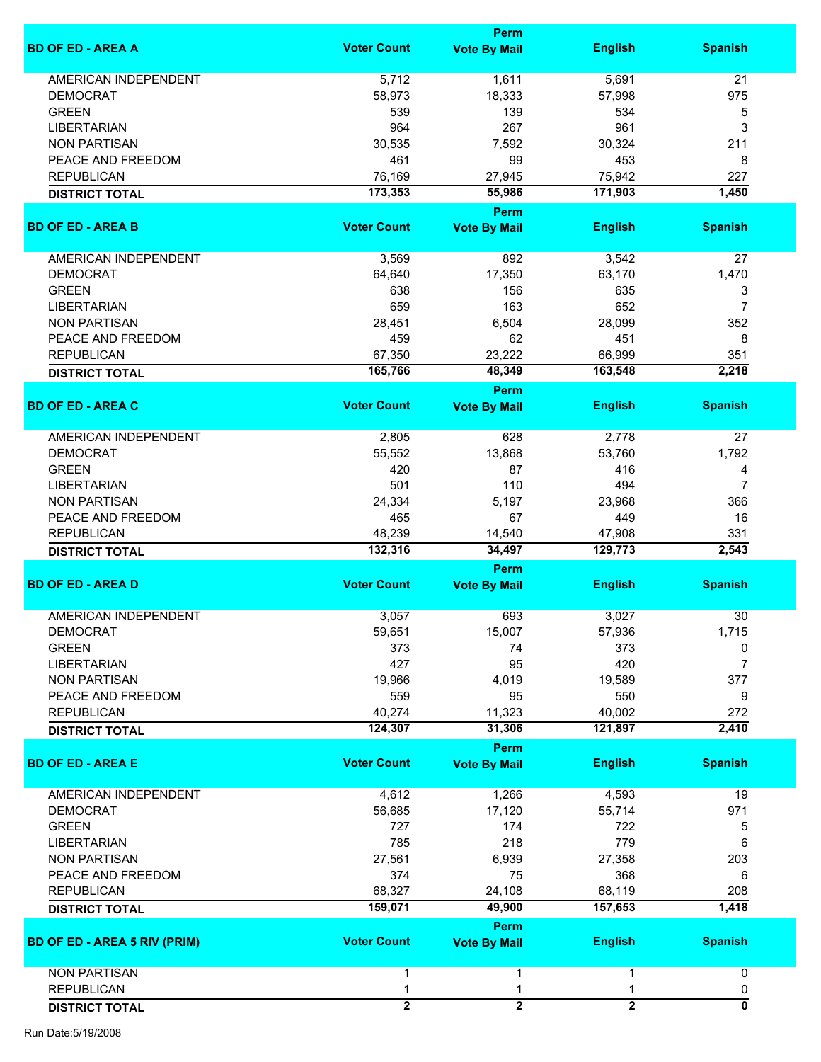| BD OF ED - AREA A | Voter Count | Perm Vote By Mail | English | Spanish |
|---|---|---|---|---|
| AMERICAN INDEPENDENT | 5,712 | 1,611 | 5,691 | 21 |
| DEMOCRAT | 58,973 | 18,333 | 57,998 | 975 |
| GREEN | 539 | 139 | 534 | 5 |
| LIBERTARIAN | 964 | 267 | 961 | 3 |
| NON PARTISAN | 30,535 | 7,592 | 30,324 | 211 |
| PEACE AND FREEDOM | 461 | 99 | 453 | 8 |
| REPUBLICAN | 76,169 | 27,945 | 75,942 | 227 |
| **DISTRICT TOTAL** | **173,353** | **55,986** | **171,903** | **1,450** |

| BD OF ED - AREA B | Voter Count | Perm Vote By Mail | English | Spanish |
|---|---|---|---|---|
| AMERICAN INDEPENDENT | 3,569 | 892 | 3,542 | 27 |
| DEMOCRAT | 64,640 | 17,350 | 63,170 | 1,470 |
| GREEN | 638 | 156 | 635 | 3 |
| LIBERTARIAN | 659 | 163 | 652 | 7 |
| NON PARTISAN | 28,451 | 6,504 | 28,099 | 352 |
| PEACE AND FREEDOM | 459 | 62 | 451 | 8 |
| REPUBLICAN | 67,350 | 23,222 | 66,999 | 351 |
| **DISTRICT TOTAL** | **165,766** | **48,349** | **163,548** | **2,218** |

| BD OF ED - AREA C | Voter Count | Perm Vote By Mail | English | Spanish |
|---|---|---|---|---|
| AMERICAN INDEPENDENT | 2,805 | 628 | 2,778 | 27 |
| DEMOCRAT | 55,552 | 13,868 | 53,760 | 1,792 |
| GREEN | 420 | 87 | 416 | 4 |
| LIBERTARIAN | 501 | 110 | 494 | 7 |
| NON PARTISAN | 24,334 | 5,197 | 23,968 | 366 |
| PEACE AND FREEDOM | 465 | 67 | 449 | 16 |
| REPUBLICAN | 48,239 | 14,540 | 47,908 | 331 |
| **DISTRICT TOTAL** | **132,316** | **34,497** | **129,773** | **2,543** |

| BD OF ED - AREA D | Voter Count | Perm Vote By Mail | English | Spanish |
|---|---|---|---|---|
| AMERICAN INDEPENDENT | 3,057 | 693 | 3,027 | 30 |
| DEMOCRAT | 59,651 | 15,007 | 57,936 | 1,715 |
| GREEN | 373 | 74 | 373 | 0 |
| LIBERTARIAN | 427 | 95 | 420 | 7 |
| NON PARTISAN | 19,966 | 4,019 | 19,589 | 377 |
| PEACE AND FREEDOM | 559 | 95 | 550 | 9 |
| REPUBLICAN | 40,274 | 11,323 | 40,002 | 272 |
| **DISTRICT TOTAL** | **124,307** | **31,306** | **121,897** | **2,410** |

| BD OF ED - AREA E | Voter Count | Perm Vote By Mail | English | Spanish |
|---|---|---|---|---|
| AMERICAN INDEPENDENT | 4,612 | 1,266 | 4,593 | 19 |
| DEMOCRAT | 56,685 | 17,120 | 55,714 | 971 |
| GREEN | 727 | 174 | 722 | 5 |
| LIBERTARIAN | 785 | 218 | 779 | 6 |
| NON PARTISAN | 27,561 | 6,939 | 27,358 | 203 |
| PEACE AND FREEDOM | 374 | 75 | 368 | 6 |
| REPUBLICAN | 68,327 | 24,108 | 68,119 | 208 |
| **DISTRICT TOTAL** | **159,071** | **49,900** | **157,653** | **1,418** |

| BD OF ED - AREA 5 RIV (PRIM) | Voter Count | Perm Vote By Mail | English | Spanish |
|---|---|---|---|---|
| NON PARTISAN | 1 | 1 | 1 | 0 |
| REPUBLICAN | 1 | 1 | 1 | 0 |
| **DISTRICT TOTAL** | **2** | **2** | **2** | **0** |

Run Date:5/19/2008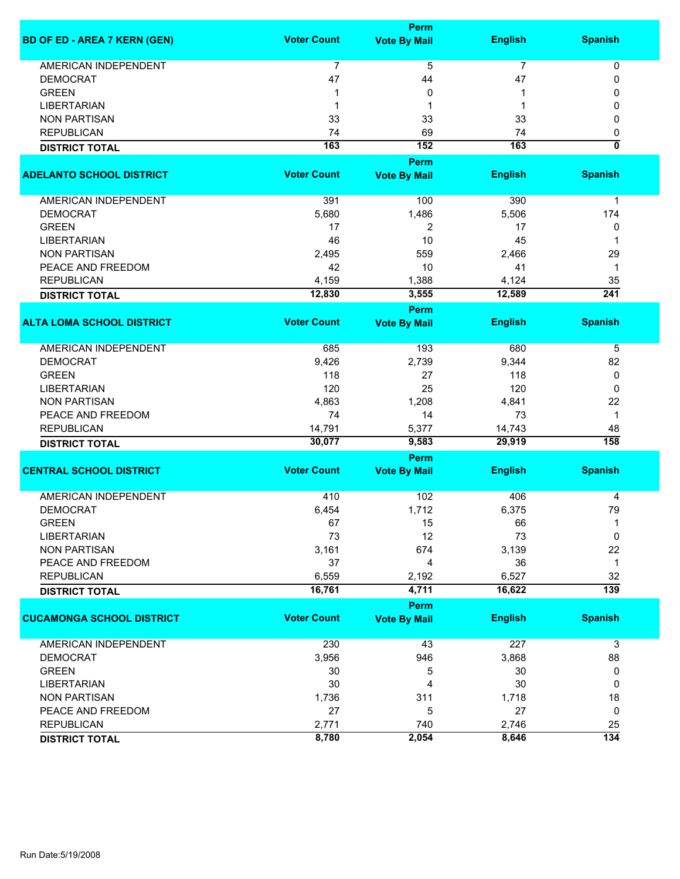| BD OF ED - AREA 7 KERN (GEN) | Voter Count | Perm Vote By Mail | English | Spanish |
|---|---|---|---|---|
| AMERICAN INDEPENDENT | 7 | 5 | 7 | 0 |
| DEMOCRAT | 47 | 44 | 47 | 0 |
| GREEN | 1 | 0 | 1 | 0 |
| LIBERTARIAN | 1 | 1 | 1 | 0 |
| NON PARTISAN | 33 | 33 | 33 | 0 |
| REPUBLICAN | 74 | 69 | 74 | 0 |
| **DISTRICT TOTAL** | **163** | **152** | **163** | **0** |

| ADELANTO SCHOOL DISTRICT | Voter Count | Perm Vote By Mail | English | Spanish |
|---|---|---|---|---|
| AMERICAN INDEPENDENT | 391 | 100 | 390 | 1 |
| DEMOCRAT | 5,680 | 1,486 | 5,506 | 174 |
| GREEN | 17 | 2 | 17 | 0 |
| LIBERTARIAN | 46 | 10 | 45 | 1 |
| NON PARTISAN | 2,495 | 559 | 2,466 | 29 |
| PEACE AND FREEDOM | 42 | 10 | 41 | 1 |
| REPUBLICAN | 4,159 | 1,388 | 4,124 | 35 |
| **DISTRICT TOTAL** | **12,830** | **3,555** | **12,589** | **241** |

| ALTA LOMA SCHOOL DISTRICT | Voter Count | Perm Vote By Mail | English | Spanish |
|---|---|---|---|---|
| AMERICAN INDEPENDENT | 685 | 193 | 680 | 5 |
| DEMOCRAT | 9,426 | 2,739 | 9,344 | 82 |
| GREEN | 118 | 27 | 118 | 0 |
| LIBERTARIAN | 120 | 25 | 120 | 0 |
| NON PARTISAN | 4,863 | 1,208 | 4,841 | 22 |
| PEACE AND FREEDOM | 74 | 14 | 73 | 1 |
| REPUBLICAN | 14,791 | 5,377 | 14,743 | 48 |
| **DISTRICT TOTAL** | **30,077** | **9,583** | **29,919** | **158** |

| CENTRAL SCHOOL DISTRICT | Voter Count | Perm Vote By Mail | English | Spanish |
|---|---|---|---|---|
| AMERICAN INDEPENDENT | 410 | 102 | 406 | 4 |
| DEMOCRAT | 6,454 | 1,712 | 6,375 | 79 |
| GREEN | 67 | 15 | 66 | 1 |
| LIBERTARIAN | 73 | 12 | 73 | 0 |
| NON PARTISAN | 3,161 | 674 | 3,139 | 22 |
| PEACE AND FREEDOM | 37 | 4 | 36 | 1 |
| REPUBLICAN | 6,559 | 2,192 | 6,527 | 32 |
| **DISTRICT TOTAL** | **16,761** | **4,711** | **16,622** | **139** |

| CUCAMONGA SCHOOL DISTRICT | Voter Count | Perm Vote By Mail | English | Spanish |
|---|---|---|---|---|
| AMERICAN INDEPENDENT | 230 | 43 | 227 | 3 |
| DEMOCRAT | 3,956 | 946 | 3,868 | 88 |
| GREEN | 30 | 5 | 30 | 0 |
| LIBERTARIAN | 30 | 4 | 30 | 0 |
| NON PARTISAN | 1,736 | 311 | 1,718 | 18 |
| PEACE AND FREEDOM | 27 | 5 | 27 | 0 |
| REPUBLICAN | 2,771 | 740 | 2,746 | 25 |
| **DISTRICT TOTAL** | **8,780** | **2,054** | **8,646** | **134** |

Run Date:5/19/2008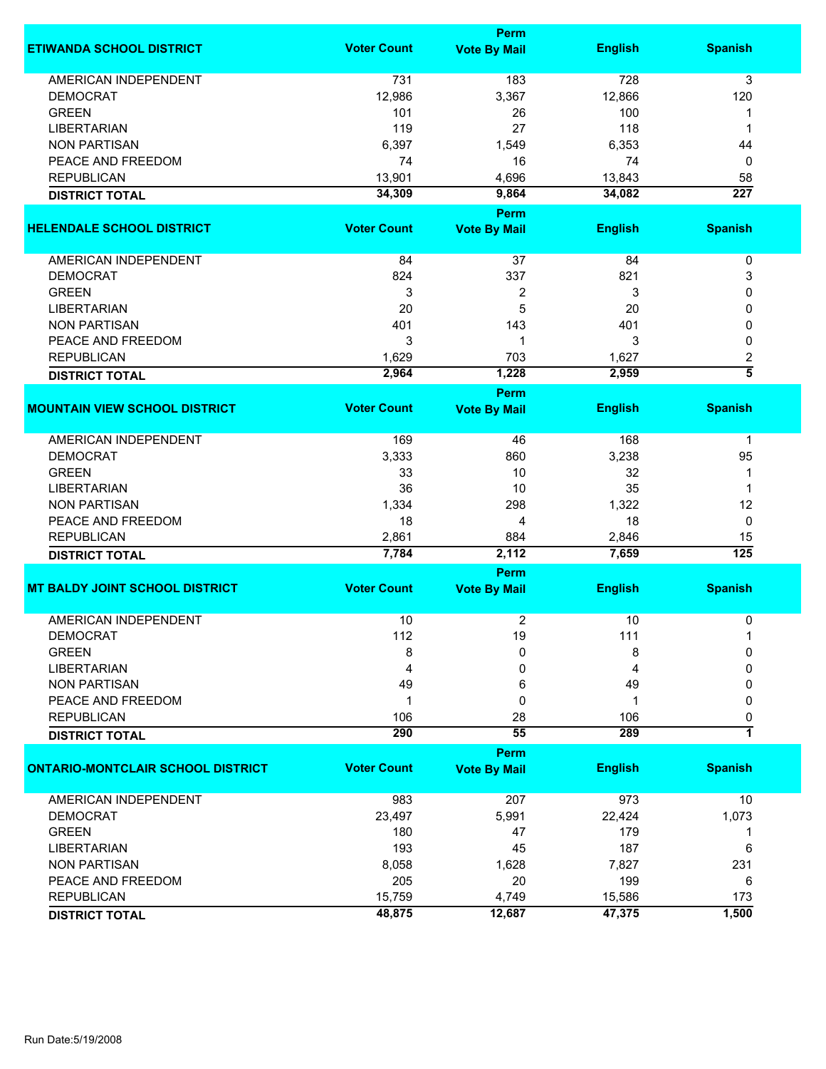| ETIWANDA SCHOOL DISTRICT | Voter Count | Perm Vote By Mail | English | Spanish |
|---|---|---|---|---|
| AMERICAN INDEPENDENT | 731 | 183 | 728 | 3 |
| DEMOCRAT | 12,986 | 3,367 | 12,866 | 120 |
| GREEN | 101 | 26 | 100 | 1 |
| LIBERTARIAN | 119 | 27 | 118 | 1 |
| NON PARTISAN | 6,397 | 1,549 | 6,353 | 44 |
| PEACE AND FREEDOM | 74 | 16 | 74 | 0 |
| REPUBLICAN | 13,901 | 4,696 | 13,843 | 58 |
| **DISTRICT TOTAL** | **34,309** | **9,864** | **34,082** | **227** |

| HELENDALE SCHOOL DISTRICT | Voter Count | Perm Vote By Mail | English | Spanish |
|---|---|---|---|---|
| AMERICAN INDEPENDENT | 84 | 37 | 84 | 0 |
| DEMOCRAT | 824 | 337 | 821 | 3 |
| GREEN | 3 | 2 | 3 | 0 |
| LIBERTARIAN | 20 | 5 | 20 | 0 |
| NON PARTISAN | 401 | 143 | 401 | 0 |
| PEACE AND FREEDOM | 3 | 1 | 3 | 0 |
| REPUBLICAN | 1,629 | 703 | 1,627 | 2 |
| **DISTRICT TOTAL** | **2,964** | **1,228** | **2,959** | **5** |

| MOUNTAIN VIEW SCHOOL DISTRICT | Voter Count | Perm Vote By Mail | English | Spanish |
|---|---|---|---|---|
| AMERICAN INDEPENDENT | 169 | 46 | 168 | 1 |
| DEMOCRAT | 3,333 | 860 | 3,238 | 95 |
| GREEN | 33 | 10 | 32 | 1 |
| LIBERTARIAN | 36 | 10 | 35 | 1 |
| NON PARTISAN | 1,334 | 298 | 1,322 | 12 |
| PEACE AND FREEDOM | 18 | 4 | 18 | 0 |
| REPUBLICAN | 2,861 | 884 | 2,846 | 15 |
| **DISTRICT TOTAL** | **7,784** | **2,112** | **7,659** | **125** |

| MT BALDY JOINT SCHOOL DISTRICT | Voter Count | Perm Vote By Mail | English | Spanish |
|---|---|---|---|---|
| AMERICAN INDEPENDENT | 10 | 2 | 10 | 0 |
| DEMOCRAT | 112 | 19 | 111 | 1 |
| GREEN | 8 | 0 | 8 | 0 |
| LIBERTARIAN | 4 | 0 | 4 | 0 |
| NON PARTISAN | 49 | 6 | 49 | 0 |
| PEACE AND FREEDOM | 1 | 0 | 1 | 0 |
| REPUBLICAN | 106 | 28 | 106 | 0 |
| **DISTRICT TOTAL** | **290** | **55** | **289** | **1** |

| ONTARIO-MONTCLAIR SCHOOL DISTRICT | Voter Count | Perm Vote By Mail | English | Spanish |
|---|---|---|---|---|
| AMERICAN INDEPENDENT | 983 | 207 | 973 | 10 |
| DEMOCRAT | 23,497 | 5,991 | 22,424 | 1,073 |
| GREEN | 180 | 47 | 179 | 1 |
| LIBERTARIAN | 193 | 45 | 187 | 6 |
| NON PARTISAN | 8,058 | 1,628 | 7,827 | 231 |
| PEACE AND FREEDOM | 205 | 20 | 199 | 6 |
| REPUBLICAN | 15,759 | 4,749 | 15,586 | 173 |
| **DISTRICT TOTAL** | **48,875** | **12,687** | **47,375** | **1,500** |

Run Date:5/19/2008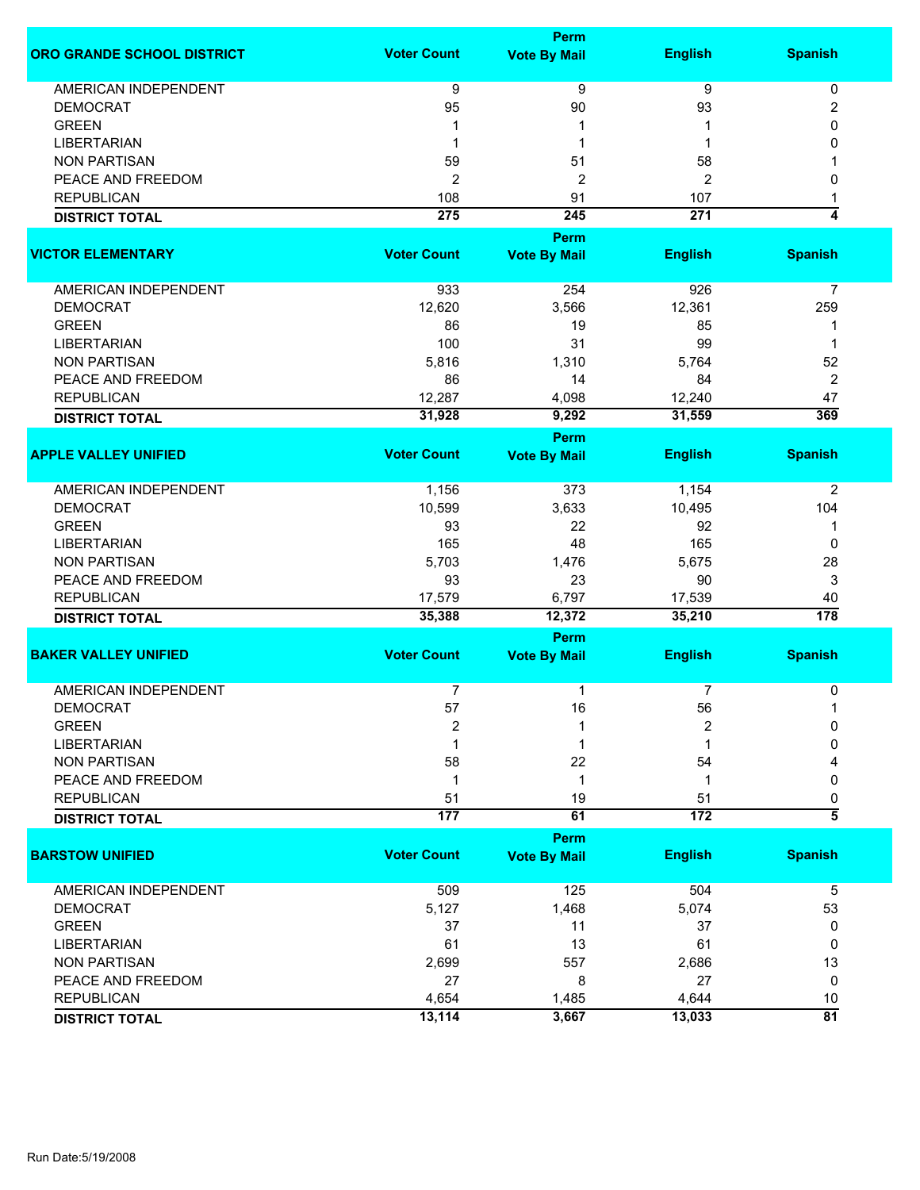| ORO GRANDE SCHOOL DISTRICT | Voter Count | Perm Vote By Mail | English | Spanish |
|---|---|---|---|---|
| AMERICAN INDEPENDENT | 9 | 9 | 9 | 0 |
| DEMOCRAT | 95 | 90 | 93 | 2 |
| GREEN | 1 | 1 | 1 | 0 |
| LIBERTARIAN | 1 | 1 | 1 | 0 |
| NON PARTISAN | 59 | 51 | 58 | 1 |
| PEACE AND FREEDOM | 2 | 2 | 2 | 0 |
| REPUBLICAN | 108 | 91 | 107 | 1 |
| **DISTRICT TOTAL** | **275** | **245** | **271** | **4** |

| VICTOR ELEMENTARY | Voter Count | Perm Vote By Mail | English | Spanish |
|---|---|---|---|---|
| AMERICAN INDEPENDENT | 933 | 254 | 926 | 7 |
| DEMOCRAT | 12,620 | 3,566 | 12,361 | 259 |
| GREEN | 86 | 19 | 85 | 1 |
| LIBERTARIAN | 100 | 31 | 99 | 1 |
| NON PARTISAN | 5,816 | 1,310 | 5,764 | 52 |
| PEACE AND FREEDOM | 86 | 14 | 84 | 2 |
| REPUBLICAN | 12,287 | 4,098 | 12,240 | 47 |
| **DISTRICT TOTAL** | **31,928** | **9,292** | **31,559** | **369** |

| APPLE VALLEY UNIFIED | Voter Count | Perm Vote By Mail | English | Spanish |
|---|---|---|---|---|
| AMERICAN INDEPENDENT | 1,156 | 373 | 1,154 | 2 |
| DEMOCRAT | 10,599 | 3,633 | 10,495 | 104 |
| GREEN | 93 | 22 | 92 | 1 |
| LIBERTARIAN | 165 | 48 | 165 | 0 |
| NON PARTISAN | 5,703 | 1,476 | 5,675 | 28 |
| PEACE AND FREEDOM | 93 | 23 | 90 | 3 |
| REPUBLICAN | 17,579 | 6,797 | 17,539 | 40 |
| **DISTRICT TOTAL** | **35,388** | **12,372** | **35,210** | **178** |

| BAKER VALLEY UNIFIED | Voter Count | Perm Vote By Mail | English | Spanish |
|---|---|---|---|---|
| AMERICAN INDEPENDENT | 7 | 1 | 7 | 0 |
| DEMOCRAT | 57 | 16 | 56 | 1 |
| GREEN | 2 | 1 | 2 | 0 |
| LIBERTARIAN | 1 | 1 | 1 | 0 |
| NON PARTISAN | 58 | 22 | 54 | 4 |
| PEACE AND FREEDOM | 1 | 1 | 1 | 0 |
| REPUBLICAN | 51 | 19 | 51 | 0 |
| **DISTRICT TOTAL** | **177** | **61** | **172** | **5** |

| BARSTOW UNIFIED | Voter Count | Perm Vote By Mail | English | Spanish |
|---|---|---|---|---|
| AMERICAN INDEPENDENT | 509 | 125 | 504 | 5 |
| DEMOCRAT | 5,127 | 1,468 | 5,074 | 53 |
| GREEN | 37 | 11 | 37 | 0 |
| LIBERTARIAN | 61 | 13 | 61 | 0 |
| NON PARTISAN | 2,699 | 557 | 2,686 | 13 |
| PEACE AND FREEDOM | 27 | 8 | 27 | 0 |
| REPUBLICAN | 4,654 | 1,485 | 4,644 | 10 |
| **DISTRICT TOTAL** | **13,114** | **3,667** | **13,033** | **81** |

Run Date:5/19/2008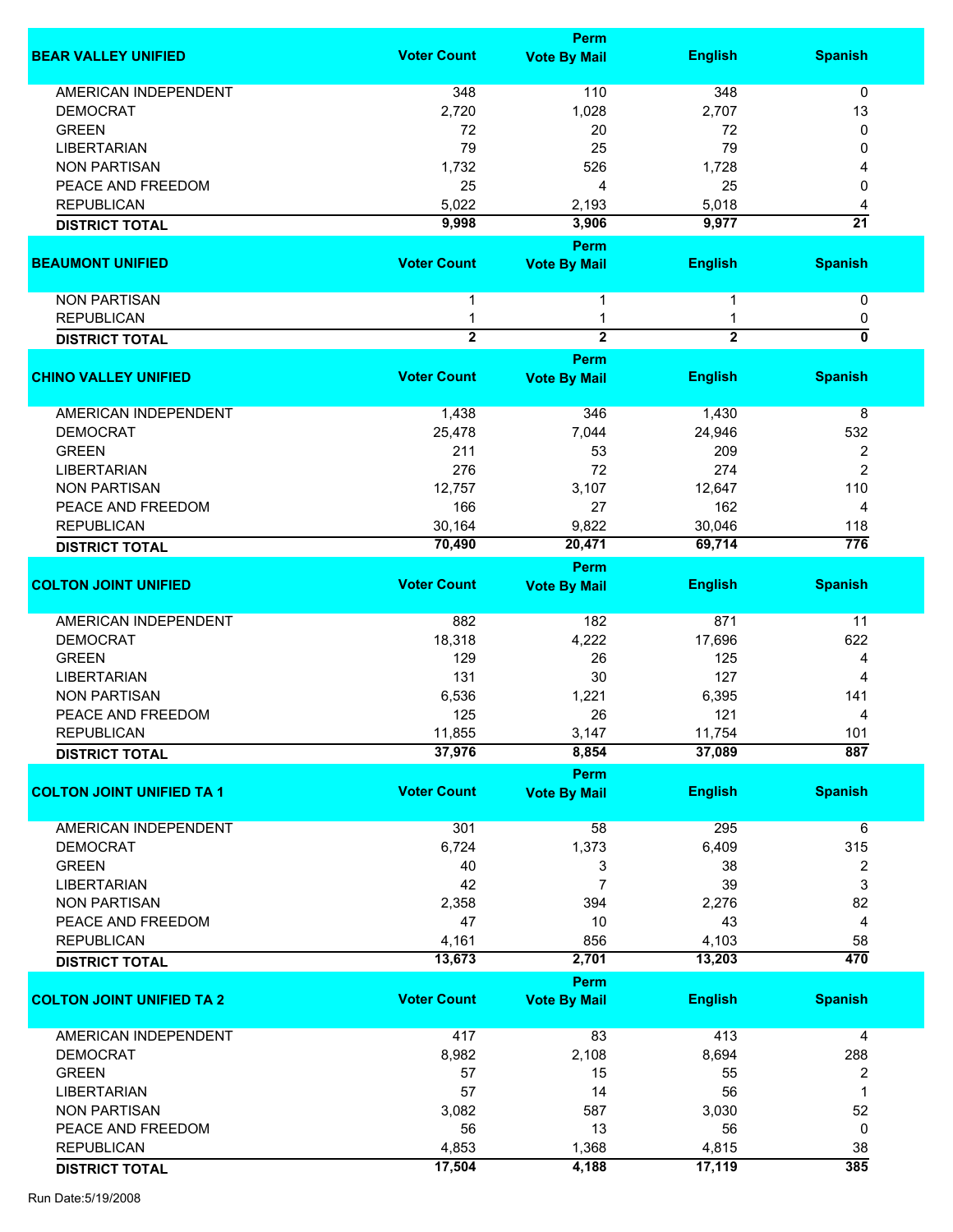| BEAR VALLEY UNIFIED | Voter Count | Perm Vote By Mail | English | Spanish |
|---|---|---|---|---|
| AMERICAN INDEPENDENT | 348 | 110 | 348 | 0 |
| DEMOCRAT | 2,720 | 1,028 | 2,707 | 13 |
| GREEN | 72 | 20 | 72 | 0 |
| LIBERTARIAN | 79 | 25 | 79 | 0 |
| NON PARTISAN | 1,732 | 526 | 1,728 | 4 |
| PEACE AND FREEDOM | 25 | 4 | 25 | 0 |
| REPUBLICAN | 5,022 | 2,193 | 5,018 | 4 |
| **DISTRICT TOTAL** | **9,998** | **3,906** | **9,977** | **21** |

| BEAUMONT UNIFIED | Voter Count | Perm Vote By Mail | English | Spanish |
|---|---|---|---|---|
| NON PARTISAN | 1 | 1 | 1 | 0 |
| REPUBLICAN | 1 | 1 | 1 | 0 |
| **DISTRICT TOTAL** | **2** | **2** | **2** | **0** |

| CHINO VALLEY UNIFIED | Voter Count | Perm Vote By Mail | English | Spanish |
|---|---|---|---|---|
| AMERICAN INDEPENDENT | 1,438 | 346 | 1,430 | 8 |
| DEMOCRAT | 25,478 | 7,044 | 24,946 | 532 |
| GREEN | 211 | 53 | 209 | 2 |
| LIBERTARIAN | 276 | 72 | 274 | 2 |
| NON PARTISAN | 12,757 | 3,107 | 12,647 | 110 |
| PEACE AND FREEDOM | 166 | 27 | 162 | 4 |
| REPUBLICAN | 30,164 | 9,822 | 30,046 | 118 |
| **DISTRICT TOTAL** | **70,490** | **20,471** | **69,714** | **776** |

| COLTON JOINT UNIFIED | Voter Count | Perm Vote By Mail | English | Spanish |
|---|---|---|---|---|
| AMERICAN INDEPENDENT | 882 | 182 | 871 | 11 |
| DEMOCRAT | 18,318 | 4,222 | 17,696 | 622 |
| GREEN | 129 | 26 | 125 | 4 |
| LIBERTARIAN | 131 | 30 | 127 | 4 |
| NON PARTISAN | 6,536 | 1,221 | 6,395 | 141 |
| PEACE AND FREEDOM | 125 | 26 | 121 | 4 |
| REPUBLICAN | 11,855 | 3,147 | 11,754 | 101 |
| **DISTRICT TOTAL** | **37,976** | **8,854** | **37,089** | **887** |

| COLTON JOINT UNIFIED TA 1 | Voter Count | Perm Vote By Mail | English | Spanish |
|---|---|---|---|---|
| AMERICAN INDEPENDENT | 301 | 58 | 295 | 6 |
| DEMOCRAT | 6,724 | 1,373 | 6,409 | 315 |
| GREEN | 40 | 3 | 38 | 2 |
| LIBERTARIAN | 42 | 7 | 39 | 3 |
| NON PARTISAN | 2,358 | 394 | 2,276 | 82 |
| PEACE AND FREEDOM | 47 | 10 | 43 | 4 |
| REPUBLICAN | 4,161 | 856 | 4,103 | 58 |
| **DISTRICT TOTAL** | **13,673** | **2,701** | **13,203** | **470** |

| COLTON JOINT UNIFIED TA 2 | Voter Count | Perm Vote By Mail | English | Spanish |
|---|---|---|---|---|
| AMERICAN INDEPENDENT | 417 | 83 | 413 | 4 |
| DEMOCRAT | 8,982 | 2,108 | 8,694 | 288 |
| GREEN | 57 | 15 | 55 | 2 |
| LIBERTARIAN | 57 | 14 | 56 | 1 |
| NON PARTISAN | 3,082 | 587 | 3,030 | 52 |
| PEACE AND FREEDOM | 56 | 13 | 56 | 0 |
| REPUBLICAN | 4,853 | 1,368 | 4,815 | 38 |
| **DISTRICT TOTAL** | **17,504** | **4,188** | **17,119** | **385** |

Run Date:5/19/2008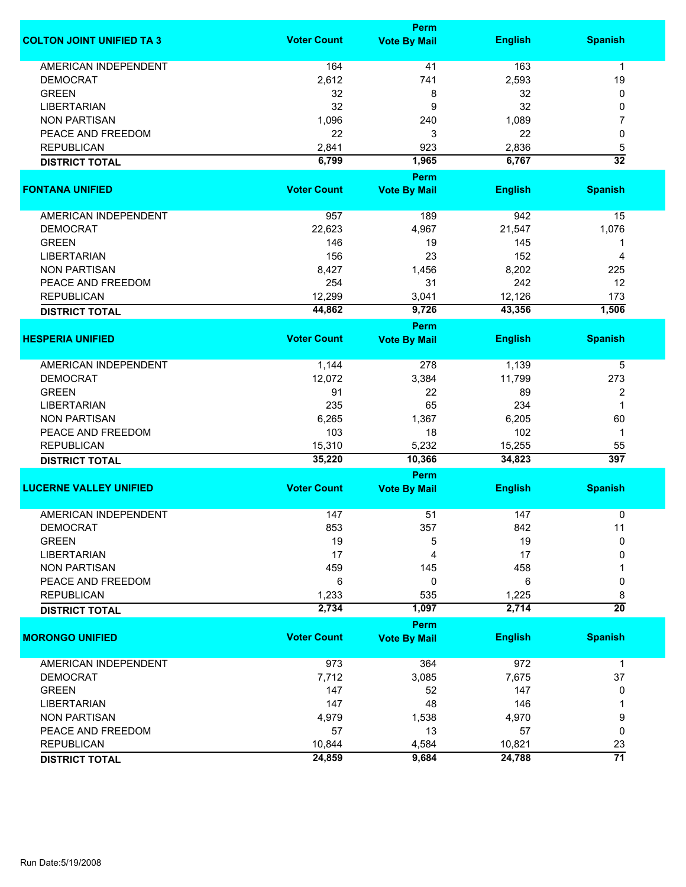| COLTON JOINT UNIFIED TA 3 | Voter Count | Perm Vote By Mail | English | Spanish |
|---|---|---|---|---|
| AMERICAN INDEPENDENT | 164 | 41 | 163 | 1 |
| DEMOCRAT | 2,612 | 741 | 2,593 | 19 |
| GREEN | 32 | 8 | 32 | 0 |
| LIBERTARIAN | 32 | 9 | 32 | 0 |
| NON PARTISAN | 1,096 | 240 | 1,089 | 7 |
| PEACE AND FREEDOM | 22 | 3 | 22 | 0 |
| REPUBLICAN | 2,841 | 923 | 2,836 | 5 |
| **DISTRICT TOTAL** | **6,799** | **1,965** | **6,767** | **32** |

| FONTANA UNIFIED | Voter Count | Perm Vote By Mail | English | Spanish |
|---|---|---|---|---|
| AMERICAN INDEPENDENT | 957 | 189 | 942 | 15 |
| DEMOCRAT | 22,623 | 4,967 | 21,547 | 1,076 |
| GREEN | 146 | 19 | 145 | 1 |
| LIBERTARIAN | 156 | 23 | 152 | 4 |
| NON PARTISAN | 8,427 | 1,456 | 8,202 | 225 |
| PEACE AND FREEDOM | 254 | 31 | 242 | 12 |
| REPUBLICAN | 12,299 | 3,041 | 12,126 | 173 |
| **DISTRICT TOTAL** | **44,862** | **9,726** | **43,356** | **1,506** |

| HESPERIA UNIFIED | Voter Count | Perm Vote By Mail | English | Spanish |
|---|---|---|---|---|
| AMERICAN INDEPENDENT | 1,144 | 278 | 1,139 | 5 |
| DEMOCRAT | 12,072 | 3,384 | 11,799 | 273 |
| GREEN | 91 | 22 | 89 | 2 |
| LIBERTARIAN | 235 | 65 | 234 | 1 |
| NON PARTISAN | 6,265 | 1,367 | 6,205 | 60 |
| PEACE AND FREEDOM | 103 | 18 | 102 | 1 |
| REPUBLICAN | 15,310 | 5,232 | 15,255 | 55 |
| **DISTRICT TOTAL** | **35,220** | **10,366** | **34,823** | **397** |

| LUCERNE VALLEY UNIFIED | Voter Count | Perm Vote By Mail | English | Spanish |
|---|---|---|---|---|
| AMERICAN INDEPENDENT | 147 | 51 | 147 | 0 |
| DEMOCRAT | 853 | 357 | 842 | 11 |
| GREEN | 19 | 5 | 19 | 0 |
| LIBERTARIAN | 17 | 4 | 17 | 0 |
| NON PARTISAN | 459 | 145 | 458 | 1 |
| PEACE AND FREEDOM | 6 | 0 | 6 | 0 |
| REPUBLICAN | 1,233 | 535 | 1,225 | 8 |
| **DISTRICT TOTAL** | **2,734** | **1,097** | **2,714** | **20** |

| MORONGO UNIFIED | Voter Count | Perm Vote By Mail | English | Spanish |
|---|---|---|---|---|
| AMERICAN INDEPENDENT | 973 | 364 | 972 | 1 |
| DEMOCRAT | 7,712 | 3,085 | 7,675 | 37 |
| GREEN | 147 | 52 | 147 | 0 |
| LIBERTARIAN | 147 | 48 | 146 | 1 |
| NON PARTISAN | 4,979 | 1,538 | 4,970 | 9 |
| PEACE AND FREEDOM | 57 | 13 | 57 | 0 |
| REPUBLICAN | 10,844 | 4,584 | 10,821 | 23 |
| **DISTRICT TOTAL** | **24,859** | **9,684** | **24,788** | **71** |

Run Date:5/19/2008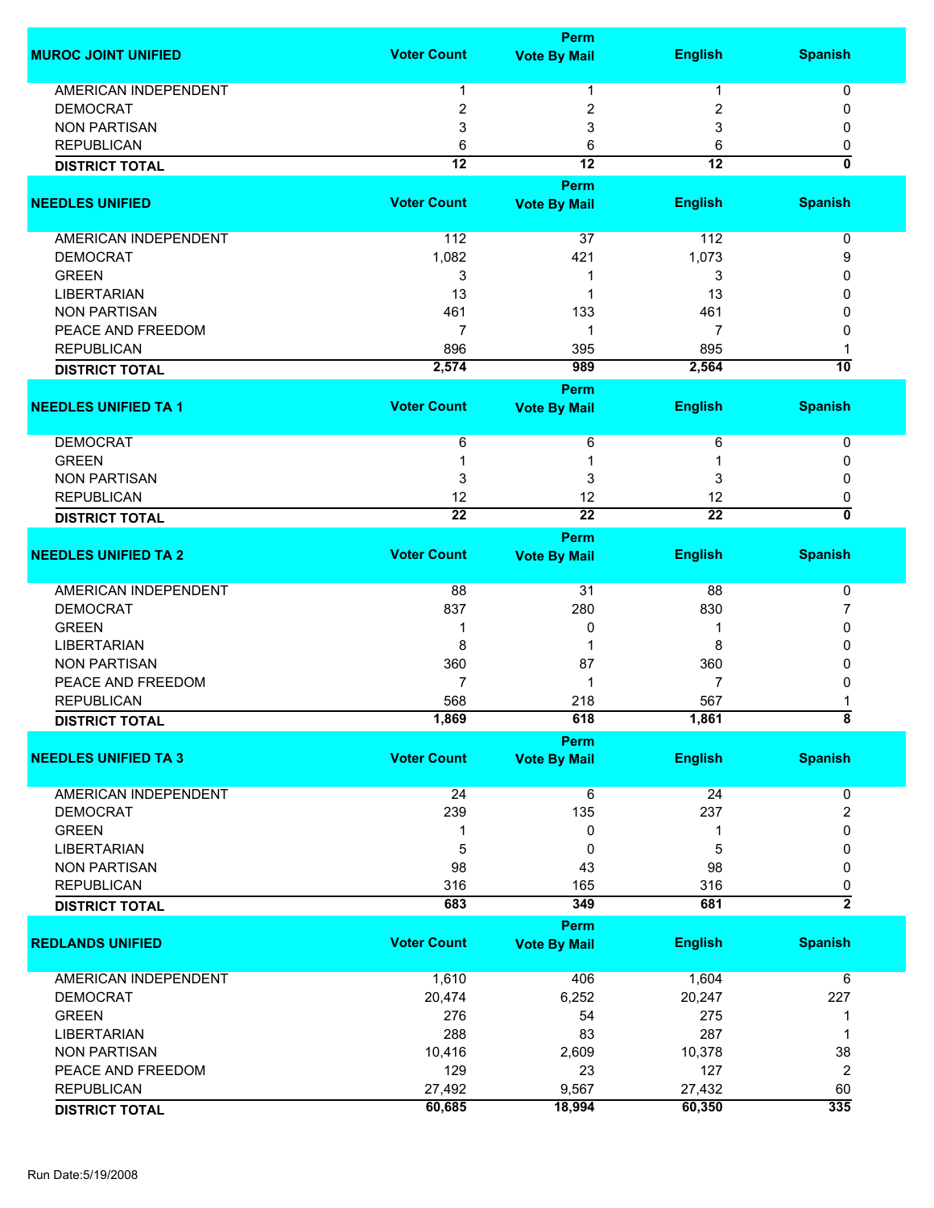| MUROC JOINT UNIFIED | Voter Count | Perm Vote By Mail | English | Spanish |
|---|---|---|---|---|
| AMERICAN INDEPENDENT | 1 | 1 | 1 | 0 |
| DEMOCRAT | 2 | 2 | 2 | 0 |
| NON PARTISAN | 3 | 3 | 3 | 0 |
| REPUBLICAN | 6 | 6 | 6 | 0 |
| **DISTRICT TOTAL** | **12** | **12** | **12** | **0** |

| NEEDLES UNIFIED | Voter Count | Perm Vote By Mail | English | Spanish |
|---|---|---|---|---|
| AMERICAN INDEPENDENT | 112 | 37 | 112 | 0 |
| DEMOCRAT | 1,082 | 421 | 1,073 | 9 |
| GREEN | 3 | 1 | 3 | 0 |
| LIBERTARIAN | 13 | 1 | 13 | 0 |
| NON PARTISAN | 461 | 133 | 461 | 0 |
| PEACE AND FREEDOM | 7 | 1 | 7 | 0 |
| REPUBLICAN | 896 | 395 | 895 | 1 |
| **DISTRICT TOTAL** | **2,574** | **989** | **2,564** | **10** |

| NEEDLES UNIFIED TA 1 | Voter Count | Perm Vote By Mail | English | Spanish |
|---|---|---|---|---|
| DEMOCRAT | 6 | 6 | 6 | 0 |
| GREEN | 1 | 1 | 1 | 0 |
| NON PARTISAN | 3 | 3 | 3 | 0 |
| REPUBLICAN | 12 | 12 | 12 | 0 |
| **DISTRICT TOTAL** | **22** | **22** | **22** | **0** |

| NEEDLES UNIFIED TA 2 | Voter Count | Perm Vote By Mail | English | Spanish |
|---|---|---|---|---|
| AMERICAN INDEPENDENT | 88 | 31 | 88 | 0 |
| DEMOCRAT | 837 | 280 | 830 | 7 |
| GREEN | 1 | 0 | 1 | 0 |
| LIBERTARIAN | 8 | 1 | 8 | 0 |
| NON PARTISAN | 360 | 87 | 360 | 0 |
| PEACE AND FREEDOM | 7 | 1 | 7 | 0 |
| REPUBLICAN | 568 | 218 | 567 | 1 |
| **DISTRICT TOTAL** | **1,869** | **618** | **1,861** | **8** |

| NEEDLES UNIFIED TA 3 | Voter Count | Perm Vote By Mail | English | Spanish |
|---|---|---|---|---|
| AMERICAN INDEPENDENT | 24 | 6 | 24 | 0 |
| DEMOCRAT | 239 | 135 | 237 | 2 |
| GREEN | 1 | 0 | 1 | 0 |
| LIBERTARIAN | 5 | 0 | 5 | 0 |
| NON PARTISAN | 98 | 43 | 98 | 0 |
| REPUBLICAN | 316 | 165 | 316 | 0 |
| **DISTRICT TOTAL** | **683** | **349** | **681** | **2** |

| REDLANDS UNIFIED | Voter Count | Perm Vote By Mail | English | Spanish |
|---|---|---|---|---|
| AMERICAN INDEPENDENT | 1,610 | 406 | 1,604 | 6 |
| DEMOCRAT | 20,474 | 6,252 | 20,247 | 227 |
| GREEN | 276 | 54 | 275 | 1 |
| LIBERTARIAN | 288 | 83 | 287 | 1 |
| NON PARTISAN | 10,416 | 2,609 | 10,378 | 38 |
| PEACE AND FREEDOM | 129 | 23 | 127 | 2 |
| REPUBLICAN | 27,492 | 9,567 | 27,432 | 60 |
| **DISTRICT TOTAL** | **60,685** | **18,994** | **60,350** | **335** |

Run Date:5/19/2008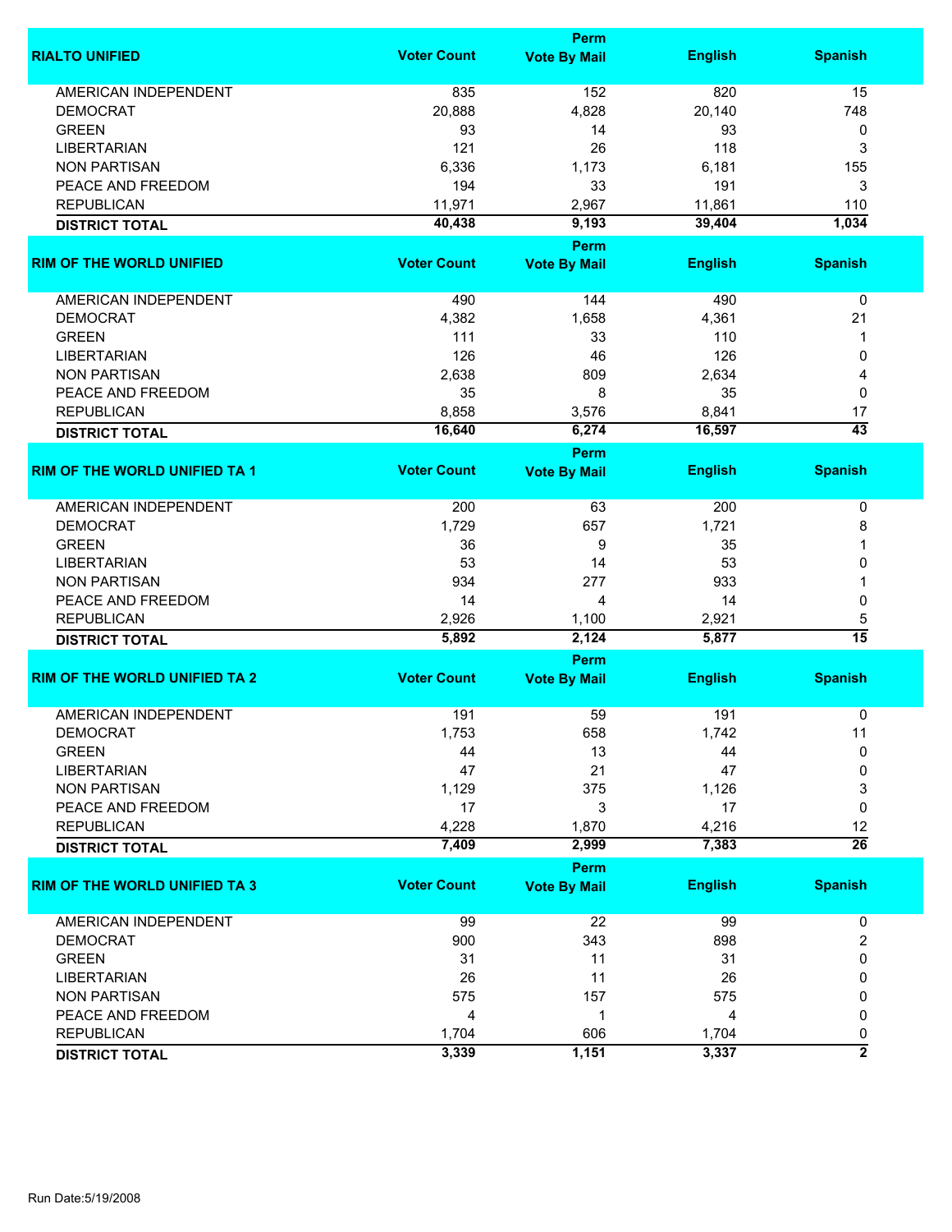| RIALTO UNIFIED | Voter Count | Perm Vote By Mail | English | Spanish |
|---|---|---|---|---|
| AMERICAN INDEPENDENT | 835 | 152 | 820 | 15 |
| DEMOCRAT | 20,888 | 4,828 | 20,140 | 748 |
| GREEN | 93 | 14 | 93 | 0 |
| LIBERTARIAN | 121 | 26 | 118 | 3 |
| NON PARTISAN | 6,336 | 1,173 | 6,181 | 155 |
| PEACE AND FREEDOM | 194 | 33 | 191 | 3 |
| REPUBLICAN | 11,971 | 2,967 | 11,861 | 110 |
| **DISTRICT TOTAL** | **40,438** | **9,193** | **39,404** | **1,034** |

| RIM OF THE WORLD UNIFIED | Voter Count | Perm Vote By Mail | English | Spanish |
|---|---|---|---|---|
| AMERICAN INDEPENDENT | 490 | 144 | 490 | 0 |
| DEMOCRAT | 4,382 | 1,658 | 4,361 | 21 |
| GREEN | 111 | 33 | 110 | 1 |
| LIBERTARIAN | 126 | 46 | 126 | 0 |
| NON PARTISAN | 2,638 | 809 | 2,634 | 4 |
| PEACE AND FREEDOM | 35 | 8 | 35 | 0 |
| REPUBLICAN | 8,858 | 3,576 | 8,841 | 17 |
| **DISTRICT TOTAL** | **16,640** | **6,274** | **16,597** | **43** |

| RIM OF THE WORLD UNIFIED TA 1 | Voter Count | Perm Vote By Mail | English | Spanish |
|---|---|---|---|---|
| AMERICAN INDEPENDENT | 200 | 63 | 200 | 0 |
| DEMOCRAT | 1,729 | 657 | 1,721 | 8 |
| GREEN | 36 | 9 | 35 | 1 |
| LIBERTARIAN | 53 | 14 | 53 | 0 |
| NON PARTISAN | 934 | 277 | 933 | 1 |
| PEACE AND FREEDOM | 14 | 4 | 14 | 0 |
| REPUBLICAN | 2,926 | 1,100 | 2,921 | 5 |
| **DISTRICT TOTAL** | **5,892** | **2,124** | **5,877** | **15** |

| RIM OF THE WORLD UNIFIED TA 2 | Voter Count | Perm Vote By Mail | English | Spanish |
|---|---|---|---|---|
| AMERICAN INDEPENDENT | 191 | 59 | 191 | 0 |
| DEMOCRAT | 1,753 | 658 | 1,742 | 11 |
| GREEN | 44 | 13 | 44 | 0 |
| LIBERTARIAN | 47 | 21 | 47 | 0 |
| NON PARTISAN | 1,129 | 375 | 1,126 | 3 |
| PEACE AND FREEDOM | 17 | 3 | 17 | 0 |
| REPUBLICAN | 4,228 | 1,870 | 4,216 | 12 |
| **DISTRICT TOTAL** | **7,409** | **2,999** | **7,383** | **26** |

| RIM OF THE WORLD UNIFIED TA 3 | Voter Count | Perm Vote By Mail | English | Spanish |
|---|---|---|---|---|
| AMERICAN INDEPENDENT | 99 | 22 | 99 | 0 |
| DEMOCRAT | 900 | 343 | 898 | 2 |
| GREEN | 31 | 11 | 31 | 0 |
| LIBERTARIAN | 26 | 11 | 26 | 0 |
| NON PARTISAN | 575 | 157 | 575 | 0 |
| PEACE AND FREEDOM | 4 | 1 | 4 | 0 |
| REPUBLICAN | 1,704 | 606 | 1,704 | 0 |
| **DISTRICT TOTAL** | **3,339** | **1,151** | **3,337** | **2** |

Run Date:5/19/2008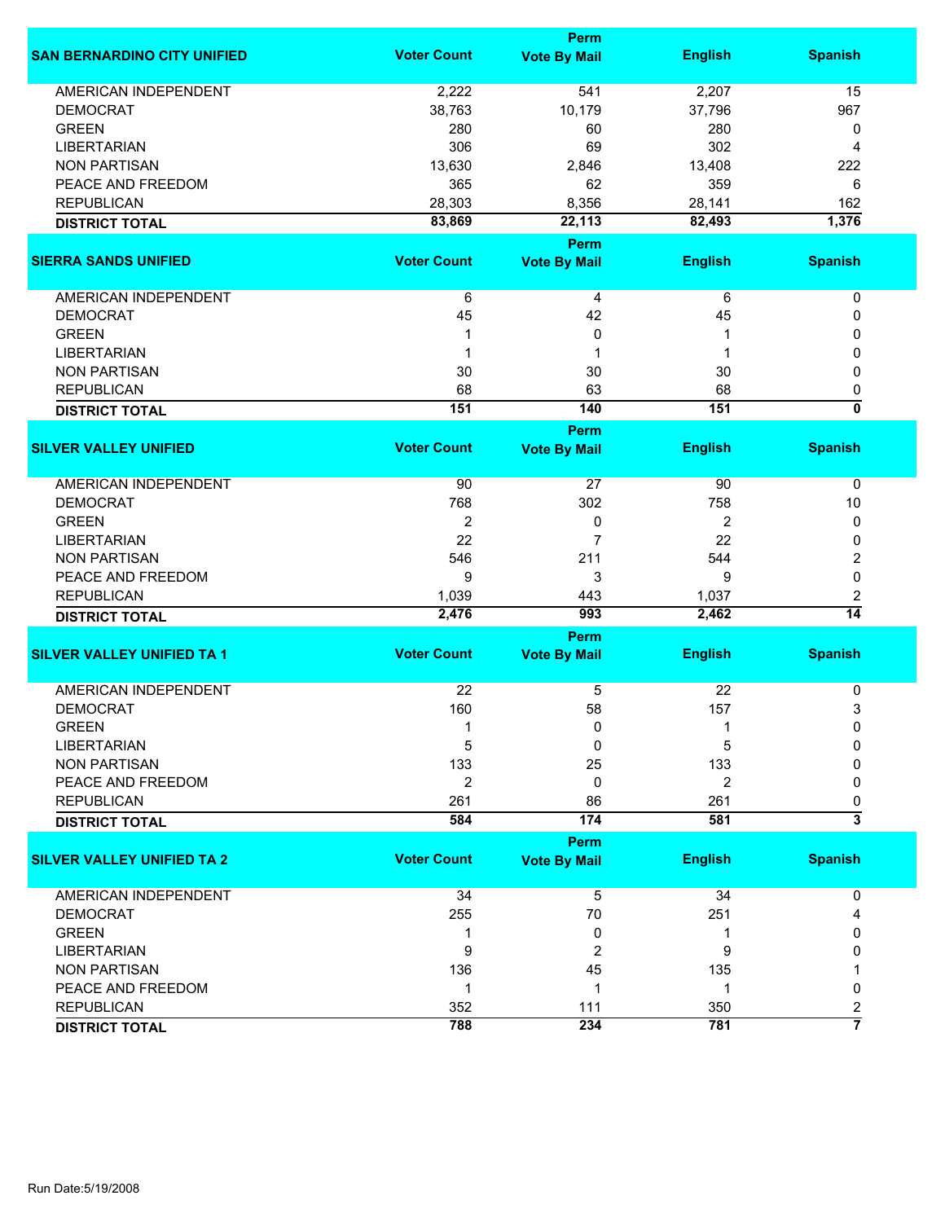| SAN BERNARDINO CITY UNIFIED | Voter Count | Perm Vote By Mail | English | Spanish |
|---|---|---|---|---|
| AMERICAN INDEPENDENT | 2,222 | 541 | 2,207 | 15 |
| DEMOCRAT | 38,763 | 10,179 | 37,796 | 967 |
| GREEN | 280 | 60 | 280 | 0 |
| LIBERTARIAN | 306 | 69 | 302 | 4 |
| NON PARTISAN | 13,630 | 2,846 | 13,408 | 222 |
| PEACE AND FREEDOM | 365 | 62 | 359 | 6 |
| REPUBLICAN | 28,303 | 8,356 | 28,141 | 162 |
| **DISTRICT TOTAL** | **83,869** | **22,113** | **82,493** | **1,376** |

| SIERRA SANDS UNIFIED | Voter Count | Perm Vote By Mail | English | Spanish |
|---|---|---|---|---|
| AMERICAN INDEPENDENT | 6 | 4 | 6 | 0 |
| DEMOCRAT | 45 | 42 | 45 | 0 |
| GREEN | 1 | 0 | 1 | 0 |
| LIBERTARIAN | 1 | 1 | 1 | 0 |
| NON PARTISAN | 30 | 30 | 30 | 0 |
| REPUBLICAN | 68 | 63 | 68 | 0 |
| **DISTRICT TOTAL** | **151** | **140** | **151** | **0** |

| SILVER VALLEY UNIFIED | Voter Count | Perm Vote By Mail | English | Spanish |
|---|---|---|---|---|
| AMERICAN INDEPENDENT | 90 | 27 | 90 | 0 |
| DEMOCRAT | 768 | 302 | 758 | 10 |
| GREEN | 2 | 0 | 2 | 0 |
| LIBERTARIAN | 22 | 7 | 22 | 0 |
| NON PARTISAN | 546 | 211 | 544 | 2 |
| PEACE AND FREEDOM | 9 | 3 | 9 | 0 |
| REPUBLICAN | 1,039 | 443 | 1,037 | 2 |
| **DISTRICT TOTAL** | **2,476** | **993** | **2,462** | **14** |

| SILVER VALLEY UNIFIED TA 1 | Voter Count | Perm Vote By Mail | English | Spanish |
|---|---|---|---|---|
| AMERICAN INDEPENDENT | 22 | 5 | 22 | 0 |
| DEMOCRAT | 160 | 58 | 157 | 3 |
| GREEN | 1 | 0 | 1 | 0 |
| LIBERTARIAN | 5 | 0 | 5 | 0 |
| NON PARTISAN | 133 | 25 | 133 | 0 |
| PEACE AND FREEDOM | 2 | 0 | 2 | 0 |
| REPUBLICAN | 261 | 86 | 261 | 0 |
| **DISTRICT TOTAL** | **584** | **174** | **581** | **3** |

| SILVER VALLEY UNIFIED TA 2 | Voter Count | Perm Vote By Mail | English | Spanish |
|---|---|---|---|---|
| AMERICAN INDEPENDENT | 34 | 5 | 34 | 0 |
| DEMOCRAT | 255 | 70 | 251 | 4 |
| GREEN | 1 | 0 | 1 | 0 |
| LIBERTARIAN | 9 | 2 | 9 | 0 |
| NON PARTISAN | 136 | 45 | 135 | 1 |
| PEACE AND FREEDOM | 1 | 1 | 1 | 0 |
| REPUBLICAN | 352 | 111 | 350 | 2 |
| **DISTRICT TOTAL** | **788** | **234** | **781** | **7** |

Run Date:5/19/2008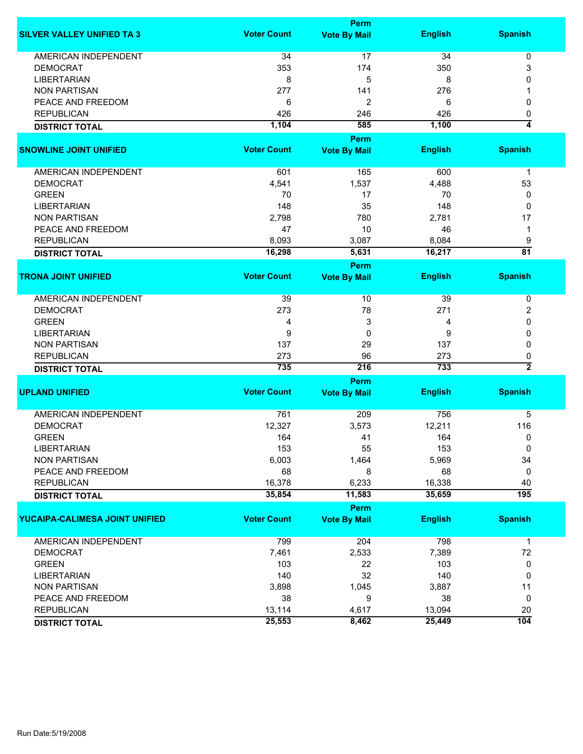| SILVER VALLEY UNIFIED TA 3 | Voter Count | Perm Vote By Mail | English | Spanish |
|---|---|---|---|---|
| AMERICAN INDEPENDENT | 34 | 17 | 34 | 0 |
| DEMOCRAT | 353 | 174 | 350 | 3 |
| LIBERTARIAN | 8 | 5 | 8 | 0 |
| NON PARTISAN | 277 | 141 | 276 | 1 |
| PEACE AND FREEDOM | 6 | 2 | 6 | 0 |
| REPUBLICAN | 426 | 246 | 426 | 0 |
| **DISTRICT TOTAL** | **1,104** | **585** | **1,100** | **4** |

| SNOWLINE JOINT UNIFIED | Voter Count | Perm Vote By Mail | English | Spanish |
|---|---|---|---|---|
| AMERICAN INDEPENDENT | 601 | 165 | 600 | 1 |
| DEMOCRAT | 4,541 | 1,537 | 4,488 | 53 |
| GREEN | 70 | 17 | 70 | 0 |
| LIBERTARIAN | 148 | 35 | 148 | 0 |
| NON PARTISAN | 2,798 | 780 | 2,781 | 17 |
| PEACE AND FREEDOM | 47 | 10 | 46 | 1 |
| REPUBLICAN | 8,093 | 3,087 | 8,084 | 9 |
| **DISTRICT TOTAL** | **16,298** | **5,631** | **16,217** | **81** |

| TRONA JOINT UNIFIED | Voter Count | Perm Vote By Mail | English | Spanish |
|---|---|---|---|---|
| AMERICAN INDEPENDENT | 39 | 10 | 39 | 0 |
| DEMOCRAT | 273 | 78 | 271 | 2 |
| GREEN | 4 | 3 | 4 | 0 |
| LIBERTARIAN | 9 | 0 | 9 | 0 |
| NON PARTISAN | 137 | 29 | 137 | 0 |
| REPUBLICAN | 273 | 96 | 273 | 0 |
| **DISTRICT TOTAL** | **735** | **216** | **733** | **2** |

| UPLAND UNIFIED | Voter Count | Perm Vote By Mail | English | Spanish |
|---|---|---|---|---|
| AMERICAN INDEPENDENT | 761 | 209 | 756 | 5 |
| DEMOCRAT | 12,327 | 3,573 | 12,211 | 116 |
| GREEN | 164 | 41 | 164 | 0 |
| LIBERTARIAN | 153 | 55 | 153 | 0 |
| NON PARTISAN | 6,003 | 1,464 | 5,969 | 34 |
| PEACE AND FREEDOM | 68 | 8 | 68 | 0 |
| REPUBLICAN | 16,378 | 6,233 | 16,338 | 40 |
| **DISTRICT TOTAL** | **35,854** | **11,583** | **35,659** | **195** |

| YUCAIPA-CALIMESA JOINT UNIFIED | Voter Count | Perm Vote By Mail | English | Spanish |
|---|---|---|---|---|
| AMERICAN INDEPENDENT | 799 | 204 | 798 | 1 |
| DEMOCRAT | 7,461 | 2,533 | 7,389 | 72 |
| GREEN | 103 | 22 | 103 | 0 |
| LIBERTARIAN | 140 | 32 | 140 | 0 |
| NON PARTISAN | 3,898 | 1,045 | 3,887 | 11 |
| PEACE AND FREEDOM | 38 | 9 | 38 | 0 |
| REPUBLICAN | 13,114 | 4,617 | 13,094 | 20 |
| **DISTRICT TOTAL** | **25,553** | **8,462** | **25,449** | **104** |

Run Date:5/19/2008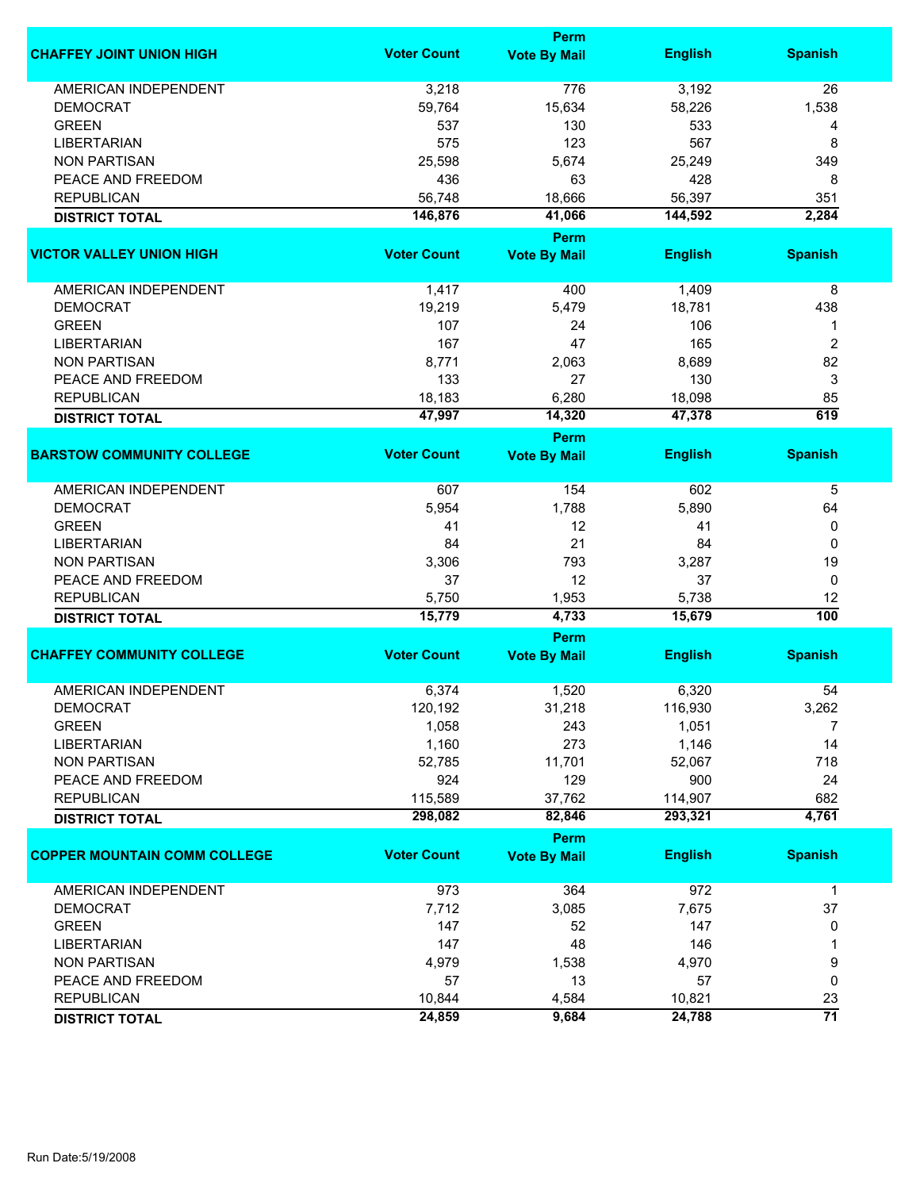| CHAFFEY JOINT UNION HIGH | Voter Count | Perm Vote By Mail | English | Spanish |
|---|---|---|---|---|
| AMERICAN INDEPENDENT | 3,218 | 776 | 3,192 | 26 |
| DEMOCRAT | 59,764 | 15,634 | 58,226 | 1,538 |
| GREEN | 537 | 130 | 533 | 4 |
| LIBERTARIAN | 575 | 123 | 567 | 8 |
| NON PARTISAN | 25,598 | 5,674 | 25,249 | 349 |
| PEACE AND FREEDOM | 436 | 63 | 428 | 8 |
| REPUBLICAN | 56,748 | 18,666 | 56,397 | 351 |
| **DISTRICT TOTAL** | **146,876** | **41,066** | **144,592** | **2,284** |

| VICTOR VALLEY UNION HIGH | Voter Count | Perm Vote By Mail | English | Spanish |
|---|---|---|---|---|
| AMERICAN INDEPENDENT | 1,417 | 400 | 1,409 | 8 |
| DEMOCRAT | 19,219 | 5,479 | 18,781 | 438 |
| GREEN | 107 | 24 | 106 | 1 |
| LIBERTARIAN | 167 | 47 | 165 | 2 |
| NON PARTISAN | 8,771 | 2,063 | 8,689 | 82 |
| PEACE AND FREEDOM | 133 | 27 | 130 | 3 |
| REPUBLICAN | 18,183 | 6,280 | 18,098 | 85 |
| **DISTRICT TOTAL** | **47,997** | **14,320** | **47,378** | **619** |

| BARSTOW COMMUNITY COLLEGE | Voter Count | Perm Vote By Mail | English | Spanish |
|---|---|---|---|---|
| AMERICAN INDEPENDENT | 607 | 154 | 602 | 5 |
| DEMOCRAT | 5,954 | 1,788 | 5,890 | 64 |
| GREEN | 41 | 12 | 41 | 0 |
| LIBERTARIAN | 84 | 21 | 84 | 0 |
| NON PARTISAN | 3,306 | 793 | 3,287 | 19 |
| PEACE AND FREEDOM | 37 | 12 | 37 | 0 |
| REPUBLICAN | 5,750 | 1,953 | 5,738 | 12 |
| **DISTRICT TOTAL** | **15,779** | **4,733** | **15,679** | **100** |

| CHAFFEY COMMUNITY COLLEGE | Voter Count | Perm Vote By Mail | English | Spanish |
|---|---|---|---|---|
| AMERICAN INDEPENDENT | 6,374 | 1,520 | 6,320 | 54 |
| DEMOCRAT | 120,192 | 31,218 | 116,930 | 3,262 |
| GREEN | 1,058 | 243 | 1,051 | 7 |
| LIBERTARIAN | 1,160 | 273 | 1,146 | 14 |
| NON PARTISAN | 52,785 | 11,701 | 52,067 | 718 |
| PEACE AND FREEDOM | 924 | 129 | 900 | 24 |
| REPUBLICAN | 115,589 | 37,762 | 114,907 | 682 |
| **DISTRICT TOTAL** | **298,082** | **82,846** | **293,321** | **4,761** |

| COPPER MOUNTAIN COMM COLLEGE | Voter Count | Perm Vote By Mail | English | Spanish |
|---|---|---|---|---|
| AMERICAN INDEPENDENT | 973 | 364 | 972 | 1 |
| DEMOCRAT | 7,712 | 3,085 | 7,675 | 37 |
| GREEN | 147 | 52 | 147 | 0 |
| LIBERTARIAN | 147 | 48 | 146 | 1 |
| NON PARTISAN | 4,979 | 1,538 | 4,970 | 9 |
| PEACE AND FREEDOM | 57 | 13 | 57 | 0 |
| REPUBLICAN | 10,844 | 4,584 | 10,821 | 23 |
| **DISTRICT TOTAL** | **24,859** | **9,684** | **24,788** | **71** |

Run Date:5/19/2008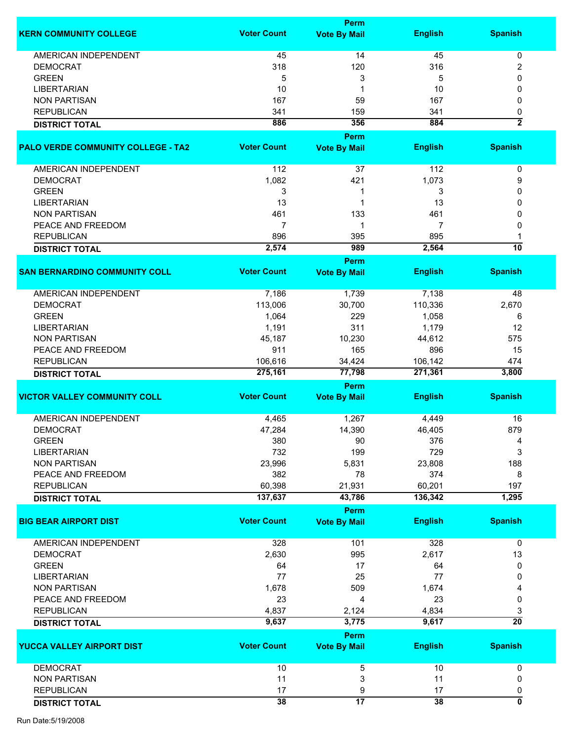| KERN COMMUNITY COLLEGE | Voter Count | Perm Vote By Mail | English | Spanish |
|---|---|---|---|---|
| AMERICAN INDEPENDENT | 45 | 14 | 45 | 0 |
| DEMOCRAT | 318 | 120 | 316 | 2 |
| GREEN | 5 | 3 | 5 | 0 |
| LIBERTARIAN | 10 | 1 | 10 | 0 |
| NON PARTISAN | 167 | 59 | 167 | 0 |
| REPUBLICAN | 341 | 159 | 341 | 0 |
| **DISTRICT TOTAL** | **886** | **356** | **884** | **2** |

| PALO VERDE COMMUNITY COLLEGE - TA2 | Voter Count | Perm Vote By Mail | English | Spanish |
|---|---|---|---|---|
| AMERICAN INDEPENDENT | 112 | 37 | 112 | 0 |
| DEMOCRAT | 1,082 | 421 | 1,073 | 9 |
| GREEN | 3 | 1 | 3 | 0 |
| LIBERTARIAN | 13 | 1 | 13 | 0 |
| NON PARTISAN | 461 | 133 | 461 | 0 |
| PEACE AND FREEDOM | 7 | 1 | 7 | 0 |
| REPUBLICAN | 896 | 395 | 895 | 1 |
| **DISTRICT TOTAL** | **2,574** | **989** | **2,564** | **10** |

| SAN BERNARDINO COMMUNITY COLL | Voter Count | Perm Vote By Mail | English | Spanish |
|---|---|---|---|---|
| AMERICAN INDEPENDENT | 7,186 | 1,739 | 7,138 | 48 |
| DEMOCRAT | 113,006 | 30,700 | 110,336 | 2,670 |
| GREEN | 1,064 | 229 | 1,058 | 6 |
| LIBERTARIAN | 1,191 | 311 | 1,179 | 12 |
| NON PARTISAN | 45,187 | 10,230 | 44,612 | 575 |
| PEACE AND FREEDOM | 911 | 165 | 896 | 15 |
| REPUBLICAN | 106,616 | 34,424 | 106,142 | 474 |
| **DISTRICT TOTAL** | **275,161** | **77,798** | **271,361** | **3,800** |

| VICTOR VALLEY COMMUNITY COLL | Voter Count | Perm Vote By Mail | English | Spanish |
|---|---|---|---|---|
| AMERICAN INDEPENDENT | 4,465 | 1,267 | 4,449 | 16 |
| DEMOCRAT | 47,284 | 14,390 | 46,405 | 879 |
| GREEN | 380 | 90 | 376 | 4 |
| LIBERTARIAN | 732 | 199 | 729 | 3 |
| NON PARTISAN | 23,996 | 5,831 | 23,808 | 188 |
| PEACE AND FREEDOM | 382 | 78 | 374 | 8 |
| REPUBLICAN | 60,398 | 21,931 | 60,201 | 197 |
| **DISTRICT TOTAL** | **137,637** | **43,786** | **136,342** | **1,295** |

| BIG BEAR AIRPORT DIST | Voter Count | Perm Vote By Mail | English | Spanish |
|---|---|---|---|---|
| AMERICAN INDEPENDENT | 328 | 101 | 328 | 0 |
| DEMOCRAT | 2,630 | 995 | 2,617 | 13 |
| GREEN | 64 | 17 | 64 | 0 |
| LIBERTARIAN | 77 | 25 | 77 | 0 |
| NON PARTISAN | 1,678 | 509 | 1,674 | 4 |
| PEACE AND FREEDOM | 23 | 4 | 23 | 0 |
| REPUBLICAN | 4,837 | 2,124 | 4,834 | 3 |
| **DISTRICT TOTAL** | **9,637** | **3,775** | **9,617** | **20** |

| YUCCA VALLEY AIRPORT DIST | Voter Count | Perm Vote By Mail | English | Spanish |
|---|---|---|---|---|
| DEMOCRAT | 10 | 5 | 10 | 0 |
| NON PARTISAN | 11 | 3 | 11 | 0 |
| REPUBLICAN | 17 | 9 | 17 | 0 |
| **DISTRICT TOTAL** | **38** | **17** | **38** | **0** |

Run Date:5/19/2008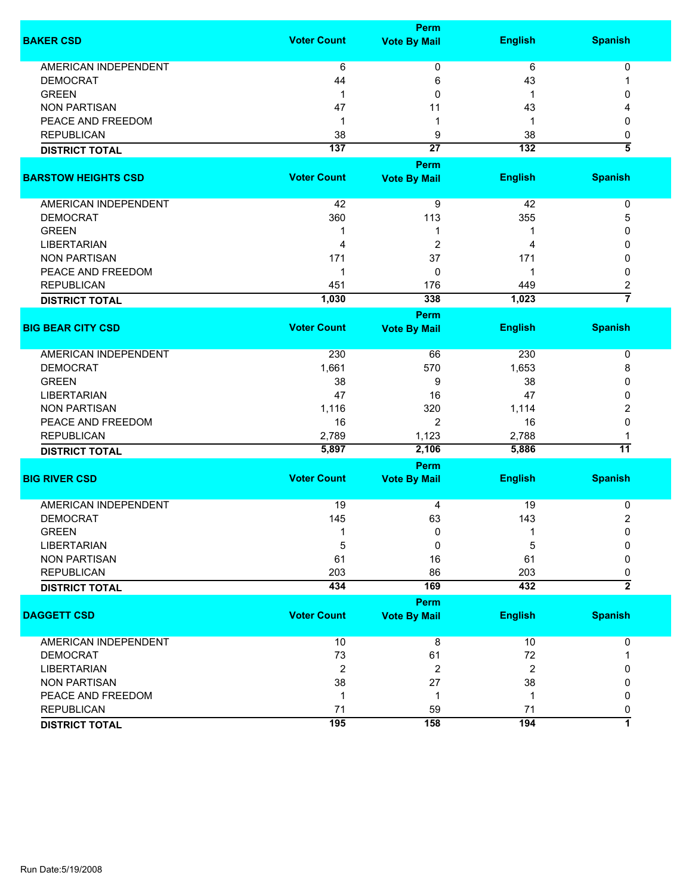| BAKER CSD | Voter Count | Perm Vote By Mail | English | Spanish |
|---|---|---|---|---|
| AMERICAN INDEPENDENT | 6 | 0 | 6 | 0 |
| DEMOCRAT | 44 | 6 | 43 | 1 |
| GREEN | 1 | 0 | 1 | 0 |
| NON PARTISAN | 47 | 11 | 43 | 4 |
| PEACE AND FREEDOM | 1 | 1 | 1 | 0 |
| REPUBLICAN | 38 | 9 | 38 | 0 |
| **DISTRICT TOTAL** | **137** | **27** | **132** | **5** |

| BARSTOW HEIGHTS CSD | Voter Count | Perm Vote By Mail | English | Spanish |
|---|---|---|---|---|
| AMERICAN INDEPENDENT | 42 | 9 | 42 | 0 |
| DEMOCRAT | 360 | 113 | 355 | 5 |
| GREEN | 1 | 1 | 1 | 0 |
| LIBERTARIAN | 4 | 2 | 4 | 0 |
| NON PARTISAN | 171 | 37 | 171 | 0 |
| PEACE AND FREEDOM | 1 | 0 | 1 | 0 |
| REPUBLICAN | 451 | 176 | 449 | 2 |
| **DISTRICT TOTAL** | **1,030** | **338** | **1,023** | **7** |

| BIG BEAR CITY CSD | Voter Count | Perm Vote By Mail | English | Spanish |
|---|---|---|---|---|
| AMERICAN INDEPENDENT | 230 | 66 | 230 | 0 |
| DEMOCRAT | 1,661 | 570 | 1,653 | 8 |
| GREEN | 38 | 9 | 38 | 0 |
| LIBERTARIAN | 47 | 16 | 47 | 0 |
| NON PARTISAN | 1,116 | 320 | 1,114 | 2 |
| PEACE AND FREEDOM | 16 | 2 | 16 | 0 |
| REPUBLICAN | 2,789 | 1,123 | 2,788 | 1 |
| **DISTRICT TOTAL** | **5,897** | **2,106** | **5,886** | **11** |

| BIG RIVER CSD | Voter Count | Perm Vote By Mail | English | Spanish |
|---|---|---|---|---|
| AMERICAN INDEPENDENT | 19 | 4 | 19 | 0 |
| DEMOCRAT | 145 | 63 | 143 | 2 |
| GREEN | 1 | 0 | 1 | 0 |
| LIBERTARIAN | 5 | 0 | 5 | 0 |
| NON PARTISAN | 61 | 16 | 61 | 0 |
| REPUBLICAN | 203 | 86 | 203 | 0 |
| **DISTRICT TOTAL** | **434** | **169** | **432** | **2** |

| DAGGETT CSD | Voter Count | Perm Vote By Mail | English | Spanish |
|---|---|---|---|---|
| AMERICAN INDEPENDENT | 10 | 8 | 10 | 0 |
| DEMOCRAT | 73 | 61 | 72 | 1 |
| LIBERTARIAN | 2 | 2 | 2 | 0 |
| NON PARTISAN | 38 | 27 | 38 | 0 |
| PEACE AND FREEDOM | 1 | 1 | 1 | 0 |
| REPUBLICAN | 71 | 59 | 71 | 0 |
| **DISTRICT TOTAL** | **195** | **158** | **194** | **1** |

Run Date:5/19/2008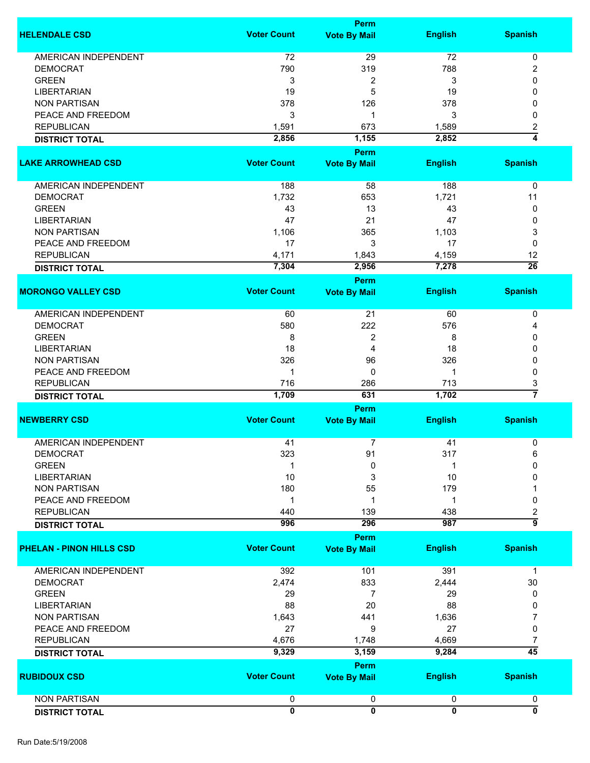| HELENDALE CSD | Voter Count | Perm Vote By Mail | English | Spanish |
|---|---|---|---|---|
| AMERICAN INDEPENDENT | 72 | 29 | 72 | 0 |
| DEMOCRAT | 790 | 319 | 788 | 2 |
| GREEN | 3 | 2 | 3 | 0 |
| LIBERTARIAN | 19 | 5 | 19 | 0 |
| NON PARTISAN | 378 | 126 | 378 | 0 |
| PEACE AND FREEDOM | 3 | 1 | 3 | 0 |
| REPUBLICAN | 1,591 | 673 | 1,589 | 2 |
| **DISTRICT TOTAL** | **2,856** | **1,155** | **2,852** | **4** |

| LAKE ARROWHEAD CSD | Voter Count | Perm Vote By Mail | English | Spanish |
|---|---|---|---|---|
| AMERICAN INDEPENDENT | 188 | 58 | 188 | 0 |
| DEMOCRAT | 1,732 | 653 | 1,721 | 11 |
| GREEN | 43 | 13 | 43 | 0 |
| LIBERTARIAN | 47 | 21 | 47 | 0 |
| NON PARTISAN | 1,106 | 365 | 1,103 | 3 |
| PEACE AND FREEDOM | 17 | 3 | 17 | 0 |
| REPUBLICAN | 4,171 | 1,843 | 4,159 | 12 |
| **DISTRICT TOTAL** | **7,304** | **2,956** | **7,278** | **26** |

| MORONGO VALLEY CSD | Voter Count | Perm Vote By Mail | English | Spanish |
|---|---|---|---|---|
| AMERICAN INDEPENDENT | 60 | 21 | 60 | 0 |
| DEMOCRAT | 580 | 222 | 576 | 4 |
| GREEN | 8 | 2 | 8 | 0 |
| LIBERTARIAN | 18 | 4 | 18 | 0 |
| NON PARTISAN | 326 | 96 | 326 | 0 |
| PEACE AND FREEDOM | 1 | 0 | 1 | 0 |
| REPUBLICAN | 716 | 286 | 713 | 3 |
| **DISTRICT TOTAL** | **1,709** | **631** | **1,702** | **7** |

| NEWBERRY CSD | Voter Count | Perm Vote By Mail | English | Spanish |
|---|---|---|---|---|
| AMERICAN INDEPENDENT | 41 | 7 | 41 | 0 |
| DEMOCRAT | 323 | 91 | 317 | 6 |
| GREEN | 1 | 0 | 1 | 0 |
| LIBERTARIAN | 10 | 3 | 10 | 0 |
| NON PARTISAN | 180 | 55 | 179 | 1 |
| PEACE AND FREEDOM | 1 | 1 | 1 | 0 |
| REPUBLICAN | 440 | 139 | 438 | 2 |
| **DISTRICT TOTAL** | **996** | **296** | **987** | **9** |

| PHELAN - PINON HILLS CSD | Voter Count | Perm Vote By Mail | English | Spanish |
|---|---|---|---|---|
| AMERICAN INDEPENDENT | 392 | 101 | 391 | 1 |
| DEMOCRAT | 2,474 | 833 | 2,444 | 30 |
| GREEN | 29 | 7 | 29 | 0 |
| LIBERTARIAN | 88 | 20 | 88 | 0 |
| NON PARTISAN | 1,643 | 441 | 1,636 | 7 |
| PEACE AND FREEDOM | 27 | 9 | 27 | 0 |
| REPUBLICAN | 4,676 | 1,748 | 4,669 | 7 |
| **DISTRICT TOTAL** | **9,329** | **3,159** | **9,284** | **45** |

| RUBIDOUX CSD | Voter Count | Perm Vote By Mail | English | Spanish |
|---|---|---|---|---|
| NON PARTISAN | 0 | 0 | 0 | 0 |
| **DISTRICT TOTAL** | **0** | **0** | **0** | **0** |

Run Date:5/19/2008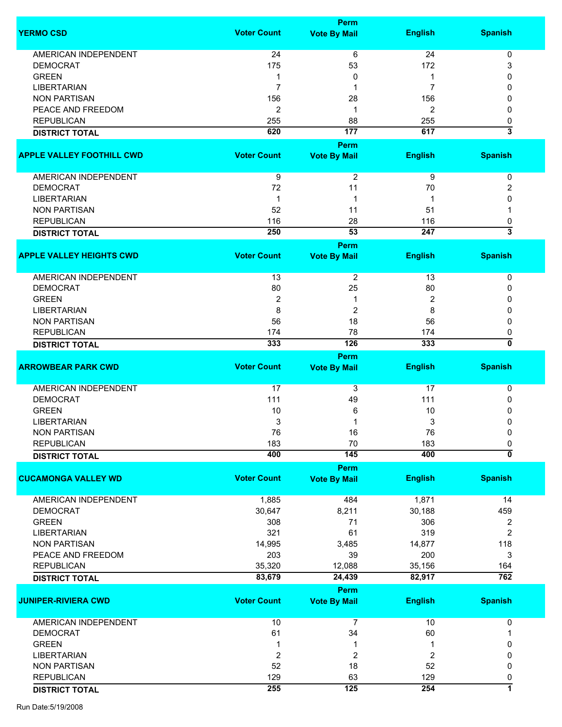| YERMO CSD | Voter Count | Perm Vote By Mail | English | Spanish |
|---|---|---|---|---|
| AMERICAN INDEPENDENT | 24 | 6 | 24 | 0 |
| DEMOCRAT | 175 | 53 | 172 | 3 |
| GREEN | 1 | 0 | 1 | 0 |
| LIBERTARIAN | 7 | 1 | 7 | 0 |
| NON PARTISAN | 156 | 28 | 156 | 0 |
| PEACE AND FREEDOM | 2 | 1 | 2 | 0 |
| REPUBLICAN | 255 | 88 | 255 | 0 |
| **DISTRICT TOTAL** | **620** | **177** | **617** | **3** |

| APPLE VALLEY FOOTHILL CWD | Voter Count | Perm Vote By Mail | English | Spanish |
|---|---|---|---|---|
| AMERICAN INDEPENDENT | 9 | 2 | 9 | 0 |
| DEMOCRAT | 72 | 11 | 70 | 2 |
| LIBERTARIAN | 1 | 1 | 1 | 0 |
| NON PARTISAN | 52 | 11 | 51 | 1 |
| REPUBLICAN | 116 | 28 | 116 | 0 |
| **DISTRICT TOTAL** | **250** | **53** | **247** | **3** |

| APPLE VALLEY HEIGHTS CWD | Voter Count | Perm Vote By Mail | English | Spanish |
|---|---|---|---|---|
| AMERICAN INDEPENDENT | 13 | 2 | 13 | 0 |
| DEMOCRAT | 80 | 25 | 80 | 0 |
| GREEN | 2 | 1 | 2 | 0 |
| LIBERTARIAN | 8 | 2 | 8 | 0 |
| NON PARTISAN | 56 | 18 | 56 | 0 |
| REPUBLICAN | 174 | 78 | 174 | 0 |
| **DISTRICT TOTAL** | **333** | **126** | **333** | **0** |

| ARROWBEAR PARK CWD | Voter Count | Perm Vote By Mail | English | Spanish |
|---|---|---|---|---|
| AMERICAN INDEPENDENT | 17 | 3 | 17 | 0 |
| DEMOCRAT | 111 | 49 | 111 | 0 |
| GREEN | 10 | 6 | 10 | 0 |
| LIBERTARIAN | 3 | 1 | 3 | 0 |
| NON PARTISAN | 76 | 16 | 76 | 0 |
| REPUBLICAN | 183 | 70 | 183 | 0 |
| **DISTRICT TOTAL** | **400** | **145** | **400** | **0** |

| CUCAMONGA VALLEY WD | Voter Count | Perm Vote By Mail | English | Spanish |
|---|---|---|---|---|
| AMERICAN INDEPENDENT | 1,885 | 484 | 1,871 | 14 |
| DEMOCRAT | 30,647 | 8,211 | 30,188 | 459 |
| GREEN | 308 | 71 | 306 | 2 |
| LIBERTARIAN | 321 | 61 | 319 | 2 |
| NON PARTISAN | 14,995 | 3,485 | 14,877 | 118 |
| PEACE AND FREEDOM | 203 | 39 | 200 | 3 |
| REPUBLICAN | 35,320 | 12,088 | 35,156 | 164 |
| **DISTRICT TOTAL** | **83,679** | **24,439** | **82,917** | **762** |

| JUNIPER-RIVIERA CWD | Voter Count | Perm Vote By Mail | English | Spanish |
|---|---|---|---|---|
| AMERICAN INDEPENDENT | 10 | 7 | 10 | 0 |
| DEMOCRAT | 61 | 34 | 60 | 1 |
| GREEN | 1 | 1 | 1 | 0 |
| LIBERTARIAN | 2 | 2 | 2 | 0 |
| NON PARTISAN | 52 | 18 | 52 | 0 |
| REPUBLICAN | 129 | 63 | 129 | 0 |
| **DISTRICT TOTAL** | **255** | **125** | **254** | **1** |

Run Date:5/19/2008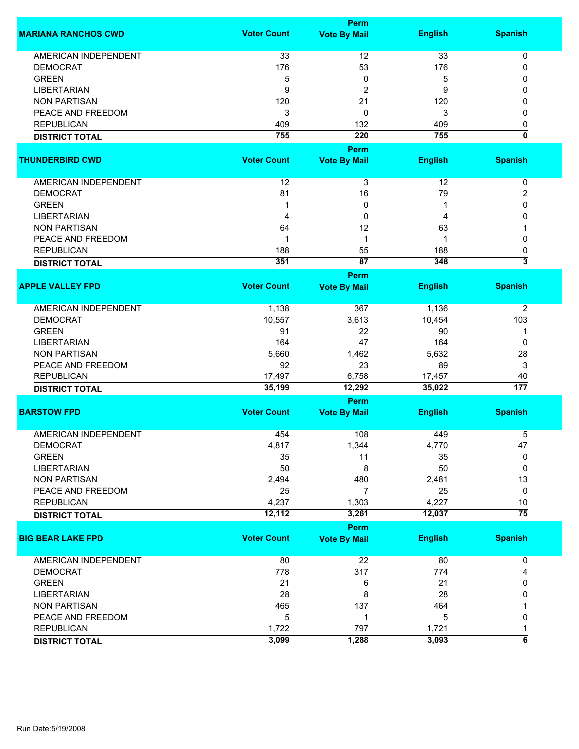| MARIANA RANCHOS CWD | Voter Count | Perm Vote By Mail | English | Spanish |
|---|---|---|---|---|
| AMERICAN INDEPENDENT | 33 | 12 | 33 | 0 |
| DEMOCRAT | 176 | 53 | 176 | 0 |
| GREEN | 5 | 0 | 5 | 0 |
| LIBERTARIAN | 9 | 2 | 9 | 0 |
| NON PARTISAN | 120 | 21 | 120 | 0 |
| PEACE AND FREEDOM | 3 | 0 | 3 | 0 |
| REPUBLICAN | 409 | 132 | 409 | 0 |
| **DISTRICT TOTAL** | **755** | **220** | **755** | **0** |

| THUNDERBIRD CWD | Voter Count | Perm Vote By Mail | English | Spanish |
|---|---|---|---|---|
| AMERICAN INDEPENDENT | 12 | 3 | 12 | 0 |
| DEMOCRAT | 81 | 16 | 79 | 2 |
| GREEN | 1 | 0 | 1 | 0 |
| LIBERTARIAN | 4 | 0 | 4 | 0 |
| NON PARTISAN | 64 | 12 | 63 | 1 |
| PEACE AND FREEDOM | 1 | 1 | 1 | 0 |
| REPUBLICAN | 188 | 55 | 188 | 0 |
| **DISTRICT TOTAL** | **351** | **87** | **348** | **3** |

| APPLE VALLEY FPD | Voter Count | Perm Vote By Mail | English | Spanish |
|---|---|---|---|---|
| AMERICAN INDEPENDENT | 1,138 | 367 | 1,136 | 2 |
| DEMOCRAT | 10,557 | 3,613 | 10,454 | 103 |
| GREEN | 91 | 22 | 90 | 1 |
| LIBERTARIAN | 164 | 47 | 164 | 0 |
| NON PARTISAN | 5,660 | 1,462 | 5,632 | 28 |
| PEACE AND FREEDOM | 92 | 23 | 89 | 3 |
| REPUBLICAN | 17,497 | 6,758 | 17,457 | 40 |
| **DISTRICT TOTAL** | **35,199** | **12,292** | **35,022** | **177** |

| BARSTOW FPD | Voter Count | Perm Vote By Mail | English | Spanish |
|---|---|---|---|---|
| AMERICAN INDEPENDENT | 454 | 108 | 449 | 5 |
| DEMOCRAT | 4,817 | 1,344 | 4,770 | 47 |
| GREEN | 35 | 11 | 35 | 0 |
| LIBERTARIAN | 50 | 8 | 50 | 0 |
| NON PARTISAN | 2,494 | 480 | 2,481 | 13 |
| PEACE AND FREEDOM | 25 | 7 | 25 | 0 |
| REPUBLICAN | 4,237 | 1,303 | 4,227 | 10 |
| **DISTRICT TOTAL** | **12,112** | **3,261** | **12,037** | **75** |

| BIG BEAR LAKE FPD | Voter Count | Perm Vote By Mail | English | Spanish |
|---|---|---|---|---|
| AMERICAN INDEPENDENT | 80 | 22 | 80 | 0 |
| DEMOCRAT | 778 | 317 | 774 | 4 |
| GREEN | 21 | 6 | 21 | 0 |
| LIBERTARIAN | 28 | 8 | 28 | 0 |
| NON PARTISAN | 465 | 137 | 464 | 1 |
| PEACE AND FREEDOM | 5 | 1 | 5 | 0 |
| REPUBLICAN | 1,722 | 797 | 1,721 | 1 |
| **DISTRICT TOTAL** | **3,099** | **1,288** | **3,093** | **6** |

Run Date:5/19/2008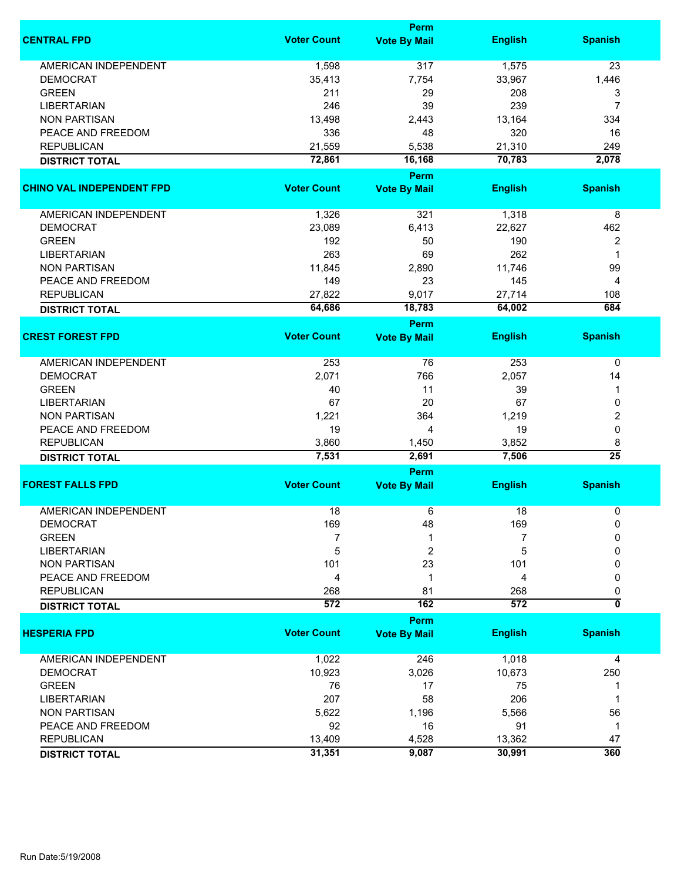| CENTRAL FPD | Voter Count | Perm Vote By Mail | English | Spanish |
|---|---|---|---|---|
| AMERICAN INDEPENDENT | 1,598 | 317 | 1,575 | 23 |
| DEMOCRAT | 35,413 | 7,754 | 33,967 | 1,446 |
| GREEN | 211 | 29 | 208 | 3 |
| LIBERTARIAN | 246 | 39 | 239 | 7 |
| NON PARTISAN | 13,498 | 2,443 | 13,164 | 334 |
| PEACE AND FREEDOM | 336 | 48 | 320 | 16 |
| REPUBLICAN | 21,559 | 5,538 | 21,310 | 249 |
| **DISTRICT TOTAL** | **72,861** | **16,168** | **70,783** | **2,078** |

| CHINO VAL INDEPENDENT FPD | Voter Count | Perm Vote By Mail | English | Spanish |
|---|---|---|---|---|
| AMERICAN INDEPENDENT | 1,326 | 321 | 1,318 | 8 |
| DEMOCRAT | 23,089 | 6,413 | 22,627 | 462 |
| GREEN | 192 | 50 | 190 | 2 |
| LIBERTARIAN | 263 | 69 | 262 | 1 |
| NON PARTISAN | 11,845 | 2,890 | 11,746 | 99 |
| PEACE AND FREEDOM | 149 | 23 | 145 | 4 |
| REPUBLICAN | 27,822 | 9,017 | 27,714 | 108 |
| **DISTRICT TOTAL** | **64,686** | **18,783** | **64,002** | **684** |

| CREST FOREST FPD | Voter Count | Perm Vote By Mail | English | Spanish |
|---|---|---|---|---|
| AMERICAN INDEPENDENT | 253 | 76 | 253 | 0 |
| DEMOCRAT | 2,071 | 766 | 2,057 | 14 |
| GREEN | 40 | 11 | 39 | 1 |
| LIBERTARIAN | 67 | 20 | 67 | 0 |
| NON PARTISAN | 1,221 | 364 | 1,219 | 2 |
| PEACE AND FREEDOM | 19 | 4 | 19 | 0 |
| REPUBLICAN | 3,860 | 1,450 | 3,852 | 8 |
| **DISTRICT TOTAL** | **7,531** | **2,691** | **7,506** | **25** |

| FOREST FALLS FPD | Voter Count | Perm Vote By Mail | English | Spanish |
|---|---|---|---|---|
| AMERICAN INDEPENDENT | 18 | 6 | 18 | 0 |
| DEMOCRAT | 169 | 48 | 169 | 0 |
| GREEN | 7 | 1 | 7 | 0 |
| LIBERTARIAN | 5 | 2 | 5 | 0 |
| NON PARTISAN | 101 | 23 | 101 | 0 |
| PEACE AND FREEDOM | 4 | 1 | 4 | 0 |
| REPUBLICAN | 268 | 81 | 268 | 0 |
| **DISTRICT TOTAL** | **572** | **162** | **572** | **0** |

| HESPERIA FPD | Voter Count | Perm Vote By Mail | English | Spanish |
|---|---|---|---|---|
| AMERICAN INDEPENDENT | 1,022 | 246 | 1,018 | 4 |
| DEMOCRAT | 10,923 | 3,026 | 10,673 | 250 |
| GREEN | 76 | 17 | 75 | 1 |
| LIBERTARIAN | 207 | 58 | 206 | 1 |
| NON PARTISAN | 5,622 | 1,196 | 5,566 | 56 |
| PEACE AND FREEDOM | 92 | 16 | 91 | 1 |
| REPUBLICAN | 13,409 | 4,528 | 13,362 | 47 |
| **DISTRICT TOTAL** | **31,351** | **9,087** | **30,991** | **360** |

Run Date:5/19/2008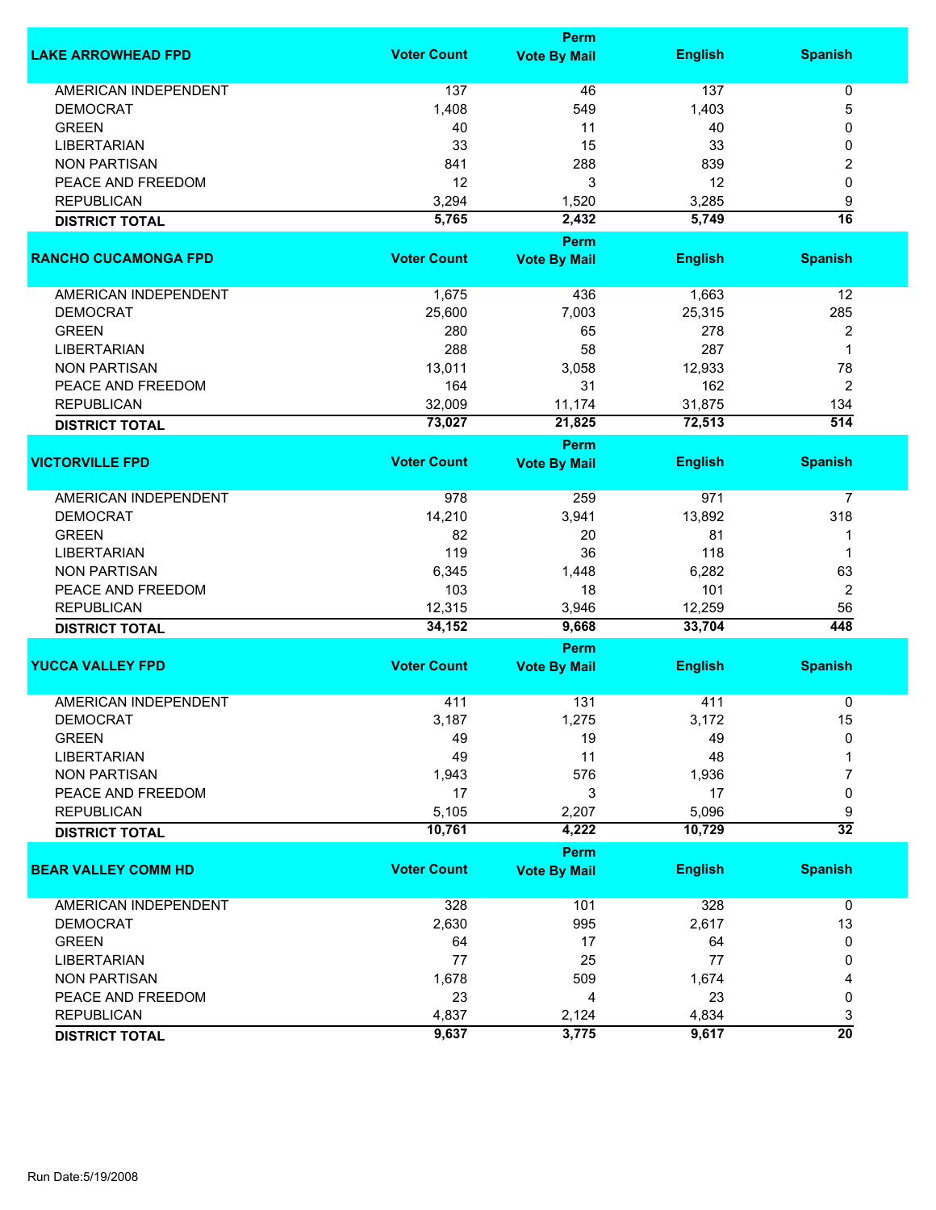| LAKE ARROWHEAD FPD | Voter Count | Perm Vote By Mail | English | Spanish |
|---|---|---|---|---|
| AMERICAN INDEPENDENT | 137 | 46 | 137 | 0 |
| DEMOCRAT | 1,408 | 549 | 1,403 | 5 |
| GREEN | 40 | 11 | 40 | 0 |
| LIBERTARIAN | 33 | 15 | 33 | 0 |
| NON PARTISAN | 841 | 288 | 839 | 2 |
| PEACE AND FREEDOM | 12 | 3 | 12 | 0 |
| REPUBLICAN | 3,294 | 1,520 | 3,285 | 9 |
| **DISTRICT TOTAL** | **5,765** | **2,432** | **5,749** | **16** |

| RANCHO CUCAMONGA FPD | Voter Count | Perm Vote By Mail | English | Spanish |
|---|---|---|---|---|
| AMERICAN INDEPENDENT | 1,675 | 436 | 1,663 | 12 |
| DEMOCRAT | 25,600 | 7,003 | 25,315 | 285 |
| GREEN | 280 | 65 | 278 | 2 |
| LIBERTARIAN | 288 | 58 | 287 | 1 |
| NON PARTISAN | 13,011 | 3,058 | 12,933 | 78 |
| PEACE AND FREEDOM | 164 | 31 | 162 | 2 |
| REPUBLICAN | 32,009 | 11,174 | 31,875 | 134 |
| **DISTRICT TOTAL** | **73,027** | **21,825** | **72,513** | **514** |

| VICTORVILLE FPD | Voter Count | Perm Vote By Mail | English | Spanish |
|---|---|---|---|---|
| AMERICAN INDEPENDENT | 978 | 259 | 971 | 7 |
| DEMOCRAT | 14,210 | 3,941 | 13,892 | 318 |
| GREEN | 82 | 20 | 81 | 1 |
| LIBERTARIAN | 119 | 36 | 118 | 1 |
| NON PARTISAN | 6,345 | 1,448 | 6,282 | 63 |
| PEACE AND FREEDOM | 103 | 18 | 101 | 2 |
| REPUBLICAN | 12,315 | 3,946 | 12,259 | 56 |
| **DISTRICT TOTAL** | **34,152** | **9,668** | **33,704** | **448** |

| YUCCA VALLEY FPD | Voter Count | Perm Vote By Mail | English | Spanish |
|---|---|---|---|---|
| AMERICAN INDEPENDENT | 411 | 131 | 411 | 0 |
| DEMOCRAT | 3,187 | 1,275 | 3,172 | 15 |
| GREEN | 49 | 19 | 49 | 0 |
| LIBERTARIAN | 49 | 11 | 48 | 1 |
| NON PARTISAN | 1,943 | 576 | 1,936 | 7 |
| PEACE AND FREEDOM | 17 | 3 | 17 | 0 |
| REPUBLICAN | 5,105 | 2,207 | 5,096 | 9 |
| **DISTRICT TOTAL** | **10,761** | **4,222** | **10,729** | **32** |

| BEAR VALLEY COMM HD | Voter Count | Perm Vote By Mail | English | Spanish |
|---|---|---|---|---|
| AMERICAN INDEPENDENT | 328 | 101 | 328 | 0 |
| DEMOCRAT | 2,630 | 995 | 2,617 | 13 |
| GREEN | 64 | 17 | 64 | 0 |
| LIBERTARIAN | 77 | 25 | 77 | 0 |
| NON PARTISAN | 1,678 | 509 | 1,674 | 4 |
| PEACE AND FREEDOM | 23 | 4 | 23 | 0 |
| REPUBLICAN | 4,837 | 2,124 | 4,834 | 3 |
| **DISTRICT TOTAL** | **9,637** | **3,775** | **9,617** | **20** |

Run Date:5/19/2008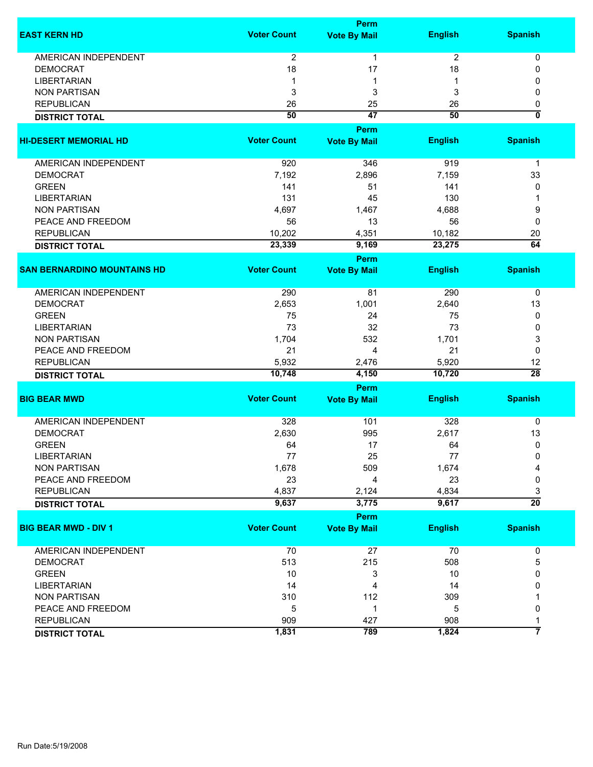| EAST KERN HD | Voter Count | Perm Vote By Mail | English | Spanish |
|---|---|---|---|---|
| AMERICAN INDEPENDENT | 2 | 1 | 2 | 0 |
| DEMOCRAT | 18 | 17 | 18 | 0 |
| LIBERTARIAN | 1 | 1 | 1 | 0 |
| NON PARTISAN | 3 | 3 | 3 | 0 |
| REPUBLICAN | 26 | 25 | 26 | 0 |
| **DISTRICT TOTAL** | **50** | **47** | **50** | **0** |

| HI-DESERT MEMORIAL HD | Voter Count | Perm Vote By Mail | English | Spanish |
|---|---|---|---|---|
| AMERICAN INDEPENDENT | 920 | 346 | 919 | 1 |
| DEMOCRAT | 7,192 | 2,896 | 7,159 | 33 |
| GREEN | 141 | 51 | 141 | 0 |
| LIBERTARIAN | 131 | 45 | 130 | 1 |
| NON PARTISAN | 4,697 | 1,467 | 4,688 | 9 |
| PEACE AND FREEDOM | 56 | 13 | 56 | 0 |
| REPUBLICAN | 10,202 | 4,351 | 10,182 | 20 |
| **DISTRICT TOTAL** | **23,339** | **9,169** | **23,275** | **64** |

| SAN BERNARDINO MOUNTAINS HD | Voter Count | Perm Vote By Mail | English | Spanish |
|---|---|---|---|---|
| AMERICAN INDEPENDENT | 290 | 81 | 290 | 0 |
| DEMOCRAT | 2,653 | 1,001 | 2,640 | 13 |
| GREEN | 75 | 24 | 75 | 0 |
| LIBERTARIAN | 73 | 32 | 73 | 0 |
| NON PARTISAN | 1,704 | 532 | 1,701 | 3 |
| PEACE AND FREEDOM | 21 | 4 | 21 | 0 |
| REPUBLICAN | 5,932 | 2,476 | 5,920 | 12 |
| **DISTRICT TOTAL** | **10,748** | **4,150** | **10,720** | **28** |

| BIG BEAR MWD | Voter Count | Perm Vote By Mail | English | Spanish |
|---|---|---|---|---|
| AMERICAN INDEPENDENT | 328 | 101 | 328 | 0 |
| DEMOCRAT | 2,630 | 995 | 2,617 | 13 |
| GREEN | 64 | 17 | 64 | 0 |
| LIBERTARIAN | 77 | 25 | 77 | 0 |
| NON PARTISAN | 1,678 | 509 | 1,674 | 4 |
| PEACE AND FREEDOM | 23 | 4 | 23 | 0 |
| REPUBLICAN | 4,837 | 2,124 | 4,834 | 3 |
| **DISTRICT TOTAL** | **9,637** | **3,775** | **9,617** | **20** |

| BIG BEAR MWD - DIV 1 | Voter Count | Perm Vote By Mail | English | Spanish |
|---|---|---|---|---|
| AMERICAN INDEPENDENT | 70 | 27 | 70 | 0 |
| DEMOCRAT | 513 | 215 | 508 | 5 |
| GREEN | 10 | 3 | 10 | 0 |
| LIBERTARIAN | 14 | 4 | 14 | 0 |
| NON PARTISAN | 310 | 112 | 309 | 1 |
| PEACE AND FREEDOM | 5 | 1 | 5 | 0 |
| REPUBLICAN | 909 | 427 | 908 | 1 |
| **DISTRICT TOTAL** | **1,831** | **789** | **1,824** | **7** |

Run Date:5/19/2008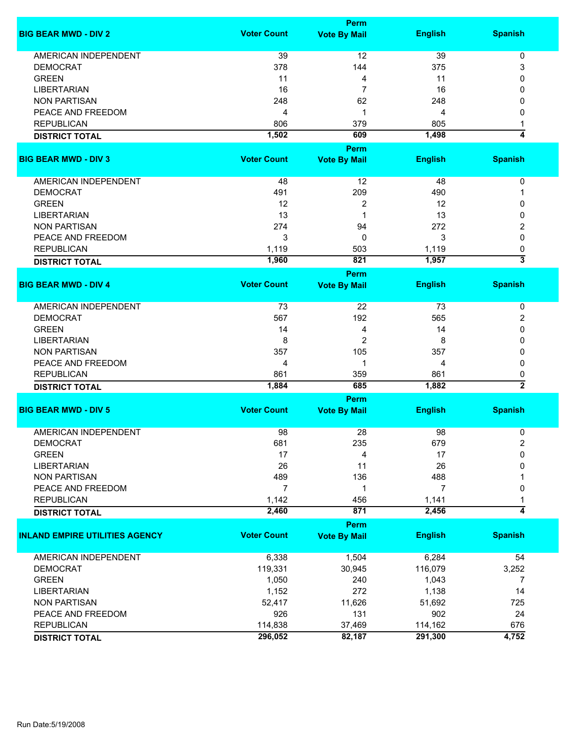| BIG BEAR MWD - DIV 2 | Voter Count | Perm Vote By Mail | English | Spanish |
|---|---|---|---|---|
| AMERICAN INDEPENDENT | 39 | 12 | 39 | 0 |
| DEMOCRAT | 378 | 144 | 375 | 3 |
| GREEN | 11 | 4 | 11 | 0 |
| LIBERTARIAN | 16 | 7 | 16 | 0 |
| NON PARTISAN | 248 | 62 | 248 | 0 |
| PEACE AND FREEDOM | 4 | 1 | 4 | 0 |
| REPUBLICAN | 806 | 379 | 805 | 1 |
| **DISTRICT TOTAL** | **1,502** | **609** | **1,498** | **4** |

| BIG BEAR MWD - DIV 3 | Voter Count | Perm Vote By Mail | English | Spanish |
|---|---|---|---|---|
| AMERICAN INDEPENDENT | 48 | 12 | 48 | 0 |
| DEMOCRAT | 491 | 209 | 490 | 1 |
| GREEN | 12 | 2 | 12 | 0 |
| LIBERTARIAN | 13 | 1 | 13 | 0 |
| NON PARTISAN | 274 | 94 | 272 | 2 |
| PEACE AND FREEDOM | 3 | 0 | 3 | 0 |
| REPUBLICAN | 1,119 | 503 | 1,119 | 0 |
| **DISTRICT TOTAL** | **1,960** | **821** | **1,957** | **3** |

| BIG BEAR MWD - DIV 4 | Voter Count | Perm Vote By Mail | English | Spanish |
|---|---|---|---|---|
| AMERICAN INDEPENDENT | 73 | 22 | 73 | 0 |
| DEMOCRAT | 567 | 192 | 565 | 2 |
| GREEN | 14 | 4 | 14 | 0 |
| LIBERTARIAN | 8 | 2 | 8 | 0 |
| NON PARTISAN | 357 | 105 | 357 | 0 |
| PEACE AND FREEDOM | 4 | 1 | 4 | 0 |
| REPUBLICAN | 861 | 359 | 861 | 0 |
| **DISTRICT TOTAL** | **1,884** | **685** | **1,882** | **2** |

| BIG BEAR MWD - DIV 5 | Voter Count | Perm Vote By Mail | English | Spanish |
|---|---|---|---|---|
| AMERICAN INDEPENDENT | 98 | 28 | 98 | 0 |
| DEMOCRAT | 681 | 235 | 679 | 2 |
| GREEN | 17 | 4 | 17 | 0 |
| LIBERTARIAN | 26 | 11 | 26 | 0 |
| NON PARTISAN | 489 | 136 | 488 | 1 |
| PEACE AND FREEDOM | 7 | 1 | 7 | 0 |
| REPUBLICAN | 1,142 | 456 | 1,141 | 1 |
| **DISTRICT TOTAL** | **2,460** | **871** | **2,456** | **4** |

| INLAND EMPIRE UTILITIES AGENCY | Voter Count | Perm Vote By Mail | English | Spanish |
|---|---|---|---|---|
| AMERICAN INDEPENDENT | 6,338 | 1,504 | 6,284 | 54 |
| DEMOCRAT | 119,331 | 30,945 | 116,079 | 3,252 |
| GREEN | 1,050 | 240 | 1,043 | 7 |
| LIBERTARIAN | 1,152 | 272 | 1,138 | 14 |
| NON PARTISAN | 52,417 | 11,626 | 51,692 | 725 |
| PEACE AND FREEDOM | 926 | 131 | 902 | 24 |
| REPUBLICAN | 114,838 | 37,469 | 114,162 | 676 |
| **DISTRICT TOTAL** | **296,052** | **82,187** | **291,300** | **4,752** |

Run Date:5/19/2008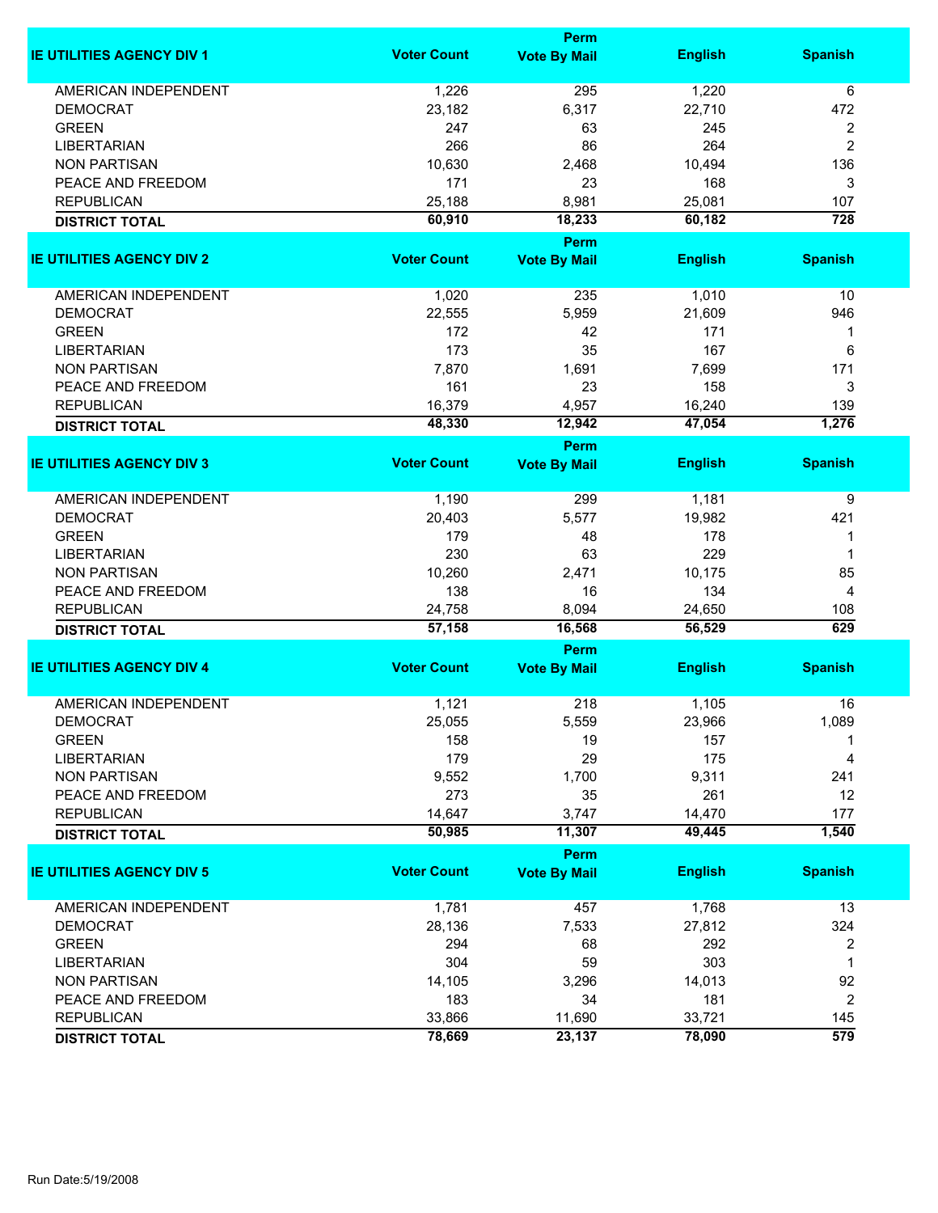| IE UTILITIES AGENCY DIV 1 | Voter Count | Perm Vote By Mail | English | Spanish |
|---|---|---|---|---|
| AMERICAN INDEPENDENT | 1,226 | 295 | 1,220 | 6 |
| DEMOCRAT | 23,182 | 6,317 | 22,710 | 472 |
| GREEN | 247 | 63 | 245 | 2 |
| LIBERTARIAN | 266 | 86 | 264 | 2 |
| NON PARTISAN | 10,630 | 2,468 | 10,494 | 136 |
| PEACE AND FREEDOM | 171 | 23 | 168 | 3 |
| REPUBLICAN | 25,188 | 8,981 | 25,081 | 107 |
| **DISTRICT TOTAL** | **60,910** | **18,233** | **60,182** | **728** |

| IE UTILITIES AGENCY DIV 2 | Voter Count | Perm Vote By Mail | English | Spanish |
|---|---|---|---|---|
| AMERICAN INDEPENDENT | 1,020 | 235 | 1,010 | 10 |
| DEMOCRAT | 22,555 | 5,959 | 21,609 | 946 |
| GREEN | 172 | 42 | 171 | 1 |
| LIBERTARIAN | 173 | 35 | 167 | 6 |
| NON PARTISAN | 7,870 | 1,691 | 7,699 | 171 |
| PEACE AND FREEDOM | 161 | 23 | 158 | 3 |
| REPUBLICAN | 16,379 | 4,957 | 16,240 | 139 |
| **DISTRICT TOTAL** | **48,330** | **12,942** | **47,054** | **1,276** |

| IE UTILITIES AGENCY DIV 3 | Voter Count | Perm Vote By Mail | English | Spanish |
|---|---|---|---|---|
| AMERICAN INDEPENDENT | 1,190 | 299 | 1,181 | 9 |
| DEMOCRAT | 20,403 | 5,577 | 19,982 | 421 |
| GREEN | 179 | 48 | 178 | 1 |
| LIBERTARIAN | 230 | 63 | 229 | 1 |
| NON PARTISAN | 10,260 | 2,471 | 10,175 | 85 |
| PEACE AND FREEDOM | 138 | 16 | 134 | 4 |
| REPUBLICAN | 24,758 | 8,094 | 24,650 | 108 |
| **DISTRICT TOTAL** | **57,158** | **16,568** | **56,529** | **629** |

| IE UTILITIES AGENCY DIV 4 | Voter Count | Perm Vote By Mail | English | Spanish |
|---|---|---|---|---|
| AMERICAN INDEPENDENT | 1,121 | 218 | 1,105 | 16 |
| DEMOCRAT | 25,055 | 5,559 | 23,966 | 1,089 |
| GREEN | 158 | 19 | 157 | 1 |
| LIBERTARIAN | 179 | 29 | 175 | 4 |
| NON PARTISAN | 9,552 | 1,700 | 9,311 | 241 |
| PEACE AND FREEDOM | 273 | 35 | 261 | 12 |
| REPUBLICAN | 14,647 | 3,747 | 14,470 | 177 |
| **DISTRICT TOTAL** | **50,985** | **11,307** | **49,445** | **1,540** |

| IE UTILITIES AGENCY DIV 5 | Voter Count | Perm Vote By Mail | English | Spanish |
|---|---|---|---|---|
| AMERICAN INDEPENDENT | 1,781 | 457 | 1,768 | 13 |
| DEMOCRAT | 28,136 | 7,533 | 27,812 | 324 |
| GREEN | 294 | 68 | 292 | 2 |
| LIBERTARIAN | 304 | 59 | 303 | 1 |
| NON PARTISAN | 14,105 | 3,296 | 14,013 | 92 |
| PEACE AND FREEDOM | 183 | 34 | 181 | 2 |
| REPUBLICAN | 33,866 | 11,690 | 33,721 | 145 |
| **DISTRICT TOTAL** | **78,669** | **23,137** | **78,090** | **579** |

Run Date:5/19/2008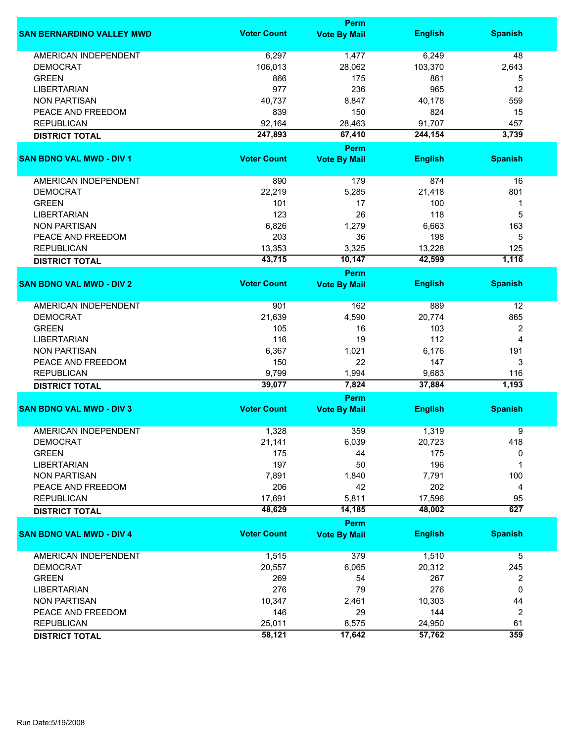| SAN BERNARDINO VALLEY MWD | Voter Count | Perm Vote By Mail | English | Spanish |
|---|---|---|---|---|
| AMERICAN INDEPENDENT | 6,297 | 1,477 | 6,249 | 48 |
| DEMOCRAT | 106,013 | 28,062 | 103,370 | 2,643 |
| GREEN | 866 | 175 | 861 | 5 |
| LIBERTARIAN | 977 | 236 | 965 | 12 |
| NON PARTISAN | 40,737 | 8,847 | 40,178 | 559 |
| PEACE AND FREEDOM | 839 | 150 | 824 | 15 |
| REPUBLICAN | 92,164 | 28,463 | 91,707 | 457 |
| **DISTRICT TOTAL** | **247,893** | **67,410** | **244,154** | **3,739** |

| SAN BDNO VAL MWD - DIV 1 | Voter Count | Perm Vote By Mail | English | Spanish |
|---|---|---|---|---|
| AMERICAN INDEPENDENT | 890 | 179 | 874 | 16 |
| DEMOCRAT | 22,219 | 5,285 | 21,418 | 801 |
| GREEN | 101 | 17 | 100 | 1 |
| LIBERTARIAN | 123 | 26 | 118 | 5 |
| NON PARTISAN | 6,826 | 1,279 | 6,663 | 163 |
| PEACE AND FREEDOM | 203 | 36 | 198 | 5 |
| REPUBLICAN | 13,353 | 3,325 | 13,228 | 125 |
| **DISTRICT TOTAL** | **43,715** | **10,147** | **42,599** | **1,116** |

| SAN BDNO VAL MWD - DIV 2 | Voter Count | Perm Vote By Mail | English | Spanish |
|---|---|---|---|---|
| AMERICAN INDEPENDENT | 901 | 162 | 889 | 12 |
| DEMOCRAT | 21,639 | 4,590 | 20,774 | 865 |
| GREEN | 105 | 16 | 103 | 2 |
| LIBERTARIAN | 116 | 19 | 112 | 4 |
| NON PARTISAN | 6,367 | 1,021 | 6,176 | 191 |
| PEACE AND FREEDOM | 150 | 22 | 147 | 3 |
| REPUBLICAN | 9,799 | 1,994 | 9,683 | 116 |
| **DISTRICT TOTAL** | **39,077** | **7,824** | **37,884** | **1,193** |

| SAN BDNO VAL MWD - DIV 3 | Voter Count | Perm Vote By Mail | English | Spanish |
|---|---|---|---|---|
| AMERICAN INDEPENDENT | 1,328 | 359 | 1,319 | 9 |
| DEMOCRAT | 21,141 | 6,039 | 20,723 | 418 |
| GREEN | 175 | 44 | 175 | 0 |
| LIBERTARIAN | 197 | 50 | 196 | 1 |
| NON PARTISAN | 7,891 | 1,840 | 7,791 | 100 |
| PEACE AND FREEDOM | 206 | 42 | 202 | 4 |
| REPUBLICAN | 17,691 | 5,811 | 17,596 | 95 |
| **DISTRICT TOTAL** | **48,629** | **14,185** | **48,002** | **627** |

| SAN BDNO VAL MWD - DIV 4 | Voter Count | Perm Vote By Mail | English | Spanish |
|---|---|---|---|---|
| AMERICAN INDEPENDENT | 1,515 | 379 | 1,510 | 5 |
| DEMOCRAT | 20,557 | 6,065 | 20,312 | 245 |
| GREEN | 269 | 54 | 267 | 2 |
| LIBERTARIAN | 276 | 79 | 276 | 0 |
| NON PARTISAN | 10,347 | 2,461 | 10,303 | 44 |
| PEACE AND FREEDOM | 146 | 29 | 144 | 2 |
| REPUBLICAN | 25,011 | 8,575 | 24,950 | 61 |
| **DISTRICT TOTAL** | **58,121** | **17,642** | **57,762** | **359** |

Run Date:5/19/2008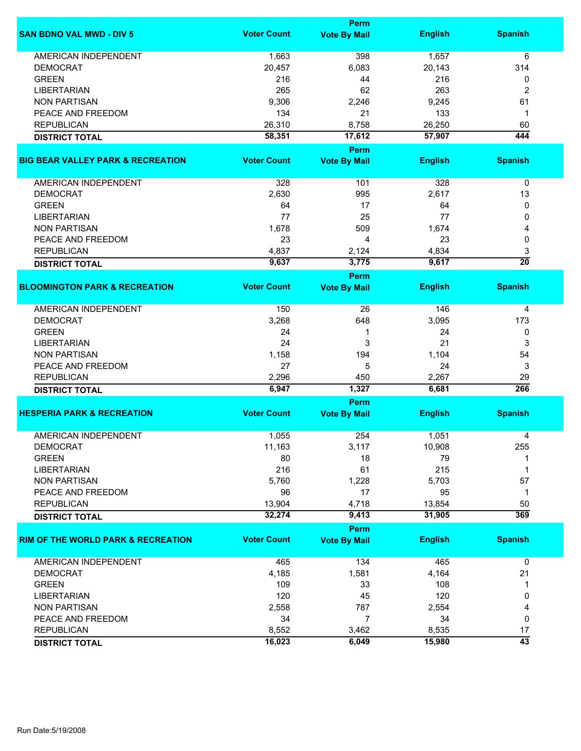| SAN BDNO VAL MWD - DIV 5 | Voter Count | Perm Vote By Mail | English | Spanish |
|---|---|---|---|---|
| AMERICAN INDEPENDENT | 1,663 | 398 | 1,657 | 6 |
| DEMOCRAT | 20,457 | 6,083 | 20,143 | 314 |
| GREEN | 216 | 44 | 216 | 0 |
| LIBERTARIAN | 265 | 62 | 263 | 2 |
| NON PARTISAN | 9,306 | 2,246 | 9,245 | 61 |
| PEACE AND FREEDOM | 134 | 21 | 133 | 1 |
| REPUBLICAN | 26,310 | 8,758 | 26,250 | 60 |
| **DISTRICT TOTAL** | **58,351** | **17,612** | **57,907** | **444** |

| BIG BEAR VALLEY PARK & RECREATION | Voter Count | Perm Vote By Mail | English | Spanish |
|---|---|---|---|---|
| AMERICAN INDEPENDENT | 328 | 101 | 328 | 0 |
| DEMOCRAT | 2,630 | 995 | 2,617 | 13 |
| GREEN | 64 | 17 | 64 | 0 |
| LIBERTARIAN | 77 | 25 | 77 | 0 |
| NON PARTISAN | 1,678 | 509 | 1,674 | 4 |
| PEACE AND FREEDOM | 23 | 4 | 23 | 0 |
| REPUBLICAN | 4,837 | 2,124 | 4,834 | 3 |
| **DISTRICT TOTAL** | **9,637** | **3,775** | **9,617** | **20** |

| BLOOMINGTON PARK & RECREATION | Voter Count | Perm Vote By Mail | English | Spanish |
|---|---|---|---|---|
| AMERICAN INDEPENDENT | 150 | 26 | 146 | 4 |
| DEMOCRAT | 3,268 | 648 | 3,095 | 173 |
| GREEN | 24 | 1 | 24 | 0 |
| LIBERTARIAN | 24 | 3 | 21 | 3 |
| NON PARTISAN | 1,158 | 194 | 1,104 | 54 |
| PEACE AND FREEDOM | 27 | 5 | 24 | 3 |
| REPUBLICAN | 2,296 | 450 | 2,267 | 29 |
| **DISTRICT TOTAL** | **6,947** | **1,327** | **6,681** | **266** |

| HESPERIA PARK & RECREATION | Voter Count | Perm Vote By Mail | English | Spanish |
|---|---|---|---|---|
| AMERICAN INDEPENDENT | 1,055 | 254 | 1,051 | 4 |
| DEMOCRAT | 11,163 | 3,117 | 10,908 | 255 |
| GREEN | 80 | 18 | 79 | 1 |
| LIBERTARIAN | 216 | 61 | 215 | 1 |
| NON PARTISAN | 5,760 | 1,228 | 5,703 | 57 |
| PEACE AND FREEDOM | 96 | 17 | 95 | 1 |
| REPUBLICAN | 13,904 | 4,718 | 13,854 | 50 |
| **DISTRICT TOTAL** | **32,274** | **9,413** | **31,905** | **369** |

| RIM OF THE WORLD PARK & RECREATION | Voter Count | Perm Vote By Mail | English | Spanish |
|---|---|---|---|---|
| AMERICAN INDEPENDENT | 465 | 134 | 465 | 0 |
| DEMOCRAT | 4,185 | 1,581 | 4,164 | 21 |
| GREEN | 109 | 33 | 108 | 1 |
| LIBERTARIAN | 120 | 45 | 120 | 0 |
| NON PARTISAN | 2,558 | 787 | 2,554 | 4 |
| PEACE AND FREEDOM | 34 | 7 | 34 | 0 |
| REPUBLICAN | 8,552 | 3,462 | 8,535 | 17 |
| **DISTRICT TOTAL** | **16,023** | **6,049** | **15,980** | **43** |

Run Date:5/19/2008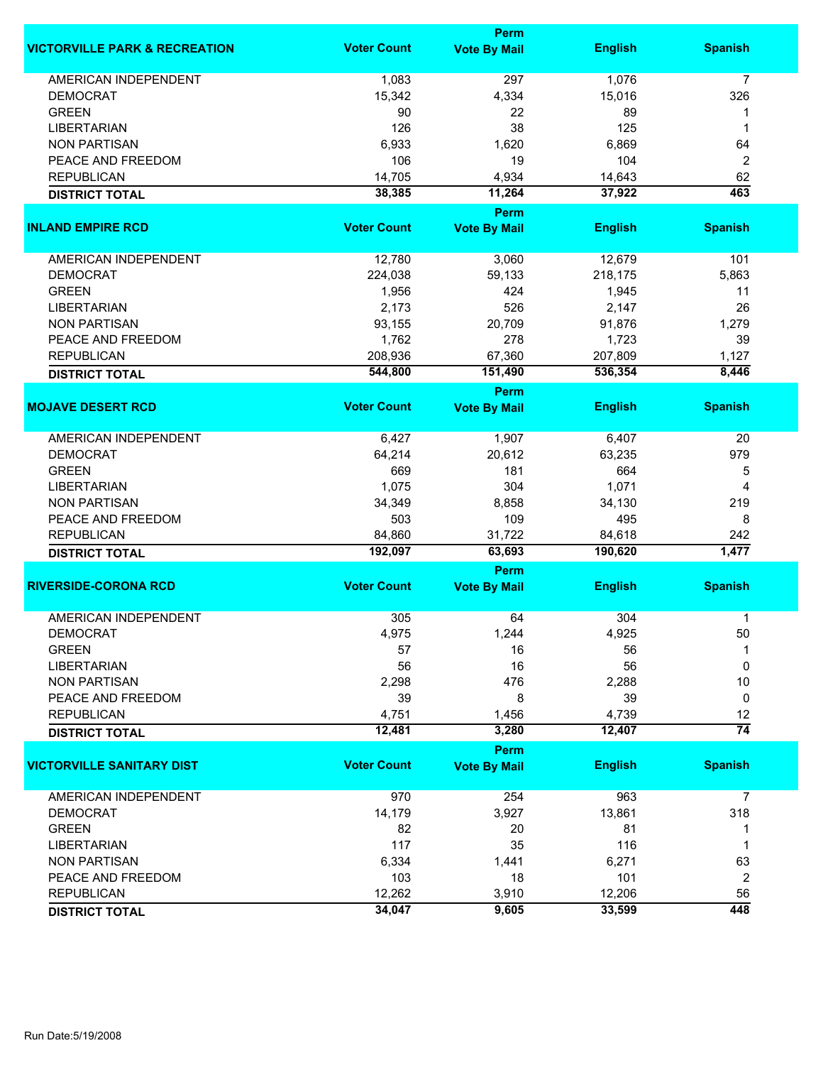| VICTORVILLE PARK & RECREATION | Voter Count | Perm Vote By Mail | English | Spanish |
|---|---|---|---|---|
| AMERICAN INDEPENDENT | 1,083 | 297 | 1,076 | 7 |
| DEMOCRAT | 15,342 | 4,334 | 15,016 | 326 |
| GREEN | 90 | 22 | 89 | 1 |
| LIBERTARIAN | 126 | 38 | 125 | 1 |
| NON PARTISAN | 6,933 | 1,620 | 6,869 | 64 |
| PEACE AND FREEDOM | 106 | 19 | 104 | 2 |
| REPUBLICAN | 14,705 | 4,934 | 14,643 | 62 |
| **DISTRICT TOTAL** | **38,385** | **11,264** | **37,922** | **463** |

| INLAND EMPIRE RCD | Voter Count | Perm Vote By Mail | English | Spanish |
|---|---|---|---|---|
| AMERICAN INDEPENDENT | 12,780 | 3,060 | 12,679 | 101 |
| DEMOCRAT | 224,038 | 59,133 | 218,175 | 5,863 |
| GREEN | 1,956 | 424 | 1,945 | 11 |
| LIBERTARIAN | 2,173 | 526 | 2,147 | 26 |
| NON PARTISAN | 93,155 | 20,709 | 91,876 | 1,279 |
| PEACE AND FREEDOM | 1,762 | 278 | 1,723 | 39 |
| REPUBLICAN | 208,936 | 67,360 | 207,809 | 1,127 |
| **DISTRICT TOTAL** | **544,800** | **151,490** | **536,354** | **8,446** |

| MOJAVE DESERT RCD | Voter Count | Perm Vote By Mail | English | Spanish |
|---|---|---|---|---|
| AMERICAN INDEPENDENT | 6,427 | 1,907 | 6,407 | 20 |
| DEMOCRAT | 64,214 | 20,612 | 63,235 | 979 |
| GREEN | 669 | 181 | 664 | 5 |
| LIBERTARIAN | 1,075 | 304 | 1,071 | 4 |
| NON PARTISAN | 34,349 | 8,858 | 34,130 | 219 |
| PEACE AND FREEDOM | 503 | 109 | 495 | 8 |
| REPUBLICAN | 84,860 | 31,722 | 84,618 | 242 |
| **DISTRICT TOTAL** | **192,097** | **63,693** | **190,620** | **1,477** |

| RIVERSIDE-CORONA RCD | Voter Count | Perm Vote By Mail | English | Spanish |
|---|---|---|---|---|
| AMERICAN INDEPENDENT | 305 | 64 | 304 | 1 |
| DEMOCRAT | 4,975 | 1,244 | 4,925 | 50 |
| GREEN | 57 | 16 | 56 | 1 |
| LIBERTARIAN | 56 | 16 | 56 | 0 |
| NON PARTISAN | 2,298 | 476 | 2,288 | 10 |
| PEACE AND FREEDOM | 39 | 8 | 39 | 0 |
| REPUBLICAN | 4,751 | 1,456 | 4,739 | 12 |
| **DISTRICT TOTAL** | **12,481** | **3,280** | **12,407** | **74** |

| VICTORVILLE SANITARY DIST | Voter Count | Perm Vote By Mail | English | Spanish |
|---|---|---|---|---|
| AMERICAN INDEPENDENT | 970 | 254 | 963 | 7 |
| DEMOCRAT | 14,179 | 3,927 | 13,861 | 318 |
| GREEN | 82 | 20 | 81 | 1 |
| LIBERTARIAN | 117 | 35 | 116 | 1 |
| NON PARTISAN | 6,334 | 1,441 | 6,271 | 63 |
| PEACE AND FREEDOM | 103 | 18 | 101 | 2 |
| REPUBLICAN | 12,262 | 3,910 | 12,206 | 56 |
| **DISTRICT TOTAL** | **34,047** | **9,605** | **33,599** | **448** |

Run Date:5/19/2008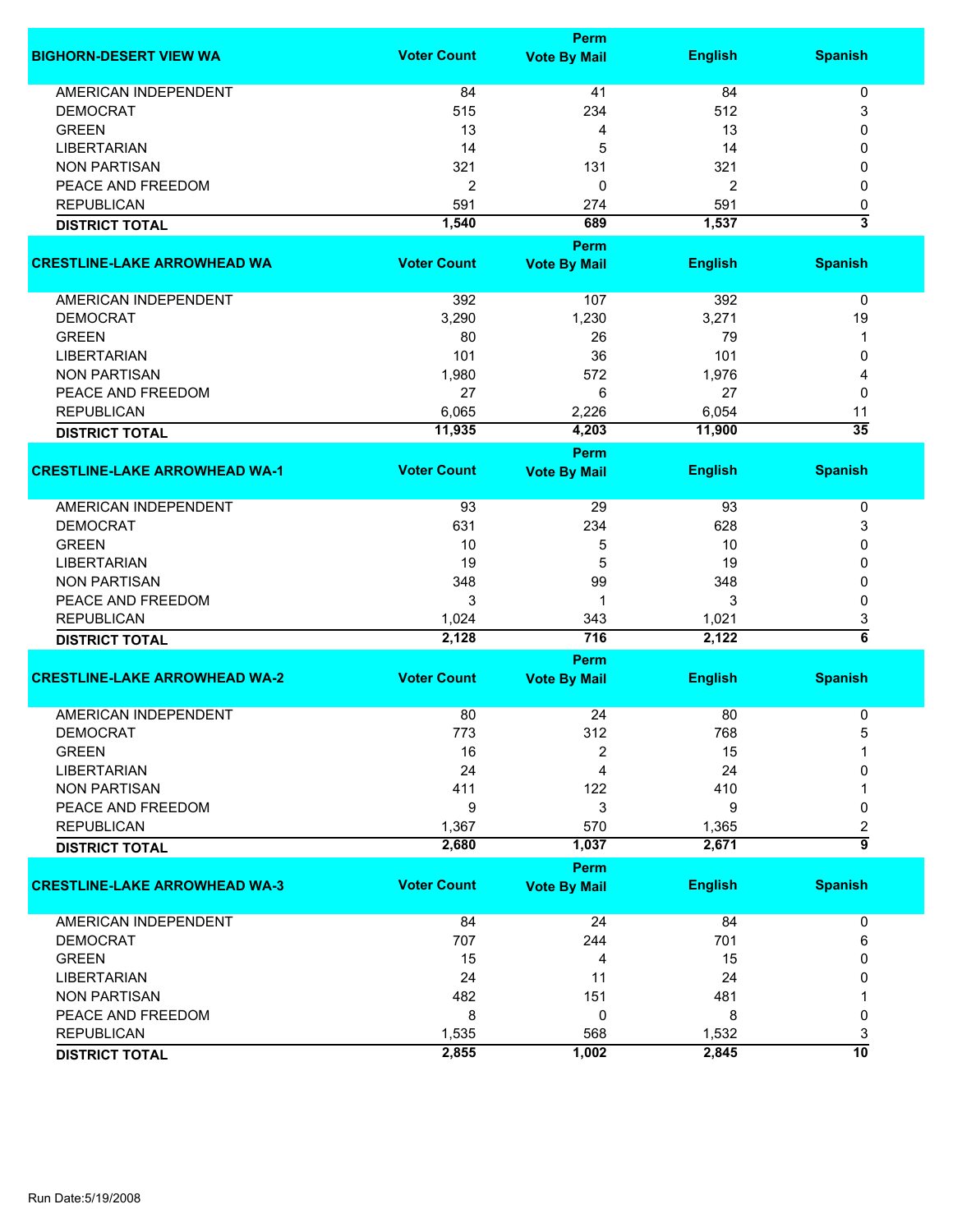| BIGHORN-DESERT VIEW WA | Voter Count | Perm Vote By Mail | English | Spanish |
|---|---|---|---|---|
| AMERICAN INDEPENDENT | 84 | 41 | 84 | 0 |
| DEMOCRAT | 515 | 234 | 512 | 3 |
| GREEN | 13 | 4 | 13 | 0 |
| LIBERTARIAN | 14 | 5 | 14 | 0 |
| NON PARTISAN | 321 | 131 | 321 | 0 |
| PEACE AND FREEDOM | 2 | 0 | 2 | 0 |
| REPUBLICAN | 591 | 274 | 591 | 0 |
| **DISTRICT TOTAL** | **1,540** | **689** | **1,537** | **3** |

| CRESTLINE-LAKE ARROWHEAD WA | Voter Count | Perm Vote By Mail | English | Spanish |
|---|---|---|---|---|
| AMERICAN INDEPENDENT | 392 | 107 | 392 | 0 |
| DEMOCRAT | 3,290 | 1,230 | 3,271 | 19 |
| GREEN | 80 | 26 | 79 | 1 |
| LIBERTARIAN | 101 | 36 | 101 | 0 |
| NON PARTISAN | 1,980 | 572 | 1,976 | 4 |
| PEACE AND FREEDOM | 27 | 6 | 27 | 0 |
| REPUBLICAN | 6,065 | 2,226 | 6,054 | 11 |
| **DISTRICT TOTAL** | **11,935** | **4,203** | **11,900** | **35** |

| CRESTLINE-LAKE ARROWHEAD WA-1 | Voter Count | Perm Vote By Mail | English | Spanish |
|---|---|---|---|---|
| AMERICAN INDEPENDENT | 93 | 29 | 93 | 0 |
| DEMOCRAT | 631 | 234 | 628 | 3 |
| GREEN | 10 | 5 | 10 | 0 |
| LIBERTARIAN | 19 | 5 | 19 | 0 |
| NON PARTISAN | 348 | 99 | 348 | 0 |
| PEACE AND FREEDOM | 3 | 1 | 3 | 0 |
| REPUBLICAN | 1,024 | 343 | 1,021 | 3 |
| **DISTRICT TOTAL** | **2,128** | **716** | **2,122** | **6** |

| CRESTLINE-LAKE ARROWHEAD WA-2 | Voter Count | Perm Vote By Mail | English | Spanish |
|---|---|---|---|---|
| AMERICAN INDEPENDENT | 80 | 24 | 80 | 0 |
| DEMOCRAT | 773 | 312 | 768 | 5 |
| GREEN | 16 | 2 | 15 | 1 |
| LIBERTARIAN | 24 | 4 | 24 | 0 |
| NON PARTISAN | 411 | 122 | 410 | 1 |
| PEACE AND FREEDOM | 9 | 3 | 9 | 0 |
| REPUBLICAN | 1,367 | 570 | 1,365 | 2 |
| **DISTRICT TOTAL** | **2,680** | **1,037** | **2,671** | **9** |

| CRESTLINE-LAKE ARROWHEAD WA-3 | Voter Count | Perm Vote By Mail | English | Spanish |
|---|---|---|---|---|
| AMERICAN INDEPENDENT | 84 | 24 | 84 | 0 |
| DEMOCRAT | 707 | 244 | 701 | 6 |
| GREEN | 15 | 4 | 15 | 0 |
| LIBERTARIAN | 24 | 11 | 24 | 0 |
| NON PARTISAN | 482 | 151 | 481 | 1 |
| PEACE AND FREEDOM | 8 | 0 | 8 | 0 |
| REPUBLICAN | 1,535 | 568 | 1,532 | 3 |
| **DISTRICT TOTAL** | **2,855** | **1,002** | **2,845** | **10** |

Run Date:5/19/2008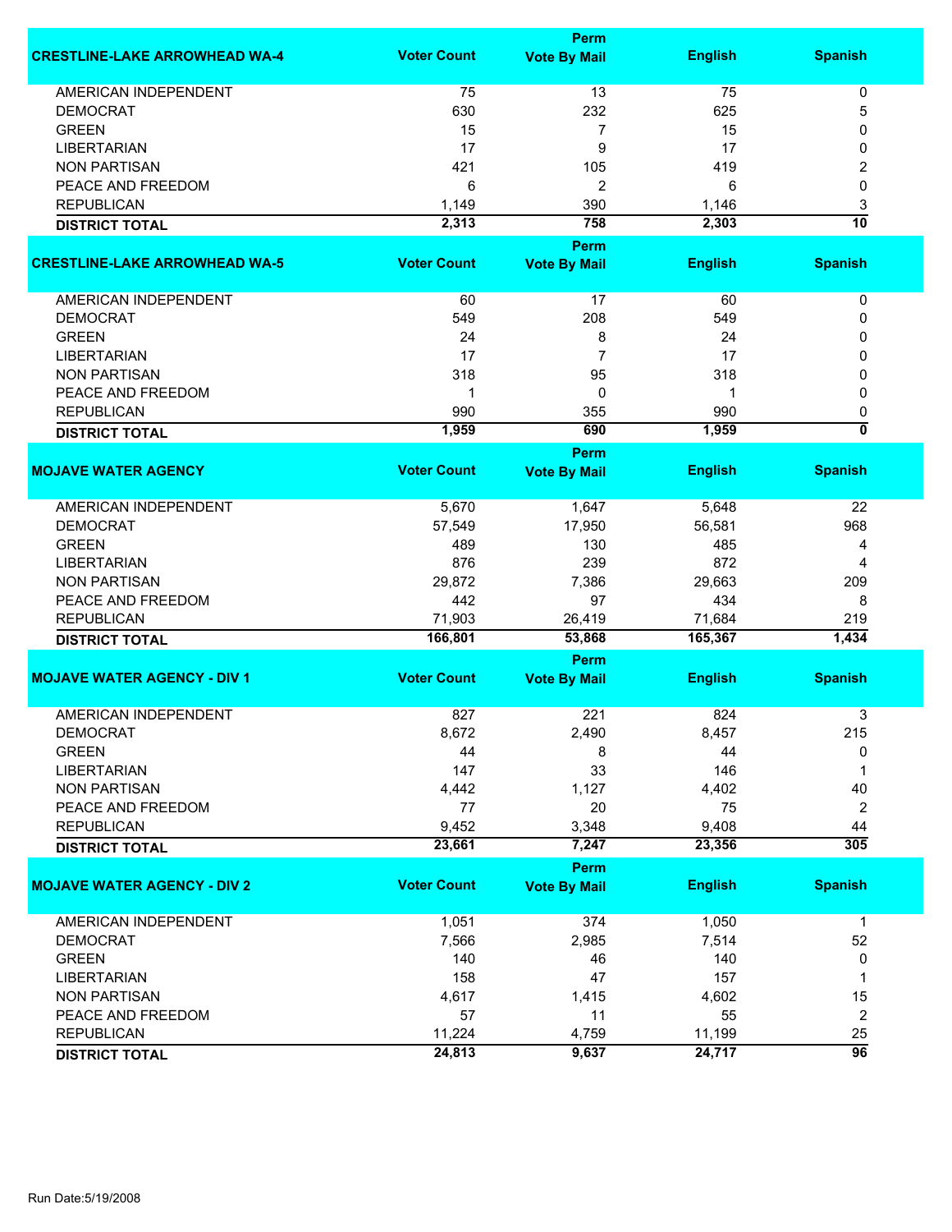| CRESTLINE-LAKE ARROWHEAD WA-4 | Voter Count | Perm Vote By Mail | English | Spanish |
|---|---|---|---|---|
| AMERICAN INDEPENDENT | 75 | 13 | 75 | 0 |
| DEMOCRAT | 630 | 232 | 625 | 5 |
| GREEN | 15 | 7 | 15 | 0 |
| LIBERTARIAN | 17 | 9 | 17 | 0 |
| NON PARTISAN | 421 | 105 | 419 | 2 |
| PEACE AND FREEDOM | 6 | 2 | 6 | 0 |
| REPUBLICAN | 1,149 | 390 | 1,146 | 3 |
| **DISTRICT TOTAL** | **2,313** | **758** | **2,303** | **10** |

| CRESTLINE-LAKE ARROWHEAD WA-5 | Voter Count | Perm Vote By Mail | English | Spanish |
|---|---|---|---|---|
| AMERICAN INDEPENDENT | 60 | 17 | 60 | 0 |
| DEMOCRAT | 549 | 208 | 549 | 0 |
| GREEN | 24 | 8 | 24 | 0 |
| LIBERTARIAN | 17 | 7 | 17 | 0 |
| NON PARTISAN | 318 | 95 | 318 | 0 |
| PEACE AND FREEDOM | 1 | 0 | 1 | 0 |
| REPUBLICAN | 990 | 355 | 990 | 0 |
| **DISTRICT TOTAL** | **1,959** | **690** | **1,959** | **0** |

| MOJAVE WATER AGENCY | Voter Count | Perm Vote By Mail | English | Spanish |
|---|---|---|---|---|
| AMERICAN INDEPENDENT | 5,670 | 1,647 | 5,648 | 22 |
| DEMOCRAT | 57,549 | 17,950 | 56,581 | 968 |
| GREEN | 489 | 130 | 485 | 4 |
| LIBERTARIAN | 876 | 239 | 872 | 4 |
| NON PARTISAN | 29,872 | 7,386 | 29,663 | 209 |
| PEACE AND FREEDOM | 442 | 97 | 434 | 8 |
| REPUBLICAN | 71,903 | 26,419 | 71,684 | 219 |
| **DISTRICT TOTAL** | **166,801** | **53,868** | **165,367** | **1,434** |

| MOJAVE WATER AGENCY - DIV 1 | Voter Count | Perm Vote By Mail | English | Spanish |
|---|---|---|---|---|
| AMERICAN INDEPENDENT | 827 | 221 | 824 | 3 |
| DEMOCRAT | 8,672 | 2,490 | 8,457 | 215 |
| GREEN | 44 | 8 | 44 | 0 |
| LIBERTARIAN | 147 | 33 | 146 | 1 |
| NON PARTISAN | 4,442 | 1,127 | 4,402 | 40 |
| PEACE AND FREEDOM | 77 | 20 | 75 | 2 |
| REPUBLICAN | 9,452 | 3,348 | 9,408 | 44 |
| **DISTRICT TOTAL** | **23,661** | **7,247** | **23,356** | **305** |

| MOJAVE WATER AGENCY - DIV 2 | Voter Count | Perm Vote By Mail | English | Spanish |
|---|---|---|---|---|
| AMERICAN INDEPENDENT | 1,051 | 374 | 1,050 | 1 |
| DEMOCRAT | 7,566 | 2,985 | 7,514 | 52 |
| GREEN | 140 | 46 | 140 | 0 |
| LIBERTARIAN | 158 | 47 | 157 | 1 |
| NON PARTISAN | 4,617 | 1,415 | 4,602 | 15 |
| PEACE AND FREEDOM | 57 | 11 | 55 | 2 |
| REPUBLICAN | 11,224 | 4,759 | 11,199 | 25 |
| **DISTRICT TOTAL** | **24,813** | **9,637** | **24,717** | **96** |

Run Date:5/19/2008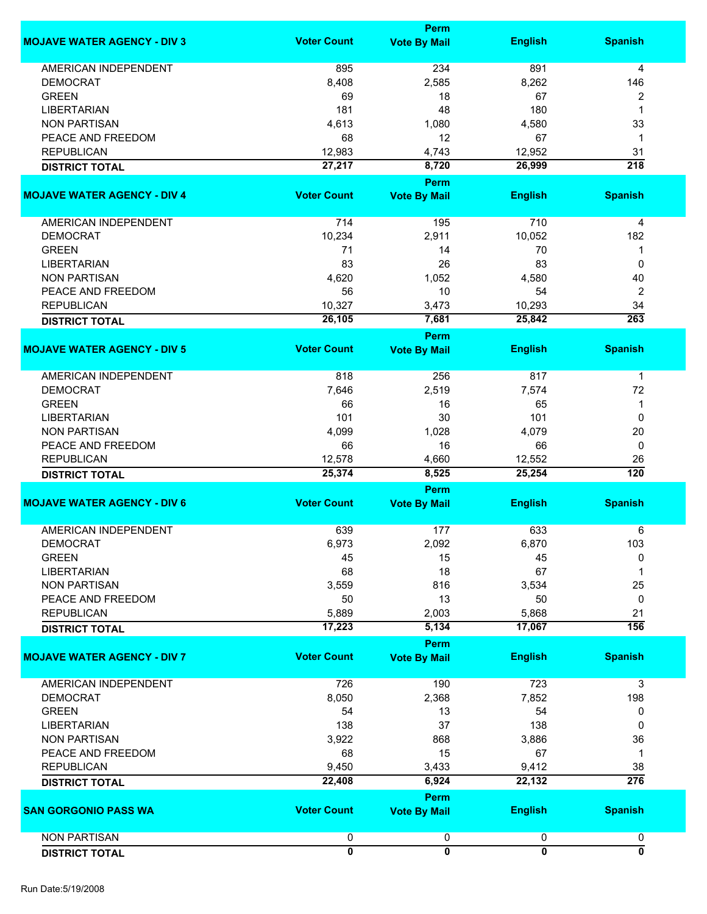| MOJAVE WATER AGENCY - DIV 3 | Voter Count | Perm Vote By Mail | English | Spanish |
|---|---|---|---|---|
| AMERICAN INDEPENDENT | 895 | 234 | 891 | 4 |
| DEMOCRAT | 8,408 | 2,585 | 8,262 | 146 |
| GREEN | 69 | 18 | 67 | 2 |
| LIBERTARIAN | 181 | 48 | 180 | 1 |
| NON PARTISAN | 4,613 | 1,080 | 4,580 | 33 |
| PEACE AND FREEDOM | 68 | 12 | 67 | 1 |
| REPUBLICAN | 12,983 | 4,743 | 12,952 | 31 |
| **DISTRICT TOTAL** | **27,217** | **8,720** | **26,999** | **218** |

| MOJAVE WATER AGENCY - DIV 4 | Voter Count | Perm Vote By Mail | English | Spanish |
|---|---|---|---|---|
| AMERICAN INDEPENDENT | 714 | 195 | 710 | 4 |
| DEMOCRAT | 10,234 | 2,911 | 10,052 | 182 |
| GREEN | 71 | 14 | 70 | 1 |
| LIBERTARIAN | 83 | 26 | 83 | 0 |
| NON PARTISAN | 4,620 | 1,052 | 4,580 | 40 |
| PEACE AND FREEDOM | 56 | 10 | 54 | 2 |
| REPUBLICAN | 10,327 | 3,473 | 10,293 | 34 |
| **DISTRICT TOTAL** | **26,105** | **7,681** | **25,842** | **263** |

| MOJAVE WATER AGENCY - DIV 5 | Voter Count | Perm Vote By Mail | English | Spanish |
|---|---|---|---|---|
| AMERICAN INDEPENDENT | 818 | 256 | 817 | 1 |
| DEMOCRAT | 7,646 | 2,519 | 7,574 | 72 |
| GREEN | 66 | 16 | 65 | 1 |
| LIBERTARIAN | 101 | 30 | 101 | 0 |
| NON PARTISAN | 4,099 | 1,028 | 4,079 | 20 |
| PEACE AND FREEDOM | 66 | 16 | 66 | 0 |
| REPUBLICAN | 12,578 | 4,660 | 12,552 | 26 |
| **DISTRICT TOTAL** | **25,374** | **8,525** | **25,254** | **120** |

| MOJAVE WATER AGENCY - DIV 6 | Voter Count | Perm Vote By Mail | English | Spanish |
|---|---|---|---|---|
| AMERICAN INDEPENDENT | 639 | 177 | 633 | 6 |
| DEMOCRAT | 6,973 | 2,092 | 6,870 | 103 |
| GREEN | 45 | 15 | 45 | 0 |
| LIBERTARIAN | 68 | 18 | 67 | 1 |
| NON PARTISAN | 3,559 | 816 | 3,534 | 25 |
| PEACE AND FREEDOM | 50 | 13 | 50 | 0 |
| REPUBLICAN | 5,889 | 2,003 | 5,868 | 21 |
| **DISTRICT TOTAL** | **17,223** | **5,134** | **17,067** | **156** |

| MOJAVE WATER AGENCY - DIV 7 | Voter Count | Perm Vote By Mail | English | Spanish |
|---|---|---|---|---|
| AMERICAN INDEPENDENT | 726 | 190 | 723 | 3 |
| DEMOCRAT | 8,050 | 2,368 | 7,852 | 198 |
| GREEN | 54 | 13 | 54 | 0 |
| LIBERTARIAN | 138 | 37 | 138 | 0 |
| NON PARTISAN | 3,922 | 868 | 3,886 | 36 |
| PEACE AND FREEDOM | 68 | 15 | 67 | 1 |
| REPUBLICAN | 9,450 | 3,433 | 9,412 | 38 |
| **DISTRICT TOTAL** | **22,408** | **6,924** | **22,132** | **276** |

| SAN GORGONIO PASS WA | Voter Count | Perm Vote By Mail | English | Spanish |
|---|---|---|---|---|
| NON PARTISAN | 0 | 0 | 0 | 0 |
| **DISTRICT TOTAL** | **0** | **0** | **0** | **0** |

Run Date:5/19/2008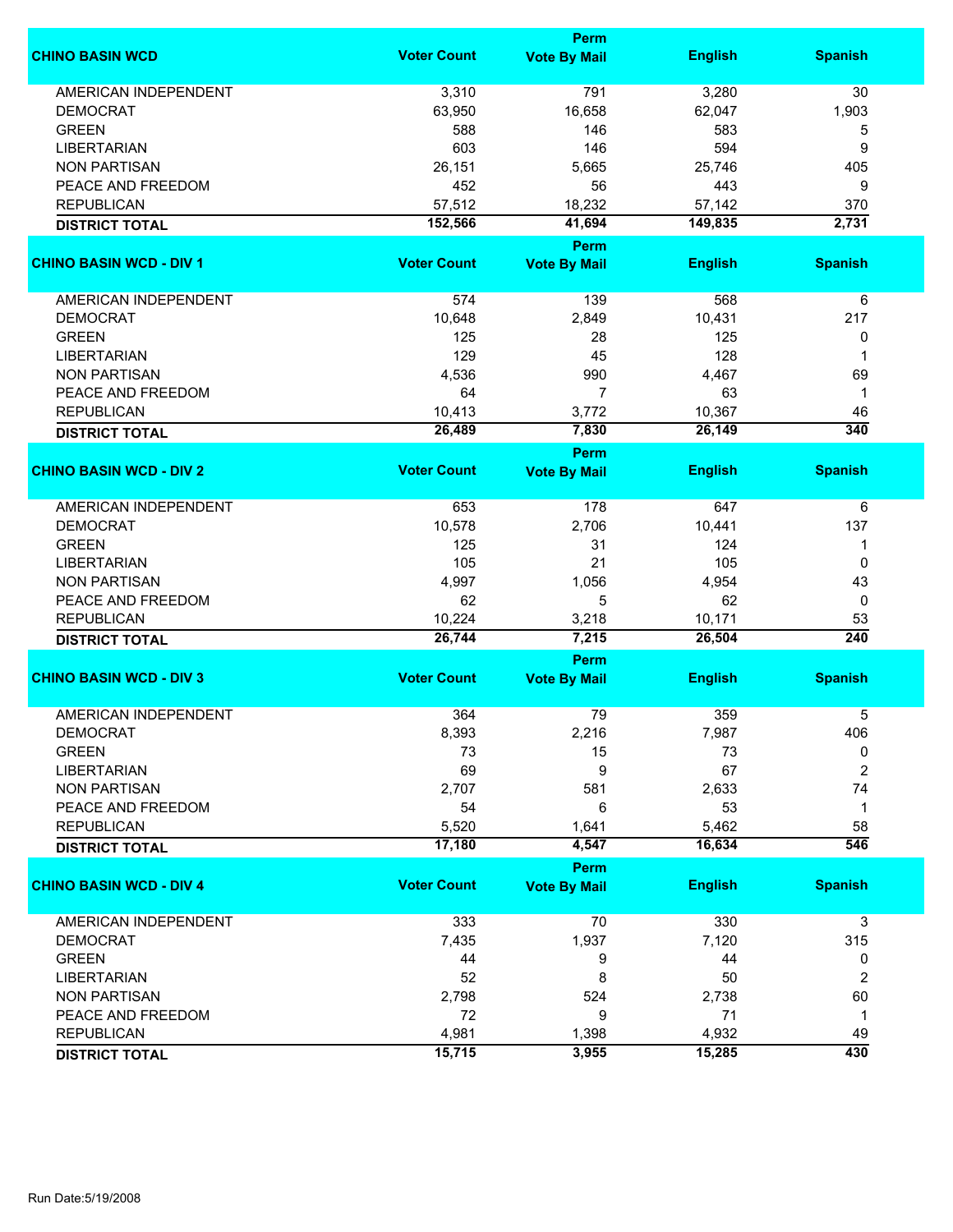| CHINO BASIN WCD | Voter Count | Perm Vote By Mail | English | Spanish |
|---|---|---|---|---|
| AMERICAN INDEPENDENT | 3,310 | 791 | 3,280 | 30 |
| DEMOCRAT | 63,950 | 16,658 | 62,047 | 1,903 |
| GREEN | 588 | 146 | 583 | 5 |
| LIBERTARIAN | 603 | 146 | 594 | 9 |
| NON PARTISAN | 26,151 | 5,665 | 25,746 | 405 |
| PEACE AND FREEDOM | 452 | 56 | 443 | 9 |
| REPUBLICAN | 57,512 | 18,232 | 57,142 | 370 |
| **DISTRICT TOTAL** | **152,566** | **41,694** | **149,835** | **2,731** |

| CHINO BASIN WCD - DIV 1 | Voter Count | Perm Vote By Mail | English | Spanish |
|---|---|---|---|---|
| AMERICAN INDEPENDENT | 574 | 139 | 568 | 6 |
| DEMOCRAT | 10,648 | 2,849 | 10,431 | 217 |
| GREEN | 125 | 28 | 125 | 0 |
| LIBERTARIAN | 129 | 45 | 128 | 1 |
| NON PARTISAN | 4,536 | 990 | 4,467 | 69 |
| PEACE AND FREEDOM | 64 | 7 | 63 | 1 |
| REPUBLICAN | 10,413 | 3,772 | 10,367 | 46 |
| **DISTRICT TOTAL** | **26,489** | **7,830** | **26,149** | **340** |

| CHINO BASIN WCD - DIV 2 | Voter Count | Perm Vote By Mail | English | Spanish |
|---|---|---|---|---|
| AMERICAN INDEPENDENT | 653 | 178 | 647 | 6 |
| DEMOCRAT | 10,578 | 2,706 | 10,441 | 137 |
| GREEN | 125 | 31 | 124 | 1 |
| LIBERTARIAN | 105 | 21 | 105 | 0 |
| NON PARTISAN | 4,997 | 1,056 | 4,954 | 43 |
| PEACE AND FREEDOM | 62 | 5 | 62 | 0 |
| REPUBLICAN | 10,224 | 3,218 | 10,171 | 53 |
| **DISTRICT TOTAL** | **26,744** | **7,215** | **26,504** | **240** |

| CHINO BASIN WCD - DIV 3 | Voter Count | Perm Vote By Mail | English | Spanish |
|---|---|---|---|---|
| AMERICAN INDEPENDENT | 364 | 79 | 359 | 5 |
| DEMOCRAT | 8,393 | 2,216 | 7,987 | 406 |
| GREEN | 73 | 15 | 73 | 0 |
| LIBERTARIAN | 69 | 9 | 67 | 2 |
| NON PARTISAN | 2,707 | 581 | 2,633 | 74 |
| PEACE AND FREEDOM | 54 | 6 | 53 | 1 |
| REPUBLICAN | 5,520 | 1,641 | 5,462 | 58 |
| **DISTRICT TOTAL** | **17,180** | **4,547** | **16,634** | **546** |

| CHINO BASIN WCD - DIV 4 | Voter Count | Perm Vote By Mail | English | Spanish |
|---|---|---|---|---|
| AMERICAN INDEPENDENT | 333 | 70 | 330 | 3 |
| DEMOCRAT | 7,435 | 1,937 | 7,120 | 315 |
| GREEN | 44 | 9 | 44 | 0 |
| LIBERTARIAN | 52 | 8 | 50 | 2 |
| NON PARTISAN | 2,798 | 524 | 2,738 | 60 |
| PEACE AND FREEDOM | 72 | 9 | 71 | 1 |
| REPUBLICAN | 4,981 | 1,398 | 4,932 | 49 |
| **DISTRICT TOTAL** | **15,715** | **3,955** | **15,285** | **430** |

Run Date:5/19/2008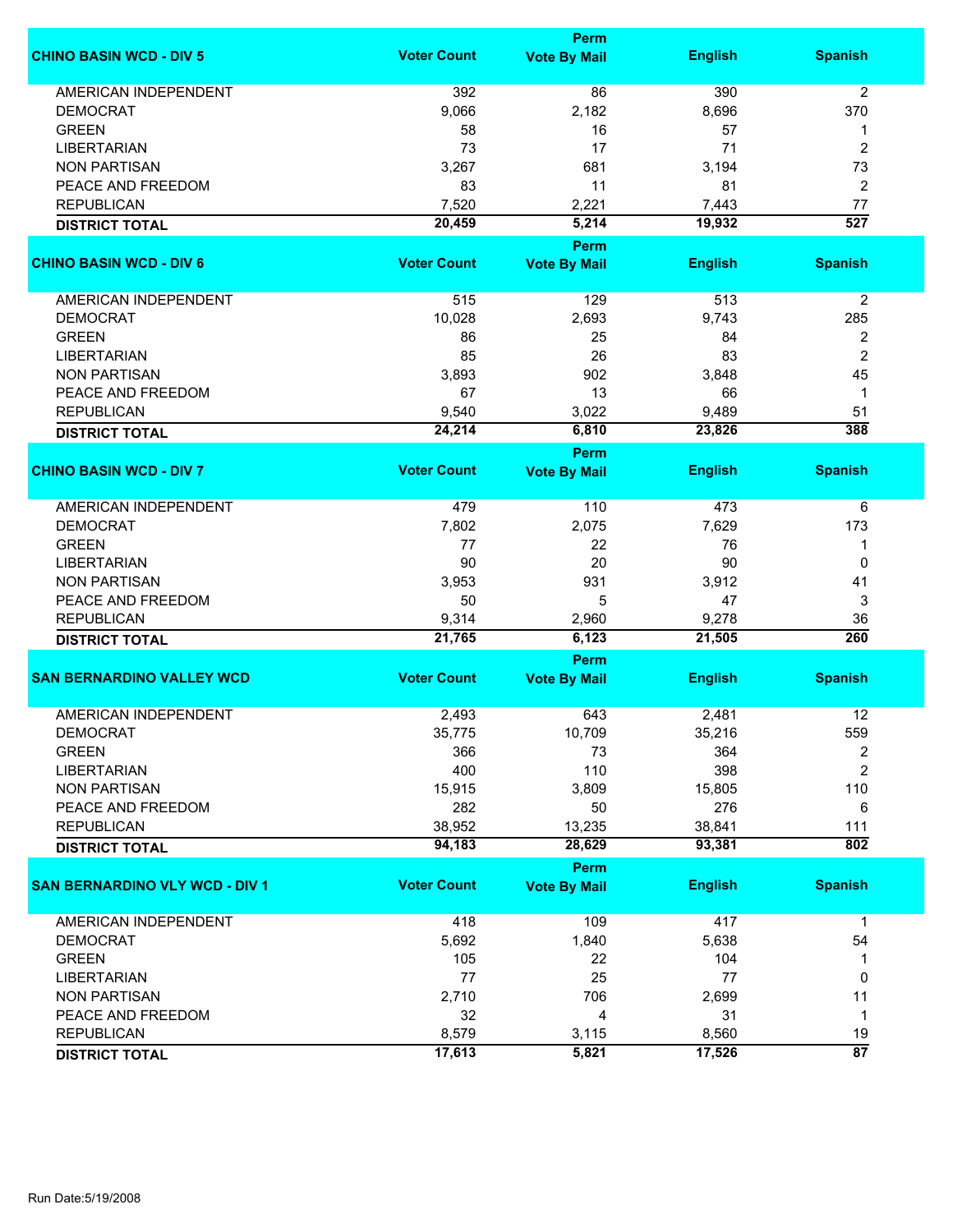| CHINO BASIN WCD - DIV 5 | Voter Count | Perm Vote By Mail | English | Spanish |
|---|---|---|---|---|
| AMERICAN INDEPENDENT | 392 | 86 | 390 | 2 |
| DEMOCRAT | 9,066 | 2,182 | 8,696 | 370 |
| GREEN | 58 | 16 | 57 | 1 |
| LIBERTARIAN | 73 | 17 | 71 | 2 |
| NON PARTISAN | 3,267 | 681 | 3,194 | 73 |
| PEACE AND FREEDOM | 83 | 11 | 81 | 2 |
| REPUBLICAN | 7,520 | 2,221 | 7,443 | 77 |
| **DISTRICT TOTAL** | **20,459** | **5,214** | **19,932** | **527** |

| CHINO BASIN WCD - DIV 6 | Voter Count | Perm Vote By Mail | English | Spanish |
|---|---|---|---|---|
| AMERICAN INDEPENDENT | 515 | 129 | 513 | 2 |
| DEMOCRAT | 10,028 | 2,693 | 9,743 | 285 |
| GREEN | 86 | 25 | 84 | 2 |
| LIBERTARIAN | 85 | 26 | 83 | 2 |
| NON PARTISAN | 3,893 | 902 | 3,848 | 45 |
| PEACE AND FREEDOM | 67 | 13 | 66 | 1 |
| REPUBLICAN | 9,540 | 3,022 | 9,489 | 51 |
| **DISTRICT TOTAL** | **24,214** | **6,810** | **23,826** | **388** |

| CHINO BASIN WCD - DIV 7 | Voter Count | Perm Vote By Mail | English | Spanish |
|---|---|---|---|---|
| AMERICAN INDEPENDENT | 479 | 110 | 473 | 6 |
| DEMOCRAT | 7,802 | 2,075 | 7,629 | 173 |
| GREEN | 77 | 22 | 76 | 1 |
| LIBERTARIAN | 90 | 20 | 90 | 0 |
| NON PARTISAN | 3,953 | 931 | 3,912 | 41 |
| PEACE AND FREEDOM | 50 | 5 | 47 | 3 |
| REPUBLICAN | 9,314 | 2,960 | 9,278 | 36 |
| **DISTRICT TOTAL** | **21,765** | **6,123** | **21,505** | **260** |

| SAN BERNARDINO VALLEY WCD | Voter Count | Perm Vote By Mail | English | Spanish |
|---|---|---|---|---|
| AMERICAN INDEPENDENT | 2,493 | 643 | 2,481 | 12 |
| DEMOCRAT | 35,775 | 10,709 | 35,216 | 559 |
| GREEN | 366 | 73 | 364 | 2 |
| LIBERTARIAN | 400 | 110 | 398 | 2 |
| NON PARTISAN | 15,915 | 3,809 | 15,805 | 110 |
| PEACE AND FREEDOM | 282 | 50 | 276 | 6 |
| REPUBLICAN | 38,952 | 13,235 | 38,841 | 111 |
| **DISTRICT TOTAL** | **94,183** | **28,629** | **93,381** | **802** |

| SAN BERNARDINO VLY WCD - DIV 1 | Voter Count | Perm Vote By Mail | English | Spanish |
|---|---|---|---|---|
| AMERICAN INDEPENDENT | 418 | 109 | 417 | 1 |
| DEMOCRAT | 5,692 | 1,840 | 5,638 | 54 |
| GREEN | 105 | 22 | 104 | 1 |
| LIBERTARIAN | 77 | 25 | 77 | 0 |
| NON PARTISAN | 2,710 | 706 | 2,699 | 11 |
| PEACE AND FREEDOM | 32 | 4 | 31 | 1 |
| REPUBLICAN | 8,579 | 3,115 | 8,560 | 19 |
| **DISTRICT TOTAL** | **17,613** | **5,821** | **17,526** | **87** |

Run Date:5/19/2008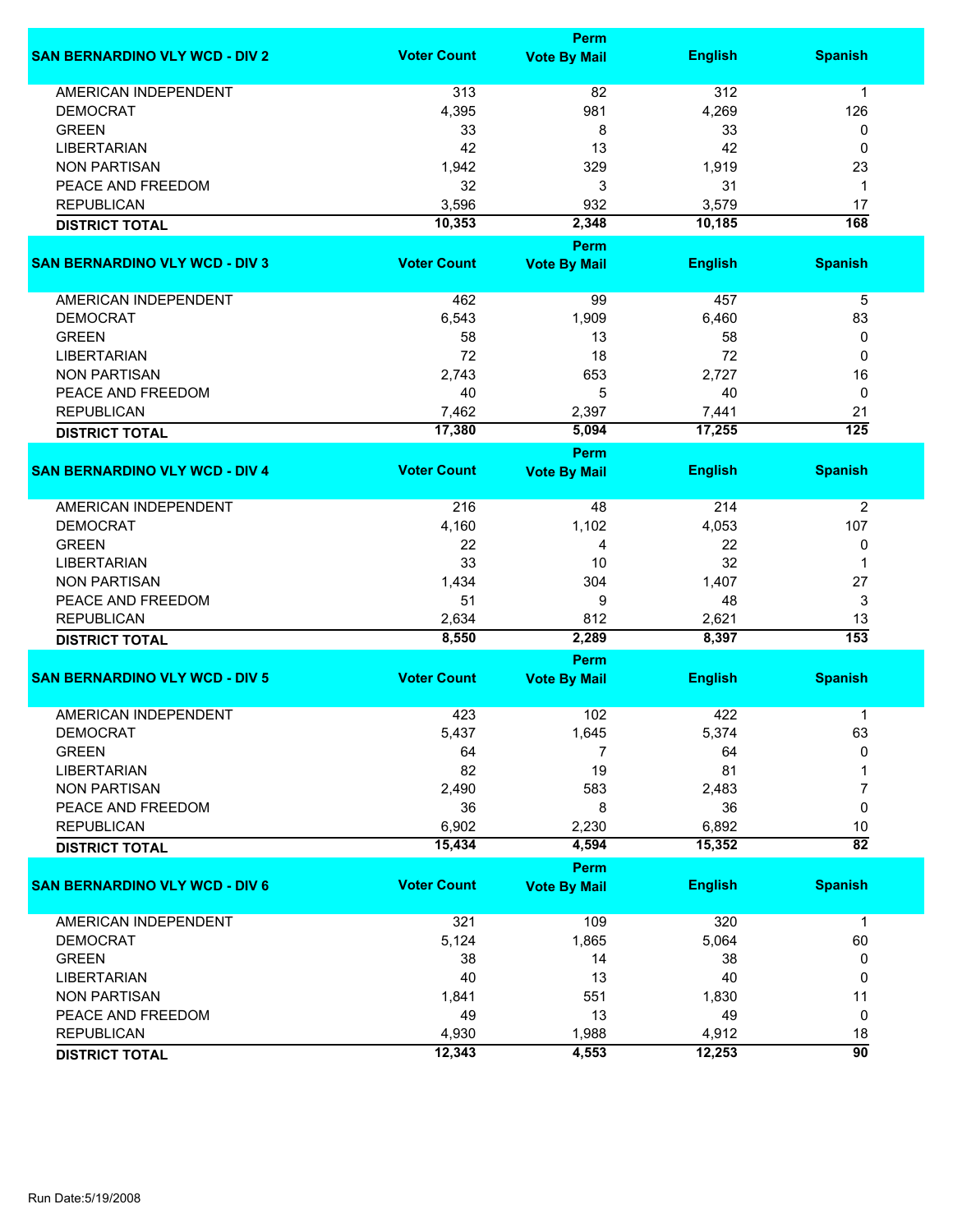| SAN BERNARDINO VLY WCD - DIV 2 | Voter Count | Perm Vote By Mail | English | Spanish |
|---|---|---|---|---|
| AMERICAN INDEPENDENT | 313 | 82 | 312 | 1 |
| DEMOCRAT | 4,395 | 981 | 4,269 | 126 |
| GREEN | 33 | 8 | 33 | 0 |
| LIBERTARIAN | 42 | 13 | 42 | 0 |
| NON PARTISAN | 1,942 | 329 | 1,919 | 23 |
| PEACE AND FREEDOM | 32 | 3 | 31 | 1 |
| REPUBLICAN | 3,596 | 932 | 3,579 | 17 |
| **DISTRICT TOTAL** | **10,353** | **2,348** | **10,185** | **168** |

| SAN BERNARDINO VLY WCD - DIV 3 | Voter Count | Perm Vote By Mail | English | Spanish |
|---|---|---|---|---|
| AMERICAN INDEPENDENT | 462 | 99 | 457 | 5 |
| DEMOCRAT | 6,543 | 1,909 | 6,460 | 83 |
| GREEN | 58 | 13 | 58 | 0 |
| LIBERTARIAN | 72 | 18 | 72 | 0 |
| NON PARTISAN | 2,743 | 653 | 2,727 | 16 |
| PEACE AND FREEDOM | 40 | 5 | 40 | 0 |
| REPUBLICAN | 7,462 | 2,397 | 7,441 | 21 |
| **DISTRICT TOTAL** | **17,380** | **5,094** | **17,255** | **125** |

| SAN BERNARDINO VLY WCD - DIV 4 | Voter Count | Perm Vote By Mail | English | Spanish |
|---|---|---|---|---|
| AMERICAN INDEPENDENT | 216 | 48 | 214 | 2 |
| DEMOCRAT | 4,160 | 1,102 | 4,053 | 107 |
| GREEN | 22 | 4 | 22 | 0 |
| LIBERTARIAN | 33 | 10 | 32 | 1 |
| NON PARTISAN | 1,434 | 304 | 1,407 | 27 |
| PEACE AND FREEDOM | 51 | 9 | 48 | 3 |
| REPUBLICAN | 2,634 | 812 | 2,621 | 13 |
| **DISTRICT TOTAL** | **8,550** | **2,289** | **8,397** | **153** |

| SAN BERNARDINO VLY WCD - DIV 5 | Voter Count | Perm Vote By Mail | English | Spanish |
|---|---|---|---|---|
| AMERICAN INDEPENDENT | 423 | 102 | 422 | 1 |
| DEMOCRAT | 5,437 | 1,645 | 5,374 | 63 |
| GREEN | 64 | 7 | 64 | 0 |
| LIBERTARIAN | 82 | 19 | 81 | 1 |
| NON PARTISAN | 2,490 | 583 | 2,483 | 7 |
| PEACE AND FREEDOM | 36 | 8 | 36 | 0 |
| REPUBLICAN | 6,902 | 2,230 | 6,892 | 10 |
| **DISTRICT TOTAL** | **15,434** | **4,594** | **15,352** | **82** |

| SAN BERNARDINO VLY WCD - DIV 6 | Voter Count | Perm Vote By Mail | English | Spanish |
|---|---|---|---|---|
| AMERICAN INDEPENDENT | 321 | 109 | 320 | 1 |
| DEMOCRAT | 5,124 | 1,865 | 5,064 | 60 |
| GREEN | 38 | 14 | 38 | 0 |
| LIBERTARIAN | 40 | 13 | 40 | 0 |
| NON PARTISAN | 1,841 | 551 | 1,830 | 11 |
| PEACE AND FREEDOM | 49 | 13 | 49 | 0 |
| REPUBLICAN | 4,930 | 1,988 | 4,912 | 18 |
| **DISTRICT TOTAL** | **12,343** | **4,553** | **12,253** | **90** |

Run Date:5/19/2008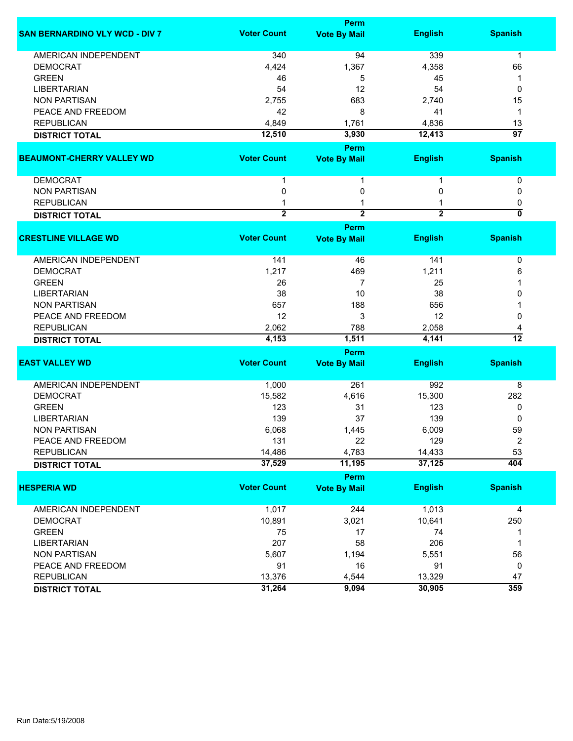| SAN BERNARDINO VLY WCD - DIV 7 | Voter Count | Perm Vote By Mail | English | Spanish |
|---|---|---|---|---|
| AMERICAN INDEPENDENT | 340 | 94 | 339 | 1 |
| DEMOCRAT | 4,424 | 1,367 | 4,358 | 66 |
| GREEN | 46 | 5 | 45 | 1 |
| LIBERTARIAN | 54 | 12 | 54 | 0 |
| NON PARTISAN | 2,755 | 683 | 2,740 | 15 |
| PEACE AND FREEDOM | 42 | 8 | 41 | 1 |
| REPUBLICAN | 4,849 | 1,761 | 4,836 | 13 |
| **DISTRICT TOTAL** | **12,510** | **3,930** | **12,413** | **97** |

| BEAUMONT-CHERRY VALLEY WD | Voter Count | Perm Vote By Mail | English | Spanish |
|---|---|---|---|---|
| DEMOCRAT | 1 | 1 | 1 | 0 |
| NON PARTISAN | 0 | 0 | 0 | 0 |
| REPUBLICAN | 1 | 1 | 1 | 0 |
| **DISTRICT TOTAL** | **2** | **2** | **2** | **0** |

| CRESTLINE VILLAGE WD | Voter Count | Perm Vote By Mail | English | Spanish |
|---|---|---|---|---|
| AMERICAN INDEPENDENT | 141 | 46 | 141 | 0 |
| DEMOCRAT | 1,217 | 469 | 1,211 | 6 |
| GREEN | 26 | 7 | 25 | 1 |
| LIBERTARIAN | 38 | 10 | 38 | 0 |
| NON PARTISAN | 657 | 188 | 656 | 1 |
| PEACE AND FREEDOM | 12 | 3 | 12 | 0 |
| REPUBLICAN | 2,062 | 788 | 2,058 | 4 |
| **DISTRICT TOTAL** | **4,153** | **1,511** | **4,141** | **12** |

| EAST VALLEY WD | Voter Count | Perm Vote By Mail | English | Spanish |
|---|---|---|---|---|
| AMERICAN INDEPENDENT | 1,000 | 261 | 992 | 8 |
| DEMOCRAT | 15,582 | 4,616 | 15,300 | 282 |
| GREEN | 123 | 31 | 123 | 0 |
| LIBERTARIAN | 139 | 37 | 139 | 0 |
| NON PARTISAN | 6,068 | 1,445 | 6,009 | 59 |
| PEACE AND FREEDOM | 131 | 22 | 129 | 2 |
| REPUBLICAN | 14,486 | 4,783 | 14,433 | 53 |
| **DISTRICT TOTAL** | **37,529** | **11,195** | **37,125** | **404** |

| HESPERIA WD | Voter Count | Perm Vote By Mail | English | Spanish |
|---|---|---|---|---|
| AMERICAN INDEPENDENT | 1,017 | 244 | 1,013 | 4 |
| DEMOCRAT | 10,891 | 3,021 | 10,641 | 250 |
| GREEN | 75 | 17 | 74 | 1 |
| LIBERTARIAN | 207 | 58 | 206 | 1 |
| NON PARTISAN | 5,607 | 1,194 | 5,551 | 56 |
| PEACE AND FREEDOM | 91 | 16 | 91 | 0 |
| REPUBLICAN | 13,376 | 4,544 | 13,329 | 47 |
| **DISTRICT TOTAL** | **31,264** | **9,094** | **30,905** | **359** |

Run Date:5/19/2008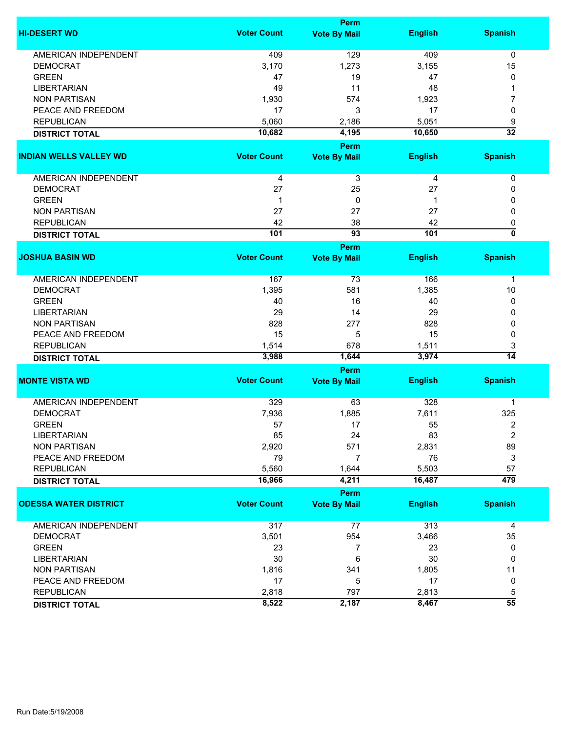| HI-DESERT WD | Voter Count | Perm Vote By Mail | English | Spanish |
|---|---|---|---|---|
| AMERICAN INDEPENDENT | 409 | 129 | 409 | 0 |
| DEMOCRAT | 3,170 | 1,273 | 3,155 | 15 |
| GREEN | 47 | 19 | 47 | 0 |
| LIBERTARIAN | 49 | 11 | 48 | 1 |
| NON PARTISAN | 1,930 | 574 | 1,923 | 7 |
| PEACE AND FREEDOM | 17 | 3 | 17 | 0 |
| REPUBLICAN | 5,060 | 2,186 | 5,051 | 9 |
| **DISTRICT TOTAL** | **10,682** | **4,195** | **10,650** | **32** |

| INDIAN WELLS VALLEY WD | Voter Count | Perm Vote By Mail | English | Spanish |
|---|---|---|---|---|
| AMERICAN INDEPENDENT | 4 | 3 | 4 | 0 |
| DEMOCRAT | 27 | 25 | 27 | 0 |
| GREEN | 1 | 0 | 1 | 0 |
| NON PARTISAN | 27 | 27 | 27 | 0 |
| REPUBLICAN | 42 | 38 | 42 | 0 |
| **DISTRICT TOTAL** | **101** | **93** | **101** | **0** |

| JOSHUA BASIN WD | Voter Count | Perm Vote By Mail | English | Spanish |
|---|---|---|---|---|
| AMERICAN INDEPENDENT | 167 | 73 | 166 | 1 |
| DEMOCRAT | 1,395 | 581 | 1,385 | 10 |
| GREEN | 40 | 16 | 40 | 0 |
| LIBERTARIAN | 29 | 14 | 29 | 0 |
| NON PARTISAN | 828 | 277 | 828 | 0 |
| PEACE AND FREEDOM | 15 | 5 | 15 | 0 |
| REPUBLICAN | 1,514 | 678 | 1,511 | 3 |
| **DISTRICT TOTAL** | **3,988** | **1,644** | **3,974** | **14** |

| MONTE VISTA WD | Voter Count | Perm Vote By Mail | English | Spanish |
|---|---|---|---|---|
| AMERICAN INDEPENDENT | 329 | 63 | 328 | 1 |
| DEMOCRAT | 7,936 | 1,885 | 7,611 | 325 |
| GREEN | 57 | 17 | 55 | 2 |
| LIBERTARIAN | 85 | 24 | 83 | 2 |
| NON PARTISAN | 2,920 | 571 | 2,831 | 89 |
| PEACE AND FREEDOM | 79 | 7 | 76 | 3 |
| REPUBLICAN | 5,560 | 1,644 | 5,503 | 57 |
| **DISTRICT TOTAL** | **16,966** | **4,211** | **16,487** | **479** |

| ODESSA WATER DISTRICT | Voter Count | Perm Vote By Mail | English | Spanish |
|---|---|---|---|---|
| AMERICAN INDEPENDENT | 317 | 77 | 313 | 4 |
| DEMOCRAT | 3,501 | 954 | 3,466 | 35 |
| GREEN | 23 | 7 | 23 | 0 |
| LIBERTARIAN | 30 | 6 | 30 | 0 |
| NON PARTISAN | 1,816 | 341 | 1,805 | 11 |
| PEACE AND FREEDOM | 17 | 5 | 17 | 0 |
| REPUBLICAN | 2,818 | 797 | 2,813 | 5 |
| **DISTRICT TOTAL** | **8,522** | **2,187** | **8,467** | **55** |

Run Date:5/19/2008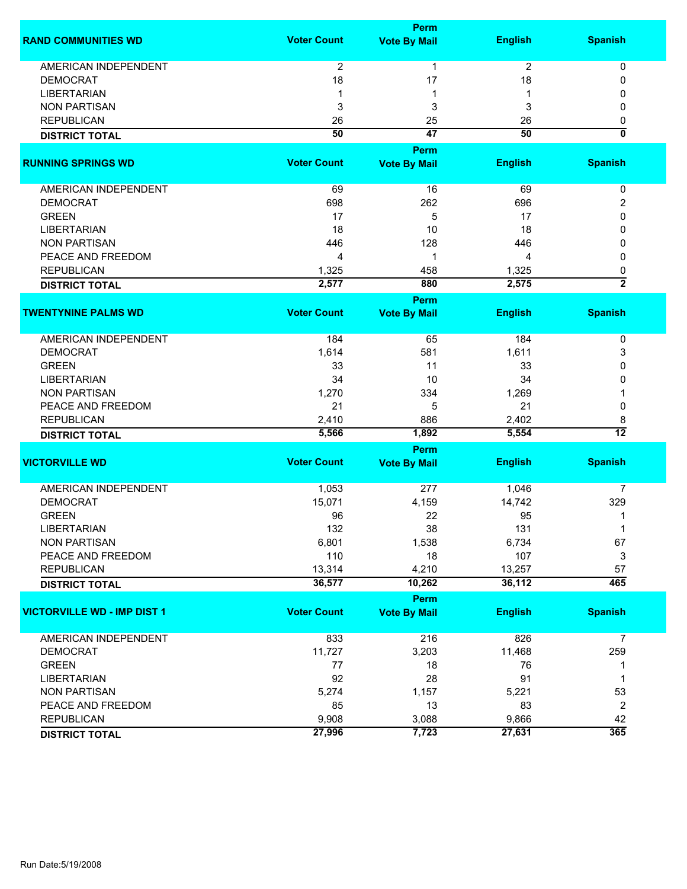| RAND COMMUNITIES WD | Voter Count | Perm Vote By Mail | English | Spanish |
|---|---|---|---|---|
| AMERICAN INDEPENDENT | 2 | 1 | 2 | 0 |
| DEMOCRAT | 18 | 17 | 18 | 0 |
| LIBERTARIAN | 1 | 1 | 1 | 0 |
| NON PARTISAN | 3 | 3 | 3 | 0 |
| REPUBLICAN | 26 | 25 | 26 | 0 |
| **DISTRICT TOTAL** | **50** | **47** | **50** | **0** |

| RUNNING SPRINGS WD | Voter Count | Perm Vote By Mail | English | Spanish |
|---|---|---|---|---|
| AMERICAN INDEPENDENT | 69 | 16 | 69 | 0 |
| DEMOCRAT | 698 | 262 | 696 | 2 |
| GREEN | 17 | 5 | 17 | 0 |
| LIBERTARIAN | 18 | 10 | 18 | 0 |
| NON PARTISAN | 446 | 128 | 446 | 0 |
| PEACE AND FREEDOM | 4 | 1 | 4 | 0 |
| REPUBLICAN | 1,325 | 458 | 1,325 | 0 |
| **DISTRICT TOTAL** | **2,577** | **880** | **2,575** | **2** |

| TWENTYNINE PALMS WD | Voter Count | Perm Vote By Mail | English | Spanish |
|---|---|---|---|---|
| AMERICAN INDEPENDENT | 184 | 65 | 184 | 0 |
| DEMOCRAT | 1,614 | 581 | 1,611 | 3 |
| GREEN | 33 | 11 | 33 | 0 |
| LIBERTARIAN | 34 | 10 | 34 | 0 |
| NON PARTISAN | 1,270 | 334 | 1,269 | 1 |
| PEACE AND FREEDOM | 21 | 5 | 21 | 0 |
| REPUBLICAN | 2,410 | 886 | 2,402 | 8 |
| **DISTRICT TOTAL** | **5,566** | **1,892** | **5,554** | **12** |

| VICTORVILLE WD | Voter Count | Perm Vote By Mail | English | Spanish |
|---|---|---|---|---|
| AMERICAN INDEPENDENT | 1,053 | 277 | 1,046 | 7 |
| DEMOCRAT | 15,071 | 4,159 | 14,742 | 329 |
| GREEN | 96 | 22 | 95 | 1 |
| LIBERTARIAN | 132 | 38 | 131 | 1 |
| NON PARTISAN | 6,801 | 1,538 | 6,734 | 67 |
| PEACE AND FREEDOM | 110 | 18 | 107 | 3 |
| REPUBLICAN | 13,314 | 4,210 | 13,257 | 57 |
| **DISTRICT TOTAL** | **36,577** | **10,262** | **36,112** | **465** |

| VICTORVILLE WD - IMP DIST 1 | Voter Count | Perm Vote By Mail | English | Spanish |
|---|---|---|---|---|
| AMERICAN INDEPENDENT | 833 | 216 | 826 | 7 |
| DEMOCRAT | 11,727 | 3,203 | 11,468 | 259 |
| GREEN | 77 | 18 | 76 | 1 |
| LIBERTARIAN | 92 | 28 | 91 | 1 |
| NON PARTISAN | 5,274 | 1,157 | 5,221 | 53 |
| PEACE AND FREEDOM | 85 | 13 | 83 | 2 |
| REPUBLICAN | 9,908 | 3,088 | 9,866 | 42 |
| **DISTRICT TOTAL** | **27,996** | **7,723** | **27,631** | **365** |

Run Date:5/19/2008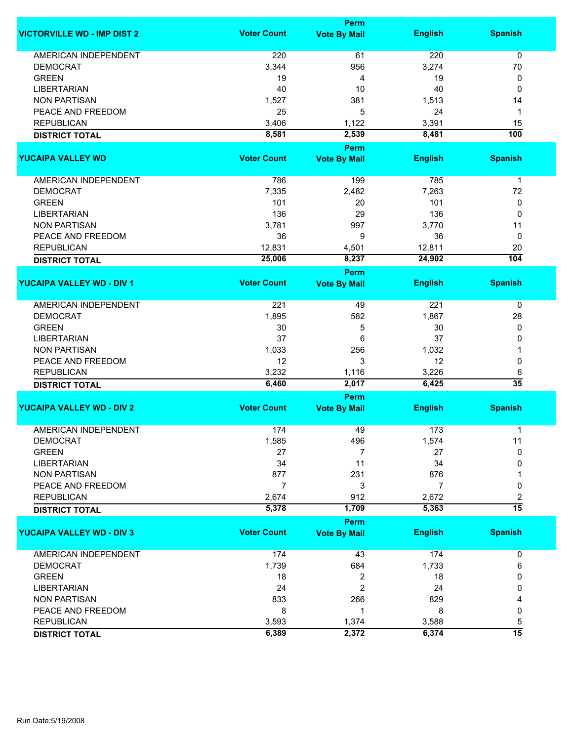| VICTORVILLE WD - IMP DIST 2 | Voter Count | Perm Vote By Mail | English | Spanish |
|---|---|---|---|---|
| AMERICAN INDEPENDENT | 220 | 61 | 220 | 0 |
| DEMOCRAT | 3,344 | 956 | 3,274 | 70 |
| GREEN | 19 | 4 | 19 | 0 |
| LIBERTARIAN | 40 | 10 | 40 | 0 |
| NON PARTISAN | 1,527 | 381 | 1,513 | 14 |
| PEACE AND FREEDOM | 25 | 5 | 24 | 1 |
| REPUBLICAN | 3,406 | 1,122 | 3,391 | 15 |
| **DISTRICT TOTAL** | **8,581** | **2,539** | **8,481** | **100** |

| YUCAIPA VALLEY WD | Voter Count | Perm Vote By Mail | English | Spanish |
|---|---|---|---|---|
| AMERICAN INDEPENDENT | 786 | 199 | 785 | 1 |
| DEMOCRAT | 7,335 | 2,482 | 7,263 | 72 |
| GREEN | 101 | 20 | 101 | 0 |
| LIBERTARIAN | 136 | 29 | 136 | 0 |
| NON PARTISAN | 3,781 | 997 | 3,770 | 11 |
| PEACE AND FREEDOM | 36 | 9 | 36 | 0 |
| REPUBLICAN | 12,831 | 4,501 | 12,811 | 20 |
| **DISTRICT TOTAL** | **25,006** | **8,237** | **24,902** | **104** |

| YUCAIPA VALLEY WD - DIV 1 | Voter Count | Perm Vote By Mail | English | Spanish |
|---|---|---|---|---|
| AMERICAN INDEPENDENT | 221 | 49 | 221 | 0 |
| DEMOCRAT | 1,895 | 582 | 1,867 | 28 |
| GREEN | 30 | 5 | 30 | 0 |
| LIBERTARIAN | 37 | 6 | 37 | 0 |
| NON PARTISAN | 1,033 | 256 | 1,032 | 1 |
| PEACE AND FREEDOM | 12 | 3 | 12 | 0 |
| REPUBLICAN | 3,232 | 1,116 | 3,226 | 6 |
| **DISTRICT TOTAL** | **6,460** | **2,017** | **6,425** | **35** |

| YUCAIPA VALLEY WD - DIV 2 | Voter Count | Perm Vote By Mail | English | Spanish |
|---|---|---|---|---|
| AMERICAN INDEPENDENT | 174 | 49 | 173 | 1 |
| DEMOCRAT | 1,585 | 496 | 1,574 | 11 |
| GREEN | 27 | 7 | 27 | 0 |
| LIBERTARIAN | 34 | 11 | 34 | 0 |
| NON PARTISAN | 877 | 231 | 876 | 1 |
| PEACE AND FREEDOM | 7 | 3 | 7 | 0 |
| REPUBLICAN | 2,674 | 912 | 2,672 | 2 |
| **DISTRICT TOTAL** | **5,378** | **1,709** | **5,363** | **15** |

| YUCAIPA VALLEY WD - DIV 3 | Voter Count | Perm Vote By Mail | English | Spanish |
|---|---|---|---|---|
| AMERICAN INDEPENDENT | 174 | 43 | 174 | 0 |
| DEMOCRAT | 1,739 | 684 | 1,733 | 6 |
| GREEN | 18 | 2 | 18 | 0 |
| LIBERTARIAN | 24 | 2 | 24 | 0 |
| NON PARTISAN | 833 | 266 | 829 | 4 |
| PEACE AND FREEDOM | 8 | 1 | 8 | 0 |
| REPUBLICAN | 3,593 | 1,374 | 3,588 | 5 |
| **DISTRICT TOTAL** | **6,389** | **2,372** | **6,374** | **15** |

Run Date:5/19/2008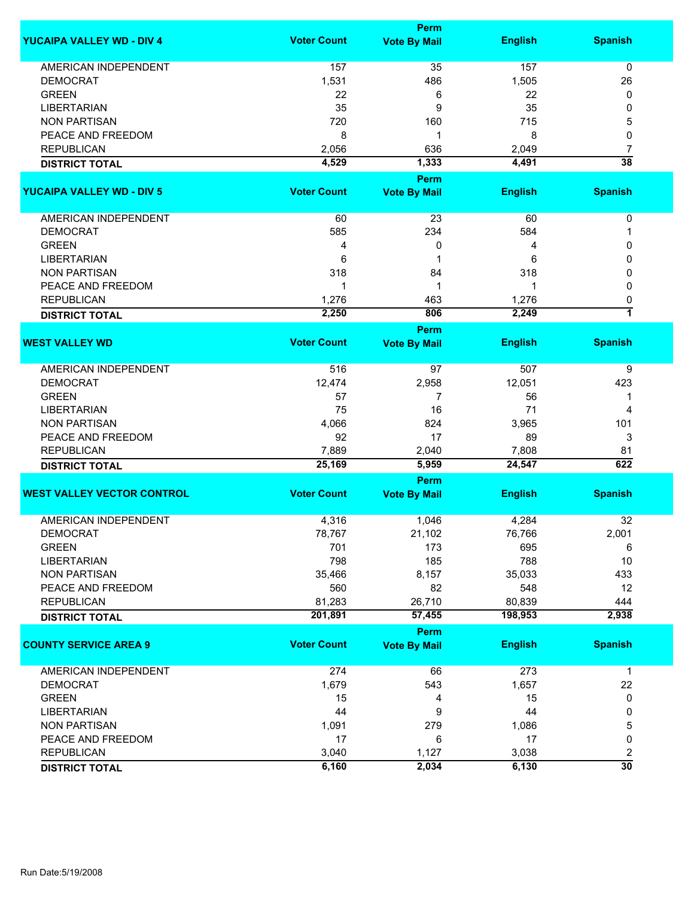| YUCAIPA VALLEY WD - DIV 4 | Voter Count | Perm Vote By Mail | English | Spanish |
|---|---|---|---|---|
| AMERICAN INDEPENDENT | 157 | 35 | 157 | 0 |
| DEMOCRAT | 1,531 | 486 | 1,505 | 26 |
| GREEN | 22 | 6 | 22 | 0 |
| LIBERTARIAN | 35 | 9 | 35 | 0 |
| NON PARTISAN | 720 | 160 | 715 | 5 |
| PEACE AND FREEDOM | 8 | 1 | 8 | 0 |
| REPUBLICAN | 2,056 | 636 | 2,049 | 7 |
| **DISTRICT TOTAL** | **4,529** | **1,333** | **4,491** | **38** |

| YUCAIPA VALLEY WD - DIV 5 | Voter Count | Perm Vote By Mail | English | Spanish |
|---|---|---|---|---|
| AMERICAN INDEPENDENT | 60 | 23 | 60 | 0 |
| DEMOCRAT | 585 | 234 | 584 | 1 |
| GREEN | 4 | 0 | 4 | 0 |
| LIBERTARIAN | 6 | 1 | 6 | 0 |
| NON PARTISAN | 318 | 84 | 318 | 0 |
| PEACE AND FREEDOM | 1 | 1 | 1 | 0 |
| REPUBLICAN | 1,276 | 463 | 1,276 | 0 |
| **DISTRICT TOTAL** | **2,250** | **806** | **2,249** | **1** |

| WEST VALLEY WD | Voter Count | Perm Vote By Mail | English | Spanish |
|---|---|---|---|---|
| AMERICAN INDEPENDENT | 516 | 97 | 507 | 9 |
| DEMOCRAT | 12,474 | 2,958 | 12,051 | 423 |
| GREEN | 57 | 7 | 56 | 1 |
| LIBERTARIAN | 75 | 16 | 71 | 4 |
| NON PARTISAN | 4,066 | 824 | 3,965 | 101 |
| PEACE AND FREEDOM | 92 | 17 | 89 | 3 |
| REPUBLICAN | 7,889 | 2,040 | 7,808 | 81 |
| **DISTRICT TOTAL** | **25,169** | **5,959** | **24,547** | **622** |

| WEST VALLEY VECTOR CONTROL | Voter Count | Perm Vote By Mail | English | Spanish |
|---|---|---|---|---|
| AMERICAN INDEPENDENT | 4,316 | 1,046 | 4,284 | 32 |
| DEMOCRAT | 78,767 | 21,102 | 76,766 | 2,001 |
| GREEN | 701 | 173 | 695 | 6 |
| LIBERTARIAN | 798 | 185 | 788 | 10 |
| NON PARTISAN | 35,466 | 8,157 | 35,033 | 433 |
| PEACE AND FREEDOM | 560 | 82 | 548 | 12 |
| REPUBLICAN | 81,283 | 26,710 | 80,839 | 444 |
| **DISTRICT TOTAL** | **201,891** | **57,455** | **198,953** | **2,938** |

| COUNTY SERVICE AREA 9 | Voter Count | Perm Vote By Mail | English | Spanish |
|---|---|---|---|---|
| AMERICAN INDEPENDENT | 274 | 66 | 273 | 1 |
| DEMOCRAT | 1,679 | 543 | 1,657 | 22 |
| GREEN | 15 | 4 | 15 | 0 |
| LIBERTARIAN | 44 | 9 | 44 | 0 |
| NON PARTISAN | 1,091 | 279 | 1,086 | 5 |
| PEACE AND FREEDOM | 17 | 6 | 17 | 0 |
| REPUBLICAN | 3,040 | 1,127 | 3,038 | 2 |
| **DISTRICT TOTAL** | **6,160** | **2,034** | **6,130** | **30** |

Run Date:5/19/2008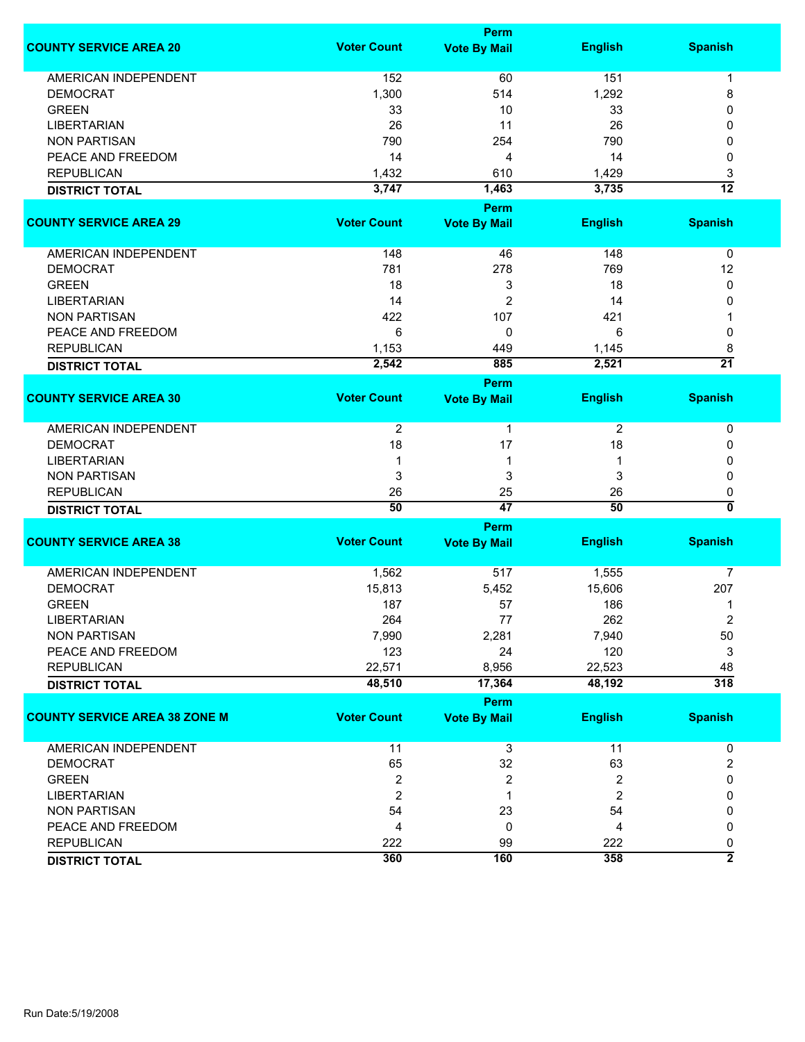| COUNTY SERVICE AREA 20 | Voter Count | Perm Vote By Mail | English | Spanish |
|---|---|---|---|---|
| AMERICAN INDEPENDENT | 152 | 60 | 151 | 1 |
| DEMOCRAT | 1,300 | 514 | 1,292 | 8 |
| GREEN | 33 | 10 | 33 | 0 |
| LIBERTARIAN | 26 | 11 | 26 | 0 |
| NON PARTISAN | 790 | 254 | 790 | 0 |
| PEACE AND FREEDOM | 14 | 4 | 14 | 0 |
| REPUBLICAN | 1,432 | 610 | 1,429 | 3 |
| **DISTRICT TOTAL** | **3,747** | **1,463** | **3,735** | **12** |

| COUNTY SERVICE AREA 29 | Voter Count | Perm Vote By Mail | English | Spanish |
|---|---|---|---|---|
| AMERICAN INDEPENDENT | 148 | 46 | 148 | 0 |
| DEMOCRAT | 781 | 278 | 769 | 12 |
| GREEN | 18 | 3 | 18 | 0 |
| LIBERTARIAN | 14 | 2 | 14 | 0 |
| NON PARTISAN | 422 | 107 | 421 | 1 |
| PEACE AND FREEDOM | 6 | 0 | 6 | 0 |
| REPUBLICAN | 1,153 | 449 | 1,145 | 8 |
| **DISTRICT TOTAL** | **2,542** | **885** | **2,521** | **21** |

| COUNTY SERVICE AREA 30 | Voter Count | Perm Vote By Mail | English | Spanish |
|---|---|---|---|---|
| AMERICAN INDEPENDENT | 2 | 1 | 2 | 0 |
| DEMOCRAT | 18 | 17 | 18 | 0 |
| LIBERTARIAN | 1 | 1 | 1 | 0 |
| NON PARTISAN | 3 | 3 | 3 | 0 |
| REPUBLICAN | 26 | 25 | 26 | 0 |
| **DISTRICT TOTAL** | **50** | **47** | **50** | **0** |

| COUNTY SERVICE AREA 38 | Voter Count | Perm Vote By Mail | English | Spanish |
|---|---|---|---|---|
| AMERICAN INDEPENDENT | 1,562 | 517 | 1,555 | 7 |
| DEMOCRAT | 15,813 | 5,452 | 15,606 | 207 |
| GREEN | 187 | 57 | 186 | 1 |
| LIBERTARIAN | 264 | 77 | 262 | 2 |
| NON PARTISAN | 7,990 | 2,281 | 7,940 | 50 |
| PEACE AND FREEDOM | 123 | 24 | 120 | 3 |
| REPUBLICAN | 22,571 | 8,956 | 22,523 | 48 |
| **DISTRICT TOTAL** | **48,510** | **17,364** | **48,192** | **318** |

| COUNTY SERVICE AREA 38 ZONE M | Voter Count | Perm Vote By Mail | English | Spanish |
|---|---|---|---|---|
| AMERICAN INDEPENDENT | 11 | 3 | 11 | 0 |
| DEMOCRAT | 65 | 32 | 63 | 2 |
| GREEN | 2 | 2 | 2 | 0 |
| LIBERTARIAN | 2 | 1 | 2 | 0 |
| NON PARTISAN | 54 | 23 | 54 | 0 |
| PEACE AND FREEDOM | 4 | 0 | 4 | 0 |
| REPUBLICAN | 222 | 99 | 222 | 0 |
| **DISTRICT TOTAL** | **360** | **160** | **358** | **2** |

Run Date:5/19/2008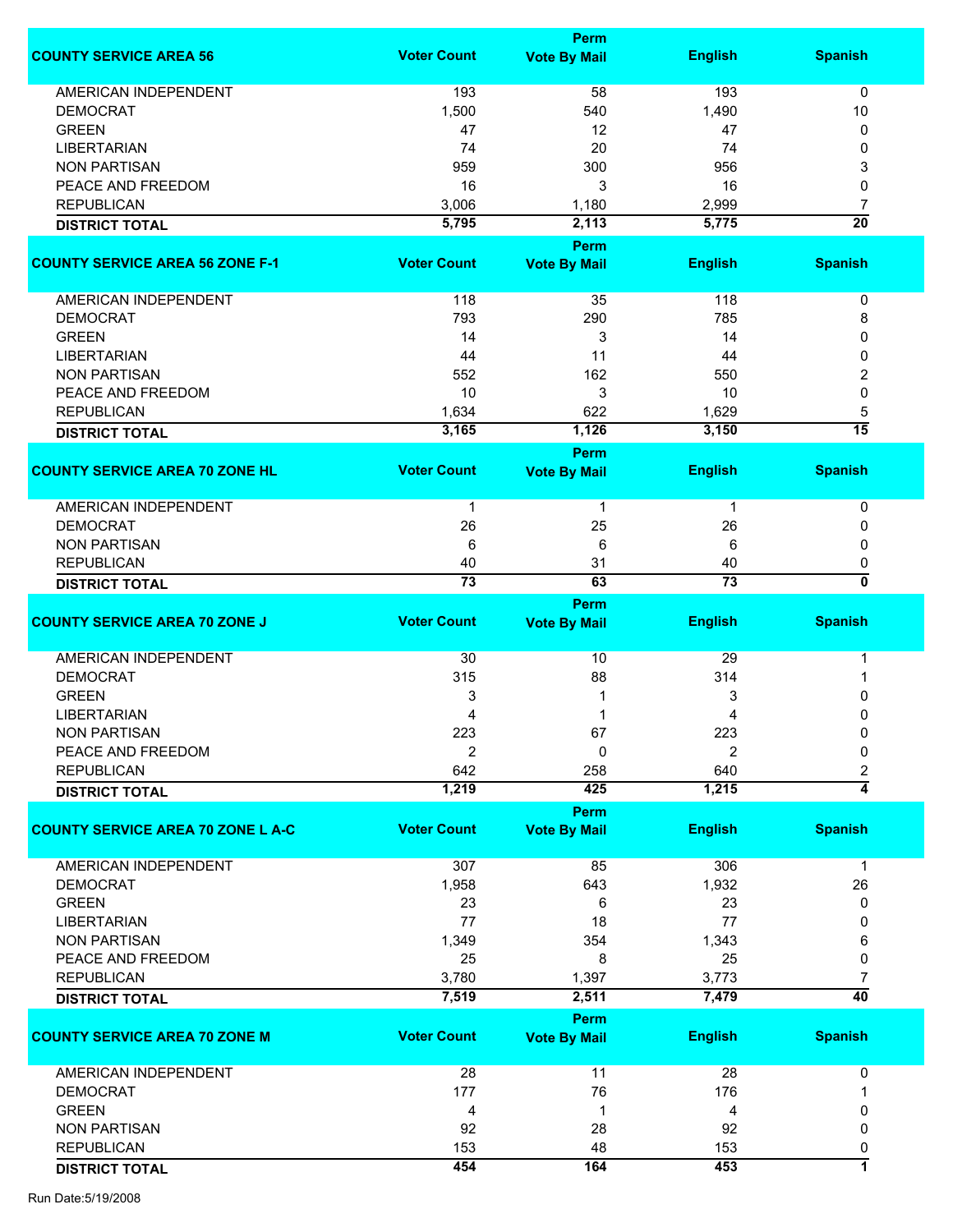| COUNTY SERVICE AREA 56 | Voter Count | Perm Vote By Mail | English | Spanish |
|---|---|---|---|---|
| AMERICAN INDEPENDENT | 193 | 58 | 193 | 0 |
| DEMOCRAT | 1,500 | 540 | 1,490 | 10 |
| GREEN | 47 | 12 | 47 | 0 |
| LIBERTARIAN | 74 | 20 | 74 | 0 |
| NON PARTISAN | 959 | 300 | 956 | 3 |
| PEACE AND FREEDOM | 16 | 3 | 16 | 0 |
| REPUBLICAN | 3,006 | 1,180 | 2,999 | 7 |
| **DISTRICT TOTAL** | **5,795** | **2,113** | **5,775** | **20** |

| COUNTY SERVICE AREA 56 ZONE F-1 | Voter Count | Perm Vote By Mail | English | Spanish |
|---|---|---|---|---|
| AMERICAN INDEPENDENT | 118 | 35 | 118 | 0 |
| DEMOCRAT | 793 | 290 | 785 | 8 |
| GREEN | 14 | 3 | 14 | 0 |
| LIBERTARIAN | 44 | 11 | 44 | 0 |
| NON PARTISAN | 552 | 162 | 550 | 2 |
| PEACE AND FREEDOM | 10 | 3 | 10 | 0 |
| REPUBLICAN | 1,634 | 622 | 1,629 | 5 |
| **DISTRICT TOTAL** | **3,165** | **1,126** | **3,150** | **15** |

| COUNTY SERVICE AREA 70 ZONE HL | Voter Count | Perm Vote By Mail | English | Spanish |
|---|---|---|---|---|
| AMERICAN INDEPENDENT | 1 | 1 | 1 | 0 |
| DEMOCRAT | 26 | 25 | 26 | 0 |
| NON PARTISAN | 6 | 6 | 6 | 0 |
| REPUBLICAN | 40 | 31 | 40 | 0 |
| **DISTRICT TOTAL** | **73** | **63** | **73** | **0** |

| COUNTY SERVICE AREA 70 ZONE J | Voter Count | Perm Vote By Mail | English | Spanish |
|---|---|---|---|---|
| AMERICAN INDEPENDENT | 30 | 10 | 29 | 1 |
| DEMOCRAT | 315 | 88 | 314 | 1 |
| GREEN | 3 | 1 | 3 | 0 |
| LIBERTARIAN | 4 | 1 | 4 | 0 |
| NON PARTISAN | 223 | 67 | 223 | 0 |
| PEACE AND FREEDOM | 2 | 0 | 2 | 0 |
| REPUBLICAN | 642 | 258 | 640 | 2 |
| **DISTRICT TOTAL** | **1,219** | **425** | **1,215** | **4** |

| COUNTY SERVICE AREA 70 ZONE L A-C | Voter Count | Perm Vote By Mail | English | Spanish |
|---|---|---|---|---|
| AMERICAN INDEPENDENT | 307 | 85 | 306 | 1 |
| DEMOCRAT | 1,958 | 643 | 1,932 | 26 |
| GREEN | 23 | 6 | 23 | 0 |
| LIBERTARIAN | 77 | 18 | 77 | 0 |
| NON PARTISAN | 1,349 | 354 | 1,343 | 6 |
| PEACE AND FREEDOM | 25 | 8 | 25 | 0 |
| REPUBLICAN | 3,780 | 1,397 | 3,773 | 7 |
| **DISTRICT TOTAL** | **7,519** | **2,511** | **7,479** | **40** |

| COUNTY SERVICE AREA 70 ZONE M | Voter Count | Perm Vote By Mail | English | Spanish |
|---|---|---|---|---|
| AMERICAN INDEPENDENT | 28 | 11 | 28 | 0 |
| DEMOCRAT | 177 | 76 | 176 | 1 |
| GREEN | 4 | 1 | 4 | 0 |
| NON PARTISAN | 92 | 28 | 92 | 0 |
| REPUBLICAN | 153 | 48 | 153 | 0 |
| **DISTRICT TOTAL** | **454** | **164** | **453** | **1** |

Run Date:5/19/2008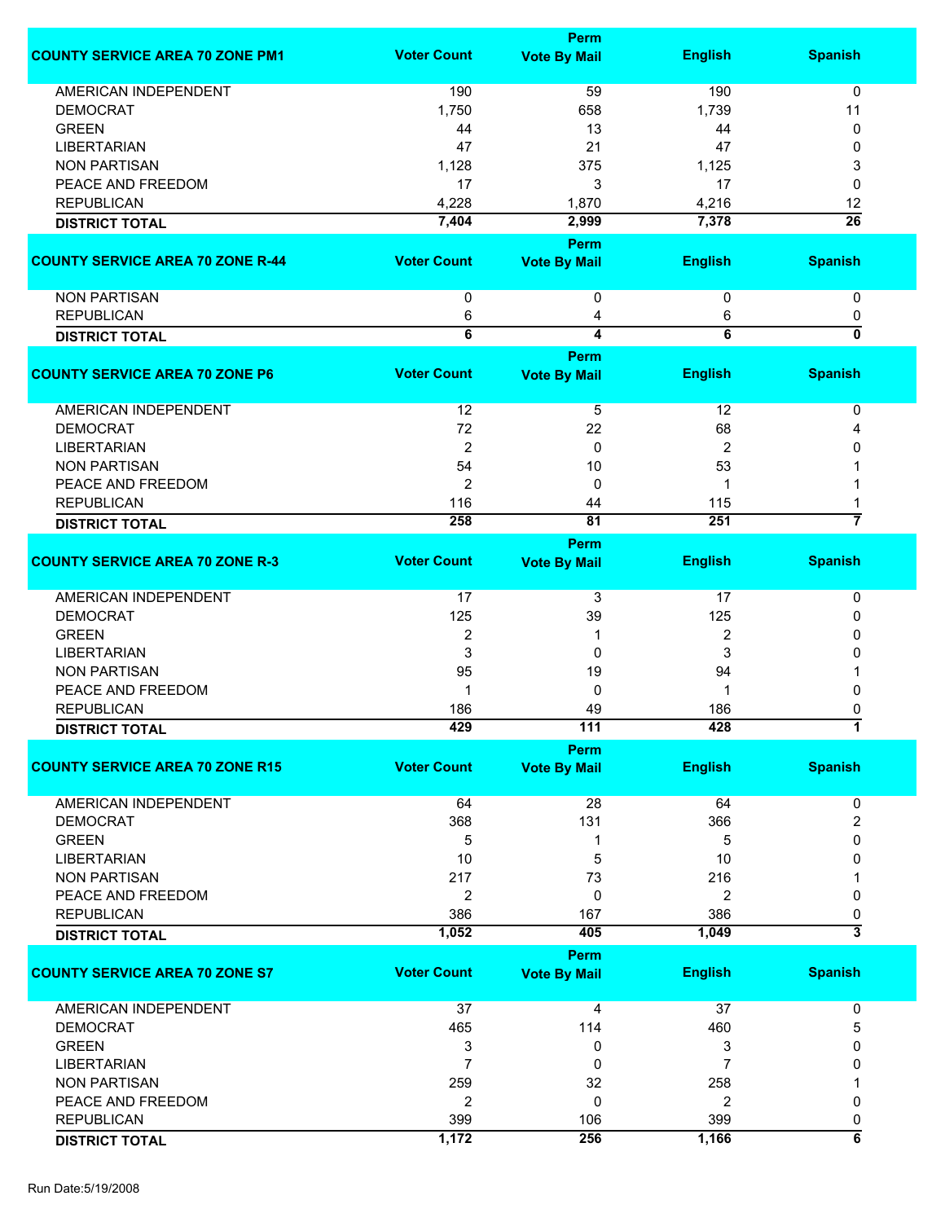| COUNTY SERVICE AREA 70 ZONE PM1 | Voter Count | Perm Vote By Mail | English | Spanish |
|---|---|---|---|---|
| AMERICAN INDEPENDENT | 190 | 59 | 190 | 0 |
| DEMOCRAT | 1,750 | 658 | 1,739 | 11 |
| GREEN | 44 | 13 | 44 | 0 |
| LIBERTARIAN | 47 | 21 | 47 | 0 |
| NON PARTISAN | 1,128 | 375 | 1,125 | 3 |
| PEACE AND FREEDOM | 17 | 3 | 17 | 0 |
| REPUBLICAN | 4,228 | 1,870 | 4,216 | 12 |
| **DISTRICT TOTAL** | **7,404** | **2,999** | **7,378** | **26** |

| COUNTY SERVICE AREA 70 ZONE R-44 | Voter Count | Perm Vote By Mail | English | Spanish |
|---|---|---|---|---|
| NON PARTISAN | 0 | 0 | 0 | 0 |
| REPUBLICAN | 6 | 4 | 6 | 0 |
| **DISTRICT TOTAL** | **6** | **4** | **6** | **0** |

| COUNTY SERVICE AREA 70 ZONE P6 | Voter Count | Perm Vote By Mail | English | Spanish |
|---|---|---|---|---|
| AMERICAN INDEPENDENT | 12 | 5 | 12 | 0 |
| DEMOCRAT | 72 | 22 | 68 | 4 |
| LIBERTARIAN | 2 | 0 | 2 | 0 |
| NON PARTISAN | 54 | 10 | 53 | 1 |
| PEACE AND FREEDOM | 2 | 0 | 1 | 1 |
| REPUBLICAN | 116 | 44 | 115 | 1 |
| **DISTRICT TOTAL** | **258** | **81** | **251** | **7** |

| COUNTY SERVICE AREA 70 ZONE R-3 | Voter Count | Perm Vote By Mail | English | Spanish |
|---|---|---|---|---|
| AMERICAN INDEPENDENT | 17 | 3 | 17 | 0 |
| DEMOCRAT | 125 | 39 | 125 | 0 |
| GREEN | 2 | 1 | 2 | 0 |
| LIBERTARIAN | 3 | 0 | 3 | 0 |
| NON PARTISAN | 95 | 19 | 94 | 1 |
| PEACE AND FREEDOM | 1 | 0 | 1 | 0 |
| REPUBLICAN | 186 | 49 | 186 | 0 |
| **DISTRICT TOTAL** | **429** | **111** | **428** | **1** |

| COUNTY SERVICE AREA 70 ZONE R15 | Voter Count | Perm Vote By Mail | English | Spanish |
|---|---|---|---|---|
| AMERICAN INDEPENDENT | 64 | 28 | 64 | 0 |
| DEMOCRAT | 368 | 131 | 366 | 2 |
| GREEN | 5 | 1 | 5 | 0 |
| LIBERTARIAN | 10 | 5 | 10 | 0 |
| NON PARTISAN | 217 | 73 | 216 | 1 |
| PEACE AND FREEDOM | 2 | 0 | 2 | 0 |
| REPUBLICAN | 386 | 167 | 386 | 0 |
| **DISTRICT TOTAL** | **1,052** | **405** | **1,049** | **3** |

| COUNTY SERVICE AREA 70 ZONE S7 | Voter Count | Perm Vote By Mail | English | Spanish |
|---|---|---|---|---|
| AMERICAN INDEPENDENT | 37 | 4 | 37 | 0 |
| DEMOCRAT | 465 | 114 | 460 | 5 |
| GREEN | 3 | 0 | 3 | 0 |
| LIBERTARIAN | 7 | 0 | 7 | 0 |
| NON PARTISAN | 259 | 32 | 258 | 1 |
| PEACE AND FREEDOM | 2 | 0 | 2 | 0 |
| REPUBLICAN | 399 | 106 | 399 | 0 |
| **DISTRICT TOTAL** | **1,172** | **256** | **1,166** | **6** |

Run Date:5/19/2008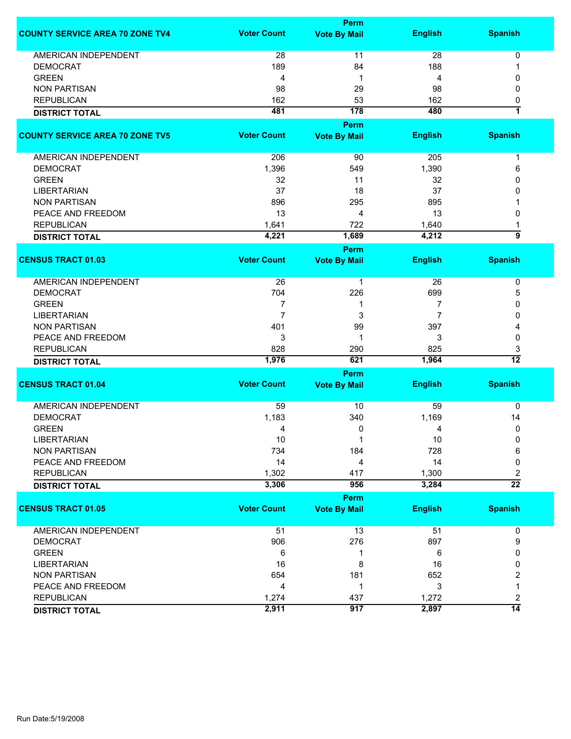| COUNTY SERVICE AREA 70 ZONE TV4 | Voter Count | Perm Vote By Mail | English | Spanish |
|---|---|---|---|---|
| AMERICAN INDEPENDENT | 28 | 11 | 28 | 0 |
| DEMOCRAT | 189 | 84 | 188 | 1 |
| GREEN | 4 | 1 | 4 | 0 |
| NON PARTISAN | 98 | 29 | 98 | 0 |
| REPUBLICAN | 162 | 53 | 162 | 0 |
| **DISTRICT TOTAL** | **481** | **178** | **480** | **1** |

| COUNTY SERVICE AREA 70 ZONE TV5 | Voter Count | Perm Vote By Mail | English | Spanish |
|---|---|---|---|---|
| AMERICAN INDEPENDENT | 206 | 90 | 205 | 1 |
| DEMOCRAT | 1,396 | 549 | 1,390 | 6 |
| GREEN | 32 | 11 | 32 | 0 |
| LIBERTARIAN | 37 | 18 | 37 | 0 |
| NON PARTISAN | 896 | 295 | 895 | 1 |
| PEACE AND FREEDOM | 13 | 4 | 13 | 0 |
| REPUBLICAN | 1,641 | 722 | 1,640 | 1 |
| **DISTRICT TOTAL** | **4,221** | **1,689** | **4,212** | **9** |

| CENSUS TRACT 01.03 | Voter Count | Perm Vote By Mail | English | Spanish |
|---|---|---|---|---|
| AMERICAN INDEPENDENT | 26 | 1 | 26 | 0 |
| DEMOCRAT | 704 | 226 | 699 | 5 |
| GREEN | 7 | 1 | 7 | 0 |
| LIBERTARIAN | 7 | 3 | 7 | 0 |
| NON PARTISAN | 401 | 99 | 397 | 4 |
| PEACE AND FREEDOM | 3 | 1 | 3 | 0 |
| REPUBLICAN | 828 | 290 | 825 | 3 |
| **DISTRICT TOTAL** | **1,976** | **621** | **1,964** | **12** |

| CENSUS TRACT 01.04 | Voter Count | Perm Vote By Mail | English | Spanish |
|---|---|---|---|---|
| AMERICAN INDEPENDENT | 59 | 10 | 59 | 0 |
| DEMOCRAT | 1,183 | 340 | 1,169 | 14 |
| GREEN | 4 | 0 | 4 | 0 |
| LIBERTARIAN | 10 | 1 | 10 | 0 |
| NON PARTISAN | 734 | 184 | 728 | 6 |
| PEACE AND FREEDOM | 14 | 4 | 14 | 0 |
| REPUBLICAN | 1,302 | 417 | 1,300 | 2 |
| **DISTRICT TOTAL** | **3,306** | **956** | **3,284** | **22** |

| CENSUS TRACT 01.05 | Voter Count | Perm Vote By Mail | English | Spanish |
|---|---|---|---|---|
| AMERICAN INDEPENDENT | 51 | 13 | 51 | 0 |
| DEMOCRAT | 906 | 276 | 897 | 9 |
| GREEN | 6 | 1 | 6 | 0 |
| LIBERTARIAN | 16 | 8 | 16 | 0 |
| NON PARTISAN | 654 | 181 | 652 | 2 |
| PEACE AND FREEDOM | 4 | 1 | 3 | 1 |
| REPUBLICAN | 1,274 | 437 | 1,272 | 2 |
| **DISTRICT TOTAL** | **2,911** | **917** | **2,897** | **14** |

Run Date:5/19/2008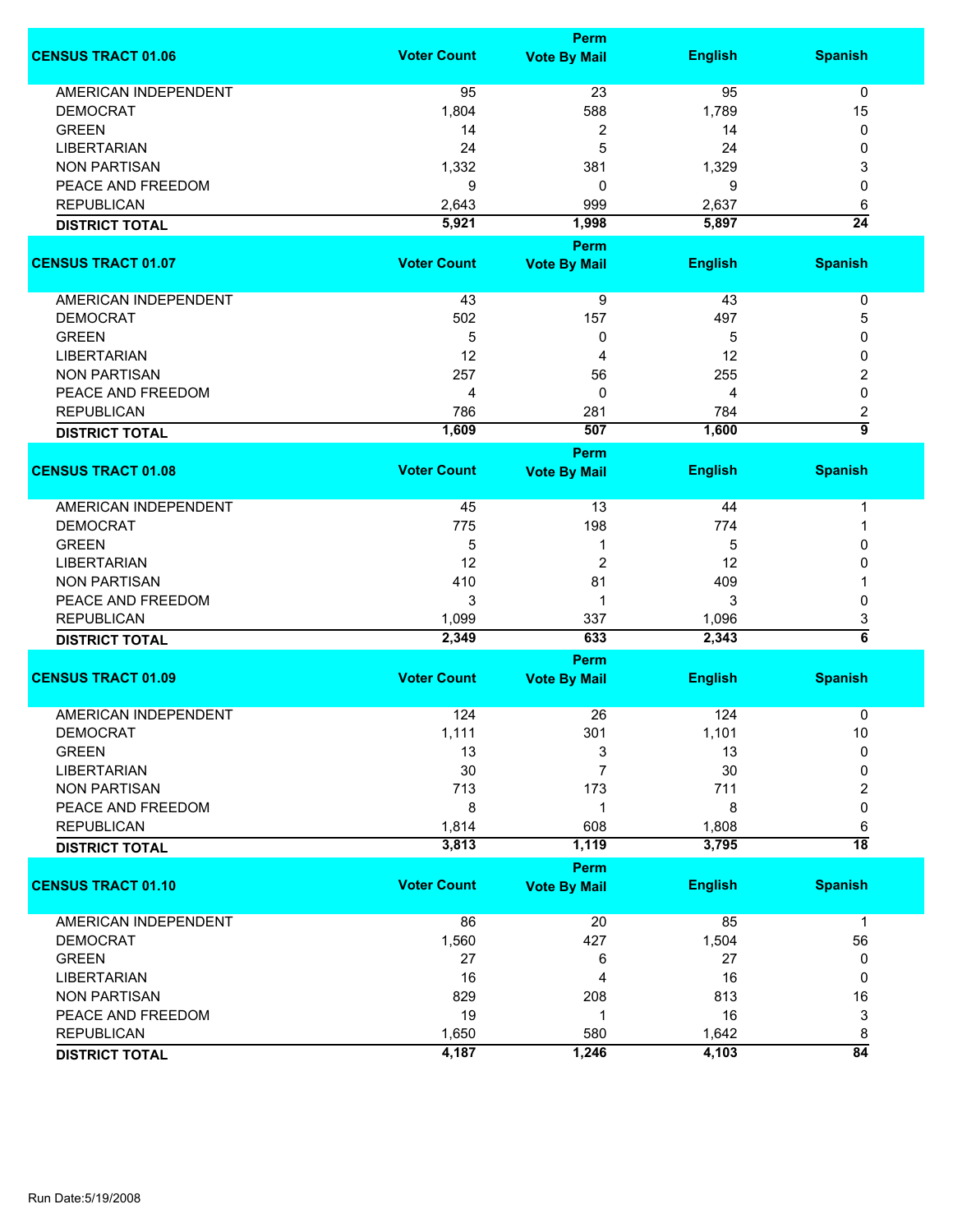| CENSUS TRACT 01.06 | Voter Count | Perm Vote By Mail | English | Spanish |
|---|---|---|---|---|
| AMERICAN INDEPENDENT | 95 | 23 | 95 | 0 |
| DEMOCRAT | 1,804 | 588 | 1,789 | 15 |
| GREEN | 14 | 2 | 14 | 0 |
| LIBERTARIAN | 24 | 5 | 24 | 0 |
| NON PARTISAN | 1,332 | 381 | 1,329 | 3 |
| PEACE AND FREEDOM | 9 | 0 | 9 | 0 |
| REPUBLICAN | 2,643 | 999 | 2,637 | 6 |
| **DISTRICT TOTAL** | **5,921** | **1,998** | **5,897** | **24** |

| CENSUS TRACT 01.07 | Voter Count | Perm Vote By Mail | English | Spanish |
|---|---|---|---|---|
| AMERICAN INDEPENDENT | 43 | 9 | 43 | 0 |
| DEMOCRAT | 502 | 157 | 497 | 5 |
| GREEN | 5 | 0 | 5 | 0 |
| LIBERTARIAN | 12 | 4 | 12 | 0 |
| NON PARTISAN | 257 | 56 | 255 | 2 |
| PEACE AND FREEDOM | 4 | 0 | 4 | 0 |
| REPUBLICAN | 786 | 281 | 784 | 2 |
| **DISTRICT TOTAL** | **1,609** | **507** | **1,600** | **9** |

| CENSUS TRACT 01.08 | Voter Count | Perm Vote By Mail | English | Spanish |
|---|---|---|---|---|
| AMERICAN INDEPENDENT | 45 | 13 | 44 | 1 |
| DEMOCRAT | 775 | 198 | 774 | 1 |
| GREEN | 5 | 1 | 5 | 0 |
| LIBERTARIAN | 12 | 2 | 12 | 0 |
| NON PARTISAN | 410 | 81 | 409 | 1 |
| PEACE AND FREEDOM | 3 | 1 | 3 | 0 |
| REPUBLICAN | 1,099 | 337 | 1,096 | 3 |
| **DISTRICT TOTAL** | **2,349** | **633** | **2,343** | **6** |

| CENSUS TRACT 01.09 | Voter Count | Perm Vote By Mail | English | Spanish |
|---|---|---|---|---|
| AMERICAN INDEPENDENT | 124 | 26 | 124 | 0 |
| DEMOCRAT | 1,111 | 301 | 1,101 | 10 |
| GREEN | 13 | 3 | 13 | 0 |
| LIBERTARIAN | 30 | 7 | 30 | 0 |
| NON PARTISAN | 713 | 173 | 711 | 2 |
| PEACE AND FREEDOM | 8 | 1 | 8 | 0 |
| REPUBLICAN | 1,814 | 608 | 1,808 | 6 |
| **DISTRICT TOTAL** | **3,813** | **1,119** | **3,795** | **18** |

| CENSUS TRACT 01.10 | Voter Count | Perm Vote By Mail | English | Spanish |
|---|---|---|---|---|
| AMERICAN INDEPENDENT | 86 | 20 | 85 | 1 |
| DEMOCRAT | 1,560 | 427 | 1,504 | 56 |
| GREEN | 27 | 6 | 27 | 0 |
| LIBERTARIAN | 16 | 4 | 16 | 0 |
| NON PARTISAN | 829 | 208 | 813 | 16 |
| PEACE AND FREEDOM | 19 | 1 | 16 | 3 |
| REPUBLICAN | 1,650 | 580 | 1,642 | 8 |
| **DISTRICT TOTAL** | **4,187** | **1,246** | **4,103** | **84** |

Run Date:5/19/2008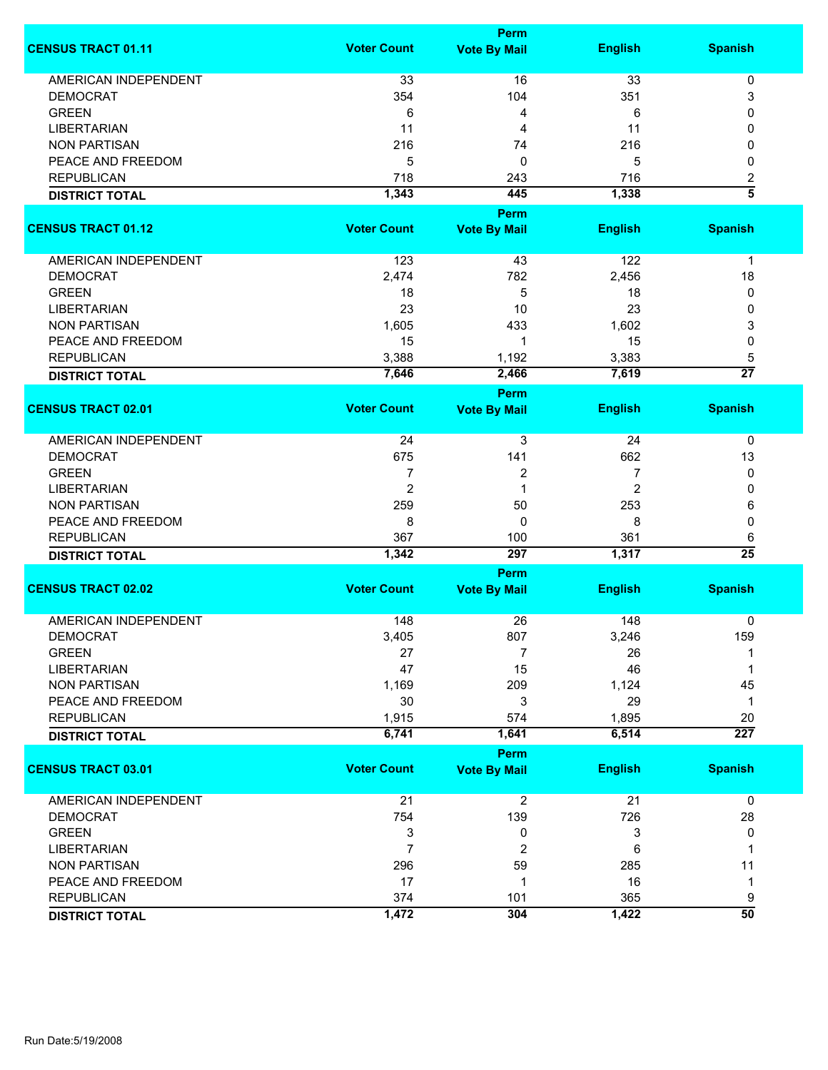| CENSUS TRACT 01.11 | Voter Count | Perm Vote By Mail | English | Spanish |
|---|---|---|---|---|
| AMERICAN INDEPENDENT | 33 | 16 | 33 | 0 |
| DEMOCRAT | 354 | 104 | 351 | 3 |
| GREEN | 6 | 4 | 6 | 0 |
| LIBERTARIAN | 11 | 4 | 11 | 0 |
| NON PARTISAN | 216 | 74 | 216 | 0 |
| PEACE AND FREEDOM | 5 | 0 | 5 | 0 |
| REPUBLICAN | 718 | 243 | 716 | 2 |
| **DISTRICT TOTAL** | **1,343** | **445** | **1,338** | **5** |

| CENSUS TRACT 01.12 | Voter Count | Perm Vote By Mail | English | Spanish |
|---|---|---|---|---|
| AMERICAN INDEPENDENT | 123 | 43 | 122 | 1 |
| DEMOCRAT | 2,474 | 782 | 2,456 | 18 |
| GREEN | 18 | 5 | 18 | 0 |
| LIBERTARIAN | 23 | 10 | 23 | 0 |
| NON PARTISAN | 1,605 | 433 | 1,602 | 3 |
| PEACE AND FREEDOM | 15 | 1 | 15 | 0 |
| REPUBLICAN | 3,388 | 1,192 | 3,383 | 5 |
| **DISTRICT TOTAL** | **7,646** | **2,466** | **7,619** | **27** |

| CENSUS TRACT 02.01 | Voter Count | Perm Vote By Mail | English | Spanish |
|---|---|---|---|---|
| AMERICAN INDEPENDENT | 24 | 3 | 24 | 0 |
| DEMOCRAT | 675 | 141 | 662 | 13 |
| GREEN | 7 | 2 | 7 | 0 |
| LIBERTARIAN | 2 | 1 | 2 | 0 |
| NON PARTISAN | 259 | 50 | 253 | 6 |
| PEACE AND FREEDOM | 8 | 0 | 8 | 0 |
| REPUBLICAN | 367 | 100 | 361 | 6 |
| **DISTRICT TOTAL** | **1,342** | **297** | **1,317** | **25** |

| CENSUS TRACT 02.02 | Voter Count | Perm Vote By Mail | English | Spanish |
|---|---|---|---|---|
| AMERICAN INDEPENDENT | 148 | 26 | 148 | 0 |
| DEMOCRAT | 3,405 | 807 | 3,246 | 159 |
| GREEN | 27 | 7 | 26 | 1 |
| LIBERTARIAN | 47 | 15 | 46 | 1 |
| NON PARTISAN | 1,169 | 209 | 1,124 | 45 |
| PEACE AND FREEDOM | 30 | 3 | 29 | 1 |
| REPUBLICAN | 1,915 | 574 | 1,895 | 20 |
| **DISTRICT TOTAL** | **6,741** | **1,641** | **6,514** | **227** |

| CENSUS TRACT 03.01 | Voter Count | Perm Vote By Mail | English | Spanish |
|---|---|---|---|---|
| AMERICAN INDEPENDENT | 21 | 2 | 21 | 0 |
| DEMOCRAT | 754 | 139 | 726 | 28 |
| GREEN | 3 | 0 | 3 | 0 |
| LIBERTARIAN | 7 | 2 | 6 | 1 |
| NON PARTISAN | 296 | 59 | 285 | 11 |
| PEACE AND FREEDOM | 17 | 1 | 16 | 1 |
| REPUBLICAN | 374 | 101 | 365 | 9 |
| **DISTRICT TOTAL** | **1,472** | **304** | **1,422** | **50** |

Run Date:5/19/2008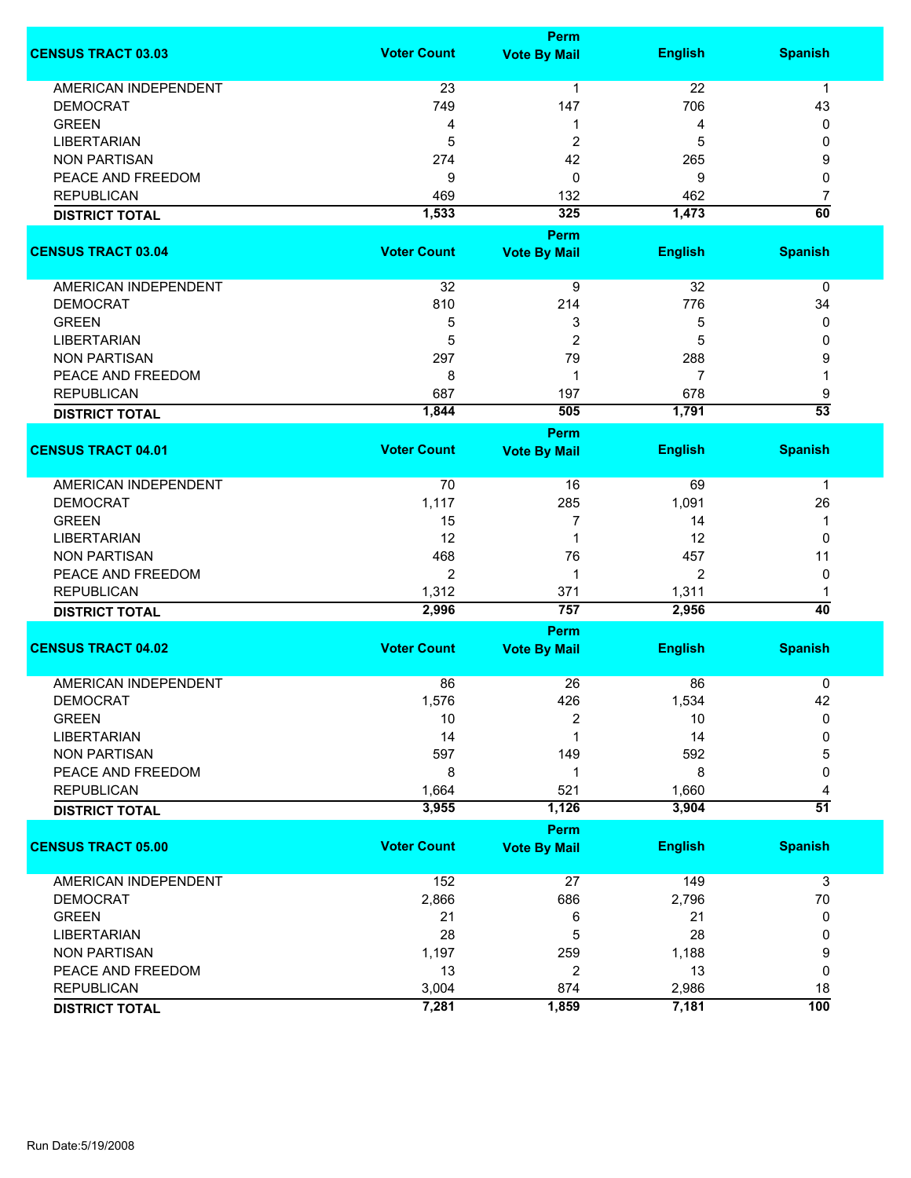| CENSUS TRACT 03.03 | Voter Count | Perm Vote By Mail | English | Spanish |
|---|---|---|---|---|
| AMERICAN INDEPENDENT | 23 | 1 | 22 | 1 |
| DEMOCRAT | 749 | 147 | 706 | 43 |
| GREEN | 4 | 1 | 4 | 0 |
| LIBERTARIAN | 5 | 2 | 5 | 0 |
| NON PARTISAN | 274 | 42 | 265 | 9 |
| PEACE AND FREEDOM | 9 | 0 | 9 | 0 |
| REPUBLICAN | 469 | 132 | 462 | 7 |
| **DISTRICT TOTAL** | **1,533** | **325** | **1,473** | **60** |

| CENSUS TRACT 03.04 | Voter Count | Perm Vote By Mail | English | Spanish |
|---|---|---|---|---|
| AMERICAN INDEPENDENT | 32 | 9 | 32 | 0 |
| DEMOCRAT | 810 | 214 | 776 | 34 |
| GREEN | 5 | 3 | 5 | 0 |
| LIBERTARIAN | 5 | 2 | 5 | 0 |
| NON PARTISAN | 297 | 79 | 288 | 9 |
| PEACE AND FREEDOM | 8 | 1 | 7 | 1 |
| REPUBLICAN | 687 | 197 | 678 | 9 |
| **DISTRICT TOTAL** | **1,844** | **505** | **1,791** | **53** |

| CENSUS TRACT 04.01 | Voter Count | Perm Vote By Mail | English | Spanish |
|---|---|---|---|---|
| AMERICAN INDEPENDENT | 70 | 16 | 69 | 1 |
| DEMOCRAT | 1,117 | 285 | 1,091 | 26 |
| GREEN | 15 | 7 | 14 | 1 |
| LIBERTARIAN | 12 | 1 | 12 | 0 |
| NON PARTISAN | 468 | 76 | 457 | 11 |
| PEACE AND FREEDOM | 2 | 1 | 2 | 0 |
| REPUBLICAN | 1,312 | 371 | 1,311 | 1 |
| **DISTRICT TOTAL** | **2,996** | **757** | **2,956** | **40** |

| CENSUS TRACT 04.02 | Voter Count | Perm Vote By Mail | English | Spanish |
|---|---|---|---|---|
| AMERICAN INDEPENDENT | 86 | 26 | 86 | 0 |
| DEMOCRAT | 1,576 | 426 | 1,534 | 42 |
| GREEN | 10 | 2 | 10 | 0 |
| LIBERTARIAN | 14 | 1 | 14 | 0 |
| NON PARTISAN | 597 | 149 | 592 | 5 |
| PEACE AND FREEDOM | 8 | 1 | 8 | 0 |
| REPUBLICAN | 1,664 | 521 | 1,660 | 4 |
| **DISTRICT TOTAL** | **3,955** | **1,126** | **3,904** | **51** |

| CENSUS TRACT 05.00 | Voter Count | Perm Vote By Mail | English | Spanish |
|---|---|---|---|---|
| AMERICAN INDEPENDENT | 152 | 27 | 149 | 3 |
| DEMOCRAT | 2,866 | 686 | 2,796 | 70 |
| GREEN | 21 | 6 | 21 | 0 |
| LIBERTARIAN | 28 | 5 | 28 | 0 |
| NON PARTISAN | 1,197 | 259 | 1,188 | 9 |
| PEACE AND FREEDOM | 13 | 2 | 13 | 0 |
| REPUBLICAN | 3,004 | 874 | 2,986 | 18 |
| **DISTRICT TOTAL** | **7,281** | **1,859** | **7,181** | **100** |

Run Date:5/19/2008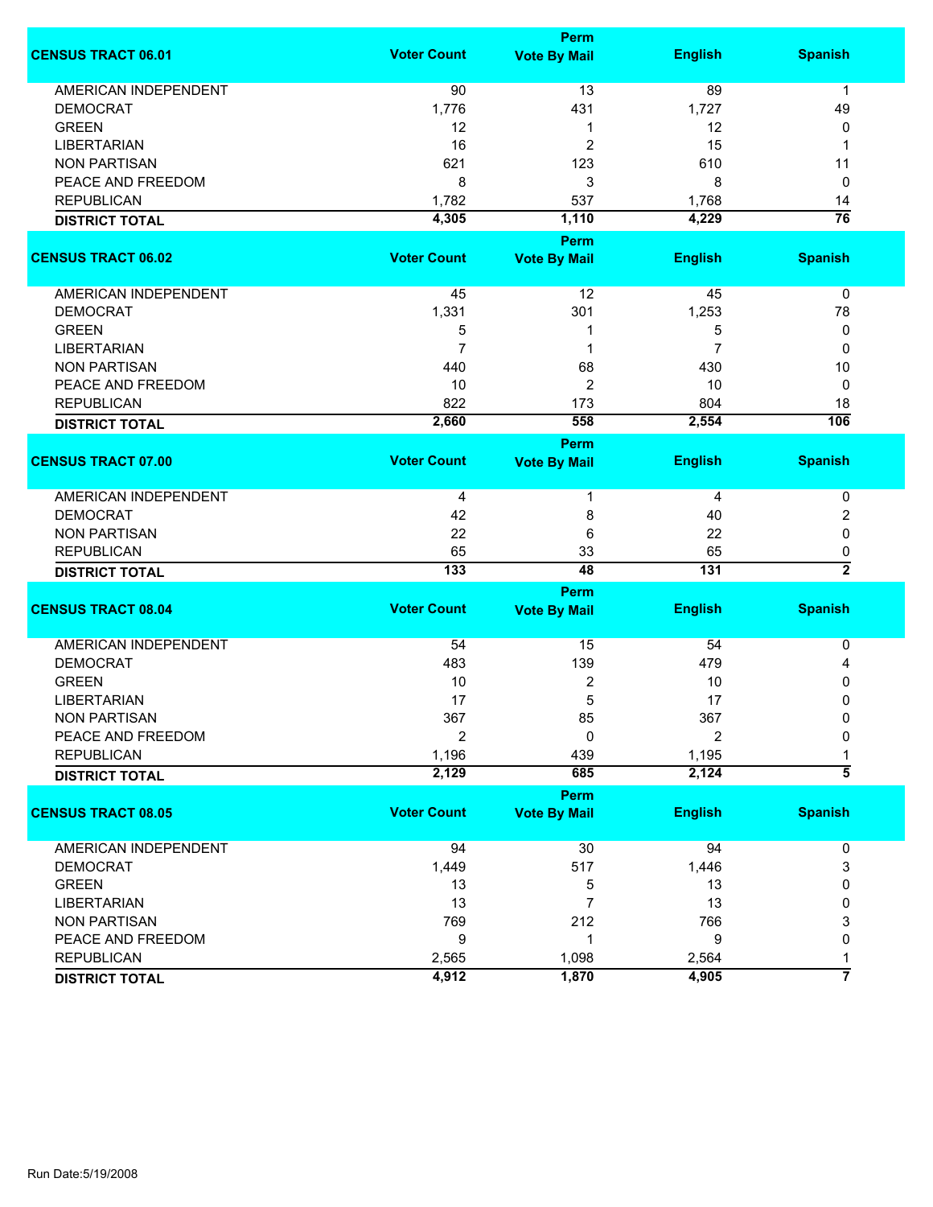| CENSUS TRACT 06.01 | Voter Count | Perm Vote By Mail | English | Spanish |
|---|---|---|---|---|
| AMERICAN INDEPENDENT | 90 | 13 | 89 | 1 |
| DEMOCRAT | 1,776 | 431 | 1,727 | 49 |
| GREEN | 12 | 1 | 12 | 0 |
| LIBERTARIAN | 16 | 2 | 15 | 1 |
| NON PARTISAN | 621 | 123 | 610 | 11 |
| PEACE AND FREEDOM | 8 | 3 | 8 | 0 |
| REPUBLICAN | 1,782 | 537 | 1,768 | 14 |
| **DISTRICT TOTAL** | **4,305** | **1,110** | **4,229** | **76** |

| CENSUS TRACT 06.02 | Voter Count | Perm Vote By Mail | English | Spanish |
|---|---|---|---|---|
| AMERICAN INDEPENDENT | 45 | 12 | 45 | 0 |
| DEMOCRAT | 1,331 | 301 | 1,253 | 78 |
| GREEN | 5 | 1 | 5 | 0 |
| LIBERTARIAN | 7 | 1 | 7 | 0 |
| NON PARTISAN | 440 | 68 | 430 | 10 |
| PEACE AND FREEDOM | 10 | 2 | 10 | 0 |
| REPUBLICAN | 822 | 173 | 804 | 18 |
| **DISTRICT TOTAL** | **2,660** | **558** | **2,554** | **106** |

| CENSUS TRACT 07.00 | Voter Count | Perm Vote By Mail | English | Spanish |
|---|---|---|---|---|
| AMERICAN INDEPENDENT | 4 | 1 | 4 | 0 |
| DEMOCRAT | 42 | 8 | 40 | 2 |
| NON PARTISAN | 22 | 6 | 22 | 0 |
| REPUBLICAN | 65 | 33 | 65 | 0 |
| **DISTRICT TOTAL** | **133** | **48** | **131** | **2** |

| CENSUS TRACT 08.04 | Voter Count | Perm Vote By Mail | English | Spanish |
|---|---|---|---|---|
| AMERICAN INDEPENDENT | 54 | 15 | 54 | 0 |
| DEMOCRAT | 483 | 139 | 479 | 4 |
| GREEN | 10 | 2 | 10 | 0 |
| LIBERTARIAN | 17 | 5 | 17 | 0 |
| NON PARTISAN | 367 | 85 | 367 | 0 |
| PEACE AND FREEDOM | 2 | 0 | 2 | 0 |
| REPUBLICAN | 1,196 | 439 | 1,195 | 1 |
| **DISTRICT TOTAL** | **2,129** | **685** | **2,124** | **5** |

| CENSUS TRACT 08.05 | Voter Count | Perm Vote By Mail | English | Spanish |
|---|---|---|---|---|
| AMERICAN INDEPENDENT | 94 | 30 | 94 | 0 |
| DEMOCRAT | 1,449 | 517 | 1,446 | 3 |
| GREEN | 13 | 5 | 13 | 0 |
| LIBERTARIAN | 13 | 7 | 13 | 0 |
| NON PARTISAN | 769 | 212 | 766 | 3 |
| PEACE AND FREEDOM | 9 | 1 | 9 | 0 |
| REPUBLICAN | 2,565 | 1,098 | 2,564 | 1 |
| **DISTRICT TOTAL** | **4,912** | **1,870** | **4,905** | **7** |

Run Date:5/19/2008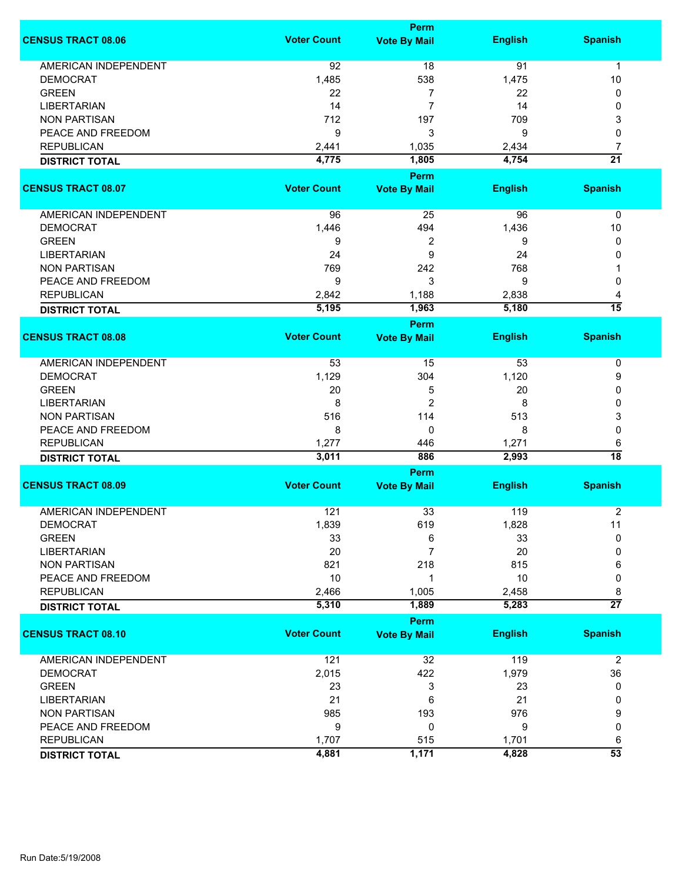| CENSUS TRACT 08.06 | Voter Count | Perm Vote By Mail | English | Spanish |
|---|---|---|---|---|
| AMERICAN INDEPENDENT | 92 | 18 | 91 | 1 |
| DEMOCRAT | 1,485 | 538 | 1,475 | 10 |
| GREEN | 22 | 7 | 22 | 0 |
| LIBERTARIAN | 14 | 7 | 14 | 0 |
| NON PARTISAN | 712 | 197 | 709 | 3 |
| PEACE AND FREEDOM | 9 | 3 | 9 | 0 |
| REPUBLICAN | 2,441 | 1,035 | 2,434 | 7 |
| **DISTRICT TOTAL** | **4,775** | **1,805** | **4,754** | **21** |

| CENSUS TRACT 08.07 | Voter Count | Perm Vote By Mail | English | Spanish |
|---|---|---|---|---|
| AMERICAN INDEPENDENT | 96 | 25 | 96 | 0 |
| DEMOCRAT | 1,446 | 494 | 1,436 | 10 |
| GREEN | 9 | 2 | 9 | 0 |
| LIBERTARIAN | 24 | 9 | 24 | 0 |
| NON PARTISAN | 769 | 242 | 768 | 1 |
| PEACE AND FREEDOM | 9 | 3 | 9 | 0 |
| REPUBLICAN | 2,842 | 1,188 | 2,838 | 4 |
| **DISTRICT TOTAL** | **5,195** | **1,963** | **5,180** | **15** |

| CENSUS TRACT 08.08 | Voter Count | Perm Vote By Mail | English | Spanish |
|---|---|---|---|---|
| AMERICAN INDEPENDENT | 53 | 15 | 53 | 0 |
| DEMOCRAT | 1,129 | 304 | 1,120 | 9 |
| GREEN | 20 | 5 | 20 | 0 |
| LIBERTARIAN | 8 | 2 | 8 | 0 |
| NON PARTISAN | 516 | 114 | 513 | 3 |
| PEACE AND FREEDOM | 8 | 0 | 8 | 0 |
| REPUBLICAN | 1,277 | 446 | 1,271 | 6 |
| **DISTRICT TOTAL** | **3,011** | **886** | **2,993** | **18** |

| CENSUS TRACT 08.09 | Voter Count | Perm Vote By Mail | English | Spanish |
|---|---|---|---|---|
| AMERICAN INDEPENDENT | 121 | 33 | 119 | 2 |
| DEMOCRAT | 1,839 | 619 | 1,828 | 11 |
| GREEN | 33 | 6 | 33 | 0 |
| LIBERTARIAN | 20 | 7 | 20 | 0 |
| NON PARTISAN | 821 | 218 | 815 | 6 |
| PEACE AND FREEDOM | 10 | 1 | 10 | 0 |
| REPUBLICAN | 2,466 | 1,005 | 2,458 | 8 |
| **DISTRICT TOTAL** | **5,310** | **1,889** | **5,283** | **27** |

| CENSUS TRACT 08.10 | Voter Count | Perm Vote By Mail | English | Spanish |
|---|---|---|---|---|
| AMERICAN INDEPENDENT | 121 | 32 | 119 | 2 |
| DEMOCRAT | 2,015 | 422 | 1,979 | 36 |
| GREEN | 23 | 3 | 23 | 0 |
| LIBERTARIAN | 21 | 6 | 21 | 0 |
| NON PARTISAN | 985 | 193 | 976 | 9 |
| PEACE AND FREEDOM | 9 | 0 | 9 | 0 |
| REPUBLICAN | 1,707 | 515 | 1,701 | 6 |
| **DISTRICT TOTAL** | **4,881** | **1,171** | **4,828** | **53** |

Run Date:5/19/2008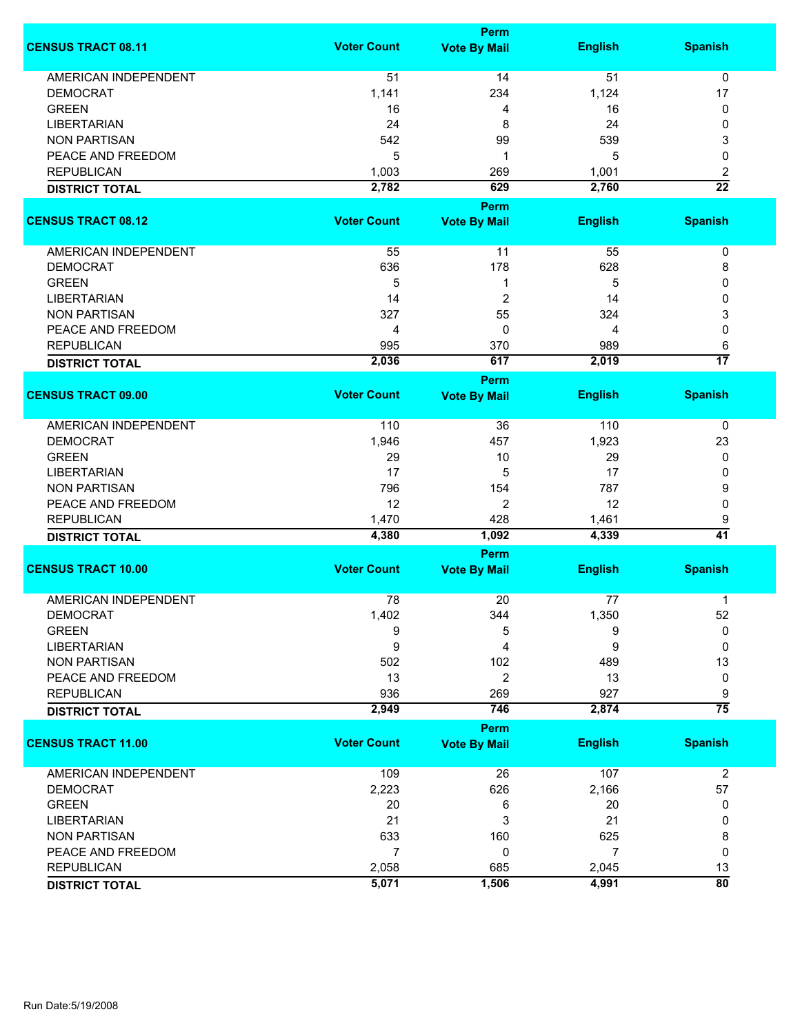| CENSUS TRACT 08.11 | Voter Count | Perm Vote By Mail | English | Spanish |
|---|---|---|---|---|
| AMERICAN INDEPENDENT | 51 | 14 | 51 | 0 |
| DEMOCRAT | 1,141 | 234 | 1,124 | 17 |
| GREEN | 16 | 4 | 16 | 0 |
| LIBERTARIAN | 24 | 8 | 24 | 0 |
| NON PARTISAN | 542 | 99 | 539 | 3 |
| PEACE AND FREEDOM | 5 | 1 | 5 | 0 |
| REPUBLICAN | 1,003 | 269 | 1,001 | 2 |
| **DISTRICT TOTAL** | **2,782** | **629** | **2,760** | **22** |

| CENSUS TRACT 08.12 | Voter Count | Perm Vote By Mail | English | Spanish |
|---|---|---|---|---|
| AMERICAN INDEPENDENT | 55 | 11 | 55 | 0 |
| DEMOCRAT | 636 | 178 | 628 | 8 |
| GREEN | 5 | 1 | 5 | 0 |
| LIBERTARIAN | 14 | 2 | 14 | 0 |
| NON PARTISAN | 327 | 55 | 324 | 3 |
| PEACE AND FREEDOM | 4 | 0 | 4 | 0 |
| REPUBLICAN | 995 | 370 | 989 | 6 |
| **DISTRICT TOTAL** | **2,036** | **617** | **2,019** | **17** |

| CENSUS TRACT 09.00 | Voter Count | Perm Vote By Mail | English | Spanish |
|---|---|---|---|---|
| AMERICAN INDEPENDENT | 110 | 36 | 110 | 0 |
| DEMOCRAT | 1,946 | 457 | 1,923 | 23 |
| GREEN | 29 | 10 | 29 | 0 |
| LIBERTARIAN | 17 | 5 | 17 | 0 |
| NON PARTISAN | 796 | 154 | 787 | 9 |
| PEACE AND FREEDOM | 12 | 2 | 12 | 0 |
| REPUBLICAN | 1,470 | 428 | 1,461 | 9 |
| **DISTRICT TOTAL** | **4,380** | **1,092** | **4,339** | **41** |

| CENSUS TRACT 10.00 | Voter Count | Perm Vote By Mail | English | Spanish |
|---|---|---|---|---|
| AMERICAN INDEPENDENT | 78 | 20 | 77 | 1 |
| DEMOCRAT | 1,402 | 344 | 1,350 | 52 |
| GREEN | 9 | 5 | 9 | 0 |
| LIBERTARIAN | 9 | 4 | 9 | 0 |
| NON PARTISAN | 502 | 102 | 489 | 13 |
| PEACE AND FREEDOM | 13 | 2 | 13 | 0 |
| REPUBLICAN | 936 | 269 | 927 | 9 |
| **DISTRICT TOTAL** | **2,949** | **746** | **2,874** | **75** |

| CENSUS TRACT 11.00 | Voter Count | Perm Vote By Mail | English | Spanish |
|---|---|---|---|---|
| AMERICAN INDEPENDENT | 109 | 26 | 107 | 2 |
| DEMOCRAT | 2,223 | 626 | 2,166 | 57 |
| GREEN | 20 | 6 | 20 | 0 |
| LIBERTARIAN | 21 | 3 | 21 | 0 |
| NON PARTISAN | 633 | 160 | 625 | 8 |
| PEACE AND FREEDOM | 7 | 0 | 7 | 0 |
| REPUBLICAN | 2,058 | 685 | 2,045 | 13 |
| **DISTRICT TOTAL** | **5,071** | **1,506** | **4,991** | **80** |

Run Date:5/19/2008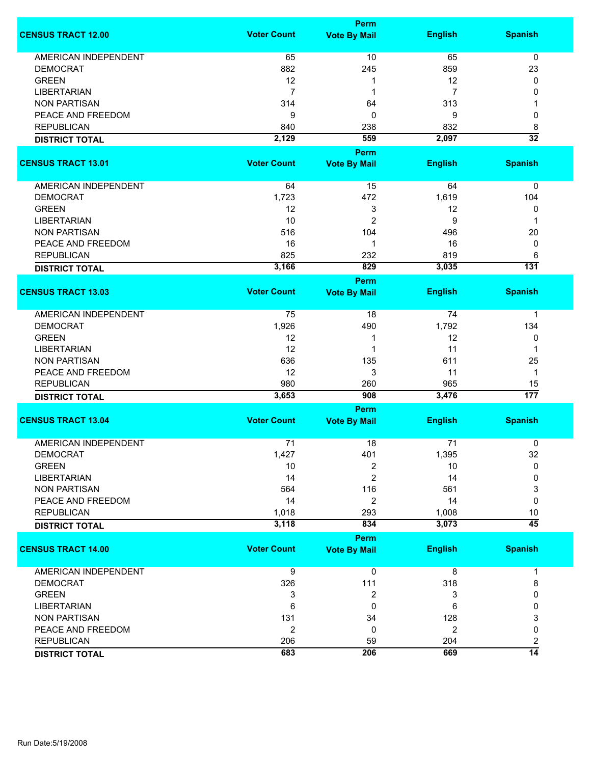| CENSUS TRACT 12.00 | Voter Count | Perm Vote By Mail | English | Spanish |
|---|---|---|---|---|
| AMERICAN INDEPENDENT | 65 | 10 | 65 | 0 |
| DEMOCRAT | 882 | 245 | 859 | 23 |
| GREEN | 12 | 1 | 12 | 0 |
| LIBERTARIAN | 7 | 1 | 7 | 0 |
| NON PARTISAN | 314 | 64 | 313 | 1 |
| PEACE AND FREEDOM | 9 | 0 | 9 | 0 |
| REPUBLICAN | 840 | 238 | 832 | 8 |
| **DISTRICT TOTAL** | **2,129** | **559** | **2,097** | **32** |

| CENSUS TRACT 13.01 | Voter Count | Perm Vote By Mail | English | Spanish |
|---|---|---|---|---|
| AMERICAN INDEPENDENT | 64 | 15 | 64 | 0 |
| DEMOCRAT | 1,723 | 472 | 1,619 | 104 |
| GREEN | 12 | 3 | 12 | 0 |
| LIBERTARIAN | 10 | 2 | 9 | 1 |
| NON PARTISAN | 516 | 104 | 496 | 20 |
| PEACE AND FREEDOM | 16 | 1 | 16 | 0 |
| REPUBLICAN | 825 | 232 | 819 | 6 |
| **DISTRICT TOTAL** | **3,166** | **829** | **3,035** | **131** |

| CENSUS TRACT 13.03 | Voter Count | Perm Vote By Mail | English | Spanish |
|---|---|---|---|---|
| AMERICAN INDEPENDENT | 75 | 18 | 74 | 1 |
| DEMOCRAT | 1,926 | 490 | 1,792 | 134 |
| GREEN | 12 | 1 | 12 | 0 |
| LIBERTARIAN | 12 | 1 | 11 | 1 |
| NON PARTISAN | 636 | 135 | 611 | 25 |
| PEACE AND FREEDOM | 12 | 3 | 11 | 1 |
| REPUBLICAN | 980 | 260 | 965 | 15 |
| **DISTRICT TOTAL** | **3,653** | **908** | **3,476** | **177** |

| CENSUS TRACT 13.04 | Voter Count | Perm Vote By Mail | English | Spanish |
|---|---|---|---|---|
| AMERICAN INDEPENDENT | 71 | 18 | 71 | 0 |
| DEMOCRAT | 1,427 | 401 | 1,395 | 32 |
| GREEN | 10 | 2 | 10 | 0 |
| LIBERTARIAN | 14 | 2 | 14 | 0 |
| NON PARTISAN | 564 | 116 | 561 | 3 |
| PEACE AND FREEDOM | 14 | 2 | 14 | 0 |
| REPUBLICAN | 1,018 | 293 | 1,008 | 10 |
| **DISTRICT TOTAL** | **3,118** | **834** | **3,073** | **45** |

| CENSUS TRACT 14.00 | Voter Count | Perm Vote By Mail | English | Spanish |
|---|---|---|---|---|
| AMERICAN INDEPENDENT | 9 | 0 | 8 | 1 |
| DEMOCRAT | 326 | 111 | 318 | 8 |
| GREEN | 3 | 2 | 3 | 0 |
| LIBERTARIAN | 6 | 0 | 6 | 0 |
| NON PARTISAN | 131 | 34 | 128 | 3 |
| PEACE AND FREEDOM | 2 | 0 | 2 | 0 |
| REPUBLICAN | 206 | 59 | 204 | 2 |
| **DISTRICT TOTAL** | **683** | **206** | **669** | **14** |

Run Date:5/19/2008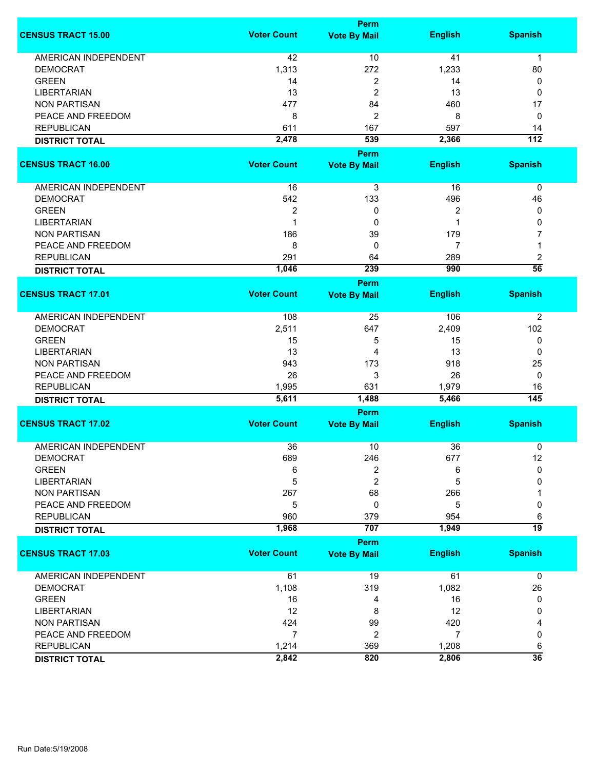| CENSUS TRACT 15.00 | Voter Count | Perm Vote By Mail | English | Spanish |
|---|---|---|---|---|
| AMERICAN INDEPENDENT | 42 | 10 | 41 | 1 |
| DEMOCRAT | 1,313 | 272 | 1,233 | 80 |
| GREEN | 14 | 2 | 14 | 0 |
| LIBERTARIAN | 13 | 2 | 13 | 0 |
| NON PARTISAN | 477 | 84 | 460 | 17 |
| PEACE AND FREEDOM | 8 | 2 | 8 | 0 |
| REPUBLICAN | 611 | 167 | 597 | 14 |
| **DISTRICT TOTAL** | **2,478** | **539** | **2,366** | **112** |

| CENSUS TRACT 16.00 | Voter Count | Perm Vote By Mail | English | Spanish |
|---|---|---|---|---|
| AMERICAN INDEPENDENT | 16 | 3 | 16 | 0 |
| DEMOCRAT | 542 | 133 | 496 | 46 |
| GREEN | 2 | 0 | 2 | 0 |
| LIBERTARIAN | 1 | 0 | 1 | 0 |
| NON PARTISAN | 186 | 39 | 179 | 7 |
| PEACE AND FREEDOM | 8 | 0 | 7 | 1 |
| REPUBLICAN | 291 | 64 | 289 | 2 |
| **DISTRICT TOTAL** | **1,046** | **239** | **990** | **56** |

| CENSUS TRACT 17.01 | Voter Count | Perm Vote By Mail | English | Spanish |
|---|---|---|---|---|
| AMERICAN INDEPENDENT | 108 | 25 | 106 | 2 |
| DEMOCRAT | 2,511 | 647 | 2,409 | 102 |
| GREEN | 15 | 5 | 15 | 0 |
| LIBERTARIAN | 13 | 4 | 13 | 0 |
| NON PARTISAN | 943 | 173 | 918 | 25 |
| PEACE AND FREEDOM | 26 | 3 | 26 | 0 |
| REPUBLICAN | 1,995 | 631 | 1,979 | 16 |
| **DISTRICT TOTAL** | **5,611** | **1,488** | **5,466** | **145** |

| CENSUS TRACT 17.02 | Voter Count | Perm Vote By Mail | English | Spanish |
|---|---|---|---|---|
| AMERICAN INDEPENDENT | 36 | 10 | 36 | 0 |
| DEMOCRAT | 689 | 246 | 677 | 12 |
| GREEN | 6 | 2 | 6 | 0 |
| LIBERTARIAN | 5 | 2 | 5 | 0 |
| NON PARTISAN | 267 | 68 | 266 | 1 |
| PEACE AND FREEDOM | 5 | 0 | 5 | 0 |
| REPUBLICAN | 960 | 379 | 954 | 6 |
| **DISTRICT TOTAL** | **1,968** | **707** | **1,949** | **19** |

| CENSUS TRACT 17.03 | Voter Count | Perm Vote By Mail | English | Spanish |
|---|---|---|---|---|
| AMERICAN INDEPENDENT | 61 | 19 | 61 | 0 |
| DEMOCRAT | 1,108 | 319 | 1,082 | 26 |
| GREEN | 16 | 4 | 16 | 0 |
| LIBERTARIAN | 12 | 8 | 12 | 0 |
| NON PARTISAN | 424 | 99 | 420 | 4 |
| PEACE AND FREEDOM | 7 | 2 | 7 | 0 |
| REPUBLICAN | 1,214 | 369 | 1,208 | 6 |
| **DISTRICT TOTAL** | **2,842** | **820** | **2,806** | **36** |

Run Date:5/19/2008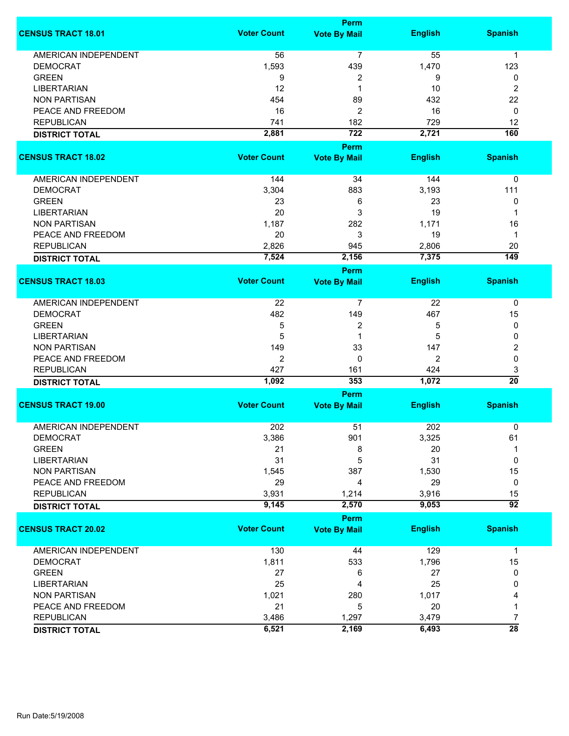| CENSUS TRACT 18.01 | Voter Count | Perm Vote By Mail | English | Spanish |
|---|---|---|---|---|
| AMERICAN INDEPENDENT | 56 | 7 | 55 | 1 |
| DEMOCRAT | 1,593 | 439 | 1,470 | 123 |
| GREEN | 9 | 2 | 9 | 0 |
| LIBERTARIAN | 12 | 1 | 10 | 2 |
| NON PARTISAN | 454 | 89 | 432 | 22 |
| PEACE AND FREEDOM | 16 | 2 | 16 | 0 |
| REPUBLICAN | 741 | 182 | 729 | 12 |
| **DISTRICT TOTAL** | **2,881** | **722** | **2,721** | **160** |

| CENSUS TRACT 18.02 | Voter Count | Perm Vote By Mail | English | Spanish |
|---|---|---|---|---|
| AMERICAN INDEPENDENT | 144 | 34 | 144 | 0 |
| DEMOCRAT | 3,304 | 883 | 3,193 | 111 |
| GREEN | 23 | 6 | 23 | 0 |
| LIBERTARIAN | 20 | 3 | 19 | 1 |
| NON PARTISAN | 1,187 | 282 | 1,171 | 16 |
| PEACE AND FREEDOM | 20 | 3 | 19 | 1 |
| REPUBLICAN | 2,826 | 945 | 2,806 | 20 |
| **DISTRICT TOTAL** | **7,524** | **2,156** | **7,375** | **149** |

| CENSUS TRACT 18.03 | Voter Count | Perm Vote By Mail | English | Spanish |
|---|---|---|---|---|
| AMERICAN INDEPENDENT | 22 | 7 | 22 | 0 |
| DEMOCRAT | 482 | 149 | 467 | 15 |
| GREEN | 5 | 2 | 5 | 0 |
| LIBERTARIAN | 5 | 1 | 5 | 0 |
| NON PARTISAN | 149 | 33 | 147 | 2 |
| PEACE AND FREEDOM | 2 | 0 | 2 | 0 |
| REPUBLICAN | 427 | 161 | 424 | 3 |
| **DISTRICT TOTAL** | **1,092** | **353** | **1,072** | **20** |

| CENSUS TRACT 19.00 | Voter Count | Perm Vote By Mail | English | Spanish |
|---|---|---|---|---|
| AMERICAN INDEPENDENT | 202 | 51 | 202 | 0 |
| DEMOCRAT | 3,386 | 901 | 3,325 | 61 |
| GREEN | 21 | 8 | 20 | 1 |
| LIBERTARIAN | 31 | 5 | 31 | 0 |
| NON PARTISAN | 1,545 | 387 | 1,530 | 15 |
| PEACE AND FREEDOM | 29 | 4 | 29 | 0 |
| REPUBLICAN | 3,931 | 1,214 | 3,916 | 15 |
| **DISTRICT TOTAL** | **9,145** | **2,570** | **9,053** | **92** |

| CENSUS TRACT 20.02 | Voter Count | Perm Vote By Mail | English | Spanish |
|---|---|---|---|---|
| AMERICAN INDEPENDENT | 130 | 44 | 129 | 1 |
| DEMOCRAT | 1,811 | 533 | 1,796 | 15 |
| GREEN | 27 | 6 | 27 | 0 |
| LIBERTARIAN | 25 | 4 | 25 | 0 |
| NON PARTISAN | 1,021 | 280 | 1,017 | 4 |
| PEACE AND FREEDOM | 21 | 5 | 20 | 1 |
| REPUBLICAN | 3,486 | 1,297 | 3,479 | 7 |
| **DISTRICT TOTAL** | **6,521** | **2,169** | **6,493** | **28** |

Run Date:5/19/2008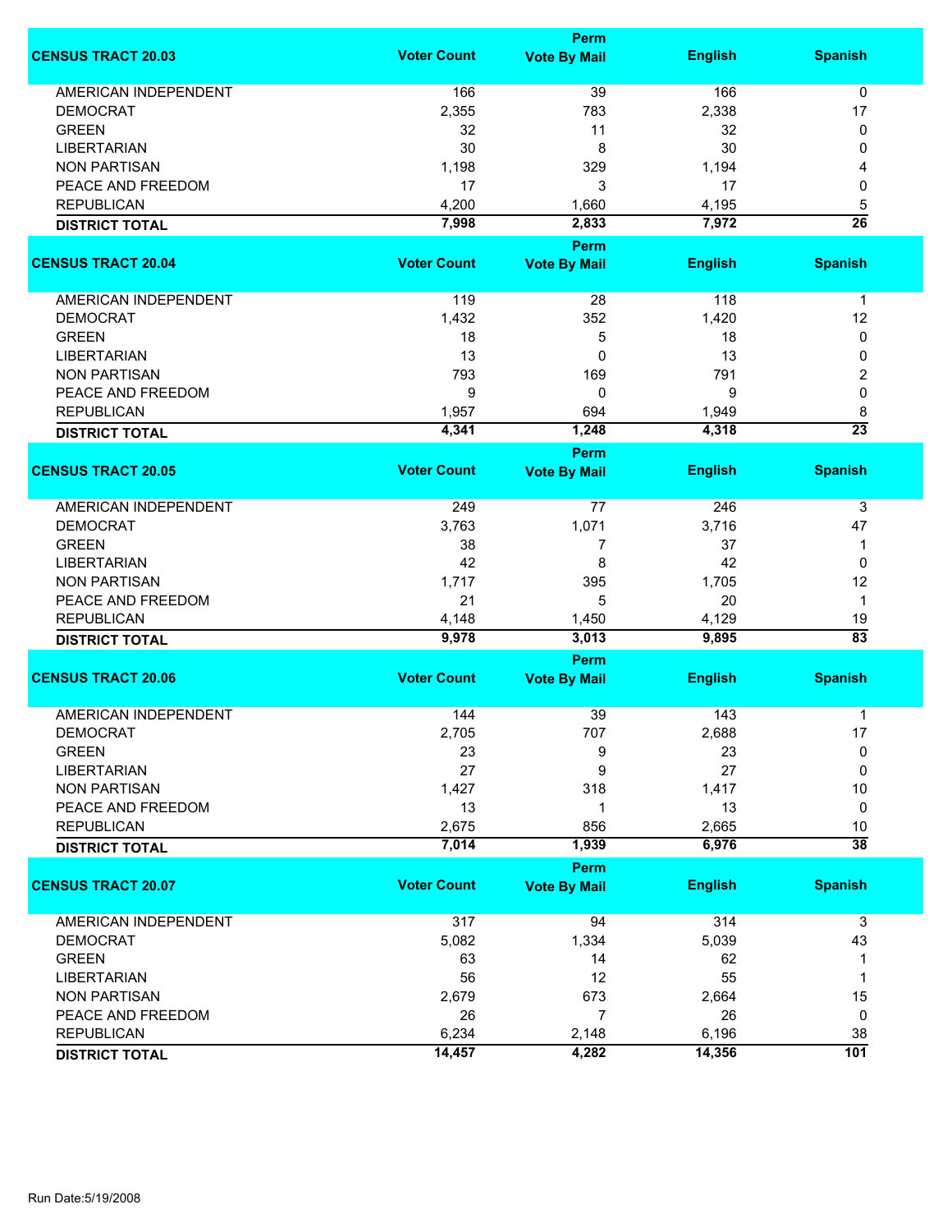| CENSUS TRACT 20.03 | Voter Count | Perm Vote By Mail | English | Spanish |
|---|---|---|---|---|
| AMERICAN INDEPENDENT | 166 | 39 | 166 | 0 |
| DEMOCRAT | 2,355 | 783 | 2,338 | 17 |
| GREEN | 32 | 11 | 32 | 0 |
| LIBERTARIAN | 30 | 8 | 30 | 0 |
| NON PARTISAN | 1,198 | 329 | 1,194 | 4 |
| PEACE AND FREEDOM | 17 | 3 | 17 | 0 |
| REPUBLICAN | 4,200 | 1,660 | 4,195 | 5 |
| **DISTRICT TOTAL** | **7,998** | **2,833** | **7,972** | **26** |

| CENSUS TRACT 20.04 | Voter Count | Perm Vote By Mail | English | Spanish |
|---|---|---|---|---|
| AMERICAN INDEPENDENT | 119 | 28 | 118 | 1 |
| DEMOCRAT | 1,432 | 352 | 1,420 | 12 |
| GREEN | 18 | 5 | 18 | 0 |
| LIBERTARIAN | 13 | 0 | 13 | 0 |
| NON PARTISAN | 793 | 169 | 791 | 2 |
| PEACE AND FREEDOM | 9 | 0 | 9 | 0 |
| REPUBLICAN | 1,957 | 694 | 1,949 | 8 |
| **DISTRICT TOTAL** | **4,341** | **1,248** | **4,318** | **23** |

| CENSUS TRACT 20.05 | Voter Count | Perm Vote By Mail | English | Spanish |
|---|---|---|---|---|
| AMERICAN INDEPENDENT | 249 | 77 | 246 | 3 |
| DEMOCRAT | 3,763 | 1,071 | 3,716 | 47 |
| GREEN | 38 | 7 | 37 | 1 |
| LIBERTARIAN | 42 | 8 | 42 | 0 |
| NON PARTISAN | 1,717 | 395 | 1,705 | 12 |
| PEACE AND FREEDOM | 21 | 5 | 20 | 1 |
| REPUBLICAN | 4,148 | 1,450 | 4,129 | 19 |
| **DISTRICT TOTAL** | **9,978** | **3,013** | **9,895** | **83** |

| CENSUS TRACT 20.06 | Voter Count | Perm Vote By Mail | English | Spanish |
|---|---|---|---|---|
| AMERICAN INDEPENDENT | 144 | 39 | 143 | 1 |
| DEMOCRAT | 2,705 | 707 | 2,688 | 17 |
| GREEN | 23 | 9 | 23 | 0 |
| LIBERTARIAN | 27 | 9 | 27 | 0 |
| NON PARTISAN | 1,427 | 318 | 1,417 | 10 |
| PEACE AND FREEDOM | 13 | 1 | 13 | 0 |
| REPUBLICAN | 2,675 | 856 | 2,665 | 10 |
| **DISTRICT TOTAL** | **7,014** | **1,939** | **6,976** | **38** |

| CENSUS TRACT 20.07 | Voter Count | Perm Vote By Mail | English | Spanish |
|---|---|---|---|---|
| AMERICAN INDEPENDENT | 317 | 94 | 314 | 3 |
| DEMOCRAT | 5,082 | 1,334 | 5,039 | 43 |
| GREEN | 63 | 14 | 62 | 1 |
| LIBERTARIAN | 56 | 12 | 55 | 1 |
| NON PARTISAN | 2,679 | 673 | 2,664 | 15 |
| PEACE AND FREEDOM | 26 | 7 | 26 | 0 |
| REPUBLICAN | 6,234 | 2,148 | 6,196 | 38 |
| **DISTRICT TOTAL** | **14,457** | **4,282** | **14,356** | **101** |

Run Date:5/19/2008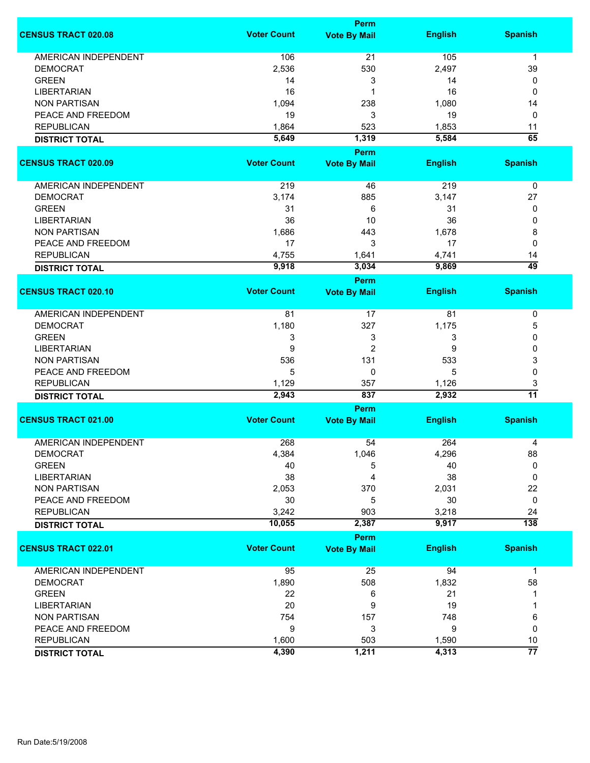| CENSUS TRACT 020.08 | Voter Count | Perm Vote By Mail | English | Spanish |
|---|---|---|---|---|
| AMERICAN INDEPENDENT | 106 | 21 | 105 | 1 |
| DEMOCRAT | 2,536 | 530 | 2,497 | 39 |
| GREEN | 14 | 3 | 14 | 0 |
| LIBERTARIAN | 16 | 1 | 16 | 0 |
| NON PARTISAN | 1,094 | 238 | 1,080 | 14 |
| PEACE AND FREEDOM | 19 | 3 | 19 | 0 |
| REPUBLICAN | 1,864 | 523 | 1,853 | 11 |
| **DISTRICT TOTAL** | **5,649** | **1,319** | **5,584** | **65** |

| CENSUS TRACT 020.09 | Voter Count | Perm Vote By Mail | English | Spanish |
|---|---|---|---|---|
| AMERICAN INDEPENDENT | 219 | 46 | 219 | 0 |
| DEMOCRAT | 3,174 | 885 | 3,147 | 27 |
| GREEN | 31 | 6 | 31 | 0 |
| LIBERTARIAN | 36 | 10 | 36 | 0 |
| NON PARTISAN | 1,686 | 443 | 1,678 | 8 |
| PEACE AND FREEDOM | 17 | 3 | 17 | 0 |
| REPUBLICAN | 4,755 | 1,641 | 4,741 | 14 |
| **DISTRICT TOTAL** | **9,918** | **3,034** | **9,869** | **49** |

| CENSUS TRACT 020.10 | Voter Count | Perm Vote By Mail | English | Spanish |
|---|---|---|---|---|
| AMERICAN INDEPENDENT | 81 | 17 | 81 | 0 |
| DEMOCRAT | 1,180 | 327 | 1,175 | 5 |
| GREEN | 3 | 3 | 3 | 0 |
| LIBERTARIAN | 9 | 2 | 9 | 0 |
| NON PARTISAN | 536 | 131 | 533 | 3 |
| PEACE AND FREEDOM | 5 | 0 | 5 | 0 |
| REPUBLICAN | 1,129 | 357 | 1,126 | 3 |
| **DISTRICT TOTAL** | **2,943** | **837** | **2,932** | **11** |

| CENSUS TRACT 021.00 | Voter Count | Perm Vote By Mail | English | Spanish |
|---|---|---|---|---|
| AMERICAN INDEPENDENT | 268 | 54 | 264 | 4 |
| DEMOCRAT | 4,384 | 1,046 | 4,296 | 88 |
| GREEN | 40 | 5 | 40 | 0 |
| LIBERTARIAN | 38 | 4 | 38 | 0 |
| NON PARTISAN | 2,053 | 370 | 2,031 | 22 |
| PEACE AND FREEDOM | 30 | 5 | 30 | 0 |
| REPUBLICAN | 3,242 | 903 | 3,218 | 24 |
| **DISTRICT TOTAL** | **10,055** | **2,387** | **9,917** | **138** |

| CENSUS TRACT 022.01 | Voter Count | Perm Vote By Mail | English | Spanish |
|---|---|---|---|---|
| AMERICAN INDEPENDENT | 95 | 25 | 94 | 1 |
| DEMOCRAT | 1,890 | 508 | 1,832 | 58 |
| GREEN | 22 | 6 | 21 | 1 |
| LIBERTARIAN | 20 | 9 | 19 | 1 |
| NON PARTISAN | 754 | 157 | 748 | 6 |
| PEACE AND FREEDOM | 9 | 3 | 9 | 0 |
| REPUBLICAN | 1,600 | 503 | 1,590 | 10 |
| **DISTRICT TOTAL** | **4,390** | **1,211** | **4,313** | **77** |

Run Date:5/19/2008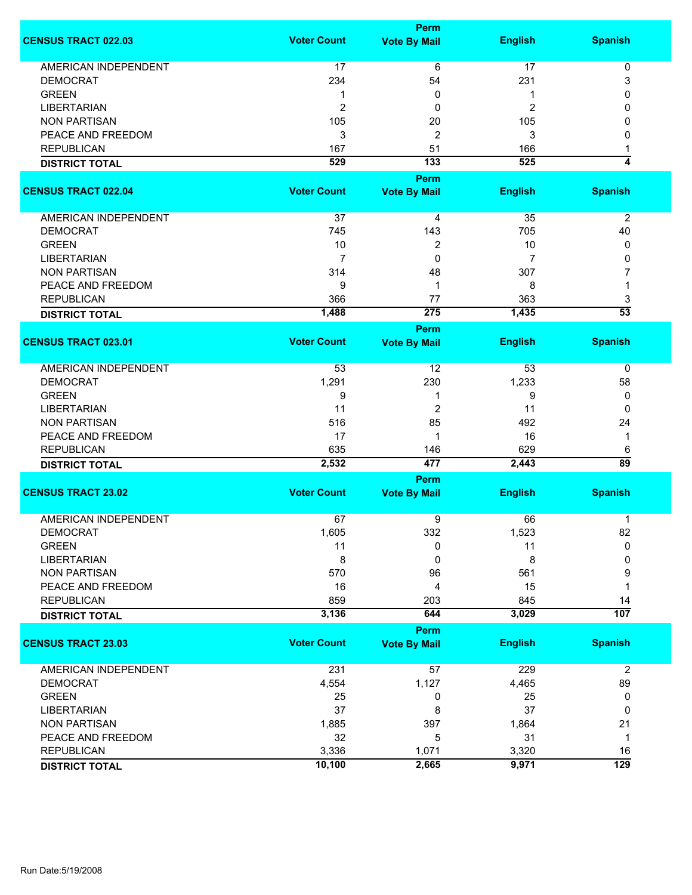| CENSUS TRACT 022.03 | Voter Count | Perm Vote By Mail | English | Spanish |
|---|---|---|---|---|
| AMERICAN INDEPENDENT | 17 | 6 | 17 | 0 |
| DEMOCRAT | 234 | 54 | 231 | 3 |
| GREEN | 1 | 0 | 1 | 0 |
| LIBERTARIAN | 2 | 0 | 2 | 0 |
| NON PARTISAN | 105 | 20 | 105 | 0 |
| PEACE AND FREEDOM | 3 | 2 | 3 | 0 |
| REPUBLICAN | 167 | 51 | 166 | 1 |
| **DISTRICT TOTAL** | **529** | **133** | **525** | **4** |

| CENSUS TRACT 022.04 | Voter Count | Perm Vote By Mail | English | Spanish |
|---|---|---|---|---|
| AMERICAN INDEPENDENT | 37 | 4 | 35 | 2 |
| DEMOCRAT | 745 | 143 | 705 | 40 |
| GREEN | 10 | 2 | 10 | 0 |
| LIBERTARIAN | 7 | 0 | 7 | 0 |
| NON PARTISAN | 314 | 48 | 307 | 7 |
| PEACE AND FREEDOM | 9 | 1 | 8 | 1 |
| REPUBLICAN | 366 | 77 | 363 | 3 |
| **DISTRICT TOTAL** | **1,488** | **275** | **1,435** | **53** |

| CENSUS TRACT 023.01 | Voter Count | Perm Vote By Mail | English | Spanish |
|---|---|---|---|---|
| AMERICAN INDEPENDENT | 53 | 12 | 53 | 0 |
| DEMOCRAT | 1,291 | 230 | 1,233 | 58 |
| GREEN | 9 | 1 | 9 | 0 |
| LIBERTARIAN | 11 | 2 | 11 | 0 |
| NON PARTISAN | 516 | 85 | 492 | 24 |
| PEACE AND FREEDOM | 17 | 1 | 16 | 1 |
| REPUBLICAN | 635 | 146 | 629 | 6 |
| **DISTRICT TOTAL** | **2,532** | **477** | **2,443** | **89** |

| CENSUS TRACT 23.02 | Voter Count | Perm Vote By Mail | English | Spanish |
|---|---|---|---|---|
| AMERICAN INDEPENDENT | 67 | 9 | 66 | 1 |
| DEMOCRAT | 1,605 | 332 | 1,523 | 82 |
| GREEN | 11 | 0 | 11 | 0 |
| LIBERTARIAN | 8 | 0 | 8 | 0 |
| NON PARTISAN | 570 | 96 | 561 | 9 |
| PEACE AND FREEDOM | 16 | 4 | 15 | 1 |
| REPUBLICAN | 859 | 203 | 845 | 14 |
| **DISTRICT TOTAL** | **3,136** | **644** | **3,029** | **107** |

| CENSUS TRACT 23.03 | Voter Count | Perm Vote By Mail | English | Spanish |
|---|---|---|---|---|
| AMERICAN INDEPENDENT | 231 | 57 | 229 | 2 |
| DEMOCRAT | 4,554 | 1,127 | 4,465 | 89 |
| GREEN | 25 | 0 | 25 | 0 |
| LIBERTARIAN | 37 | 8 | 37 | 0 |
| NON PARTISAN | 1,885 | 397 | 1,864 | 21 |
| PEACE AND FREEDOM | 32 | 5 | 31 | 1 |
| REPUBLICAN | 3,336 | 1,071 | 3,320 | 16 |
| **DISTRICT TOTAL** | **10,100** | **2,665** | **9,971** | **129** |

Run Date:5/19/2008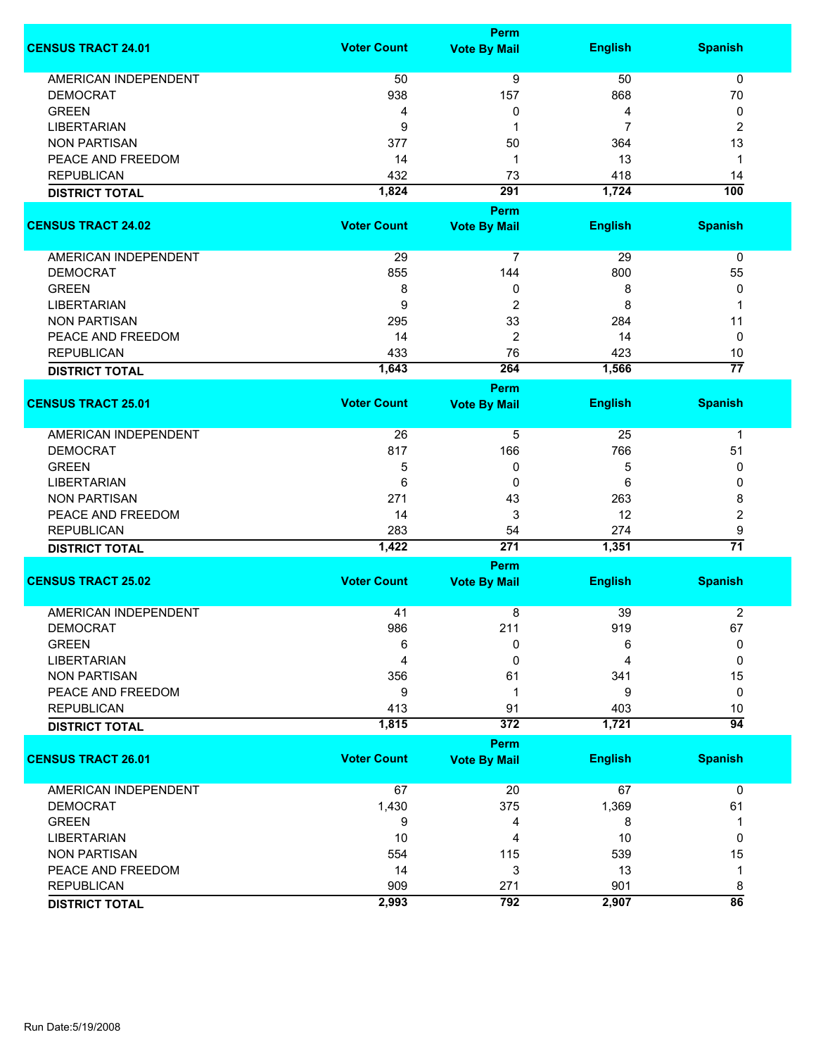| CENSUS TRACT 24.01 | Voter Count | Perm Vote By Mail | English | Spanish |
|---|---|---|---|---|
| AMERICAN INDEPENDENT | 50 | 9 | 50 | 0 |
| DEMOCRAT | 938 | 157 | 868 | 70 |
| GREEN | 4 | 0 | 4 | 0 |
| LIBERTARIAN | 9 | 1 | 7 | 2 |
| NON PARTISAN | 377 | 50 | 364 | 13 |
| PEACE AND FREEDOM | 14 | 1 | 13 | 1 |
| REPUBLICAN | 432 | 73 | 418 | 14 |
| **DISTRICT TOTAL** | **1,824** | **291** | **1,724** | **100** |

| CENSUS TRACT 24.02 | Voter Count | Perm Vote By Mail | English | Spanish |
|---|---|---|---|---|
| AMERICAN INDEPENDENT | 29 | 7 | 29 | 0 |
| DEMOCRAT | 855 | 144 | 800 | 55 |
| GREEN | 8 | 0 | 8 | 0 |
| LIBERTARIAN | 9 | 2 | 8 | 1 |
| NON PARTISAN | 295 | 33 | 284 | 11 |
| PEACE AND FREEDOM | 14 | 2 | 14 | 0 |
| REPUBLICAN | 433 | 76 | 423 | 10 |
| **DISTRICT TOTAL** | **1,643** | **264** | **1,566** | **77** |

| CENSUS TRACT 25.01 | Voter Count | Perm Vote By Mail | English | Spanish |
|---|---|---|---|---|
| AMERICAN INDEPENDENT | 26 | 5 | 25 | 1 |
| DEMOCRAT | 817 | 166 | 766 | 51 |
| GREEN | 5 | 0 | 5 | 0 |
| LIBERTARIAN | 6 | 0 | 6 | 0 |
| NON PARTISAN | 271 | 43 | 263 | 8 |
| PEACE AND FREEDOM | 14 | 3 | 12 | 2 |
| REPUBLICAN | 283 | 54 | 274 | 9 |
| **DISTRICT TOTAL** | **1,422** | **271** | **1,351** | **71** |

| CENSUS TRACT 25.02 | Voter Count | Perm Vote By Mail | English | Spanish |
|---|---|---|---|---|
| AMERICAN INDEPENDENT | 41 | 8 | 39 | 2 |
| DEMOCRAT | 986 | 211 | 919 | 67 |
| GREEN | 6 | 0 | 6 | 0 |
| LIBERTARIAN | 4 | 0 | 4 | 0 |
| NON PARTISAN | 356 | 61 | 341 | 15 |
| PEACE AND FREEDOM | 9 | 1 | 9 | 0 |
| REPUBLICAN | 413 | 91 | 403 | 10 |
| **DISTRICT TOTAL** | **1,815** | **372** | **1,721** | **94** |

| CENSUS TRACT 26.01 | Voter Count | Perm Vote By Mail | English | Spanish |
|---|---|---|---|---|
| AMERICAN INDEPENDENT | 67 | 20 | 67 | 0 |
| DEMOCRAT | 1,430 | 375 | 1,369 | 61 |
| GREEN | 9 | 4 | 8 | 1 |
| LIBERTARIAN | 10 | 4 | 10 | 0 |
| NON PARTISAN | 554 | 115 | 539 | 15 |
| PEACE AND FREEDOM | 14 | 3 | 13 | 1 |
| REPUBLICAN | 909 | 271 | 901 | 8 |
| **DISTRICT TOTAL** | **2,993** | **792** | **2,907** | **86** |

Run Date:5/19/2008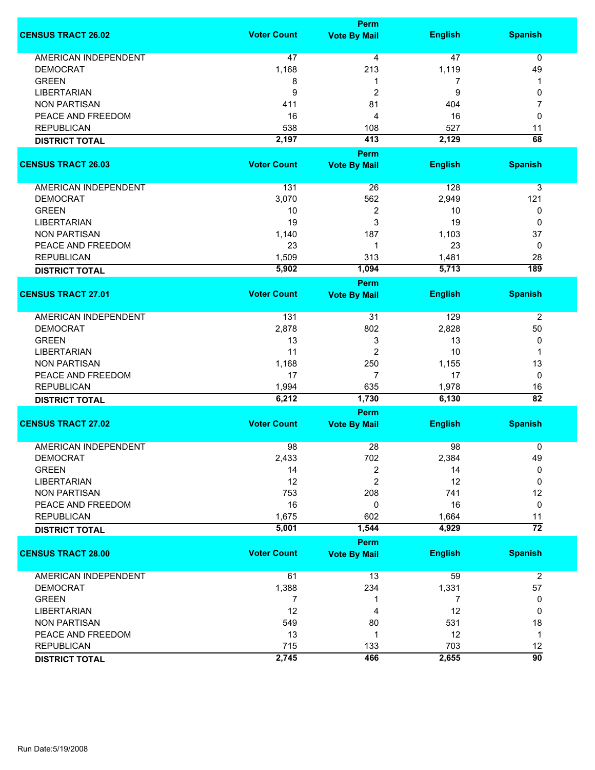| CENSUS TRACT 26.02 | Voter Count | Perm Vote By Mail | English | Spanish |
|---|---|---|---|---|
| AMERICAN INDEPENDENT | 47 | 4 | 47 | 0 |
| DEMOCRAT | 1,168 | 213 | 1,119 | 49 |
| GREEN | 8 | 1 | 7 | 1 |
| LIBERTARIAN | 9 | 2 | 9 | 0 |
| NON PARTISAN | 411 | 81 | 404 | 7 |
| PEACE AND FREEDOM | 16 | 4 | 16 | 0 |
| REPUBLICAN | 538 | 108 | 527 | 11 |
| **DISTRICT TOTAL** | **2,197** | **413** | **2,129** | **68** |

| CENSUS TRACT 26.03 | Voter Count | Perm Vote By Mail | English | Spanish |
|---|---|---|---|---|
| AMERICAN INDEPENDENT | 131 | 26 | 128 | 3 |
| DEMOCRAT | 3,070 | 562 | 2,949 | 121 |
| GREEN | 10 | 2 | 10 | 0 |
| LIBERTARIAN | 19 | 3 | 19 | 0 |
| NON PARTISAN | 1,140 | 187 | 1,103 | 37 |
| PEACE AND FREEDOM | 23 | 1 | 23 | 0 |
| REPUBLICAN | 1,509 | 313 | 1,481 | 28 |
| **DISTRICT TOTAL** | **5,902** | **1,094** | **5,713** | **189** |

| CENSUS TRACT 27.01 | Voter Count | Perm Vote By Mail | English | Spanish |
|---|---|---|---|---|
| AMERICAN INDEPENDENT | 131 | 31 | 129 | 2 |
| DEMOCRAT | 2,878 | 802 | 2,828 | 50 |
| GREEN | 13 | 3 | 13 | 0 |
| LIBERTARIAN | 11 | 2 | 10 | 1 |
| NON PARTISAN | 1,168 | 250 | 1,155 | 13 |
| PEACE AND FREEDOM | 17 | 7 | 17 | 0 |
| REPUBLICAN | 1,994 | 635 | 1,978 | 16 |
| **DISTRICT TOTAL** | **6,212** | **1,730** | **6,130** | **82** |

| CENSUS TRACT 27.02 | Voter Count | Perm Vote By Mail | English | Spanish |
|---|---|---|---|---|
| AMERICAN INDEPENDENT | 98 | 28 | 98 | 0 |
| DEMOCRAT | 2,433 | 702 | 2,384 | 49 |
| GREEN | 14 | 2 | 14 | 0 |
| LIBERTARIAN | 12 | 2 | 12 | 0 |
| NON PARTISAN | 753 | 208 | 741 | 12 |
| PEACE AND FREEDOM | 16 | 0 | 16 | 0 |
| REPUBLICAN | 1,675 | 602 | 1,664 | 11 |
| **DISTRICT TOTAL** | **5,001** | **1,544** | **4,929** | **72** |

| CENSUS TRACT 28.00 | Voter Count | Perm Vote By Mail | English | Spanish |
|---|---|---|---|---|
| AMERICAN INDEPENDENT | 61 | 13 | 59 | 2 |
| DEMOCRAT | 1,388 | 234 | 1,331 | 57 |
| GREEN | 7 | 1 | 7 | 0 |
| LIBERTARIAN | 12 | 4 | 12 | 0 |
| NON PARTISAN | 549 | 80 | 531 | 18 |
| PEACE AND FREEDOM | 13 | 1 | 12 | 1 |
| REPUBLICAN | 715 | 133 | 703 | 12 |
| **DISTRICT TOTAL** | **2,745** | **466** | **2,655** | **90** |

Run Date:5/19/2008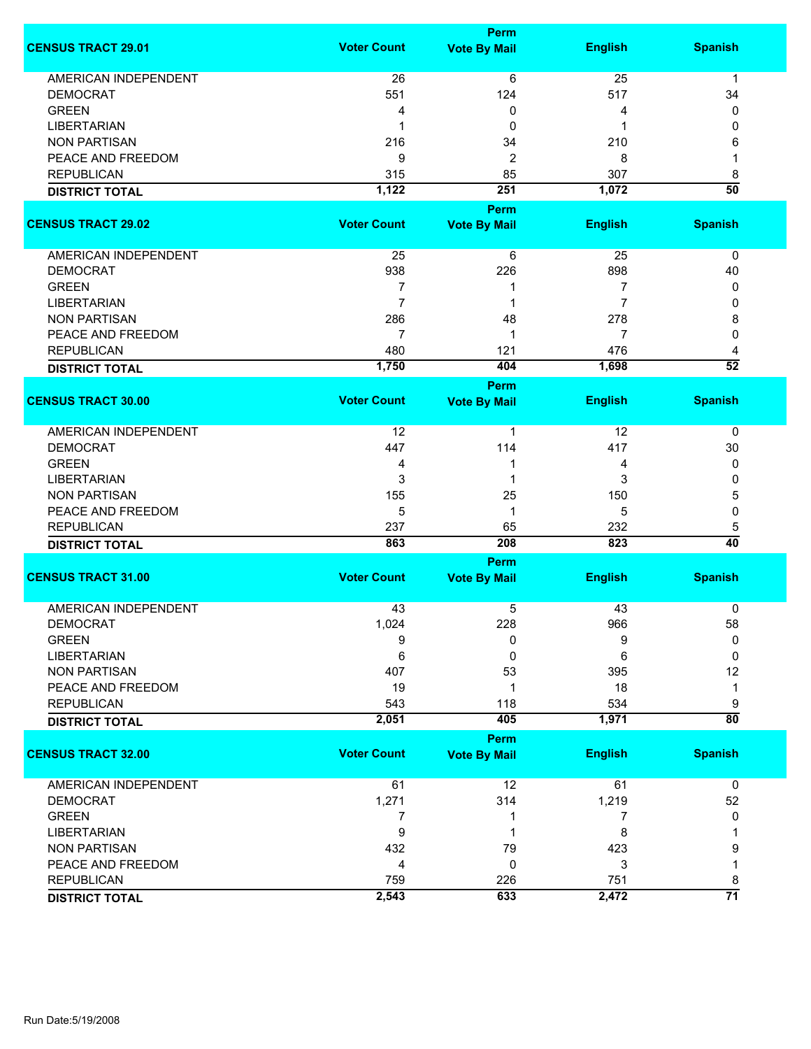| CENSUS TRACT 29.01 | Voter Count | Perm Vote By Mail | English | Spanish |
|---|---|---|---|---|
| AMERICAN INDEPENDENT | 26 | 6 | 25 | 1 |
| DEMOCRAT | 551 | 124 | 517 | 34 |
| GREEN | 4 | 0 | 4 | 0 |
| LIBERTARIAN | 1 | 0 | 1 | 0 |
| NON PARTISAN | 216 | 34 | 210 | 6 |
| PEACE AND FREEDOM | 9 | 2 | 8 | 1 |
| REPUBLICAN | 315 | 85 | 307 | 8 |
| **DISTRICT TOTAL** | **1,122** | **251** | **1,072** | **50** |

| CENSUS TRACT 29.02 | Voter Count | Perm Vote By Mail | English | Spanish |
|---|---|---|---|---|
| AMERICAN INDEPENDENT | 25 | 6 | 25 | 0 |
| DEMOCRAT | 938 | 226 | 898 | 40 |
| GREEN | 7 | 1 | 7 | 0 |
| LIBERTARIAN | 7 | 1 | 7 | 0 |
| NON PARTISAN | 286 | 48 | 278 | 8 |
| PEACE AND FREEDOM | 7 | 1 | 7 | 0 |
| REPUBLICAN | 480 | 121 | 476 | 4 |
| **DISTRICT TOTAL** | **1,750** | **404** | **1,698** | **52** |

| CENSUS TRACT 30.00 | Voter Count | Perm Vote By Mail | English | Spanish |
|---|---|---|---|---|
| AMERICAN INDEPENDENT | 12 | 1 | 12 | 0 |
| DEMOCRAT | 447 | 114 | 417 | 30 |
| GREEN | 4 | 1 | 4 | 0 |
| LIBERTARIAN | 3 | 1 | 3 | 0 |
| NON PARTISAN | 155 | 25 | 150 | 5 |
| PEACE AND FREEDOM | 5 | 1 | 5 | 0 |
| REPUBLICAN | 237 | 65 | 232 | 5 |
| **DISTRICT TOTAL** | **863** | **208** | **823** | **40** |

| CENSUS TRACT 31.00 | Voter Count | Perm Vote By Mail | English | Spanish |
|---|---|---|---|---|
| AMERICAN INDEPENDENT | 43 | 5 | 43 | 0 |
| DEMOCRAT | 1,024 | 228 | 966 | 58 |
| GREEN | 9 | 0 | 9 | 0 |
| LIBERTARIAN | 6 | 0 | 6 | 0 |
| NON PARTISAN | 407 | 53 | 395 | 12 |
| PEACE AND FREEDOM | 19 | 1 | 18 | 1 |
| REPUBLICAN | 543 | 118 | 534 | 9 |
| **DISTRICT TOTAL** | **2,051** | **405** | **1,971** | **80** |

| CENSUS TRACT 32.00 | Voter Count | Perm Vote By Mail | English | Spanish |
|---|---|---|---|---|
| AMERICAN INDEPENDENT | 61 | 12 | 61 | 0 |
| DEMOCRAT | 1,271 | 314 | 1,219 | 52 |
| GREEN | 7 | 1 | 7 | 0 |
| LIBERTARIAN | 9 | 1 | 8 | 1 |
| NON PARTISAN | 432 | 79 | 423 | 9 |
| PEACE AND FREEDOM | 4 | 0 | 3 | 1 |
| REPUBLICAN | 759 | 226 | 751 | 8 |
| **DISTRICT TOTAL** | **2,543** | **633** | **2,472** | **71** |

Run Date:5/19/2008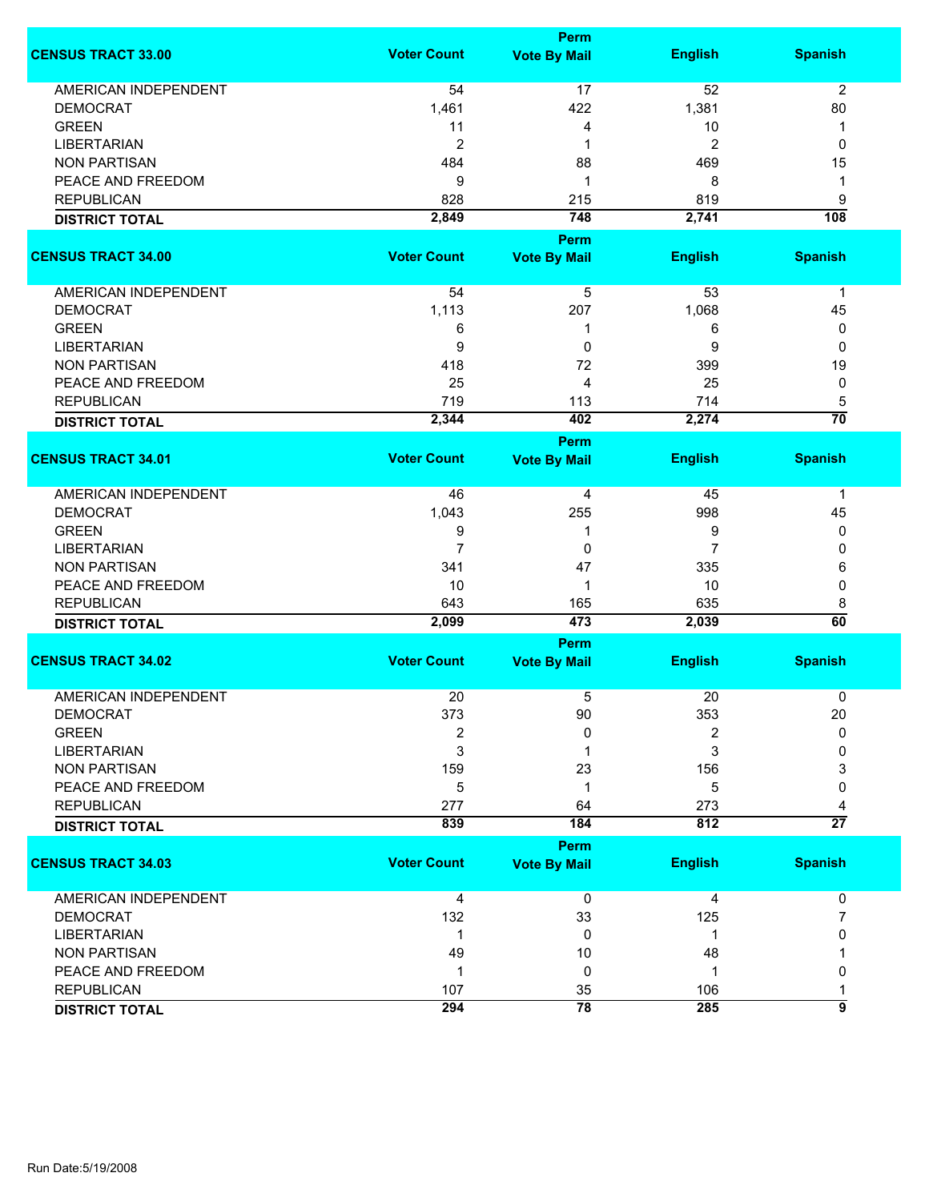| CENSUS TRACT 33.00 | Voter Count | Perm Vote By Mail | English | Spanish |
|---|---|---|---|---|
| AMERICAN INDEPENDENT | 54 | 17 | 52 | 2 |
| DEMOCRAT | 1,461 | 422 | 1,381 | 80 |
| GREEN | 11 | 4 | 10 | 1 |
| LIBERTARIAN | 2 | 1 | 2 | 0 |
| NON PARTISAN | 484 | 88 | 469 | 15 |
| PEACE AND FREEDOM | 9 | 1 | 8 | 1 |
| REPUBLICAN | 828 | 215 | 819 | 9 |
| **DISTRICT TOTAL** | **2,849** | **748** | **2,741** | **108** |

| CENSUS TRACT 34.00 | Voter Count | Perm Vote By Mail | English | Spanish |
|---|---|---|---|---|
| AMERICAN INDEPENDENT | 54 | 5 | 53 | 1 |
| DEMOCRAT | 1,113 | 207 | 1,068 | 45 |
| GREEN | 6 | 1 | 6 | 0 |
| LIBERTARIAN | 9 | 0 | 9 | 0 |
| NON PARTISAN | 418 | 72 | 399 | 19 |
| PEACE AND FREEDOM | 25 | 4 | 25 | 0 |
| REPUBLICAN | 719 | 113 | 714 | 5 |
| **DISTRICT TOTAL** | **2,344** | **402** | **2,274** | **70** |

| CENSUS TRACT 34.01 | Voter Count | Perm Vote By Mail | English | Spanish |
|---|---|---|---|---|
| AMERICAN INDEPENDENT | 46 | 4 | 45 | 1 |
| DEMOCRAT | 1,043 | 255 | 998 | 45 |
| GREEN | 9 | 1 | 9 | 0 |
| LIBERTARIAN | 7 | 0 | 7 | 0 |
| NON PARTISAN | 341 | 47 | 335 | 6 |
| PEACE AND FREEDOM | 10 | 1 | 10 | 0 |
| REPUBLICAN | 643 | 165 | 635 | 8 |
| **DISTRICT TOTAL** | **2,099** | **473** | **2,039** | **60** |

| CENSUS TRACT 34.02 | Voter Count | Perm Vote By Mail | English | Spanish |
|---|---|---|---|---|
| AMERICAN INDEPENDENT | 20 | 5 | 20 | 0 |
| DEMOCRAT | 373 | 90 | 353 | 20 |
| GREEN | 2 | 0 | 2 | 0 |
| LIBERTARIAN | 3 | 1 | 3 | 0 |
| NON PARTISAN | 159 | 23 | 156 | 3 |
| PEACE AND FREEDOM | 5 | 1 | 5 | 0 |
| REPUBLICAN | 277 | 64 | 273 | 4 |
| **DISTRICT TOTAL** | **839** | **184** | **812** | **27** |

| CENSUS TRACT 34.03 | Voter Count | Perm Vote By Mail | English | Spanish |
|---|---|---|---|---|
| AMERICAN INDEPENDENT | 4 | 0 | 4 | 0 |
| DEMOCRAT | 132 | 33 | 125 | 7 |
| LIBERTARIAN | 1 | 0 | 1 | 0 |
| NON PARTISAN | 49 | 10 | 48 | 1 |
| PEACE AND FREEDOM | 1 | 0 | 1 | 0 |
| REPUBLICAN | 107 | 35 | 106 | 1 |
| **DISTRICT TOTAL** | **294** | **78** | **285** | **9** |

Run Date:5/19/2008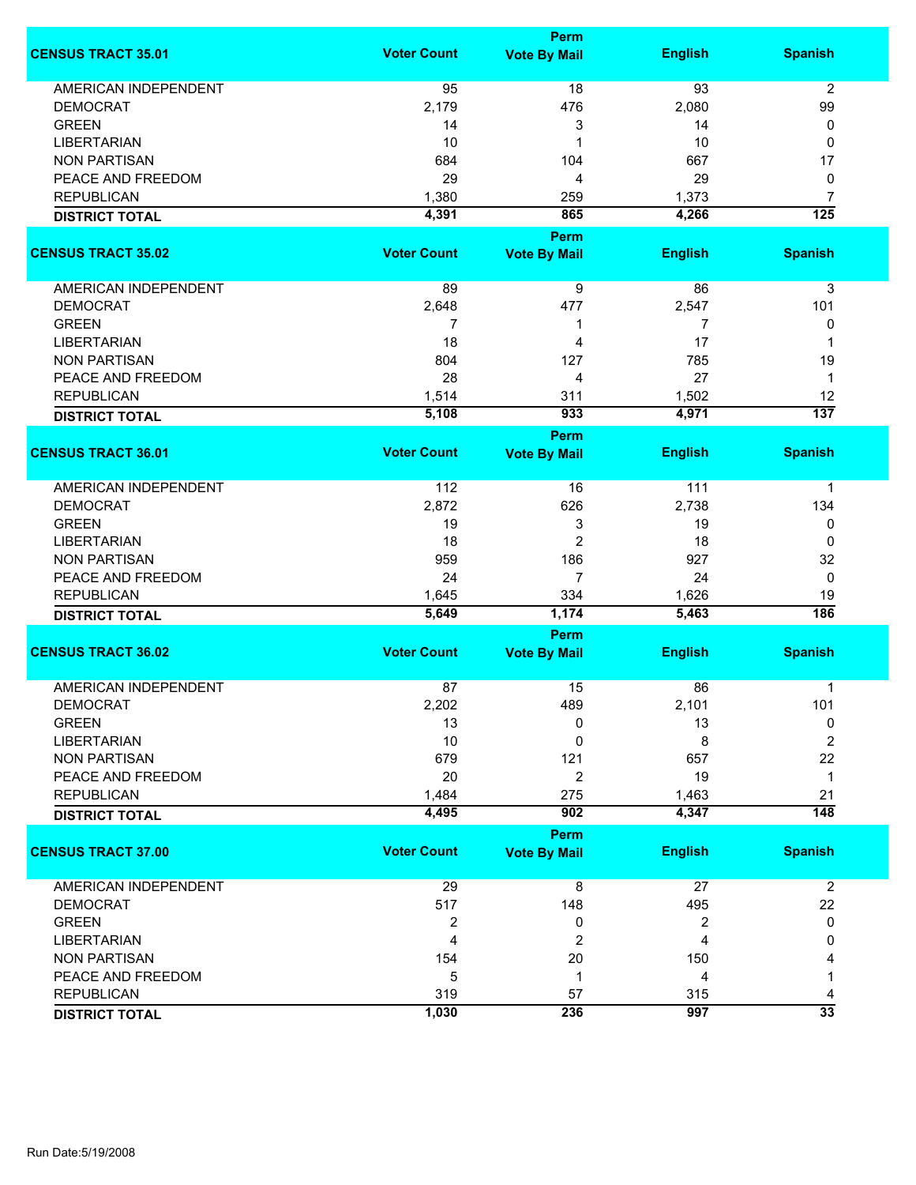| CENSUS TRACT 35.01 | Voter Count | Perm Vote By Mail | English | Spanish |
|---|---|---|---|---|
| AMERICAN INDEPENDENT | 95 | 18 | 93 | 2 |
| DEMOCRAT | 2,179 | 476 | 2,080 | 99 |
| GREEN | 14 | 3 | 14 | 0 |
| LIBERTARIAN | 10 | 1 | 10 | 0 |
| NON PARTISAN | 684 | 104 | 667 | 17 |
| PEACE AND FREEDOM | 29 | 4 | 29 | 0 |
| REPUBLICAN | 1,380 | 259 | 1,373 | 7 |
| **DISTRICT TOTAL** | **4,391** | **865** | **4,266** | **125** |

| CENSUS TRACT 35.02 | Voter Count | Perm Vote By Mail | English | Spanish |
|---|---|---|---|---|
| AMERICAN INDEPENDENT | 89 | 9 | 86 | 3 |
| DEMOCRAT | 2,648 | 477 | 2,547 | 101 |
| GREEN | 7 | 1 | 7 | 0 |
| LIBERTARIAN | 18 | 4 | 17 | 1 |
| NON PARTISAN | 804 | 127 | 785 | 19 |
| PEACE AND FREEDOM | 28 | 4 | 27 | 1 |
| REPUBLICAN | 1,514 | 311 | 1,502 | 12 |
| **DISTRICT TOTAL** | **5,108** | **933** | **4,971** | **137** |

| CENSUS TRACT 36.01 | Voter Count | Perm Vote By Mail | English | Spanish |
|---|---|---|---|---|
| AMERICAN INDEPENDENT | 112 | 16 | 111 | 1 |
| DEMOCRAT | 2,872 | 626 | 2,738 | 134 |
| GREEN | 19 | 3 | 19 | 0 |
| LIBERTARIAN | 18 | 2 | 18 | 0 |
| NON PARTISAN | 959 | 186 | 927 | 32 |
| PEACE AND FREEDOM | 24 | 7 | 24 | 0 |
| REPUBLICAN | 1,645 | 334 | 1,626 | 19 |
| **DISTRICT TOTAL** | **5,649** | **1,174** | **5,463** | **186** |

| CENSUS TRACT 36.02 | Voter Count | Perm Vote By Mail | English | Spanish |
|---|---|---|---|---|
| AMERICAN INDEPENDENT | 87 | 15 | 86 | 1 |
| DEMOCRAT | 2,202 | 489 | 2,101 | 101 |
| GREEN | 13 | 0 | 13 | 0 |
| LIBERTARIAN | 10 | 0 | 8 | 2 |
| NON PARTISAN | 679 | 121 | 657 | 22 |
| PEACE AND FREEDOM | 20 | 2 | 19 | 1 |
| REPUBLICAN | 1,484 | 275 | 1,463 | 21 |
| **DISTRICT TOTAL** | **4,495** | **902** | **4,347** | **148** |

| CENSUS TRACT 37.00 | Voter Count | Perm Vote By Mail | English | Spanish |
|---|---|---|---|---|
| AMERICAN INDEPENDENT | 29 | 8 | 27 | 2 |
| DEMOCRAT | 517 | 148 | 495 | 22 |
| GREEN | 2 | 0 | 2 | 0 |
| LIBERTARIAN | 4 | 2 | 4 | 0 |
| NON PARTISAN | 154 | 20 | 150 | 4 |
| PEACE AND FREEDOM | 5 | 1 | 4 | 1 |
| REPUBLICAN | 319 | 57 | 315 | 4 |
| **DISTRICT TOTAL** | **1,030** | **236** | **997** | **33** |

Run Date:5/19/2008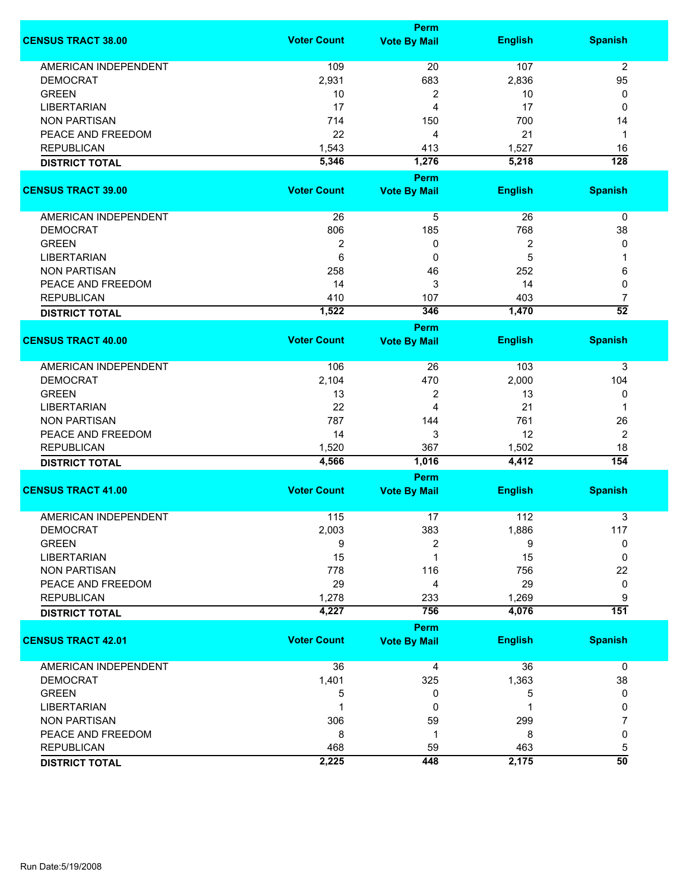| CENSUS TRACT 38.00 | Voter Count | Perm Vote By Mail | English | Spanish |
|---|---|---|---|---|
| AMERICAN INDEPENDENT | 109 | 20 | 107 | 2 |
| DEMOCRAT | 2,931 | 683 | 2,836 | 95 |
| GREEN | 10 | 2 | 10 | 0 |
| LIBERTARIAN | 17 | 4 | 17 | 0 |
| NON PARTISAN | 714 | 150 | 700 | 14 |
| PEACE AND FREEDOM | 22 | 4 | 21 | 1 |
| REPUBLICAN | 1,543 | 413 | 1,527 | 16 |
| **DISTRICT TOTAL** | **5,346** | **1,276** | **5,218** | **128** |

| CENSUS TRACT 39.00 | Voter Count | Perm Vote By Mail | English | Spanish |
|---|---|---|---|---|
| AMERICAN INDEPENDENT | 26 | 5 | 26 | 0 |
| DEMOCRAT | 806 | 185 | 768 | 38 |
| GREEN | 2 | 0 | 2 | 0 |
| LIBERTARIAN | 6 | 0 | 5 | 1 |
| NON PARTISAN | 258 | 46 | 252 | 6 |
| PEACE AND FREEDOM | 14 | 3 | 14 | 0 |
| REPUBLICAN | 410 | 107 | 403 | 7 |
| **DISTRICT TOTAL** | **1,522** | **346** | **1,470** | **52** |

| CENSUS TRACT 40.00 | Voter Count | Perm Vote By Mail | English | Spanish |
|---|---|---|---|---|
| AMERICAN INDEPENDENT | 106 | 26 | 103 | 3 |
| DEMOCRAT | 2,104 | 470 | 2,000 | 104 |
| GREEN | 13 | 2 | 13 | 0 |
| LIBERTARIAN | 22 | 4 | 21 | 1 |
| NON PARTISAN | 787 | 144 | 761 | 26 |
| PEACE AND FREEDOM | 14 | 3 | 12 | 2 |
| REPUBLICAN | 1,520 | 367 | 1,502 | 18 |
| **DISTRICT TOTAL** | **4,566** | **1,016** | **4,412** | **154** |

| CENSUS TRACT 41.00 | Voter Count | Perm Vote By Mail | English | Spanish |
|---|---|---|---|---|
| AMERICAN INDEPENDENT | 115 | 17 | 112 | 3 |
| DEMOCRAT | 2,003 | 383 | 1,886 | 117 |
| GREEN | 9 | 2 | 9 | 0 |
| LIBERTARIAN | 15 | 1 | 15 | 0 |
| NON PARTISAN | 778 | 116 | 756 | 22 |
| PEACE AND FREEDOM | 29 | 4 | 29 | 0 |
| REPUBLICAN | 1,278 | 233 | 1,269 | 9 |
| **DISTRICT TOTAL** | **4,227** | **756** | **4,076** | **151** |

| CENSUS TRACT 42.01 | Voter Count | Perm Vote By Mail | English | Spanish |
|---|---|---|---|---|
| AMERICAN INDEPENDENT | 36 | 4 | 36 | 0 |
| DEMOCRAT | 1,401 | 325 | 1,363 | 38 |
| GREEN | 5 | 0 | 5 | 0 |
| LIBERTARIAN | 1 | 0 | 1 | 0 |
| NON PARTISAN | 306 | 59 | 299 | 7 |
| PEACE AND FREEDOM | 8 | 1 | 8 | 0 |
| REPUBLICAN | 468 | 59 | 463 | 5 |
| **DISTRICT TOTAL** | **2,225** | **448** | **2,175** | **50** |

Run Date:5/19/2008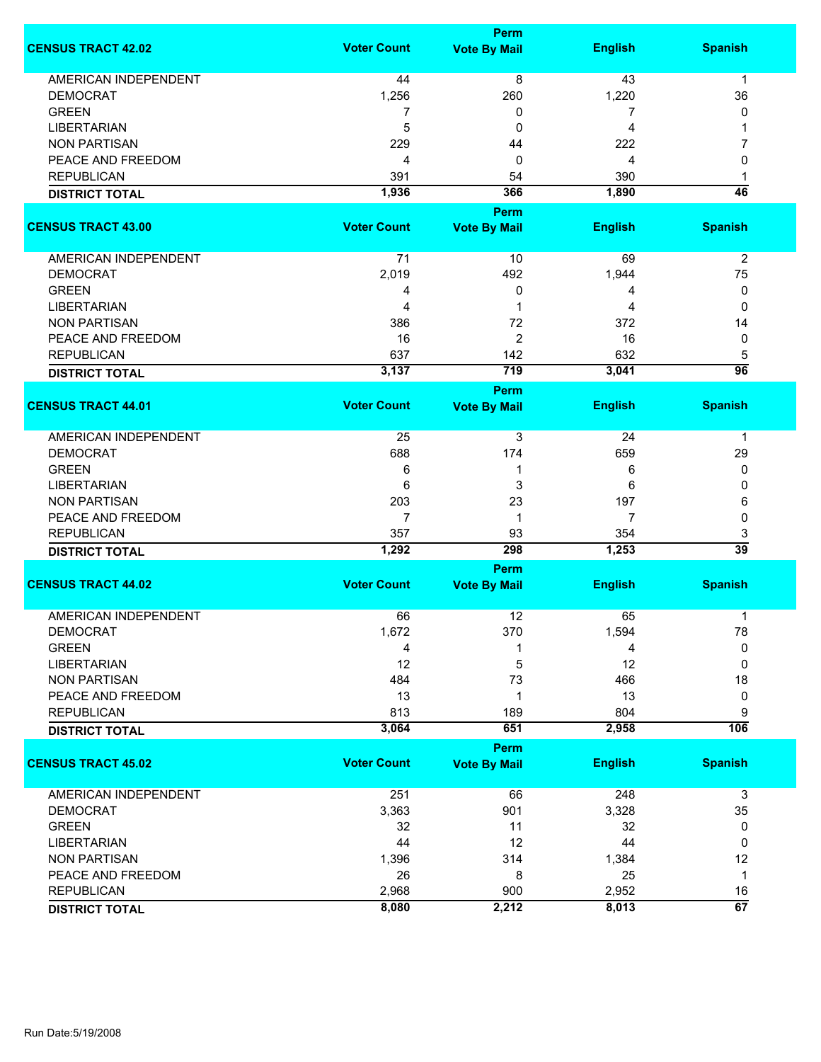| CENSUS TRACT 42.02 | Voter Count | Perm Vote By Mail | English | Spanish |
|---|---|---|---|---|
| AMERICAN INDEPENDENT | 44 | 8 | 43 | 1 |
| DEMOCRAT | 1,256 | 260 | 1,220 | 36 |
| GREEN | 7 | 0 | 7 | 0 |
| LIBERTARIAN | 5 | 0 | 4 | 1 |
| NON PARTISAN | 229 | 44 | 222 | 7 |
| PEACE AND FREEDOM | 4 | 0 | 4 | 0 |
| REPUBLICAN | 391 | 54 | 390 | 1 |
| **DISTRICT TOTAL** | **1,936** | **366** | **1,890** | **46** |

| CENSUS TRACT 43.00 | Voter Count | Perm Vote By Mail | English | Spanish |
|---|---|---|---|---|
| AMERICAN INDEPENDENT | 71 | 10 | 69 | 2 |
| DEMOCRAT | 2,019 | 492 | 1,944 | 75 |
| GREEN | 4 | 0 | 4 | 0 |
| LIBERTARIAN | 4 | 1 | 4 | 0 |
| NON PARTISAN | 386 | 72 | 372 | 14 |
| PEACE AND FREEDOM | 16 | 2 | 16 | 0 |
| REPUBLICAN | 637 | 142 | 632 | 5 |
| **DISTRICT TOTAL** | **3,137** | **719** | **3,041** | **96** |

| CENSUS TRACT 44.01 | Voter Count | Perm Vote By Mail | English | Spanish |
|---|---|---|---|---|
| AMERICAN INDEPENDENT | 25 | 3 | 24 | 1 |
| DEMOCRAT | 688 | 174 | 659 | 29 |
| GREEN | 6 | 1 | 6 | 0 |
| LIBERTARIAN | 6 | 3 | 6 | 0 |
| NON PARTISAN | 203 | 23 | 197 | 6 |
| PEACE AND FREEDOM | 7 | 1 | 7 | 0 |
| REPUBLICAN | 357 | 93 | 354 | 3 |
| **DISTRICT TOTAL** | **1,292** | **298** | **1,253** | **39** |

| CENSUS TRACT 44.02 | Voter Count | Perm Vote By Mail | English | Spanish |
|---|---|---|---|---|
| AMERICAN INDEPENDENT | 66 | 12 | 65 | 1 |
| DEMOCRAT | 1,672 | 370 | 1,594 | 78 |
| GREEN | 4 | 1 | 4 | 0 |
| LIBERTARIAN | 12 | 5 | 12 | 0 |
| NON PARTISAN | 484 | 73 | 466 | 18 |
| PEACE AND FREEDOM | 13 | 1 | 13 | 0 |
| REPUBLICAN | 813 | 189 | 804 | 9 |
| **DISTRICT TOTAL** | **3,064** | **651** | **2,958** | **106** |

| CENSUS TRACT 45.02 | Voter Count | Perm Vote By Mail | English | Spanish |
|---|---|---|---|---|
| AMERICAN INDEPENDENT | 251 | 66 | 248 | 3 |
| DEMOCRAT | 3,363 | 901 | 3,328 | 35 |
| GREEN | 32 | 11 | 32 | 0 |
| LIBERTARIAN | 44 | 12 | 44 | 0 |
| NON PARTISAN | 1,396 | 314 | 1,384 | 12 |
| PEACE AND FREEDOM | 26 | 8 | 25 | 1 |
| REPUBLICAN | 2,968 | 900 | 2,952 | 16 |
| **DISTRICT TOTAL** | **8,080** | **2,212** | **8,013** | **67** |

Run Date:5/19/2008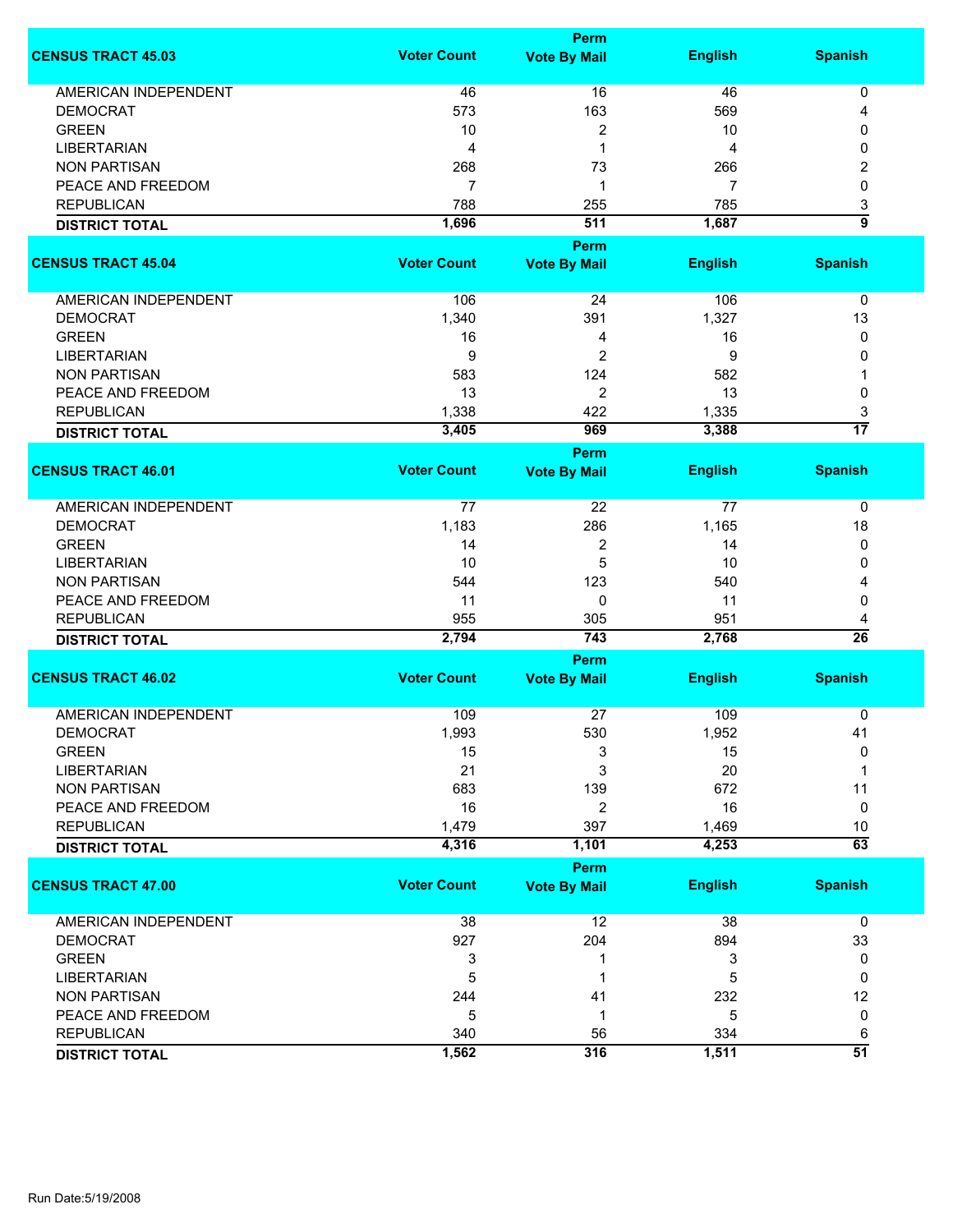| CENSUS TRACT 45.03 | Voter Count | Perm Vote By Mail | English | Spanish |
|---|---|---|---|---|
| AMERICAN INDEPENDENT | 46 | 16 | 46 | 0 |
| DEMOCRAT | 573 | 163 | 569 | 4 |
| GREEN | 10 | 2 | 10 | 0 |
| LIBERTARIAN | 4 | 1 | 4 | 0 |
| NON PARTISAN | 268 | 73 | 266 | 2 |
| PEACE AND FREEDOM | 7 | 1 | 7 | 0 |
| REPUBLICAN | 788 | 255 | 785 | 3 |
| **DISTRICT TOTAL** | **1,696** | **511** | **1,687** | **9** |

| CENSUS TRACT 45.04 | Voter Count | Perm Vote By Mail | English | Spanish |
|---|---|---|---|---|
| AMERICAN INDEPENDENT | 106 | 24 | 106 | 0 |
| DEMOCRAT | 1,340 | 391 | 1,327 | 13 |
| GREEN | 16 | 4 | 16 | 0 |
| LIBERTARIAN | 9 | 2 | 9 | 0 |
| NON PARTISAN | 583 | 124 | 582 | 1 |
| PEACE AND FREEDOM | 13 | 2 | 13 | 0 |
| REPUBLICAN | 1,338 | 422 | 1,335 | 3 |
| **DISTRICT TOTAL** | **3,405** | **969** | **3,388** | **17** |

| CENSUS TRACT 46.01 | Voter Count | Perm Vote By Mail | English | Spanish |
|---|---|---|---|---|
| AMERICAN INDEPENDENT | 77 | 22 | 77 | 0 |
| DEMOCRAT | 1,183 | 286 | 1,165 | 18 |
| GREEN | 14 | 2 | 14 | 0 |
| LIBERTARIAN | 10 | 5 | 10 | 0 |
| NON PARTISAN | 544 | 123 | 540 | 4 |
| PEACE AND FREEDOM | 11 | 0 | 11 | 0 |
| REPUBLICAN | 955 | 305 | 951 | 4 |
| **DISTRICT TOTAL** | **2,794** | **743** | **2,768** | **26** |

| CENSUS TRACT 46.02 | Voter Count | Perm Vote By Mail | English | Spanish |
|---|---|---|---|---|
| AMERICAN INDEPENDENT | 109 | 27 | 109 | 0 |
| DEMOCRAT | 1,993 | 530 | 1,952 | 41 |
| GREEN | 15 | 3 | 15 | 0 |
| LIBERTARIAN | 21 | 3 | 20 | 1 |
| NON PARTISAN | 683 | 139 | 672 | 11 |
| PEACE AND FREEDOM | 16 | 2 | 16 | 0 |
| REPUBLICAN | 1,479 | 397 | 1,469 | 10 |
| **DISTRICT TOTAL** | **4,316** | **1,101** | **4,253** | **63** |

| CENSUS TRACT 47.00 | Voter Count | Perm Vote By Mail | English | Spanish |
|---|---|---|---|---|
| AMERICAN INDEPENDENT | 38 | 12 | 38 | 0 |
| DEMOCRAT | 927 | 204 | 894 | 33 |
| GREEN | 3 | 1 | 3 | 0 |
| LIBERTARIAN | 5 | 1 | 5 | 0 |
| NON PARTISAN | 244 | 41 | 232 | 12 |
| PEACE AND FREEDOM | 5 | 1 | 5 | 0 |
| REPUBLICAN | 340 | 56 | 334 | 6 |
| **DISTRICT TOTAL** | **1,562** | **316** | **1,511** | **51** |

Run Date:5/19/2008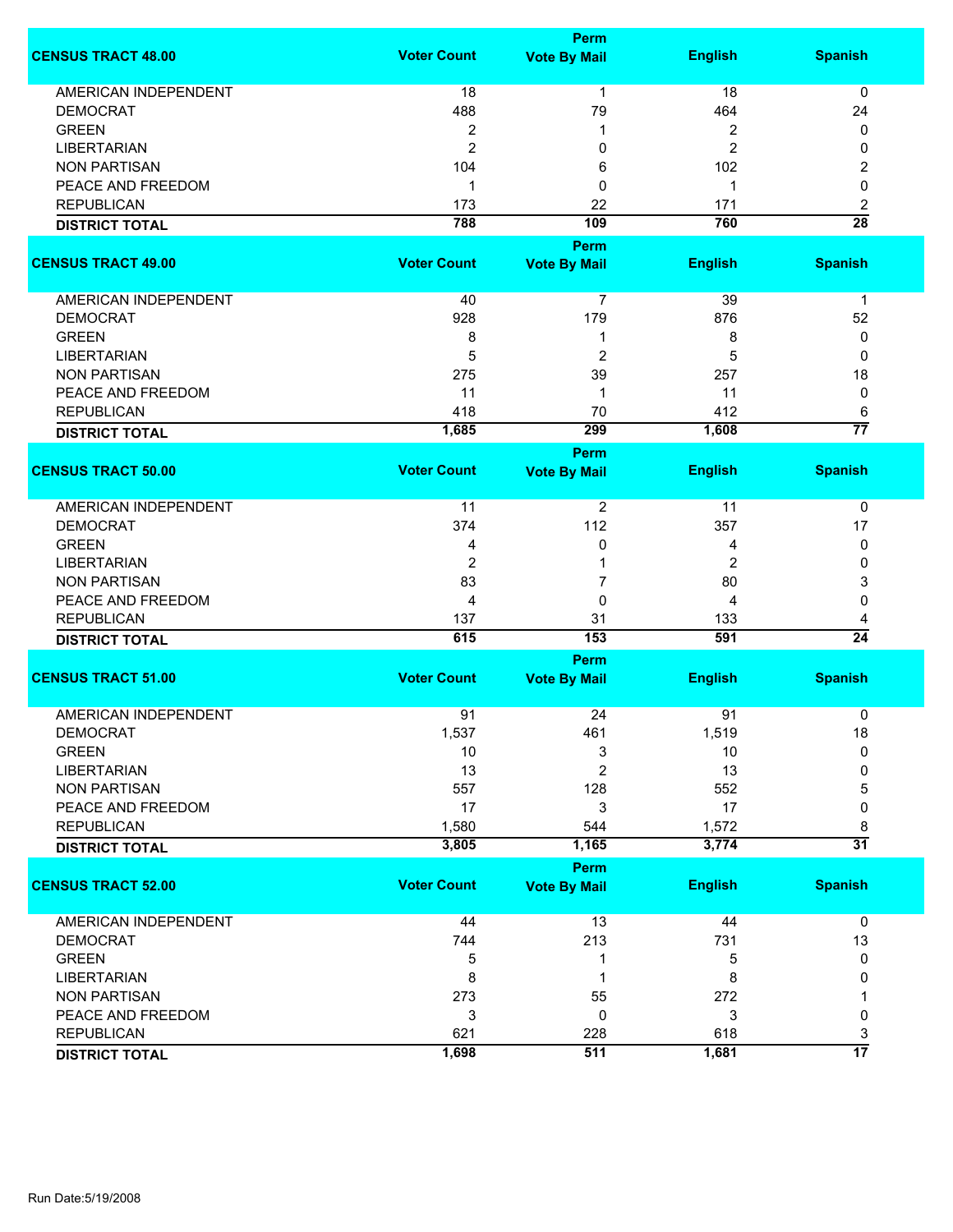| CENSUS TRACT 48.00 | Voter Count | Perm Vote By Mail | English | Spanish |
|---|---|---|---|---|
| AMERICAN INDEPENDENT | 18 | 1 | 18 | 0 |
| DEMOCRAT | 488 | 79 | 464 | 24 |
| GREEN | 2 | 1 | 2 | 0 |
| LIBERTARIAN | 2 | 0 | 2 | 0 |
| NON PARTISAN | 104 | 6 | 102 | 2 |
| PEACE AND FREEDOM | 1 | 0 | 1 | 0 |
| REPUBLICAN | 173 | 22 | 171 | 2 |
| **DISTRICT TOTAL** | **788** | **109** | **760** | **28** |

| CENSUS TRACT 49.00 | Voter Count | Perm Vote By Mail | English | Spanish |
|---|---|---|---|---|
| AMERICAN INDEPENDENT | 40 | 7 | 39 | 1 |
| DEMOCRAT | 928 | 179 | 876 | 52 |
| GREEN | 8 | 1 | 8 | 0 |
| LIBERTARIAN | 5 | 2 | 5 | 0 |
| NON PARTISAN | 275 | 39 | 257 | 18 |
| PEACE AND FREEDOM | 11 | 1 | 11 | 0 |
| REPUBLICAN | 418 | 70 | 412 | 6 |
| **DISTRICT TOTAL** | **1,685** | **299** | **1,608** | **77** |

| CENSUS TRACT 50.00 | Voter Count | Perm Vote By Mail | English | Spanish |
|---|---|---|---|---|
| AMERICAN INDEPENDENT | 11 | 2 | 11 | 0 |
| DEMOCRAT | 374 | 112 | 357 | 17 |
| GREEN | 4 | 0 | 4 | 0 |
| LIBERTARIAN | 2 | 1 | 2 | 0 |
| NON PARTISAN | 83 | 7 | 80 | 3 |
| PEACE AND FREEDOM | 4 | 0 | 4 | 0 |
| REPUBLICAN | 137 | 31 | 133 | 4 |
| **DISTRICT TOTAL** | **615** | **153** | **591** | **24** |

| CENSUS TRACT 51.00 | Voter Count | Perm Vote By Mail | English | Spanish |
|---|---|---|---|---|
| AMERICAN INDEPENDENT | 91 | 24 | 91 | 0 |
| DEMOCRAT | 1,537 | 461 | 1,519 | 18 |
| GREEN | 10 | 3 | 10 | 0 |
| LIBERTARIAN | 13 | 2 | 13 | 0 |
| NON PARTISAN | 557 | 128 | 552 | 5 |
| PEACE AND FREEDOM | 17 | 3 | 17 | 0 |
| REPUBLICAN | 1,580 | 544 | 1,572 | 8 |
| **DISTRICT TOTAL** | **3,805** | **1,165** | **3,774** | **31** |

| CENSUS TRACT 52.00 | Voter Count | Perm Vote By Mail | English | Spanish |
|---|---|---|---|---|
| AMERICAN INDEPENDENT | 44 | 13 | 44 | 0 |
| DEMOCRAT | 744 | 213 | 731 | 13 |
| GREEN | 5 | 1 | 5 | 0 |
| LIBERTARIAN | 8 | 1 | 8 | 0 |
| NON PARTISAN | 273 | 55 | 272 | 1 |
| PEACE AND FREEDOM | 3 | 0 | 3 | 0 |
| REPUBLICAN | 621 | 228 | 618 | 3 |
| **DISTRICT TOTAL** | **1,698** | **511** | **1,681** | **17** |

Run Date:5/19/2008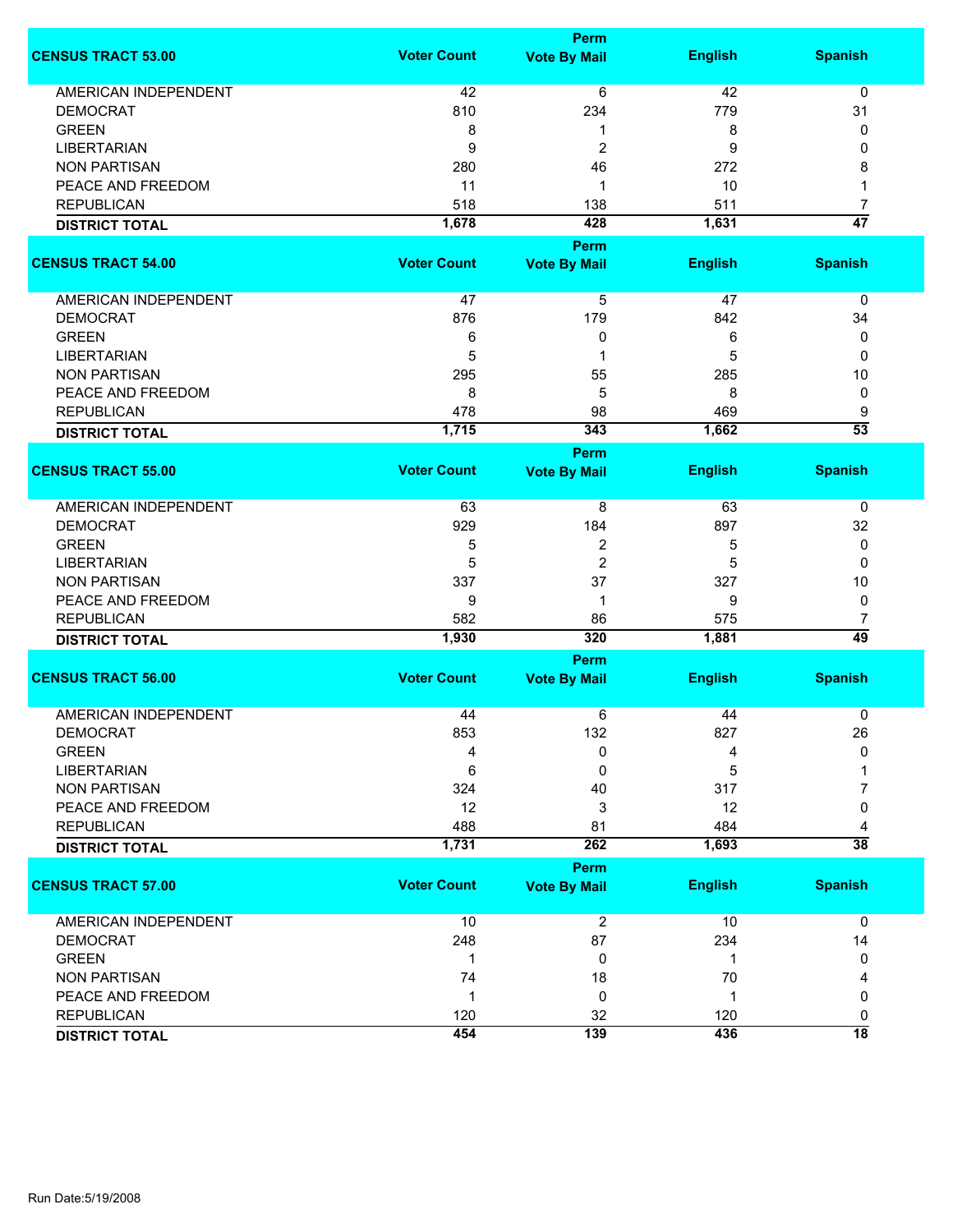| CENSUS TRACT 53.00 | Voter Count | Perm Vote By Mail | English | Spanish |
|---|---|---|---|---|
| AMERICAN INDEPENDENT | 42 | 6 | 42 | 0 |
| DEMOCRAT | 810 | 234 | 779 | 31 |
| GREEN | 8 | 1 | 8 | 0 |
| LIBERTARIAN | 9 | 2 | 9 | 0 |
| NON PARTISAN | 280 | 46 | 272 | 8 |
| PEACE AND FREEDOM | 11 | 1 | 10 | 1 |
| REPUBLICAN | 518 | 138 | 511 | 7 |
| **DISTRICT TOTAL** | **1,678** | **428** | **1,631** | **47** |

| CENSUS TRACT 54.00 | Voter Count | Perm Vote By Mail | English | Spanish |
|---|---|---|---|---|
| AMERICAN INDEPENDENT | 47 | 5 | 47 | 0 |
| DEMOCRAT | 876 | 179 | 842 | 34 |
| GREEN | 6 | 0 | 6 | 0 |
| LIBERTARIAN | 5 | 1 | 5 | 0 |
| NON PARTISAN | 295 | 55 | 285 | 10 |
| PEACE AND FREEDOM | 8 | 5 | 8 | 0 |
| REPUBLICAN | 478 | 98 | 469 | 9 |
| **DISTRICT TOTAL** | **1,715** | **343** | **1,662** | **53** |

| CENSUS TRACT 55.00 | Voter Count | Perm Vote By Mail | English | Spanish |
|---|---|---|---|---|
| AMERICAN INDEPENDENT | 63 | 8 | 63 | 0 |
| DEMOCRAT | 929 | 184 | 897 | 32 |
| GREEN | 5 | 2 | 5 | 0 |
| LIBERTARIAN | 5 | 2 | 5 | 0 |
| NON PARTISAN | 337 | 37 | 327 | 10 |
| PEACE AND FREEDOM | 9 | 1 | 9 | 0 |
| REPUBLICAN | 582 | 86 | 575 | 7 |
| **DISTRICT TOTAL** | **1,930** | **320** | **1,881** | **49** |

| CENSUS TRACT 56.00 | Voter Count | Perm Vote By Mail | English | Spanish |
|---|---|---|---|---|
| AMERICAN INDEPENDENT | 44 | 6 | 44 | 0 |
| DEMOCRAT | 853 | 132 | 827 | 26 |
| GREEN | 4 | 0 | 4 | 0 |
| LIBERTARIAN | 6 | 0 | 5 | 1 |
| NON PARTISAN | 324 | 40 | 317 | 7 |
| PEACE AND FREEDOM | 12 | 3 | 12 | 0 |
| REPUBLICAN | 488 | 81 | 484 | 4 |
| **DISTRICT TOTAL** | **1,731** | **262** | **1,693** | **38** |

| CENSUS TRACT 57.00 | Voter Count | Perm Vote By Mail | English | Spanish |
|---|---|---|---|---|
| AMERICAN INDEPENDENT | 10 | 2 | 10 | 0 |
| DEMOCRAT | 248 | 87 | 234 | 14 |
| GREEN | 1 | 0 | 1 | 0 |
| NON PARTISAN | 74 | 18 | 70 | 4 |
| PEACE AND FREEDOM | 1 | 0 | 1 | 0 |
| REPUBLICAN | 120 | 32 | 120 | 0 |
| **DISTRICT TOTAL** | **454** | **139** | **436** | **18** |

Run Date:5/19/2008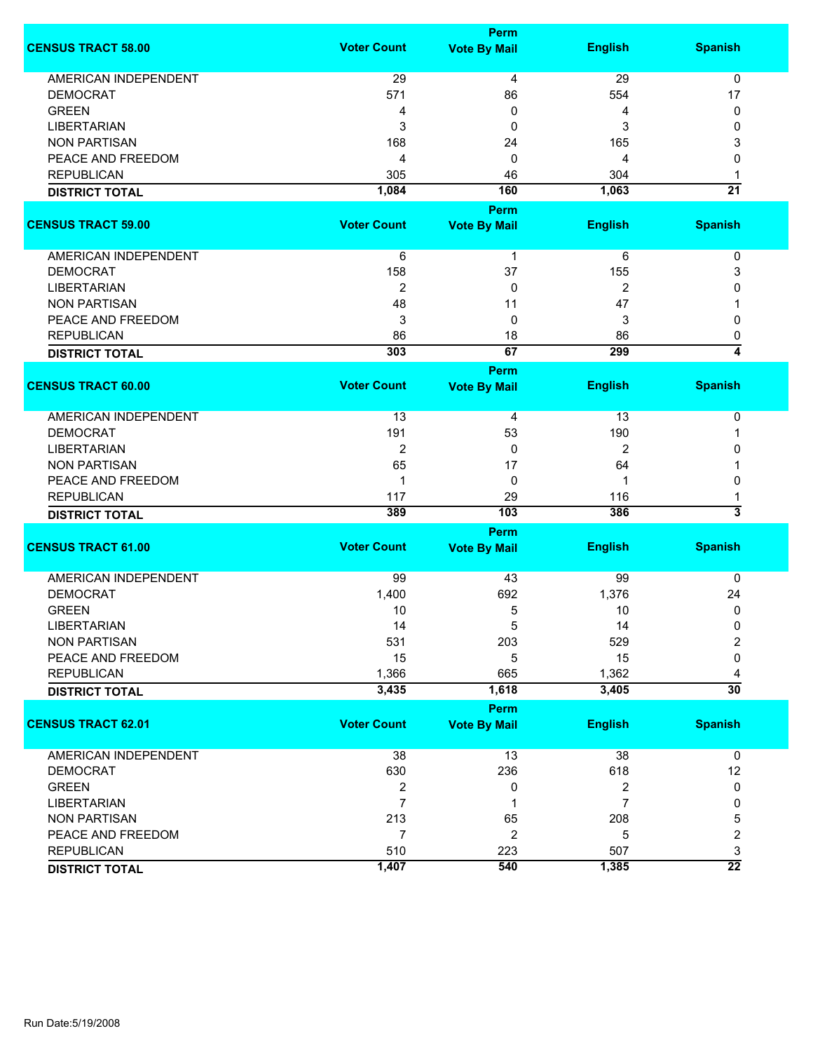| CENSUS TRACT 58.00 | Voter Count | Perm Vote By Mail | English | Spanish |
|---|---|---|---|---|
| AMERICAN INDEPENDENT | 29 | 4 | 29 | 0 |
| DEMOCRAT | 571 | 86 | 554 | 17 |
| GREEN | 4 | 0 | 4 | 0 |
| LIBERTARIAN | 3 | 0 | 3 | 0 |
| NON PARTISAN | 168 | 24 | 165 | 3 |
| PEACE AND FREEDOM | 4 | 0 | 4 | 0 |
| REPUBLICAN | 305 | 46 | 304 | 1 |
| **DISTRICT TOTAL** | **1,084** | **160** | **1,063** | **21** |

| CENSUS TRACT 59.00 | Voter Count | Perm Vote By Mail | English | Spanish |
|---|---|---|---|---|
| AMERICAN INDEPENDENT | 6 | 1 | 6 | 0 |
| DEMOCRAT | 158 | 37 | 155 | 3 |
| LIBERTARIAN | 2 | 0 | 2 | 0 |
| NON PARTISAN | 48 | 11 | 47 | 1 |
| PEACE AND FREEDOM | 3 | 0 | 3 | 0 |
| REPUBLICAN | 86 | 18 | 86 | 0 |
| **DISTRICT TOTAL** | **303** | **67** | **299** | **4** |

| CENSUS TRACT 60.00 | Voter Count | Perm Vote By Mail | English | Spanish |
|---|---|---|---|---|
| AMERICAN INDEPENDENT | 13 | 4 | 13 | 0 |
| DEMOCRAT | 191 | 53 | 190 | 1 |
| LIBERTARIAN | 2 | 0 | 2 | 0 |
| NON PARTISAN | 65 | 17 | 64 | 1 |
| PEACE AND FREEDOM | 1 | 0 | 1 | 0 |
| REPUBLICAN | 117 | 29 | 116 | 1 |
| **DISTRICT TOTAL** | **389** | **103** | **386** | **3** |

| CENSUS TRACT 61.00 | Voter Count | Perm Vote By Mail | English | Spanish |
|---|---|---|---|---|
| AMERICAN INDEPENDENT | 99 | 43 | 99 | 0 |
| DEMOCRAT | 1,400 | 692 | 1,376 | 24 |
| GREEN | 10 | 5 | 10 | 0 |
| LIBERTARIAN | 14 | 5 | 14 | 0 |
| NON PARTISAN | 531 | 203 | 529 | 2 |
| PEACE AND FREEDOM | 15 | 5 | 15 | 0 |
| REPUBLICAN | 1,366 | 665 | 1,362 | 4 |
| **DISTRICT TOTAL** | **3,435** | **1,618** | **3,405** | **30** |

| CENSUS TRACT 62.01 | Voter Count | Perm Vote By Mail | English | Spanish |
|---|---|---|---|---|
| AMERICAN INDEPENDENT | 38 | 13 | 38 | 0 |
| DEMOCRAT | 630 | 236 | 618 | 12 |
| GREEN | 2 | 0 | 2 | 0 |
| LIBERTARIAN | 7 | 1 | 7 | 0 |
| NON PARTISAN | 213 | 65 | 208 | 5 |
| PEACE AND FREEDOM | 7 | 2 | 5 | 2 |
| REPUBLICAN | 510 | 223 | 507 | 3 |
| **DISTRICT TOTAL** | **1,407** | **540** | **1,385** | **22** |

Run Date:5/19/2008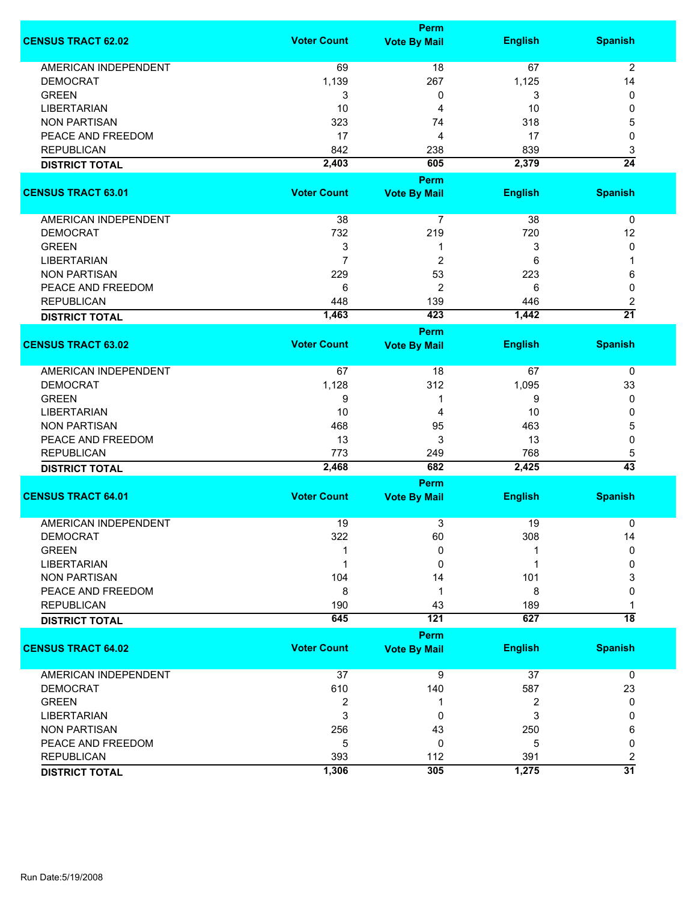| CENSUS TRACT 62.02 | Voter Count | Perm Vote By Mail | English | Spanish |
|---|---|---|---|---|
| AMERICAN INDEPENDENT | 69 | 18 | 67 | 2 |
| DEMOCRAT | 1,139 | 267 | 1,125 | 14 |
| GREEN | 3 | 0 | 3 | 0 |
| LIBERTARIAN | 10 | 4 | 10 | 0 |
| NON PARTISAN | 323 | 74 | 318 | 5 |
| PEACE AND FREEDOM | 17 | 4 | 17 | 0 |
| REPUBLICAN | 842 | 238 | 839 | 3 |
| **DISTRICT TOTAL** | **2,403** | **605** | **2,379** | **24** |

| CENSUS TRACT 63.01 | Voter Count | Perm Vote By Mail | English | Spanish |
|---|---|---|---|---|
| AMERICAN INDEPENDENT | 38 | 7 | 38 | 0 |
| DEMOCRAT | 732 | 219 | 720 | 12 |
| GREEN | 3 | 1 | 3 | 0 |
| LIBERTARIAN | 7 | 2 | 6 | 1 |
| NON PARTISAN | 229 | 53 | 223 | 6 |
| PEACE AND FREEDOM | 6 | 2 | 6 | 0 |
| REPUBLICAN | 448 | 139 | 446 | 2 |
| **DISTRICT TOTAL** | **1,463** | **423** | **1,442** | **21** |

| CENSUS TRACT 63.02 | Voter Count | Perm Vote By Mail | English | Spanish |
|---|---|---|---|---|
| AMERICAN INDEPENDENT | 67 | 18 | 67 | 0 |
| DEMOCRAT | 1,128 | 312 | 1,095 | 33 |
| GREEN | 9 | 1 | 9 | 0 |
| LIBERTARIAN | 10 | 4 | 10 | 0 |
| NON PARTISAN | 468 | 95 | 463 | 5 |
| PEACE AND FREEDOM | 13 | 3 | 13 | 0 |
| REPUBLICAN | 773 | 249 | 768 | 5 |
| **DISTRICT TOTAL** | **2,468** | **682** | **2,425** | **43** |

| CENSUS TRACT 64.01 | Voter Count | Perm Vote By Mail | English | Spanish |
|---|---|---|---|---|
| AMERICAN INDEPENDENT | 19 | 3 | 19 | 0 |
| DEMOCRAT | 322 | 60 | 308 | 14 |
| GREEN | 1 | 0 | 1 | 0 |
| LIBERTARIAN | 1 | 0 | 1 | 0 |
| NON PARTISAN | 104 | 14 | 101 | 3 |
| PEACE AND FREEDOM | 8 | 1 | 8 | 0 |
| REPUBLICAN | 190 | 43 | 189 | 1 |
| **DISTRICT TOTAL** | **645** | **121** | **627** | **18** |

| CENSUS TRACT 64.02 | Voter Count | Perm Vote By Mail | English | Spanish |
|---|---|---|---|---|
| AMERICAN INDEPENDENT | 37 | 9 | 37 | 0 |
| DEMOCRAT | 610 | 140 | 587 | 23 |
| GREEN | 2 | 1 | 2 | 0 |
| LIBERTARIAN | 3 | 0 | 3 | 0 |
| NON PARTISAN | 256 | 43 | 250 | 6 |
| PEACE AND FREEDOM | 5 | 0 | 5 | 0 |
| REPUBLICAN | 393 | 112 | 391 | 2 |
| **DISTRICT TOTAL** | **1,306** | **305** | **1,275** | **31** |

Run Date:5/19/2008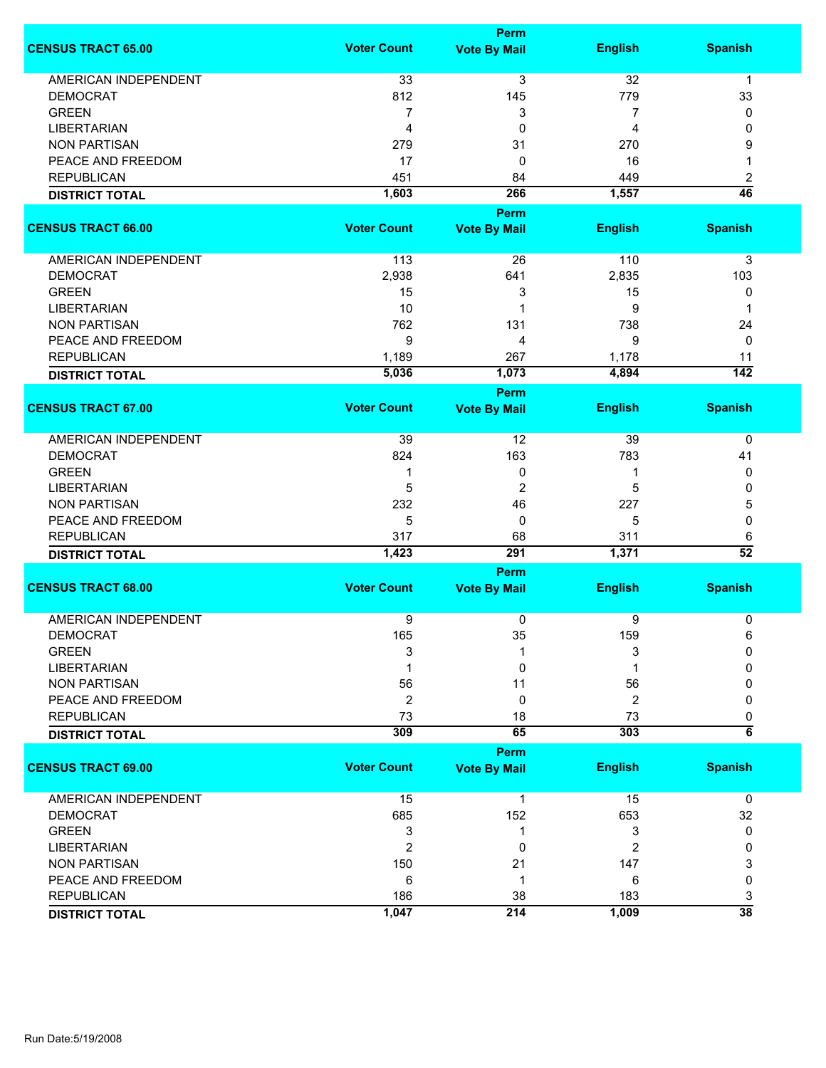| CENSUS TRACT 65.00 | Voter Count | Perm Vote By Mail | English | Spanish |
|---|---|---|---|---|
| AMERICAN INDEPENDENT | 33 | 3 | 32 | 1 |
| DEMOCRAT | 812 | 145 | 779 | 33 |
| GREEN | 7 | 3 | 7 | 0 |
| LIBERTARIAN | 4 | 0 | 4 | 0 |
| NON PARTISAN | 279 | 31 | 270 | 9 |
| PEACE AND FREEDOM | 17 | 0 | 16 | 1 |
| REPUBLICAN | 451 | 84 | 449 | 2 |
| **DISTRICT TOTAL** | **1,603** | **266** | **1,557** | **46** |

| CENSUS TRACT 66.00 | Voter Count | Perm Vote By Mail | English | Spanish |
|---|---|---|---|---|
| AMERICAN INDEPENDENT | 113 | 26 | 110 | 3 |
| DEMOCRAT | 2,938 | 641 | 2,835 | 103 |
| GREEN | 15 | 3 | 15 | 0 |
| LIBERTARIAN | 10 | 1 | 9 | 1 |
| NON PARTISAN | 762 | 131 | 738 | 24 |
| PEACE AND FREEDOM | 9 | 4 | 9 | 0 |
| REPUBLICAN | 1,189 | 267 | 1,178 | 11 |
| **DISTRICT TOTAL** | **5,036** | **1,073** | **4,894** | **142** |

| CENSUS TRACT 67.00 | Voter Count | Perm Vote By Mail | English | Spanish |
|---|---|---|---|---|
| AMERICAN INDEPENDENT | 39 | 12 | 39 | 0 |
| DEMOCRAT | 824 | 163 | 783 | 41 |
| GREEN | 1 | 0 | 1 | 0 |
| LIBERTARIAN | 5 | 2 | 5 | 0 |
| NON PARTISAN | 232 | 46 | 227 | 5 |
| PEACE AND FREEDOM | 5 | 0 | 5 | 0 |
| REPUBLICAN | 317 | 68 | 311 | 6 |
| **DISTRICT TOTAL** | **1,423** | **291** | **1,371** | **52** |

| CENSUS TRACT 68.00 | Voter Count | Perm Vote By Mail | English | Spanish |
|---|---|---|---|---|
| AMERICAN INDEPENDENT | 9 | 0 | 9 | 0 |
| DEMOCRAT | 165 | 35 | 159 | 6 |
| GREEN | 3 | 1 | 3 | 0 |
| LIBERTARIAN | 1 | 0 | 1 | 0 |
| NON PARTISAN | 56 | 11 | 56 | 0 |
| PEACE AND FREEDOM | 2 | 0 | 2 | 0 |
| REPUBLICAN | 73 | 18 | 73 | 0 |
| **DISTRICT TOTAL** | **309** | **65** | **303** | **6** |

| CENSUS TRACT 69.00 | Voter Count | Perm Vote By Mail | English | Spanish |
|---|---|---|---|---|
| AMERICAN INDEPENDENT | 15 | 1 | 15 | 0 |
| DEMOCRAT | 685 | 152 | 653 | 32 |
| GREEN | 3 | 1 | 3 | 0 |
| LIBERTARIAN | 2 | 0 | 2 | 0 |
| NON PARTISAN | 150 | 21 | 147 | 3 |
| PEACE AND FREEDOM | 6 | 1 | 6 | 0 |
| REPUBLICAN | 186 | 38 | 183 | 3 |
| **DISTRICT TOTAL** | **1,047** | **214** | **1,009** | **38** |

Run Date:5/19/2008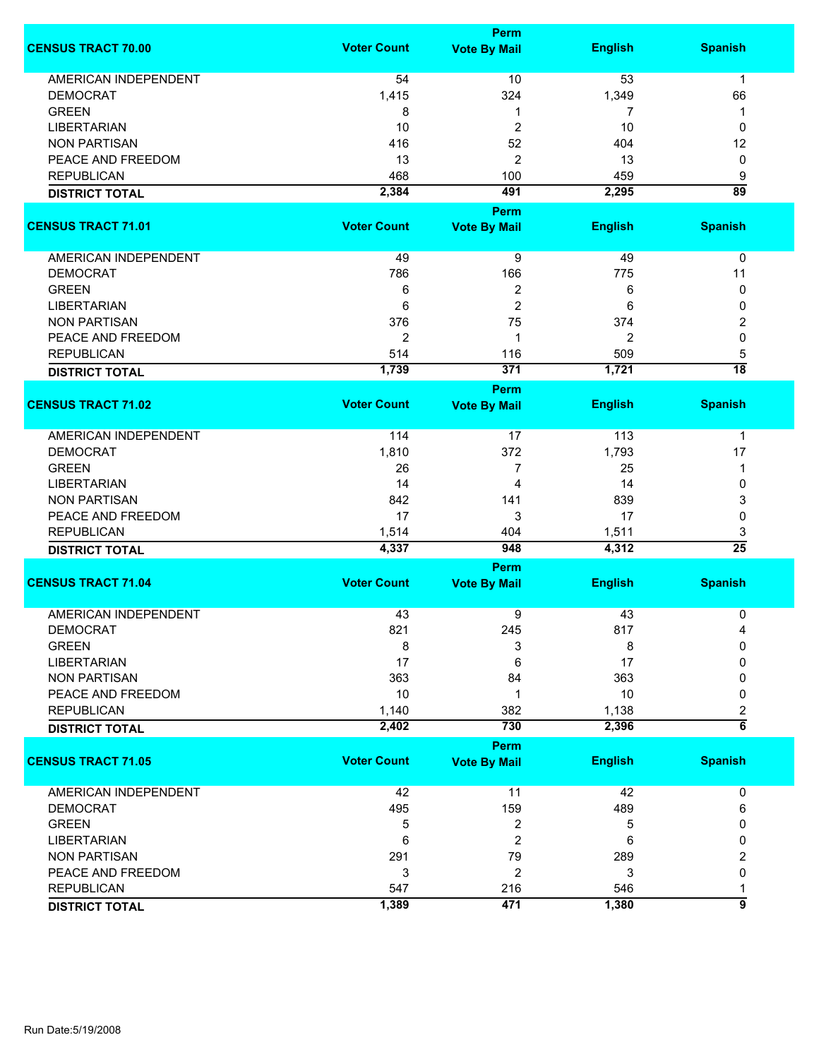| CENSUS TRACT 70.00 | Voter Count | Perm Vote By Mail | English | Spanish |
|---|---|---|---|---|
| AMERICAN INDEPENDENT | 54 | 10 | 53 | 1 |
| DEMOCRAT | 1,415 | 324 | 1,349 | 66 |
| GREEN | 8 | 1 | 7 | 1 |
| LIBERTARIAN | 10 | 2 | 10 | 0 |
| NON PARTISAN | 416 | 52 | 404 | 12 |
| PEACE AND FREEDOM | 13 | 2 | 13 | 0 |
| REPUBLICAN | 468 | 100 | 459 | 9 |
| **DISTRICT TOTAL** | **2,384** | **491** | **2,295** | **89** |

| CENSUS TRACT 71.01 | Voter Count | Perm Vote By Mail | English | Spanish |
|---|---|---|---|---|
| AMERICAN INDEPENDENT | 49 | 9 | 49 | 0 |
| DEMOCRAT | 786 | 166 | 775 | 11 |
| GREEN | 6 | 2 | 6 | 0 |
| LIBERTARIAN | 6 | 2 | 6 | 0 |
| NON PARTISAN | 376 | 75 | 374 | 2 |
| PEACE AND FREEDOM | 2 | 1 | 2 | 0 |
| REPUBLICAN | 514 | 116 | 509 | 5 |
| **DISTRICT TOTAL** | **1,739** | **371** | **1,721** | **18** |

| CENSUS TRACT 71.02 | Voter Count | Perm Vote By Mail | English | Spanish |
|---|---|---|---|---|
| AMERICAN INDEPENDENT | 114 | 17 | 113 | 1 |
| DEMOCRAT | 1,810 | 372 | 1,793 | 17 |
| GREEN | 26 | 7 | 25 | 1 |
| LIBERTARIAN | 14 | 4 | 14 | 0 |
| NON PARTISAN | 842 | 141 | 839 | 3 |
| PEACE AND FREEDOM | 17 | 3 | 17 | 0 |
| REPUBLICAN | 1,514 | 404 | 1,511 | 3 |
| **DISTRICT TOTAL** | **4,337** | **948** | **4,312** | **25** |

| CENSUS TRACT 71.04 | Voter Count | Perm Vote By Mail | English | Spanish |
|---|---|---|---|---|
| AMERICAN INDEPENDENT | 43 | 9 | 43 | 0 |
| DEMOCRAT | 821 | 245 | 817 | 4 |
| GREEN | 8 | 3 | 8 | 0 |
| LIBERTARIAN | 17 | 6 | 17 | 0 |
| NON PARTISAN | 363 | 84 | 363 | 0 |
| PEACE AND FREEDOM | 10 | 1 | 10 | 0 |
| REPUBLICAN | 1,140 | 382 | 1,138 | 2 |
| **DISTRICT TOTAL** | **2,402** | **730** | **2,396** | **6** |

| CENSUS TRACT 71.05 | Voter Count | Perm Vote By Mail | English | Spanish |
|---|---|---|---|---|
| AMERICAN INDEPENDENT | 42 | 11 | 42 | 0 |
| DEMOCRAT | 495 | 159 | 489 | 6 |
| GREEN | 5 | 2 | 5 | 0 |
| LIBERTARIAN | 6 | 2 | 6 | 0 |
| NON PARTISAN | 291 | 79 | 289 | 2 |
| PEACE AND FREEDOM | 3 | 2 | 3 | 0 |
| REPUBLICAN | 547 | 216 | 546 | 1 |
| **DISTRICT TOTAL** | **1,389** | **471** | **1,380** | **9** |

Run Date:5/19/2008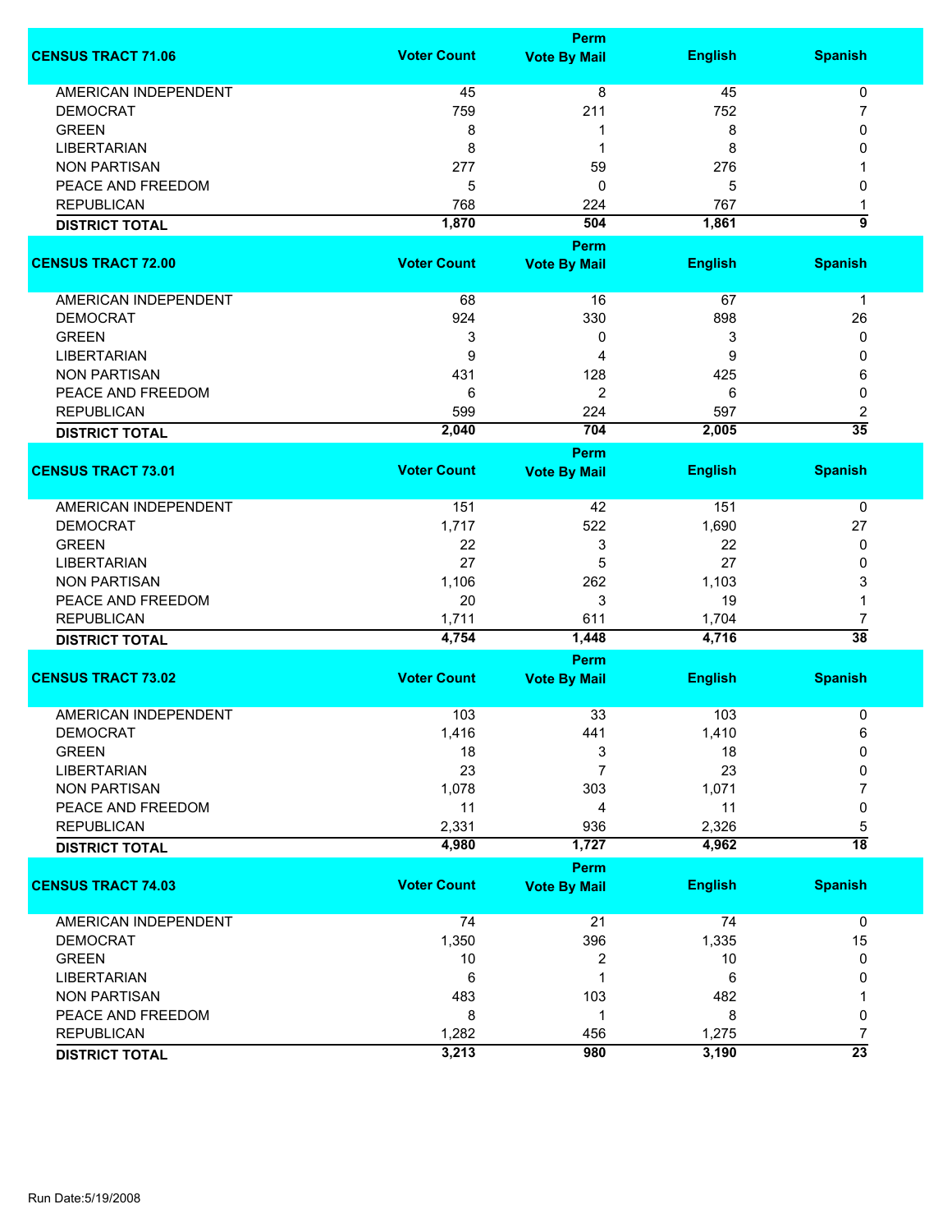| CENSUS TRACT 71.06 | Voter Count | Perm Vote By Mail | English | Spanish |
|---|---|---|---|---|
| AMERICAN INDEPENDENT | 45 | 8 | 45 | 0 |
| DEMOCRAT | 759 | 211 | 752 | 7 |
| GREEN | 8 | 1 | 8 | 0 |
| LIBERTARIAN | 8 | 1 | 8 | 0 |
| NON PARTISAN | 277 | 59 | 276 | 1 |
| PEACE AND FREEDOM | 5 | 0 | 5 | 0 |
| REPUBLICAN | 768 | 224 | 767 | 1 |
| **DISTRICT TOTAL** | **1,870** | **504** | **1,861** | **9** |

| CENSUS TRACT 72.00 | Voter Count | Perm Vote By Mail | English | Spanish |
|---|---|---|---|---|
| AMERICAN INDEPENDENT | 68 | 16 | 67 | 1 |
| DEMOCRAT | 924 | 330 | 898 | 26 |
| GREEN | 3 | 0 | 3 | 0 |
| LIBERTARIAN | 9 | 4 | 9 | 0 |
| NON PARTISAN | 431 | 128 | 425 | 6 |
| PEACE AND FREEDOM | 6 | 2 | 6 | 0 |
| REPUBLICAN | 599 | 224 | 597 | 2 |
| **DISTRICT TOTAL** | **2,040** | **704** | **2,005** | **35** |

| CENSUS TRACT 73.01 | Voter Count | Perm Vote By Mail | English | Spanish |
|---|---|---|---|---|
| AMERICAN INDEPENDENT | 151 | 42 | 151 | 0 |
| DEMOCRAT | 1,717 | 522 | 1,690 | 27 |
| GREEN | 22 | 3 | 22 | 0 |
| LIBERTARIAN | 27 | 5 | 27 | 0 |
| NON PARTISAN | 1,106 | 262 | 1,103 | 3 |
| PEACE AND FREEDOM | 20 | 3 | 19 | 1 |
| REPUBLICAN | 1,711 | 611 | 1,704 | 7 |
| **DISTRICT TOTAL** | **4,754** | **1,448** | **4,716** | **38** |

| CENSUS TRACT 73.02 | Voter Count | Perm Vote By Mail | English | Spanish |
|---|---|---|---|---|
| AMERICAN INDEPENDENT | 103 | 33 | 103 | 0 |
| DEMOCRAT | 1,416 | 441 | 1,410 | 6 |
| GREEN | 18 | 3 | 18 | 0 |
| LIBERTARIAN | 23 | 7 | 23 | 0 |
| NON PARTISAN | 1,078 | 303 | 1,071 | 7 |
| PEACE AND FREEDOM | 11 | 4 | 11 | 0 |
| REPUBLICAN | 2,331 | 936 | 2,326 | 5 |
| **DISTRICT TOTAL** | **4,980** | **1,727** | **4,962** | **18** |

| CENSUS TRACT 74.03 | Voter Count | Perm Vote By Mail | English | Spanish |
|---|---|---|---|---|
| AMERICAN INDEPENDENT | 74 | 21 | 74 | 0 |
| DEMOCRAT | 1,350 | 396 | 1,335 | 15 |
| GREEN | 10 | 2 | 10 | 0 |
| LIBERTARIAN | 6 | 1 | 6 | 0 |
| NON PARTISAN | 483 | 103 | 482 | 1 |
| PEACE AND FREEDOM | 8 | 1 | 8 | 0 |
| REPUBLICAN | 1,282 | 456 | 1,275 | 7 |
| **DISTRICT TOTAL** | **3,213** | **980** | **3,190** | **23** |

Run Date:5/19/2008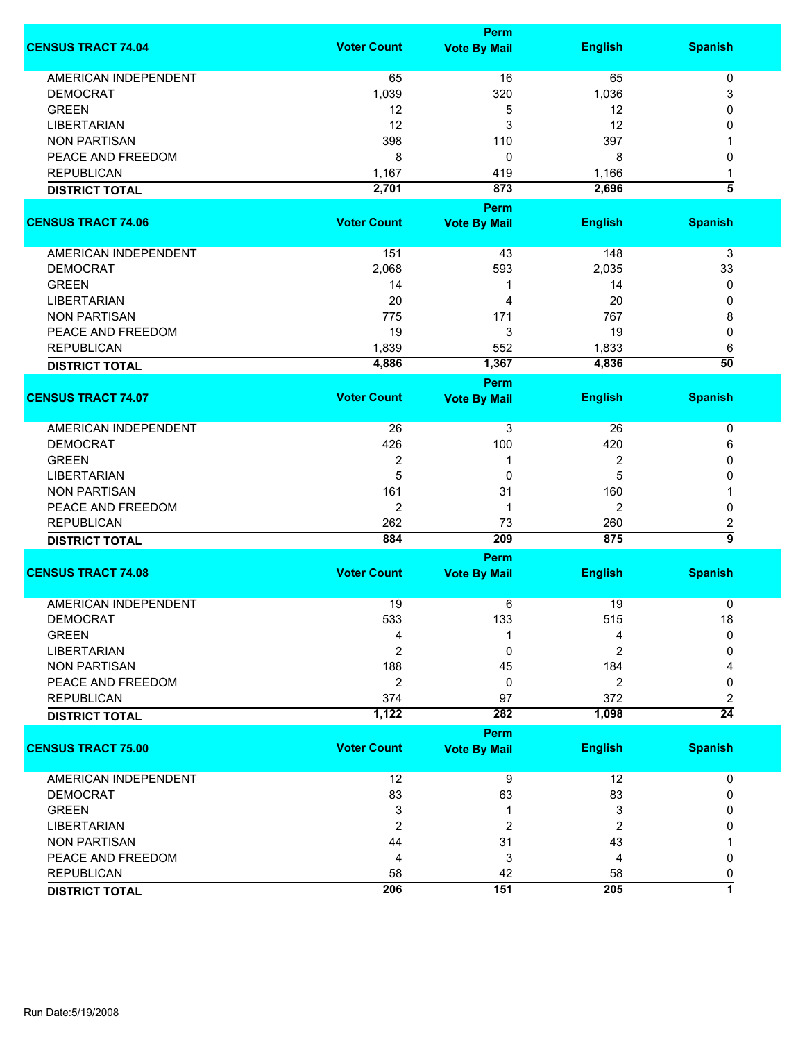| CENSUS TRACT 74.04 | Voter Count | Perm Vote By Mail | English | Spanish |
|---|---|---|---|---|
| AMERICAN INDEPENDENT | 65 | 16 | 65 | 0 |
| DEMOCRAT | 1,039 | 320 | 1,036 | 3 |
| GREEN | 12 | 5 | 12 | 0 |
| LIBERTARIAN | 12 | 3 | 12 | 0 |
| NON PARTISAN | 398 | 110 | 397 | 1 |
| PEACE AND FREEDOM | 8 | 0 | 8 | 0 |
| REPUBLICAN | 1,167 | 419 | 1,166 | 1 |
| **DISTRICT TOTAL** | **2,701** | **873** | **2,696** | **5** |

| CENSUS TRACT 74.06 | Voter Count | Perm Vote By Mail | English | Spanish |
|---|---|---|---|---|
| AMERICAN INDEPENDENT | 151 | 43 | 148 | 3 |
| DEMOCRAT | 2,068 | 593 | 2,035 | 33 |
| GREEN | 14 | 1 | 14 | 0 |
| LIBERTARIAN | 20 | 4 | 20 | 0 |
| NON PARTISAN | 775 | 171 | 767 | 8 |
| PEACE AND FREEDOM | 19 | 3 | 19 | 0 |
| REPUBLICAN | 1,839 | 552 | 1,833 | 6 |
| **DISTRICT TOTAL** | **4,886** | **1,367** | **4,836** | **50** |

| CENSUS TRACT 74.07 | Voter Count | Perm Vote By Mail | English | Spanish |
|---|---|---|---|---|
| AMERICAN INDEPENDENT | 26 | 3 | 26 | 0 |
| DEMOCRAT | 426 | 100 | 420 | 6 |
| GREEN | 2 | 1 | 2 | 0 |
| LIBERTARIAN | 5 | 0 | 5 | 0 |
| NON PARTISAN | 161 | 31 | 160 | 1 |
| PEACE AND FREEDOM | 2 | 1 | 2 | 0 |
| REPUBLICAN | 262 | 73 | 260 | 2 |
| **DISTRICT TOTAL** | **884** | **209** | **875** | **9** |

| CENSUS TRACT 74.08 | Voter Count | Perm Vote By Mail | English | Spanish |
|---|---|---|---|---|
| AMERICAN INDEPENDENT | 19 | 6 | 19 | 0 |
| DEMOCRAT | 533 | 133 | 515 | 18 |
| GREEN | 4 | 1 | 4 | 0 |
| LIBERTARIAN | 2 | 0 | 2 | 0 |
| NON PARTISAN | 188 | 45 | 184 | 4 |
| PEACE AND FREEDOM | 2 | 0 | 2 | 0 |
| REPUBLICAN | 374 | 97 | 372 | 2 |
| **DISTRICT TOTAL** | **1,122** | **282** | **1,098** | **24** |

| CENSUS TRACT 75.00 | Voter Count | Perm Vote By Mail | English | Spanish |
|---|---|---|---|---|
| AMERICAN INDEPENDENT | 12 | 9 | 12 | 0 |
| DEMOCRAT | 83 | 63 | 83 | 0 |
| GREEN | 3 | 1 | 3 | 0 |
| LIBERTARIAN | 2 | 2 | 2 | 0 |
| NON PARTISAN | 44 | 31 | 43 | 1 |
| PEACE AND FREEDOM | 4 | 3 | 4 | 0 |
| REPUBLICAN | 58 | 42 | 58 | 0 |
| **DISTRICT TOTAL** | **206** | **151** | **205** | **1** |

Run Date:5/19/2008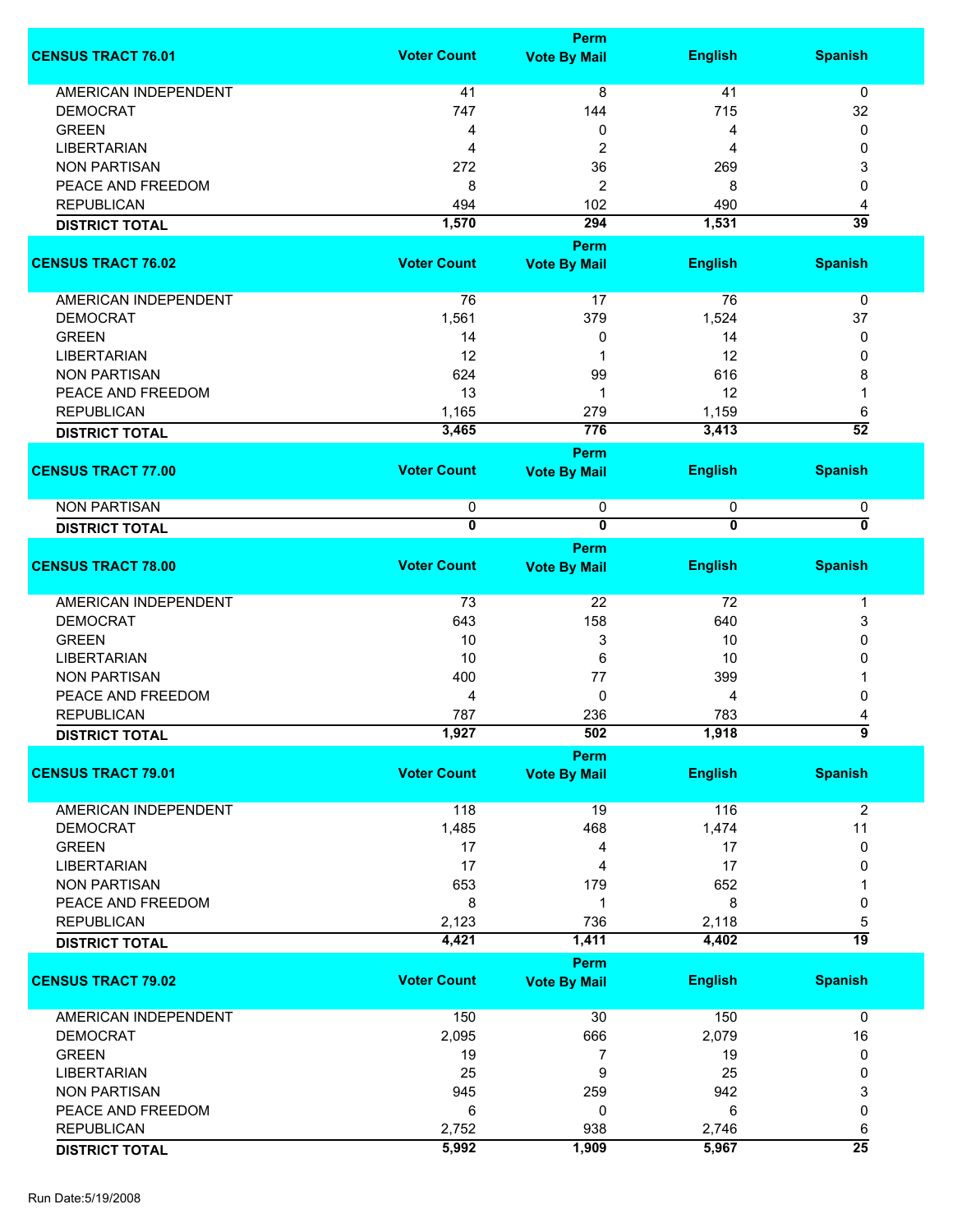| CENSUS TRACT 76.01 | Voter Count | Perm Vote By Mail | English | Spanish |
|---|---|---|---|---|
| AMERICAN INDEPENDENT | 41 | 8 | 41 | 0 |
| DEMOCRAT | 747 | 144 | 715 | 32 |
| GREEN | 4 | 0 | 4 | 0 |
| LIBERTARIAN | 4 | 2 | 4 | 0 |
| NON PARTISAN | 272 | 36 | 269 | 3 |
| PEACE AND FREEDOM | 8 | 2 | 8 | 0 |
| REPUBLICAN | 494 | 102 | 490 | 4 |
| **DISTRICT TOTAL** | **1,570** | **294** | **1,531** | **39** |

| CENSUS TRACT 76.02 | Voter Count | Perm Vote By Mail | English | Spanish |
|---|---|---|---|---|
| AMERICAN INDEPENDENT | 76 | 17 | 76 | 0 |
| DEMOCRAT | 1,561 | 379 | 1,524 | 37 |
| GREEN | 14 | 0 | 14 | 0 |
| LIBERTARIAN | 12 | 1 | 12 | 0 |
| NON PARTISAN | 624 | 99 | 616 | 8 |
| PEACE AND FREEDOM | 13 | 1 | 12 | 1 |
| REPUBLICAN | 1,165 | 279 | 1,159 | 6 |
| **DISTRICT TOTAL** | **3,465** | **776** | **3,413** | **52** |

| CENSUS TRACT 77.00 | Voter Count | Perm Vote By Mail | English | Spanish |
|---|---|---|---|---|
| NON PARTISAN | 0 | 0 | 0 | 0 |
| **DISTRICT TOTAL** | **0** | **0** | **0** | **0** |

| CENSUS TRACT 78.00 | Voter Count | Perm Vote By Mail | English | Spanish |
|---|---|---|---|---|
| AMERICAN INDEPENDENT | 73 | 22 | 72 | 1 |
| DEMOCRAT | 643 | 158 | 640 | 3 |
| GREEN | 10 | 3 | 10 | 0 |
| LIBERTARIAN | 10 | 6 | 10 | 0 |
| NON PARTISAN | 400 | 77 | 399 | 1 |
| PEACE AND FREEDOM | 4 | 0 | 4 | 0 |
| REPUBLICAN | 787 | 236 | 783 | 4 |
| **DISTRICT TOTAL** | **1,927** | **502** | **1,918** | **9** |

| CENSUS TRACT 79.01 | Voter Count | Perm Vote By Mail | English | Spanish |
|---|---|---|---|---|
| AMERICAN INDEPENDENT | 118 | 19 | 116 | 2 |
| DEMOCRAT | 1,485 | 468 | 1,474 | 11 |
| GREEN | 17 | 4 | 17 | 0 |
| LIBERTARIAN | 17 | 4 | 17 | 0 |
| NON PARTISAN | 653 | 179 | 652 | 1 |
| PEACE AND FREEDOM | 8 | 1 | 8 | 0 |
| REPUBLICAN | 2,123 | 736 | 2,118 | 5 |
| **DISTRICT TOTAL** | **4,421** | **1,411** | **4,402** | **19** |

| CENSUS TRACT 79.02 | Voter Count | Perm Vote By Mail | English | Spanish |
|---|---|---|---|---|
| AMERICAN INDEPENDENT | 150 | 30 | 150 | 0 |
| DEMOCRAT | 2,095 | 666 | 2,079 | 16 |
| GREEN | 19 | 7 | 19 | 0 |
| LIBERTARIAN | 25 | 9 | 25 | 0 |
| NON PARTISAN | 945 | 259 | 942 | 3 |
| PEACE AND FREEDOM | 6 | 0 | 6 | 0 |
| REPUBLICAN | 2,752 | 938 | 2,746 | 6 |
| **DISTRICT TOTAL** | **5,992** | **1,909** | **5,967** | **25** |

Run Date:5/19/2008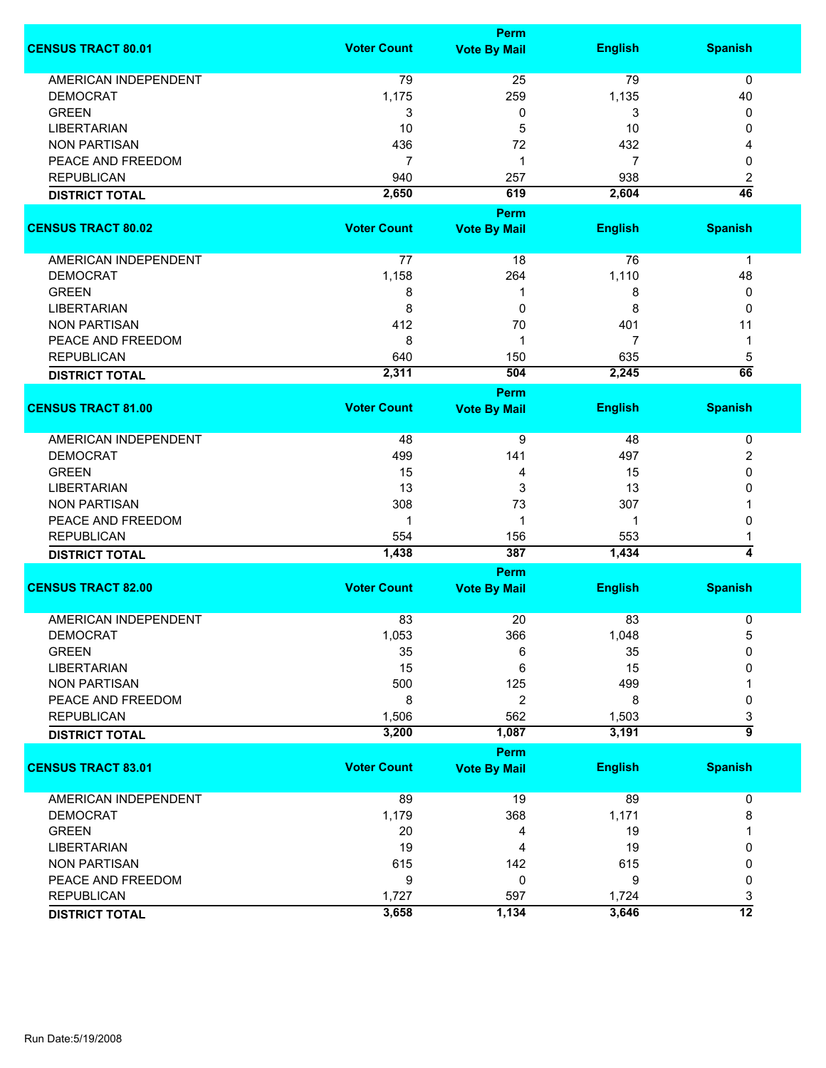| CENSUS TRACT 80.01 | Voter Count | Perm Vote By Mail | English | Spanish |
|---|---|---|---|---|
| AMERICAN INDEPENDENT | 79 | 25 | 79 | 0 |
| DEMOCRAT | 1,175 | 259 | 1,135 | 40 |
| GREEN | 3 | 0 | 3 | 0 |
| LIBERTARIAN | 10 | 5 | 10 | 0 |
| NON PARTISAN | 436 | 72 | 432 | 4 |
| PEACE AND FREEDOM | 7 | 1 | 7 | 0 |
| REPUBLICAN | 940 | 257 | 938 | 2 |
| **DISTRICT TOTAL** | **2,650** | **619** | **2,604** | **46** |

| CENSUS TRACT 80.02 | Voter Count | Perm Vote By Mail | English | Spanish |
|---|---|---|---|---|
| AMERICAN INDEPENDENT | 77 | 18 | 76 | 1 |
| DEMOCRAT | 1,158 | 264 | 1,110 | 48 |
| GREEN | 8 | 1 | 8 | 0 |
| LIBERTARIAN | 8 | 0 | 8 | 0 |
| NON PARTISAN | 412 | 70 | 401 | 11 |
| PEACE AND FREEDOM | 8 | 1 | 7 | 1 |
| REPUBLICAN | 640 | 150 | 635 | 5 |
| **DISTRICT TOTAL** | **2,311** | **504** | **2,245** | **66** |

| CENSUS TRACT 81.00 | Voter Count | Perm Vote By Mail | English | Spanish |
|---|---|---|---|---|
| AMERICAN INDEPENDENT | 48 | 9 | 48 | 0 |
| DEMOCRAT | 499 | 141 | 497 | 2 |
| GREEN | 15 | 4 | 15 | 0 |
| LIBERTARIAN | 13 | 3 | 13 | 0 |
| NON PARTISAN | 308 | 73 | 307 | 1 |
| PEACE AND FREEDOM | 1 | 1 | 1 | 0 |
| REPUBLICAN | 554 | 156 | 553 | 1 |
| **DISTRICT TOTAL** | **1,438** | **387** | **1,434** | **4** |

| CENSUS TRACT 82.00 | Voter Count | Perm Vote By Mail | English | Spanish |
|---|---|---|---|---|
| AMERICAN INDEPENDENT | 83 | 20 | 83 | 0 |
| DEMOCRAT | 1,053 | 366 | 1,048 | 5 |
| GREEN | 35 | 6 | 35 | 0 |
| LIBERTARIAN | 15 | 6 | 15 | 0 |
| NON PARTISAN | 500 | 125 | 499 | 1 |
| PEACE AND FREEDOM | 8 | 2 | 8 | 0 |
| REPUBLICAN | 1,506 | 562 | 1,503 | 3 |
| **DISTRICT TOTAL** | **3,200** | **1,087** | **3,191** | **9** |

| CENSUS TRACT 83.01 | Voter Count | Perm Vote By Mail | English | Spanish |
|---|---|---|---|---|
| AMERICAN INDEPENDENT | 89 | 19 | 89 | 0 |
| DEMOCRAT | 1,179 | 368 | 1,171 | 8 |
| GREEN | 20 | 4 | 19 | 1 |
| LIBERTARIAN | 19 | 4 | 19 | 0 |
| NON PARTISAN | 615 | 142 | 615 | 0 |
| PEACE AND FREEDOM | 9 | 0 | 9 | 0 |
| REPUBLICAN | 1,727 | 597 | 1,724 | 3 |
| **DISTRICT TOTAL** | **3,658** | **1,134** | **3,646** | **12** |

Run Date:5/19/2008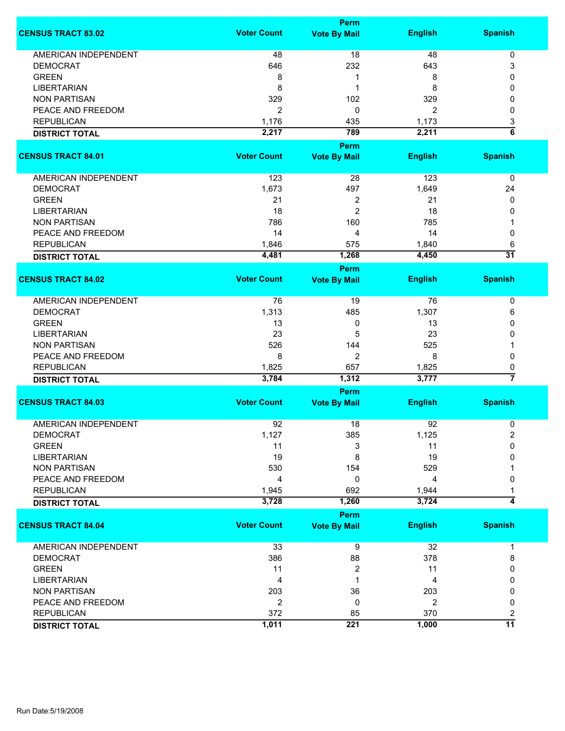| CENSUS TRACT 83.02 | Voter Count | Perm Vote By Mail | English | Spanish |
|---|---|---|---|---|
| AMERICAN INDEPENDENT | 48 | 18 | 48 | 0 |
| DEMOCRAT | 646 | 232 | 643 | 3 |
| GREEN | 8 | 1 | 8 | 0 |
| LIBERTARIAN | 8 | 1 | 8 | 0 |
| NON PARTISAN | 329 | 102 | 329 | 0 |
| PEACE AND FREEDOM | 2 | 0 | 2 | 0 |
| REPUBLICAN | 1,176 | 435 | 1,173 | 3 |
| **DISTRICT TOTAL** | **2,217** | **789** | **2,211** | **6** |

| CENSUS TRACT 84.01 | Voter Count | Perm Vote By Mail | English | Spanish |
|---|---|---|---|---|
| AMERICAN INDEPENDENT | 123 | 28 | 123 | 0 |
| DEMOCRAT | 1,673 | 497 | 1,649 | 24 |
| GREEN | 21 | 2 | 21 | 0 |
| LIBERTARIAN | 18 | 2 | 18 | 0 |
| NON PARTISAN | 786 | 160 | 785 | 1 |
| PEACE AND FREEDOM | 14 | 4 | 14 | 0 |
| REPUBLICAN | 1,846 | 575 | 1,840 | 6 |
| **DISTRICT TOTAL** | **4,481** | **1,268** | **4,450** | **31** |

| CENSUS TRACT 84.02 | Voter Count | Perm Vote By Mail | English | Spanish |
|---|---|---|---|---|
| AMERICAN INDEPENDENT | 76 | 19 | 76 | 0 |
| DEMOCRAT | 1,313 | 485 | 1,307 | 6 |
| GREEN | 13 | 0 | 13 | 0 |
| LIBERTARIAN | 23 | 5 | 23 | 0 |
| NON PARTISAN | 526 | 144 | 525 | 1 |
| PEACE AND FREEDOM | 8 | 2 | 8 | 0 |
| REPUBLICAN | 1,825 | 657 | 1,825 | 0 |
| **DISTRICT TOTAL** | **3,784** | **1,312** | **3,777** | **7** |

| CENSUS TRACT 84.03 | Voter Count | Perm Vote By Mail | English | Spanish |
|---|---|---|---|---|
| AMERICAN INDEPENDENT | 92 | 18 | 92 | 0 |
| DEMOCRAT | 1,127 | 385 | 1,125 | 2 |
| GREEN | 11 | 3 | 11 | 0 |
| LIBERTARIAN | 19 | 8 | 19 | 0 |
| NON PARTISAN | 530 | 154 | 529 | 1 |
| PEACE AND FREEDOM | 4 | 0 | 4 | 0 |
| REPUBLICAN | 1,945 | 692 | 1,944 | 1 |
| **DISTRICT TOTAL** | **3,728** | **1,260** | **3,724** | **4** |

| CENSUS TRACT 84.04 | Voter Count | Perm Vote By Mail | English | Spanish |
|---|---|---|---|---|
| AMERICAN INDEPENDENT | 33 | 9 | 32 | 1 |
| DEMOCRAT | 386 | 88 | 378 | 8 |
| GREEN | 11 | 2 | 11 | 0 |
| LIBERTARIAN | 4 | 1 | 4 | 0 |
| NON PARTISAN | 203 | 36 | 203 | 0 |
| PEACE AND FREEDOM | 2 | 0 | 2 | 0 |
| REPUBLICAN | 372 | 85 | 370 | 2 |
| **DISTRICT TOTAL** | **1,011** | **221** | **1,000** | **11** |

Run Date:5/19/2008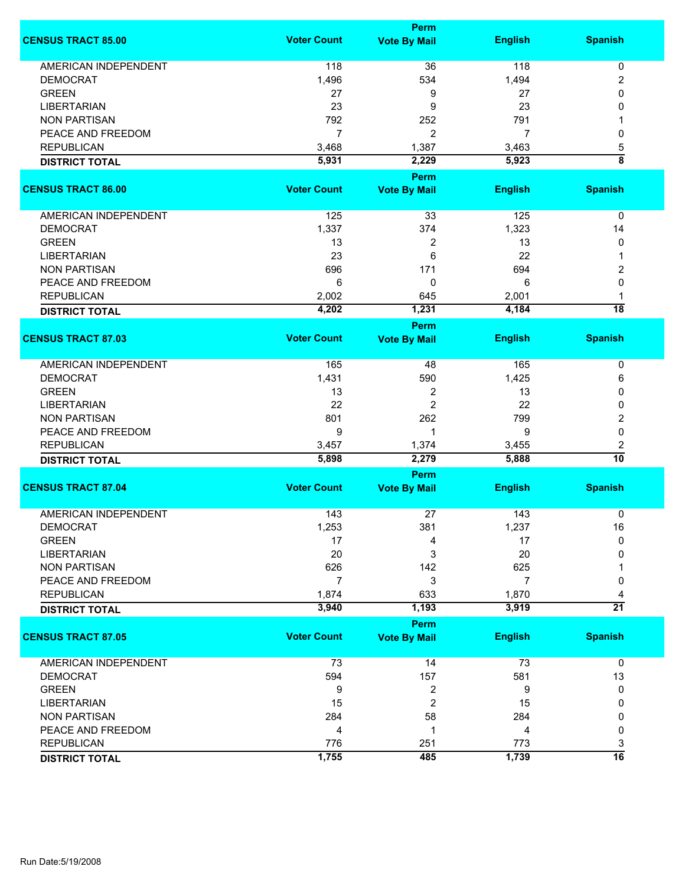| CENSUS TRACT 85.00 | Voter Count | Perm Vote By Mail | English | Spanish |
|---|---|---|---|---|
| AMERICAN INDEPENDENT | 118 | 36 | 118 | 0 |
| DEMOCRAT | 1,496 | 534 | 1,494 | 2 |
| GREEN | 27 | 9 | 27 | 0 |
| LIBERTARIAN | 23 | 9 | 23 | 0 |
| NON PARTISAN | 792 | 252 | 791 | 1 |
| PEACE AND FREEDOM | 7 | 2 | 7 | 0 |
| REPUBLICAN | 3,468 | 1,387 | 3,463 | 5 |
| **DISTRICT TOTAL** | **5,931** | **2,229** | **5,923** | **8** |

| CENSUS TRACT 86.00 | Voter Count | Perm Vote By Mail | English | Spanish |
|---|---|---|---|---|
| AMERICAN INDEPENDENT | 125 | 33 | 125 | 0 |
| DEMOCRAT | 1,337 | 374 | 1,323 | 14 |
| GREEN | 13 | 2 | 13 | 0 |
| LIBERTARIAN | 23 | 6 | 22 | 1 |
| NON PARTISAN | 696 | 171 | 694 | 2 |
| PEACE AND FREEDOM | 6 | 0 | 6 | 0 |
| REPUBLICAN | 2,002 | 645 | 2,001 | 1 |
| **DISTRICT TOTAL** | **4,202** | **1,231** | **4,184** | **18** |

| CENSUS TRACT 87.03 | Voter Count | Perm Vote By Mail | English | Spanish |
|---|---|---|---|---|
| AMERICAN INDEPENDENT | 165 | 48 | 165 | 0 |
| DEMOCRAT | 1,431 | 590 | 1,425 | 6 |
| GREEN | 13 | 2 | 13 | 0 |
| LIBERTARIAN | 22 | 2 | 22 | 0 |
| NON PARTISAN | 801 | 262 | 799 | 2 |
| PEACE AND FREEDOM | 9 | 1 | 9 | 0 |
| REPUBLICAN | 3,457 | 1,374 | 3,455 | 2 |
| **DISTRICT TOTAL** | **5,898** | **2,279** | **5,888** | **10** |

| CENSUS TRACT 87.04 | Voter Count | Perm Vote By Mail | English | Spanish |
|---|---|---|---|---|
| AMERICAN INDEPENDENT | 143 | 27 | 143 | 0 |
| DEMOCRAT | 1,253 | 381 | 1,237 | 16 |
| GREEN | 17 | 4 | 17 | 0 |
| LIBERTARIAN | 20 | 3 | 20 | 0 |
| NON PARTISAN | 626 | 142 | 625 | 1 |
| PEACE AND FREEDOM | 7 | 3 | 7 | 0 |
| REPUBLICAN | 1,874 | 633 | 1,870 | 4 |
| **DISTRICT TOTAL** | **3,940** | **1,193** | **3,919** | **21** |

| CENSUS TRACT 87.05 | Voter Count | Perm Vote By Mail | English | Spanish |
|---|---|---|---|---|
| AMERICAN INDEPENDENT | 73 | 14 | 73 | 0 |
| DEMOCRAT | 594 | 157 | 581 | 13 |
| GREEN | 9 | 2 | 9 | 0 |
| LIBERTARIAN | 15 | 2 | 15 | 0 |
| NON PARTISAN | 284 | 58 | 284 | 0 |
| PEACE AND FREEDOM | 4 | 1 | 4 | 0 |
| REPUBLICAN | 776 | 251 | 773 | 3 |
| **DISTRICT TOTAL** | **1,755** | **485** | **1,739** | **16** |

Run Date:5/19/2008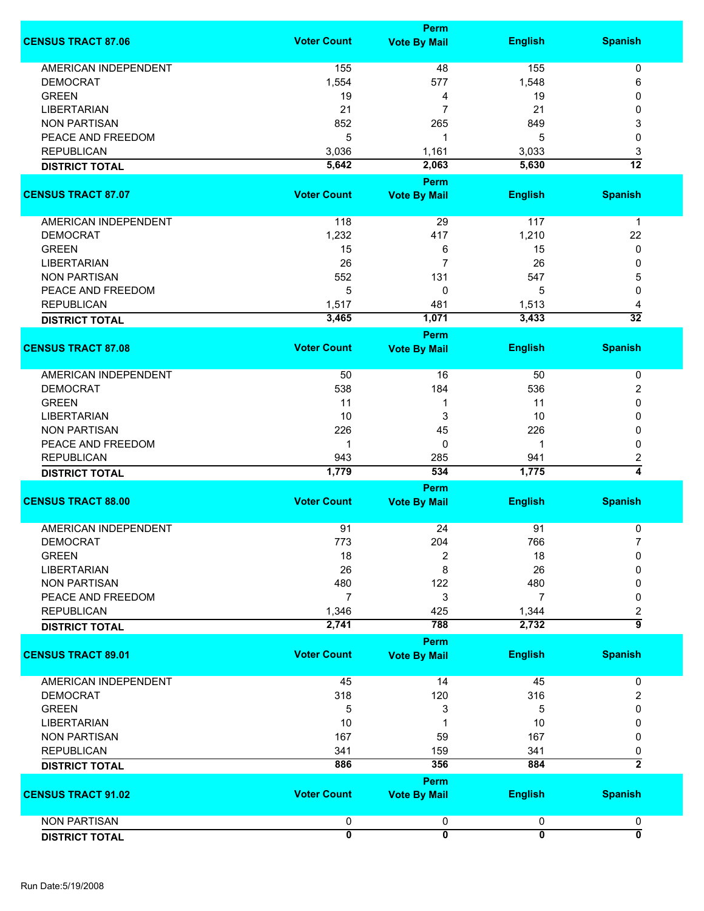| CENSUS TRACT 87.06 | Voter Count | Perm Vote By Mail | English | Spanish |
|---|---|---|---|---|
| AMERICAN INDEPENDENT | 155 | 48 | 155 | 0 |
| DEMOCRAT | 1,554 | 577 | 1,548 | 6 |
| GREEN | 19 | 4 | 19 | 0 |
| LIBERTARIAN | 21 | 7 | 21 | 0 |
| NON PARTISAN | 852 | 265 | 849 | 3 |
| PEACE AND FREEDOM | 5 | 1 | 5 | 0 |
| REPUBLICAN | 3,036 | 1,161 | 3,033 | 3 |
| **DISTRICT TOTAL** | **5,642** | **2,063** | **5,630** | **12** |

| CENSUS TRACT 87.07 | Voter Count | Perm Vote By Mail | English | Spanish |
|---|---|---|---|---|
| AMERICAN INDEPENDENT | 118 | 29 | 117 | 1 |
| DEMOCRAT | 1,232 | 417 | 1,210 | 22 |
| GREEN | 15 | 6 | 15 | 0 |
| LIBERTARIAN | 26 | 7 | 26 | 0 |
| NON PARTISAN | 552 | 131 | 547 | 5 |
| PEACE AND FREEDOM | 5 | 0 | 5 | 0 |
| REPUBLICAN | 1,517 | 481 | 1,513 | 4 |
| **DISTRICT TOTAL** | **3,465** | **1,071** | **3,433** | **32** |

| CENSUS TRACT 87.08 | Voter Count | Perm Vote By Mail | English | Spanish |
|---|---|---|---|---|
| AMERICAN INDEPENDENT | 50 | 16 | 50 | 0 |
| DEMOCRAT | 538 | 184 | 536 | 2 |
| GREEN | 11 | 1 | 11 | 0 |
| LIBERTARIAN | 10 | 3 | 10 | 0 |
| NON PARTISAN | 226 | 45 | 226 | 0 |
| PEACE AND FREEDOM | 1 | 0 | 1 | 0 |
| REPUBLICAN | 943 | 285 | 941 | 2 |
| **DISTRICT TOTAL** | **1,779** | **534** | **1,775** | **4** |

| CENSUS TRACT 88.00 | Voter Count | Perm Vote By Mail | English | Spanish |
|---|---|---|---|---|
| AMERICAN INDEPENDENT | 91 | 24 | 91 | 0 |
| DEMOCRAT | 773 | 204 | 766 | 7 |
| GREEN | 18 | 2 | 18 | 0 |
| LIBERTARIAN | 26 | 8 | 26 | 0 |
| NON PARTISAN | 480 | 122 | 480 | 0 |
| PEACE AND FREEDOM | 7 | 3 | 7 | 0 |
| REPUBLICAN | 1,346 | 425 | 1,344 | 2 |
| **DISTRICT TOTAL** | **2,741** | **788** | **2,732** | **9** |

| CENSUS TRACT 89.01 | Voter Count | Perm Vote By Mail | English | Spanish |
|---|---|---|---|---|
| AMERICAN INDEPENDENT | 45 | 14 | 45 | 0 |
| DEMOCRAT | 318 | 120 | 316 | 2 |
| GREEN | 5 | 3 | 5 | 0 |
| LIBERTARIAN | 10 | 1 | 10 | 0 |
| NON PARTISAN | 167 | 59 | 167 | 0 |
| REPUBLICAN | 341 | 159 | 341 | 0 |
| **DISTRICT TOTAL** | **886** | **356** | **884** | **2** |

| CENSUS TRACT 91.02 | Voter Count | Perm Vote By Mail | English | Spanish |
|---|---|---|---|---|
| NON PARTISAN | 0 | 0 | 0 | 0 |
| **DISTRICT TOTAL** | **0** | **0** | **0** | **0** |

Run Date:5/19/2008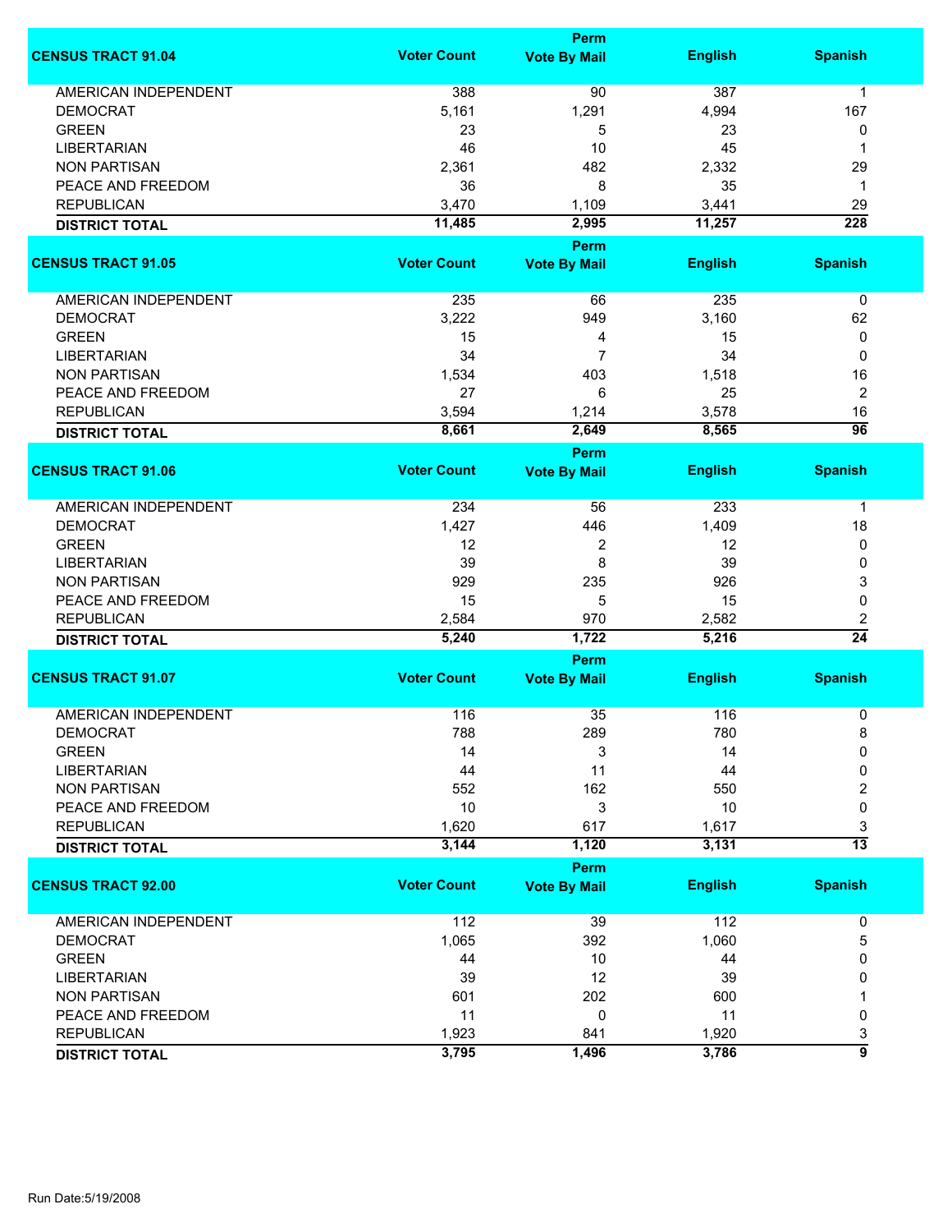| CENSUS TRACT 91.04 | Voter Count | Perm Vote By Mail | English | Spanish |
|---|---|---|---|---|
| AMERICAN INDEPENDENT | 388 | 90 | 387 | 1 |
| DEMOCRAT | 5,161 | 1,291 | 4,994 | 167 |
| GREEN | 23 | 5 | 23 | 0 |
| LIBERTARIAN | 46 | 10 | 45 | 1 |
| NON PARTISAN | 2,361 | 482 | 2,332 | 29 |
| PEACE AND FREEDOM | 36 | 8 | 35 | 1 |
| REPUBLICAN | 3,470 | 1,109 | 3,441 | 29 |
| **DISTRICT TOTAL** | **11,485** | **2,995** | **11,257** | **228** |

| CENSUS TRACT 91.05 | Voter Count | Perm Vote By Mail | English | Spanish |
|---|---|---|---|---|
| AMERICAN INDEPENDENT | 235 | 66 | 235 | 0 |
| DEMOCRAT | 3,222 | 949 | 3,160 | 62 |
| GREEN | 15 | 4 | 15 | 0 |
| LIBERTARIAN | 34 | 7 | 34 | 0 |
| NON PARTISAN | 1,534 | 403 | 1,518 | 16 |
| PEACE AND FREEDOM | 27 | 6 | 25 | 2 |
| REPUBLICAN | 3,594 | 1,214 | 3,578 | 16 |
| **DISTRICT TOTAL** | **8,661** | **2,649** | **8,565** | **96** |

| CENSUS TRACT 91.06 | Voter Count | Perm Vote By Mail | English | Spanish |
|---|---|---|---|---|
| AMERICAN INDEPENDENT | 234 | 56 | 233 | 1 |
| DEMOCRAT | 1,427 | 446 | 1,409 | 18 |
| GREEN | 12 | 2 | 12 | 0 |
| LIBERTARIAN | 39 | 8 | 39 | 0 |
| NON PARTISAN | 929 | 235 | 926 | 3 |
| PEACE AND FREEDOM | 15 | 5 | 15 | 0 |
| REPUBLICAN | 2,584 | 970 | 2,582 | 2 |
| **DISTRICT TOTAL** | **5,240** | **1,722** | **5,216** | **24** |

| CENSUS TRACT 91.07 | Voter Count | Perm Vote By Mail | English | Spanish |
|---|---|---|---|---|
| AMERICAN INDEPENDENT | 116 | 35 | 116 | 0 |
| DEMOCRAT | 788 | 289 | 780 | 8 |
| GREEN | 14 | 3 | 14 | 0 |
| LIBERTARIAN | 44 | 11 | 44 | 0 |
| NON PARTISAN | 552 | 162 | 550 | 2 |
| PEACE AND FREEDOM | 10 | 3 | 10 | 0 |
| REPUBLICAN | 1,620 | 617 | 1,617 | 3 |
| **DISTRICT TOTAL** | **3,144** | **1,120** | **3,131** | **13** |

| CENSUS TRACT 92.00 | Voter Count | Perm Vote By Mail | English | Spanish |
|---|---|---|---|---|
| AMERICAN INDEPENDENT | 112 | 39 | 112 | 0 |
| DEMOCRAT | 1,065 | 392 | 1,060 | 5 |
| GREEN | 44 | 10 | 44 | 0 |
| LIBERTARIAN | 39 | 12 | 39 | 0 |
| NON PARTISAN | 601 | 202 | 600 | 1 |
| PEACE AND FREEDOM | 11 | 0 | 11 | 0 |
| REPUBLICAN | 1,923 | 841 | 1,920 | 3 |
| **DISTRICT TOTAL** | **3,795** | **1,496** | **3,786** | **9** |

Run Date:5/19/2008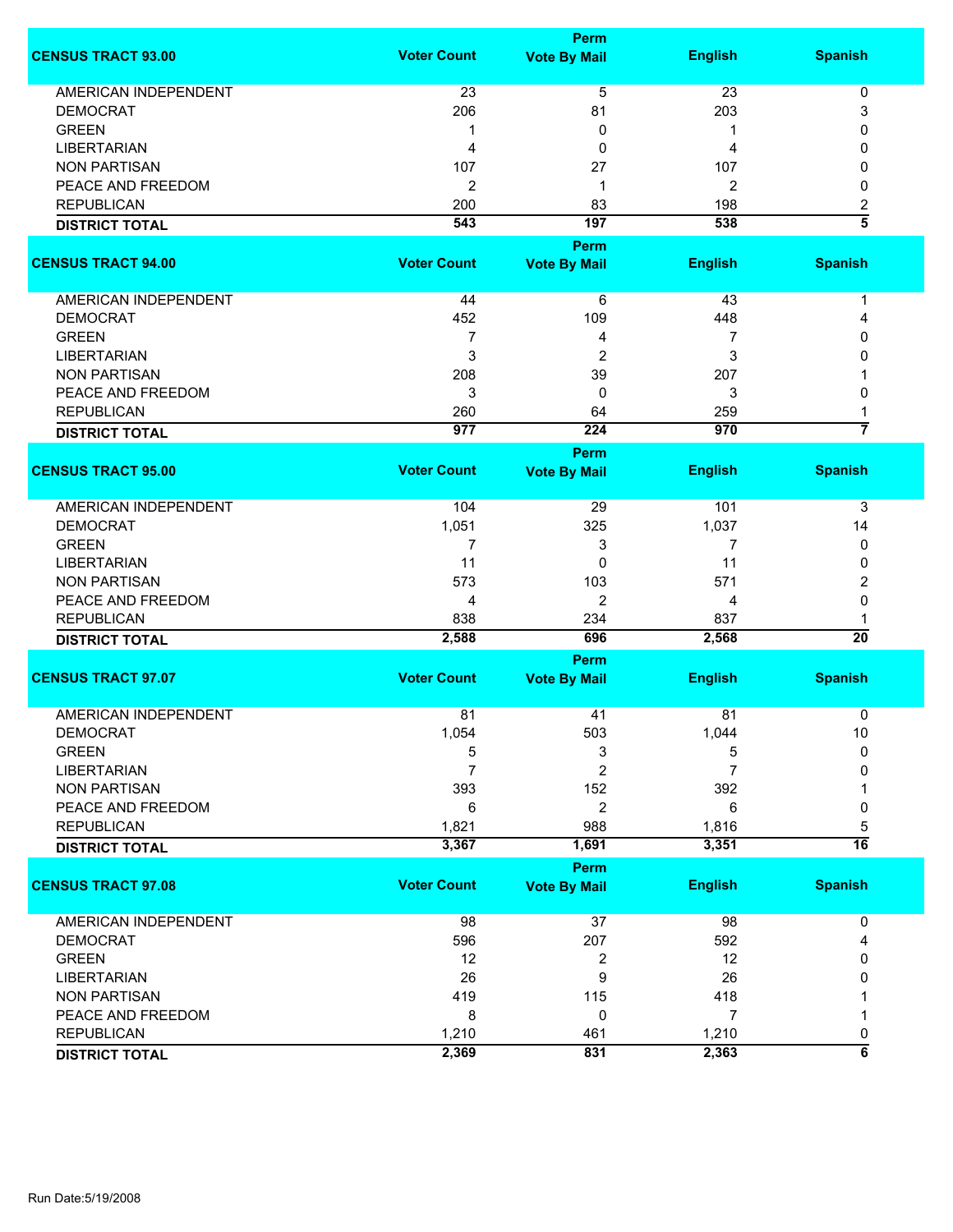| CENSUS TRACT 93.00 | Voter Count | Perm Vote By Mail | English | Spanish |
|---|---|---|---|---|
| AMERICAN INDEPENDENT | 23 | 5 | 23 | 0 |
| DEMOCRAT | 206 | 81 | 203 | 3 |
| GREEN | 1 | 0 | 1 | 0 |
| LIBERTARIAN | 4 | 0 | 4 | 0 |
| NON PARTISAN | 107 | 27 | 107 | 0 |
| PEACE AND FREEDOM | 2 | 1 | 2 | 0 |
| REPUBLICAN | 200 | 83 | 198 | 2 |
| **DISTRICT TOTAL** | **543** | **197** | **538** | **5** |

| CENSUS TRACT 94.00 | Voter Count | Perm Vote By Mail | English | Spanish |
|---|---|---|---|---|
| AMERICAN INDEPENDENT | 44 | 6 | 43 | 1 |
| DEMOCRAT | 452 | 109 | 448 | 4 |
| GREEN | 7 | 4 | 7 | 0 |
| LIBERTARIAN | 3 | 2 | 3 | 0 |
| NON PARTISAN | 208 | 39 | 207 | 1 |
| PEACE AND FREEDOM | 3 | 0 | 3 | 0 |
| REPUBLICAN | 260 | 64 | 259 | 1 |
| **DISTRICT TOTAL** | **977** | **224** | **970** | **7** |

| CENSUS TRACT 95.00 | Voter Count | Perm Vote By Mail | English | Spanish |
|---|---|---|---|---|
| AMERICAN INDEPENDENT | 104 | 29 | 101 | 3 |
| DEMOCRAT | 1,051 | 325 | 1,037 | 14 |
| GREEN | 7 | 3 | 7 | 0 |
| LIBERTARIAN | 11 | 0 | 11 | 0 |
| NON PARTISAN | 573 | 103 | 571 | 2 |
| PEACE AND FREEDOM | 4 | 2 | 4 | 0 |
| REPUBLICAN | 838 | 234 | 837 | 1 |
| **DISTRICT TOTAL** | **2,588** | **696** | **2,568** | **20** |

| CENSUS TRACT 97.07 | Voter Count | Perm Vote By Mail | English | Spanish |
|---|---|---|---|---|
| AMERICAN INDEPENDENT | 81 | 41 | 81 | 0 |
| DEMOCRAT | 1,054 | 503 | 1,044 | 10 |
| GREEN | 5 | 3 | 5 | 0 |
| LIBERTARIAN | 7 | 2 | 7 | 0 |
| NON PARTISAN | 393 | 152 | 392 | 1 |
| PEACE AND FREEDOM | 6 | 2 | 6 | 0 |
| REPUBLICAN | 1,821 | 988 | 1,816 | 5 |
| **DISTRICT TOTAL** | **3,367** | **1,691** | **3,351** | **16** |

| CENSUS TRACT 97.08 | Voter Count | Perm Vote By Mail | English | Spanish |
|---|---|---|---|---|
| AMERICAN INDEPENDENT | 98 | 37 | 98 | 0 |
| DEMOCRAT | 596 | 207 | 592 | 4 |
| GREEN | 12 | 2 | 12 | 0 |
| LIBERTARIAN | 26 | 9 | 26 | 0 |
| NON PARTISAN | 419 | 115 | 418 | 1 |
| PEACE AND FREEDOM | 8 | 0 | 7 | 1 |
| REPUBLICAN | 1,210 | 461 | 1,210 | 0 |
| **DISTRICT TOTAL** | **2,369** | **831** | **2,363** | **6** |

Run Date:5/19/2008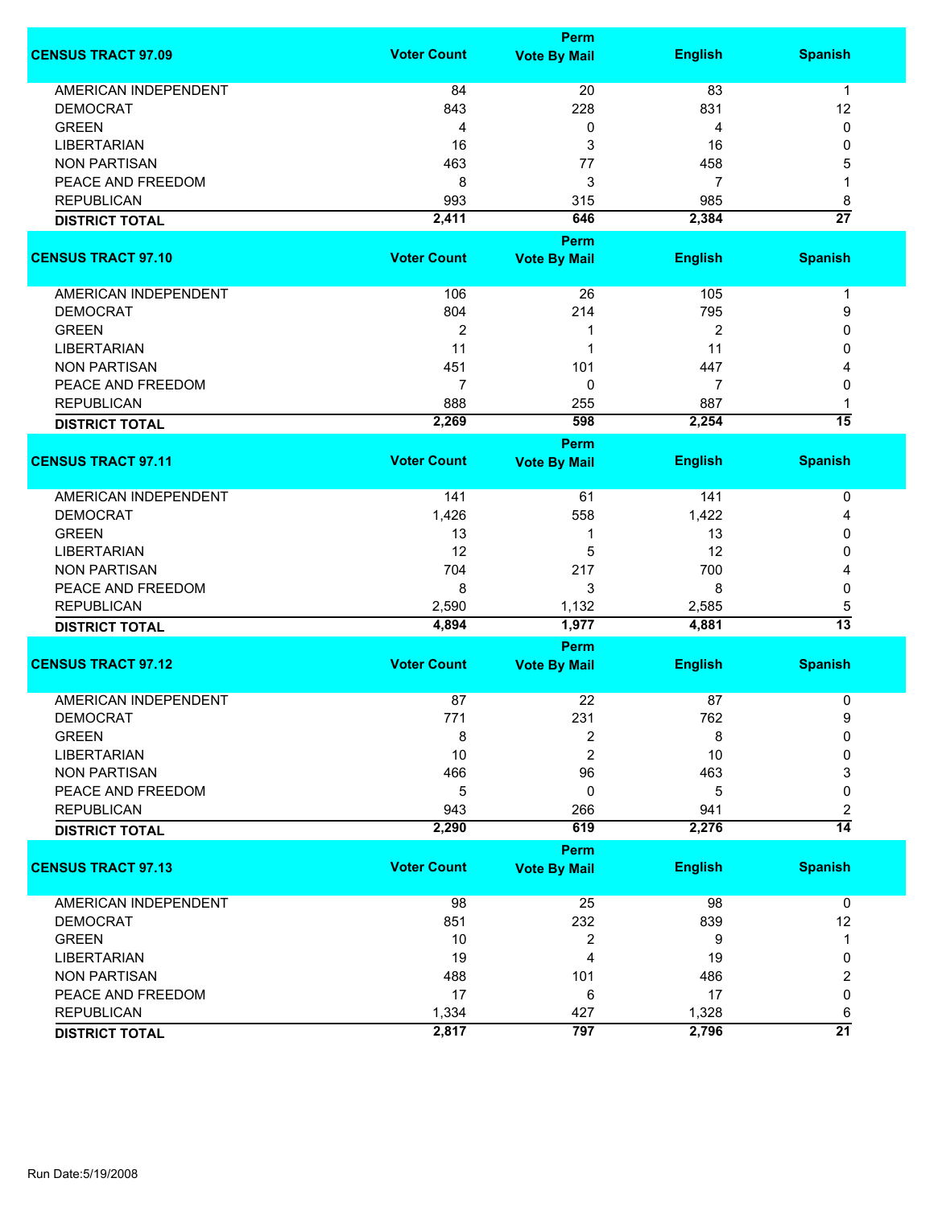| CENSUS TRACT 97.09 | Voter Count | Perm Vote By Mail | English | Spanish |
|---|---|---|---|---|
| AMERICAN INDEPENDENT | 84 | 20 | 83 | 1 |
| DEMOCRAT | 843 | 228 | 831 | 12 |
| GREEN | 4 | 0 | 4 | 0 |
| LIBERTARIAN | 16 | 3 | 16 | 0 |
| NON PARTISAN | 463 | 77 | 458 | 5 |
| PEACE AND FREEDOM | 8 | 3 | 7 | 1 |
| REPUBLICAN | 993 | 315 | 985 | 8 |
| **DISTRICT TOTAL** | **2,411** | **646** | **2,384** | **27** |

| CENSUS TRACT 97.10 | Voter Count | Perm Vote By Mail | English | Spanish |
|---|---|---|---|---|
| AMERICAN INDEPENDENT | 106 | 26 | 105 | 1 |
| DEMOCRAT | 804 | 214 | 795 | 9 |
| GREEN | 2 | 1 | 2 | 0 |
| LIBERTARIAN | 11 | 1 | 11 | 0 |
| NON PARTISAN | 451 | 101 | 447 | 4 |
| PEACE AND FREEDOM | 7 | 0 | 7 | 0 |
| REPUBLICAN | 888 | 255 | 887 | 1 |
| **DISTRICT TOTAL** | **2,269** | **598** | **2,254** | **15** |

| CENSUS TRACT 97.11 | Voter Count | Perm Vote By Mail | English | Spanish |
|---|---|---|---|---|
| AMERICAN INDEPENDENT | 141 | 61 | 141 | 0 |
| DEMOCRAT | 1,426 | 558 | 1,422 | 4 |
| GREEN | 13 | 1 | 13 | 0 |
| LIBERTARIAN | 12 | 5 | 12 | 0 |
| NON PARTISAN | 704 | 217 | 700 | 4 |
| PEACE AND FREEDOM | 8 | 3 | 8 | 0 |
| REPUBLICAN | 2,590 | 1,132 | 2,585 | 5 |
| **DISTRICT TOTAL** | **4,894** | **1,977** | **4,881** | **13** |

| CENSUS TRACT 97.12 | Voter Count | Perm Vote By Mail | English | Spanish |
|---|---|---|---|---|
| AMERICAN INDEPENDENT | 87 | 22 | 87 | 0 |
| DEMOCRAT | 771 | 231 | 762 | 9 |
| GREEN | 8 | 2 | 8 | 0 |
| LIBERTARIAN | 10 | 2 | 10 | 0 |
| NON PARTISAN | 466 | 96 | 463 | 3 |
| PEACE AND FREEDOM | 5 | 0 | 5 | 0 |
| REPUBLICAN | 943 | 266 | 941 | 2 |
| **DISTRICT TOTAL** | **2,290** | **619** | **2,276** | **14** |

| CENSUS TRACT 97.13 | Voter Count | Perm Vote By Mail | English | Spanish |
|---|---|---|---|---|
| AMERICAN INDEPENDENT | 98 | 25 | 98 | 0 |
| DEMOCRAT | 851 | 232 | 839 | 12 |
| GREEN | 10 | 2 | 9 | 1 |
| LIBERTARIAN | 19 | 4 | 19 | 0 |
| NON PARTISAN | 488 | 101 | 486 | 2 |
| PEACE AND FREEDOM | 17 | 6 | 17 | 0 |
| REPUBLICAN | 1,334 | 427 | 1,328 | 6 |
| **DISTRICT TOTAL** | **2,817** | **797** | **2,796** | **21** |

Run Date:5/19/2008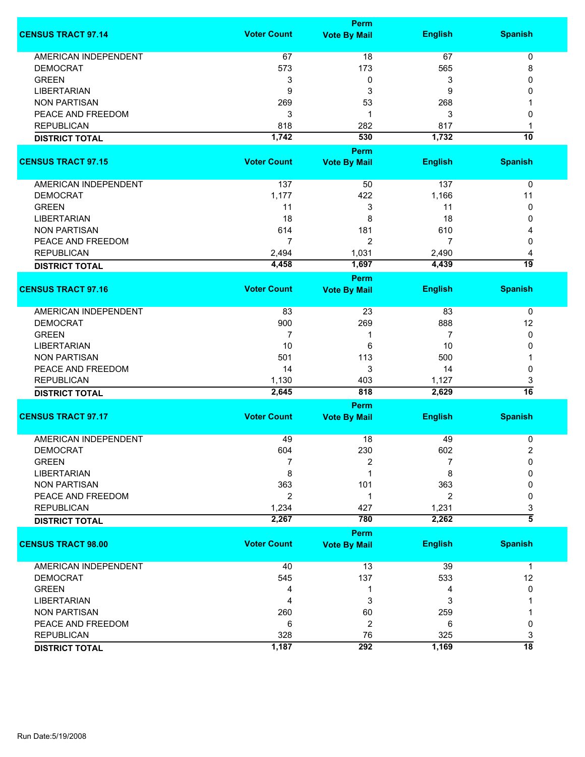| CENSUS TRACT 97.14 | Voter Count | Perm Vote By Mail | English | Spanish |
|---|---|---|---|---|
| AMERICAN INDEPENDENT | 67 | 18 | 67 | 0 |
| DEMOCRAT | 573 | 173 | 565 | 8 |
| GREEN | 3 | 0 | 3 | 0 |
| LIBERTARIAN | 9 | 3 | 9 | 0 |
| NON PARTISAN | 269 | 53 | 268 | 1 |
| PEACE AND FREEDOM | 3 | 1 | 3 | 0 |
| REPUBLICAN | 818 | 282 | 817 | 1 |
| **DISTRICT TOTAL** | **1,742** | **530** | **1,732** | **10** |

| CENSUS TRACT 97.15 | Voter Count | Perm Vote By Mail | English | Spanish |
|---|---|---|---|---|
| AMERICAN INDEPENDENT | 137 | 50 | 137 | 0 |
| DEMOCRAT | 1,177 | 422 | 1,166 | 11 |
| GREEN | 11 | 3 | 11 | 0 |
| LIBERTARIAN | 18 | 8 | 18 | 0 |
| NON PARTISAN | 614 | 181 | 610 | 4 |
| PEACE AND FREEDOM | 7 | 2 | 7 | 0 |
| REPUBLICAN | 2,494 | 1,031 | 2,490 | 4 |
| **DISTRICT TOTAL** | **4,458** | **1,697** | **4,439** | **19** |

| CENSUS TRACT 97.16 | Voter Count | Perm Vote By Mail | English | Spanish |
|---|---|---|---|---|
| AMERICAN INDEPENDENT | 83 | 23 | 83 | 0 |
| DEMOCRAT | 900 | 269 | 888 | 12 |
| GREEN | 7 | 1 | 7 | 0 |
| LIBERTARIAN | 10 | 6 | 10 | 0 |
| NON PARTISAN | 501 | 113 | 500 | 1 |
| PEACE AND FREEDOM | 14 | 3 | 14 | 0 |
| REPUBLICAN | 1,130 | 403 | 1,127 | 3 |
| **DISTRICT TOTAL** | **2,645** | **818** | **2,629** | **16** |

| CENSUS TRACT 97.17 | Voter Count | Perm Vote By Mail | English | Spanish |
|---|---|---|---|---|
| AMERICAN INDEPENDENT | 49 | 18 | 49 | 0 |
| DEMOCRAT | 604 | 230 | 602 | 2 |
| GREEN | 7 | 2 | 7 | 0 |
| LIBERTARIAN | 8 | 1 | 8 | 0 |
| NON PARTISAN | 363 | 101 | 363 | 0 |
| PEACE AND FREEDOM | 2 | 1 | 2 | 0 |
| REPUBLICAN | 1,234 | 427 | 1,231 | 3 |
| **DISTRICT TOTAL** | **2,267** | **780** | **2,262** | **5** |

| CENSUS TRACT 98.00 | Voter Count | Perm Vote By Mail | English | Spanish |
|---|---|---|---|---|
| AMERICAN INDEPENDENT | 40 | 13 | 39 | 1 |
| DEMOCRAT | 545 | 137 | 533 | 12 |
| GREEN | 4 | 1 | 4 | 0 |
| LIBERTARIAN | 4 | 3 | 3 | 1 |
| NON PARTISAN | 260 | 60 | 259 | 1 |
| PEACE AND FREEDOM | 6 | 2 | 6 | 0 |
| REPUBLICAN | 328 | 76 | 325 | 3 |
| **DISTRICT TOTAL** | **1,187** | **292** | **1,169** | **18** |

Run Date:5/19/2008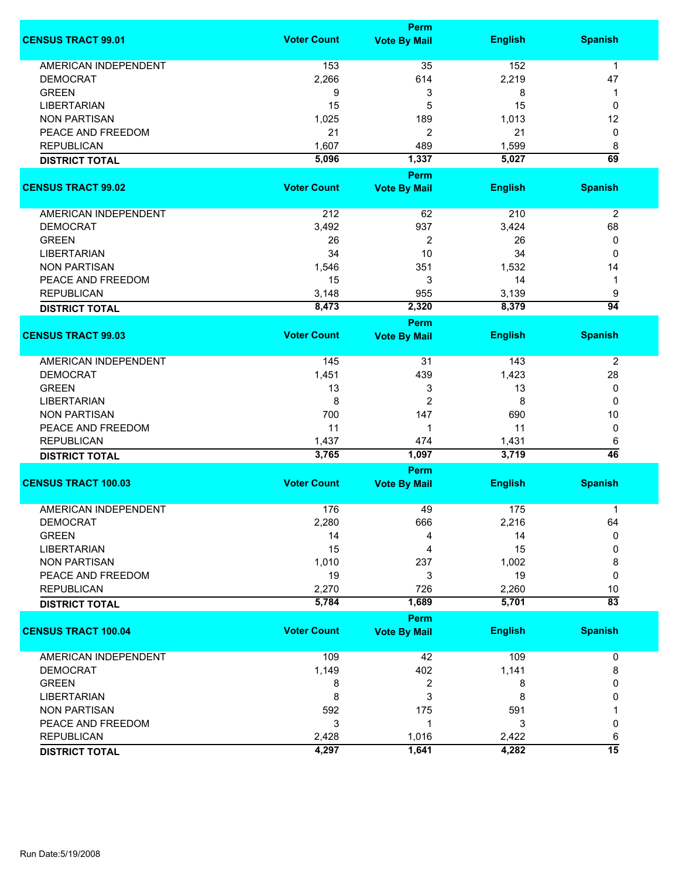| CENSUS TRACT 99.01 | Voter Count | Perm Vote By Mail | English | Spanish |
|---|---|---|---|---|
| AMERICAN INDEPENDENT | 153 | 35 | 152 | 1 |
| DEMOCRAT | 2,266 | 614 | 2,219 | 47 |
| GREEN | 9 | 3 | 8 | 1 |
| LIBERTARIAN | 15 | 5 | 15 | 0 |
| NON PARTISAN | 1,025 | 189 | 1,013 | 12 |
| PEACE AND FREEDOM | 21 | 2 | 21 | 0 |
| REPUBLICAN | 1,607 | 489 | 1,599 | 8 |
| **DISTRICT TOTAL** | **5,096** | **1,337** | **5,027** | **69** |

| CENSUS TRACT 99.02 | Voter Count | Perm Vote By Mail | English | Spanish |
|---|---|---|---|---|
| AMERICAN INDEPENDENT | 212 | 62 | 210 | 2 |
| DEMOCRAT | 3,492 | 937 | 3,424 | 68 |
| GREEN | 26 | 2 | 26 | 0 |
| LIBERTARIAN | 34 | 10 | 34 | 0 |
| NON PARTISAN | 1,546 | 351 | 1,532 | 14 |
| PEACE AND FREEDOM | 15 | 3 | 14 | 1 |
| REPUBLICAN | 3,148 | 955 | 3,139 | 9 |
| **DISTRICT TOTAL** | **8,473** | **2,320** | **8,379** | **94** |

| CENSUS TRACT 99.03 | Voter Count | Perm Vote By Mail | English | Spanish |
|---|---|---|---|---|
| AMERICAN INDEPENDENT | 145 | 31 | 143 | 2 |
| DEMOCRAT | 1,451 | 439 | 1,423 | 28 |
| GREEN | 13 | 3 | 13 | 0 |
| LIBERTARIAN | 8 | 2 | 8 | 0 |
| NON PARTISAN | 700 | 147 | 690 | 10 |
| PEACE AND FREEDOM | 11 | 1 | 11 | 0 |
| REPUBLICAN | 1,437 | 474 | 1,431 | 6 |
| **DISTRICT TOTAL** | **3,765** | **1,097** | **3,719** | **46** |

| CENSUS TRACT 100.03 | Voter Count | Perm Vote By Mail | English | Spanish |
|---|---|---|---|---|
| AMERICAN INDEPENDENT | 176 | 49 | 175 | 1 |
| DEMOCRAT | 2,280 | 666 | 2,216 | 64 |
| GREEN | 14 | 4 | 14 | 0 |
| LIBERTARIAN | 15 | 4 | 15 | 0 |
| NON PARTISAN | 1,010 | 237 | 1,002 | 8 |
| PEACE AND FREEDOM | 19 | 3 | 19 | 0 |
| REPUBLICAN | 2,270 | 726 | 2,260 | 10 |
| **DISTRICT TOTAL** | **5,784** | **1,689** | **5,701** | **83** |

| CENSUS TRACT 100.04 | Voter Count | Perm Vote By Mail | English | Spanish |
|---|---|---|---|---|
| AMERICAN INDEPENDENT | 109 | 42 | 109 | 0 |
| DEMOCRAT | 1,149 | 402 | 1,141 | 8 |
| GREEN | 8 | 2 | 8 | 0 |
| LIBERTARIAN | 8 | 3 | 8 | 0 |
| NON PARTISAN | 592 | 175 | 591 | 1 |
| PEACE AND FREEDOM | 3 | 1 | 3 | 0 |
| REPUBLICAN | 2,428 | 1,016 | 2,422 | 6 |
| **DISTRICT TOTAL** | **4,297** | **1,641** | **4,282** | **15** |

Run Date:5/19/2008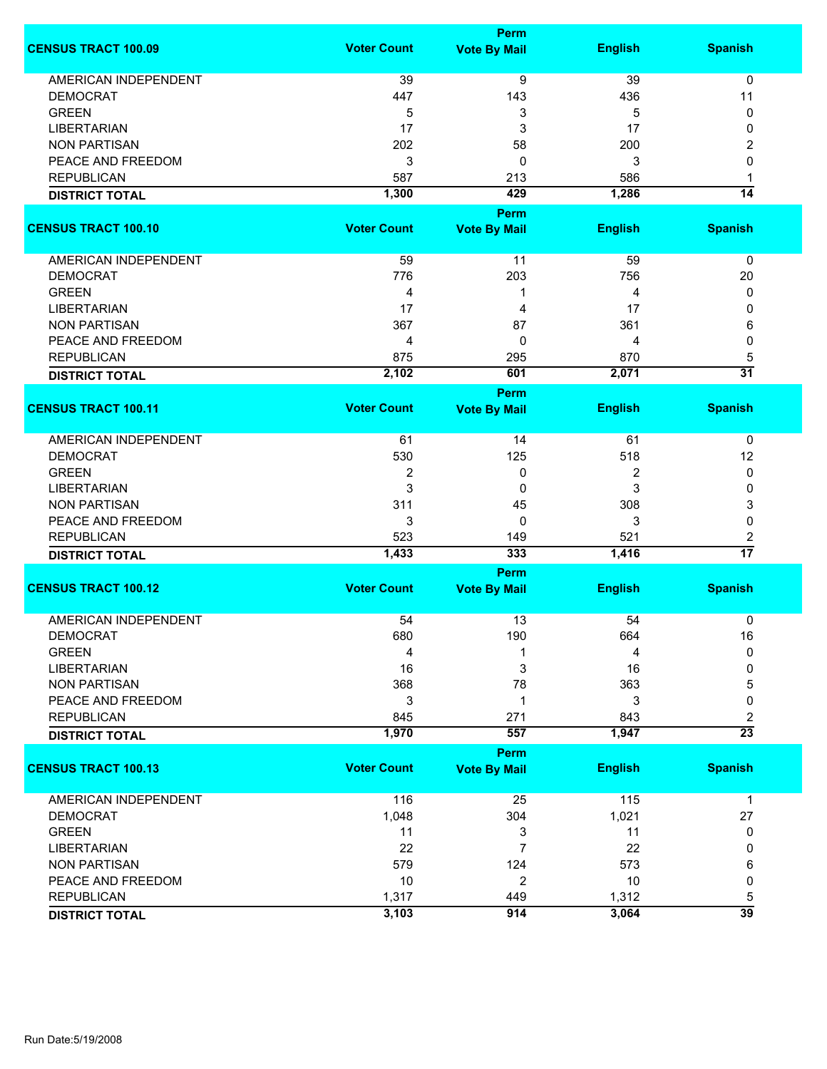| CENSUS TRACT 100.09 | Voter Count | Perm Vote By Mail | English | Spanish |
|---|---|---|---|---|
| AMERICAN INDEPENDENT | 39 | 9 | 39 | 0 |
| DEMOCRAT | 447 | 143 | 436 | 11 |
| GREEN | 5 | 3 | 5 | 0 |
| LIBERTARIAN | 17 | 3 | 17 | 0 |
| NON PARTISAN | 202 | 58 | 200 | 2 |
| PEACE AND FREEDOM | 3 | 0 | 3 | 0 |
| REPUBLICAN | 587 | 213 | 586 | 1 |
| **DISTRICT TOTAL** | **1,300** | **429** | **1,286** | **14** |

| CENSUS TRACT 100.10 | Voter Count | Perm Vote By Mail | English | Spanish |
|---|---|---|---|---|
| AMERICAN INDEPENDENT | 59 | 11 | 59 | 0 |
| DEMOCRAT | 776 | 203 | 756 | 20 |
| GREEN | 4 | 1 | 4 | 0 |
| LIBERTARIAN | 17 | 4 | 17 | 0 |
| NON PARTISAN | 367 | 87 | 361 | 6 |
| PEACE AND FREEDOM | 4 | 0 | 4 | 0 |
| REPUBLICAN | 875 | 295 | 870 | 5 |
| **DISTRICT TOTAL** | **2,102** | **601** | **2,071** | **31** |

| CENSUS TRACT 100.11 | Voter Count | Perm Vote By Mail | English | Spanish |
|---|---|---|---|---|
| AMERICAN INDEPENDENT | 61 | 14 | 61 | 0 |
| DEMOCRAT | 530 | 125 | 518 | 12 |
| GREEN | 2 | 0 | 2 | 0 |
| LIBERTARIAN | 3 | 0 | 3 | 0 |
| NON PARTISAN | 311 | 45 | 308 | 3 |
| PEACE AND FREEDOM | 3 | 0 | 3 | 0 |
| REPUBLICAN | 523 | 149 | 521 | 2 |
| **DISTRICT TOTAL** | **1,433** | **333** | **1,416** | **17** |

| CENSUS TRACT 100.12 | Voter Count | Perm Vote By Mail | English | Spanish |
|---|---|---|---|---|
| AMERICAN INDEPENDENT | 54 | 13 | 54 | 0 |
| DEMOCRAT | 680 | 190 | 664 | 16 |
| GREEN | 4 | 1 | 4 | 0 |
| LIBERTARIAN | 16 | 3 | 16 | 0 |
| NON PARTISAN | 368 | 78 | 363 | 5 |
| PEACE AND FREEDOM | 3 | 1 | 3 | 0 |
| REPUBLICAN | 845 | 271 | 843 | 2 |
| **DISTRICT TOTAL** | **1,970** | **557** | **1,947** | **23** |

| CENSUS TRACT 100.13 | Voter Count | Perm Vote By Mail | English | Spanish |
|---|---|---|---|---|
| AMERICAN INDEPENDENT | 116 | 25 | 115 | 1 |
| DEMOCRAT | 1,048 | 304 | 1,021 | 27 |
| GREEN | 11 | 3 | 11 | 0 |
| LIBERTARIAN | 22 | 7 | 22 | 0 |
| NON PARTISAN | 579 | 124 | 573 | 6 |
| PEACE AND FREEDOM | 10 | 2 | 10 | 0 |
| REPUBLICAN | 1,317 | 449 | 1,312 | 5 |
| **DISTRICT TOTAL** | **3,103** | **914** | **3,064** | **39** |

Run Date:5/19/2008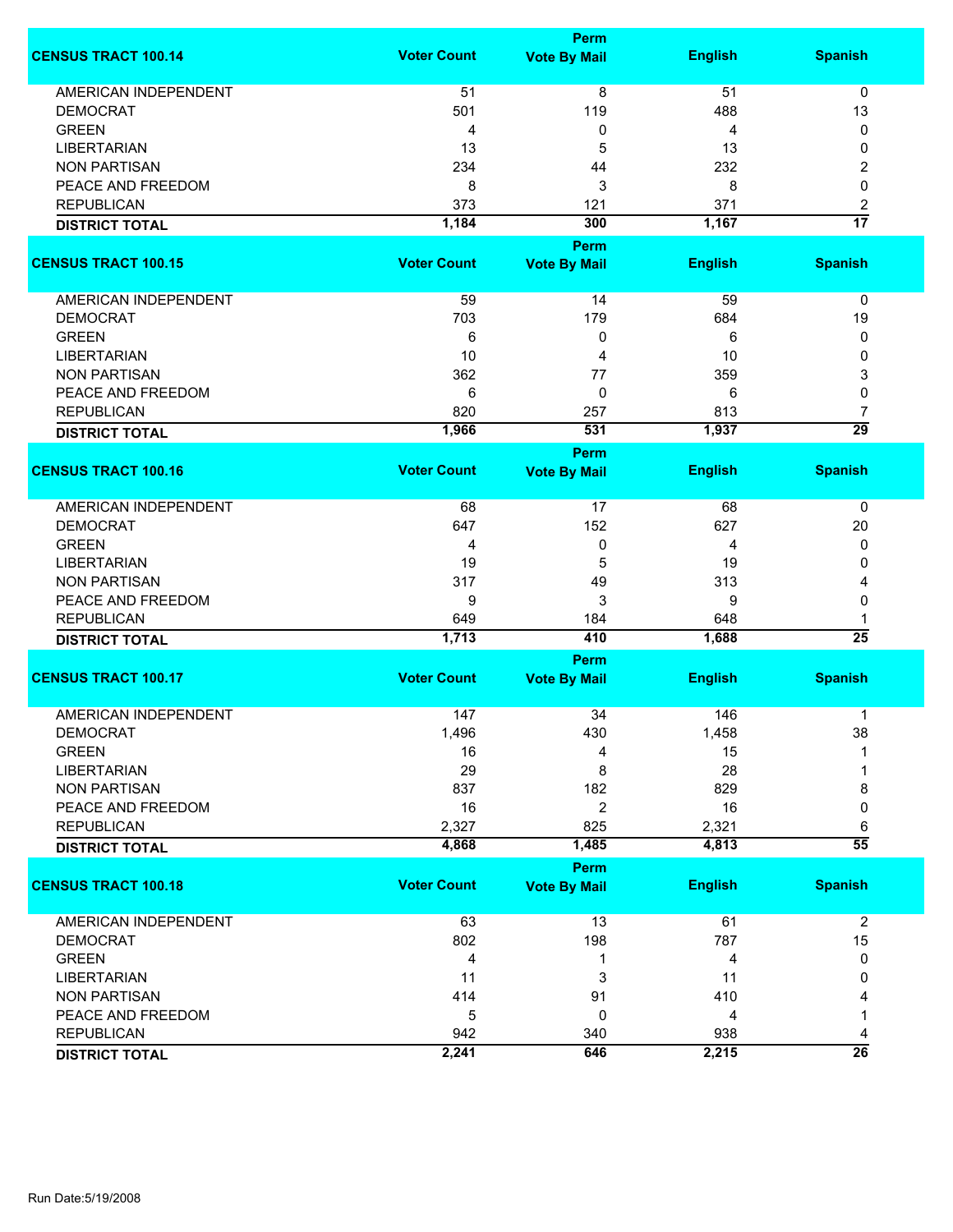| CENSUS TRACT 100.14 | Voter Count | Perm Vote By Mail | English | Spanish |
|---|---|---|---|---|
| AMERICAN INDEPENDENT | 51 | 8 | 51 | 0 |
| DEMOCRAT | 501 | 119 | 488 | 13 |
| GREEN | 4 | 0 | 4 | 0 |
| LIBERTARIAN | 13 | 5 | 13 | 0 |
| NON PARTISAN | 234 | 44 | 232 | 2 |
| PEACE AND FREEDOM | 8 | 3 | 8 | 0 |
| REPUBLICAN | 373 | 121 | 371 | 2 |
| **DISTRICT TOTAL** | **1,184** | **300** | **1,167** | **17** |

| CENSUS TRACT 100.15 | Voter Count | Perm Vote By Mail | English | Spanish |
|---|---|---|---|---|
| AMERICAN INDEPENDENT | 59 | 14 | 59 | 0 |
| DEMOCRAT | 703 | 179 | 684 | 19 |
| GREEN | 6 | 0 | 6 | 0 |
| LIBERTARIAN | 10 | 4 | 10 | 0 |
| NON PARTISAN | 362 | 77 | 359 | 3 |
| PEACE AND FREEDOM | 6 | 0 | 6 | 0 |
| REPUBLICAN | 820 | 257 | 813 | 7 |
| **DISTRICT TOTAL** | **1,966** | **531** | **1,937** | **29** |

| CENSUS TRACT 100.16 | Voter Count | Perm Vote By Mail | English | Spanish |
|---|---|---|---|---|
| AMERICAN INDEPENDENT | 68 | 17 | 68 | 0 |
| DEMOCRAT | 647 | 152 | 627 | 20 |
| GREEN | 4 | 0 | 4 | 0 |
| LIBERTARIAN | 19 | 5 | 19 | 0 |
| NON PARTISAN | 317 | 49 | 313 | 4 |
| PEACE AND FREEDOM | 9 | 3 | 9 | 0 |
| REPUBLICAN | 649 | 184 | 648 | 1 |
| **DISTRICT TOTAL** | **1,713** | **410** | **1,688** | **25** |

| CENSUS TRACT 100.17 | Voter Count | Perm Vote By Mail | English | Spanish |
|---|---|---|---|---|
| AMERICAN INDEPENDENT | 147 | 34 | 146 | 1 |
| DEMOCRAT | 1,496 | 430 | 1,458 | 38 |
| GREEN | 16 | 4 | 15 | 1 |
| LIBERTARIAN | 29 | 8 | 28 | 1 |
| NON PARTISAN | 837 | 182 | 829 | 8 |
| PEACE AND FREEDOM | 16 | 2 | 16 | 0 |
| REPUBLICAN | 2,327 | 825 | 2,321 | 6 |
| **DISTRICT TOTAL** | **4,868** | **1,485** | **4,813** | **55** |

| CENSUS TRACT 100.18 | Voter Count | Perm Vote By Mail | English | Spanish |
|---|---|---|---|---|
| AMERICAN INDEPENDENT | 63 | 13 | 61 | 2 |
| DEMOCRAT | 802 | 198 | 787 | 15 |
| GREEN | 4 | 1 | 4 | 0 |
| LIBERTARIAN | 11 | 3 | 11 | 0 |
| NON PARTISAN | 414 | 91 | 410 | 4 |
| PEACE AND FREEDOM | 5 | 0 | 4 | 1 |
| REPUBLICAN | 942 | 340 | 938 | 4 |
| **DISTRICT TOTAL** | **2,241** | **646** | **2,215** | **26** |

Run Date:5/19/2008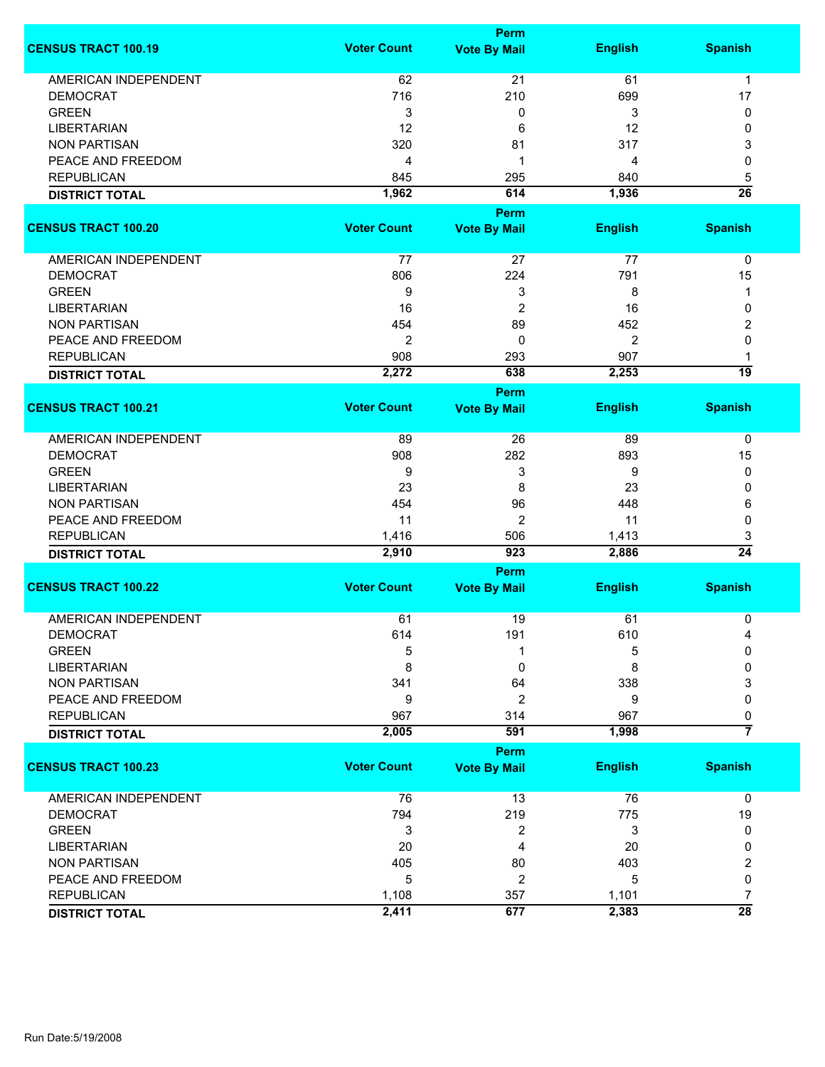| CENSUS TRACT 100.19 | Voter Count | Perm Vote By Mail | English | Spanish |
|---|---|---|---|---|
| AMERICAN INDEPENDENT | 62 | 21 | 61 | 1 |
| DEMOCRAT | 716 | 210 | 699 | 17 |
| GREEN | 3 | 0 | 3 | 0 |
| LIBERTARIAN | 12 | 6 | 12 | 0 |
| NON PARTISAN | 320 | 81 | 317 | 3 |
| PEACE AND FREEDOM | 4 | 1 | 4 | 0 |
| REPUBLICAN | 845 | 295 | 840 | 5 |
| **DISTRICT TOTAL** | **1,962** | **614** | **1,936** | **26** |

| CENSUS TRACT 100.20 | Voter Count | Perm Vote By Mail | English | Spanish |
|---|---|---|---|---|
| AMERICAN INDEPENDENT | 77 | 27 | 77 | 0 |
| DEMOCRAT | 806 | 224 | 791 | 15 |
| GREEN | 9 | 3 | 8 | 1 |
| LIBERTARIAN | 16 | 2 | 16 | 0 |
| NON PARTISAN | 454 | 89 | 452 | 2 |
| PEACE AND FREEDOM | 2 | 0 | 2 | 0 |
| REPUBLICAN | 908 | 293 | 907 | 1 |
| **DISTRICT TOTAL** | **2,272** | **638** | **2,253** | **19** |

| CENSUS TRACT 100.21 | Voter Count | Perm Vote By Mail | English | Spanish |
|---|---|---|---|---|
| AMERICAN INDEPENDENT | 89 | 26 | 89 | 0 |
| DEMOCRAT | 908 | 282 | 893 | 15 |
| GREEN | 9 | 3 | 9 | 0 |
| LIBERTARIAN | 23 | 8 | 23 | 0 |
| NON PARTISAN | 454 | 96 | 448 | 6 |
| PEACE AND FREEDOM | 11 | 2 | 11 | 0 |
| REPUBLICAN | 1,416 | 506 | 1,413 | 3 |
| **DISTRICT TOTAL** | **2,910** | **923** | **2,886** | **24** |

| CENSUS TRACT 100.22 | Voter Count | Perm Vote By Mail | English | Spanish |
|---|---|---|---|---|
| AMERICAN INDEPENDENT | 61 | 19 | 61 | 0 |
| DEMOCRAT | 614 | 191 | 610 | 4 |
| GREEN | 5 | 1 | 5 | 0 |
| LIBERTARIAN | 8 | 0 | 8 | 0 |
| NON PARTISAN | 341 | 64 | 338 | 3 |
| PEACE AND FREEDOM | 9 | 2 | 9 | 0 |
| REPUBLICAN | 967 | 314 | 967 | 0 |
| **DISTRICT TOTAL** | **2,005** | **591** | **1,998** | **7** |

| CENSUS TRACT 100.23 | Voter Count | Perm Vote By Mail | English | Spanish |
|---|---|---|---|---|
| AMERICAN INDEPENDENT | 76 | 13 | 76 | 0 |
| DEMOCRAT | 794 | 219 | 775 | 19 |
| GREEN | 3 | 2 | 3 | 0 |
| LIBERTARIAN | 20 | 4 | 20 | 0 |
| NON PARTISAN | 405 | 80 | 403 | 2 |
| PEACE AND FREEDOM | 5 | 2 | 5 | 0 |
| REPUBLICAN | 1,108 | 357 | 1,101 | 7 |
| **DISTRICT TOTAL** | **2,411** | **677** | **2,383** | **28** |

Run Date:5/19/2008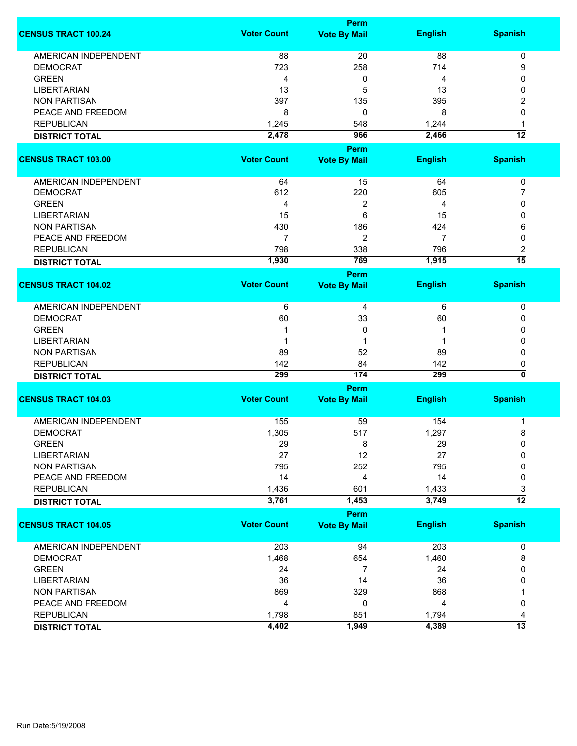| CENSUS TRACT 100.24 | Voter Count | Perm Vote By Mail | English | Spanish |
|---|---|---|---|---|
| AMERICAN INDEPENDENT | 88 | 20 | 88 | 0 |
| DEMOCRAT | 723 | 258 | 714 | 9 |
| GREEN | 4 | 0 | 4 | 0 |
| LIBERTARIAN | 13 | 5 | 13 | 0 |
| NON PARTISAN | 397 | 135 | 395 | 2 |
| PEACE AND FREEDOM | 8 | 0 | 8 | 0 |
| REPUBLICAN | 1,245 | 548 | 1,244 | 1 |
| **DISTRICT TOTAL** | **2,478** | **966** | **2,466** | **12** |

| CENSUS TRACT 103.00 | Voter Count | Perm Vote By Mail | English | Spanish |
|---|---|---|---|---|
| AMERICAN INDEPENDENT | 64 | 15 | 64 | 0 |
| DEMOCRAT | 612 | 220 | 605 | 7 |
| GREEN | 4 | 2 | 4 | 0 |
| LIBERTARIAN | 15 | 6 | 15 | 0 |
| NON PARTISAN | 430 | 186 | 424 | 6 |
| PEACE AND FREEDOM | 7 | 2 | 7 | 0 |
| REPUBLICAN | 798 | 338 | 796 | 2 |
| **DISTRICT TOTAL** | **1,930** | **769** | **1,915** | **15** |

| CENSUS TRACT 104.02 | Voter Count | Perm Vote By Mail | English | Spanish |
|---|---|---|---|---|
| AMERICAN INDEPENDENT | 6 | 4 | 6 | 0 |
| DEMOCRAT | 60 | 33 | 60 | 0 |
| GREEN | 1 | 0 | 1 | 0 |
| LIBERTARIAN | 1 | 1 | 1 | 0 |
| NON PARTISAN | 89 | 52 | 89 | 0 |
| REPUBLICAN | 142 | 84 | 142 | 0 |
| **DISTRICT TOTAL** | **299** | **174** | **299** | **0** |

| CENSUS TRACT 104.03 | Voter Count | Perm Vote By Mail | English | Spanish |
|---|---|---|---|---|
| AMERICAN INDEPENDENT | 155 | 59 | 154 | 1 |
| DEMOCRAT | 1,305 | 517 | 1,297 | 8 |
| GREEN | 29 | 8 | 29 | 0 |
| LIBERTARIAN | 27 | 12 | 27 | 0 |
| NON PARTISAN | 795 | 252 | 795 | 0 |
| PEACE AND FREEDOM | 14 | 4 | 14 | 0 |
| REPUBLICAN | 1,436 | 601 | 1,433 | 3 |
| **DISTRICT TOTAL** | **3,761** | **1,453** | **3,749** | **12** |

| CENSUS TRACT 104.05 | Voter Count | Perm Vote By Mail | English | Spanish |
|---|---|---|---|---|
| AMERICAN INDEPENDENT | 203 | 94 | 203 | 0 |
| DEMOCRAT | 1,468 | 654 | 1,460 | 8 |
| GREEN | 24 | 7 | 24 | 0 |
| LIBERTARIAN | 36 | 14 | 36 | 0 |
| NON PARTISAN | 869 | 329 | 868 | 1 |
| PEACE AND FREEDOM | 4 | 0 | 4 | 0 |
| REPUBLICAN | 1,798 | 851 | 1,794 | 4 |
| **DISTRICT TOTAL** | **4,402** | **1,949** | **4,389** | **13** |

Run Date:5/19/2008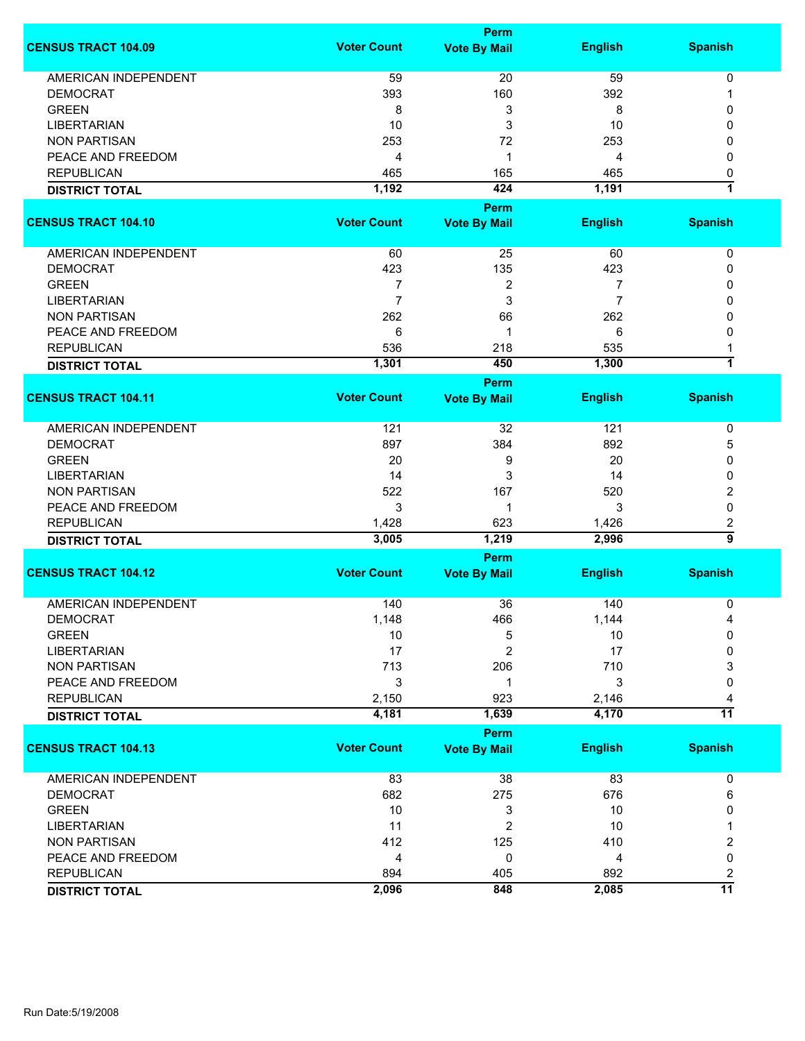| CENSUS TRACT 104.09 | Voter Count | Perm Vote By Mail | English | Spanish |
|---|---|---|---|---|
| AMERICAN INDEPENDENT | 59 | 20 | 59 | 0 |
| DEMOCRAT | 393 | 160 | 392 | 1 |
| GREEN | 8 | 3 | 8 | 0 |
| LIBERTARIAN | 10 | 3 | 10 | 0 |
| NON PARTISAN | 253 | 72 | 253 | 0 |
| PEACE AND FREEDOM | 4 | 1 | 4 | 0 |
| REPUBLICAN | 465 | 165 | 465 | 0 |
| **DISTRICT TOTAL** | **1,192** | **424** | **1,191** | **1** |

| CENSUS TRACT 104.10 | Voter Count | Perm Vote By Mail | English | Spanish |
|---|---|---|---|---|
| AMERICAN INDEPENDENT | 60 | 25 | 60 | 0 |
| DEMOCRAT | 423 | 135 | 423 | 0 |
| GREEN | 7 | 2 | 7 | 0 |
| LIBERTARIAN | 7 | 3 | 7 | 0 |
| NON PARTISAN | 262 | 66 | 262 | 0 |
| PEACE AND FREEDOM | 6 | 1 | 6 | 0 |
| REPUBLICAN | 536 | 218 | 535 | 1 |
| **DISTRICT TOTAL** | **1,301** | **450** | **1,300** | **1** |

| CENSUS TRACT 104.11 | Voter Count | Perm Vote By Mail | English | Spanish |
|---|---|---|---|---|
| AMERICAN INDEPENDENT | 121 | 32 | 121 | 0 |
| DEMOCRAT | 897 | 384 | 892 | 5 |
| GREEN | 20 | 9 | 20 | 0 |
| LIBERTARIAN | 14 | 3 | 14 | 0 |
| NON PARTISAN | 522 | 167 | 520 | 2 |
| PEACE AND FREEDOM | 3 | 1 | 3 | 0 |
| REPUBLICAN | 1,428 | 623 | 1,426 | 2 |
| **DISTRICT TOTAL** | **3,005** | **1,219** | **2,996** | **9** |

| CENSUS TRACT 104.12 | Voter Count | Perm Vote By Mail | English | Spanish |
|---|---|---|---|---|
| AMERICAN INDEPENDENT | 140 | 36 | 140 | 0 |
| DEMOCRAT | 1,148 | 466 | 1,144 | 4 |
| GREEN | 10 | 5 | 10 | 0 |
| LIBERTARIAN | 17 | 2 | 17 | 0 |
| NON PARTISAN | 713 | 206 | 710 | 3 |
| PEACE AND FREEDOM | 3 | 1 | 3 | 0 |
| REPUBLICAN | 2,150 | 923 | 2,146 | 4 |
| **DISTRICT TOTAL** | **4,181** | **1,639** | **4,170** | **11** |

| CENSUS TRACT 104.13 | Voter Count | Perm Vote By Mail | English | Spanish |
|---|---|---|---|---|
| AMERICAN INDEPENDENT | 83 | 38 | 83 | 0 |
| DEMOCRAT | 682 | 275 | 676 | 6 |
| GREEN | 10 | 3 | 10 | 0 |
| LIBERTARIAN | 11 | 2 | 10 | 1 |
| NON PARTISAN | 412 | 125 | 410 | 2 |
| PEACE AND FREEDOM | 4 | 0 | 4 | 0 |
| REPUBLICAN | 894 | 405 | 892 | 2 |
| **DISTRICT TOTAL** | **2,096** | **848** | **2,085** | **11** |

Run Date:5/19/2008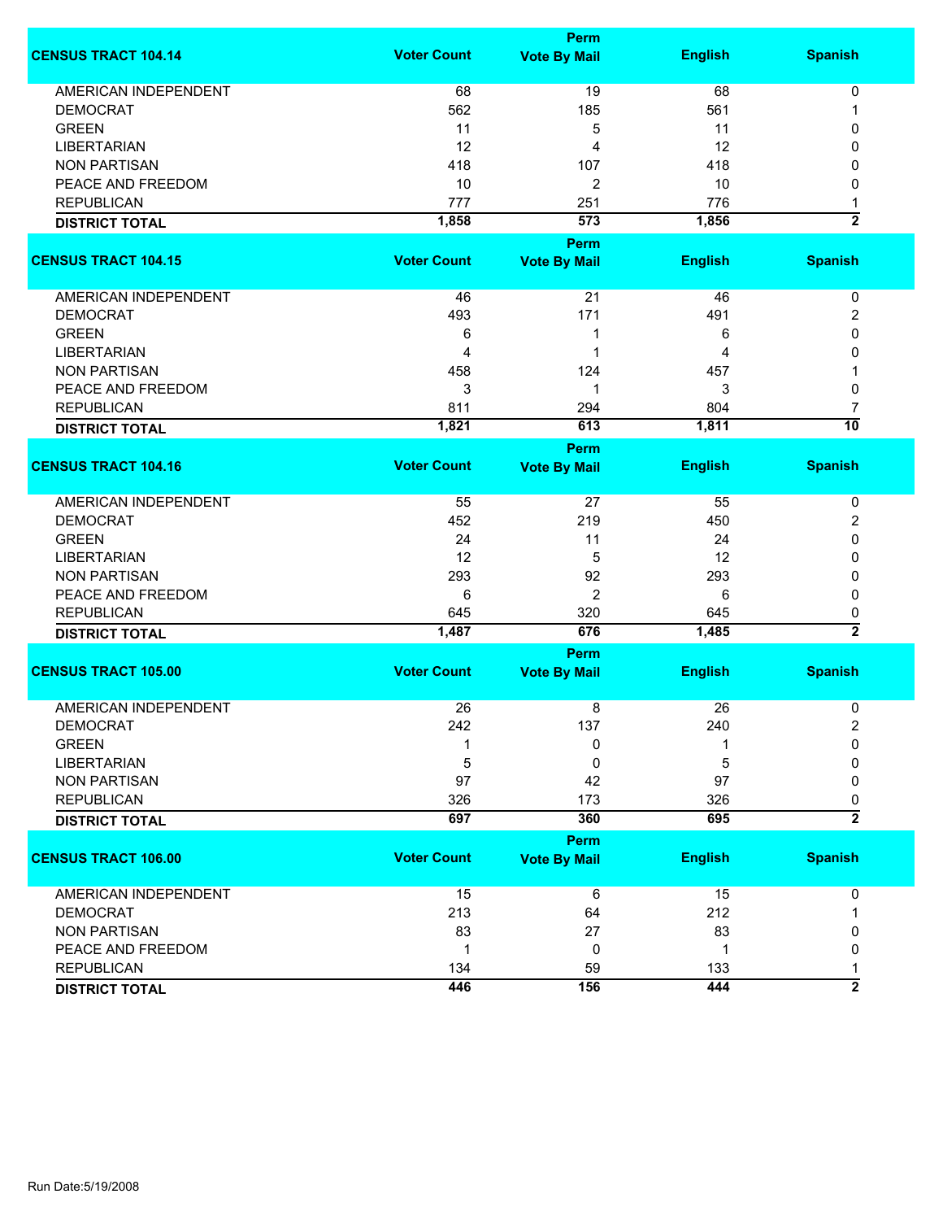| CENSUS TRACT 104.14 | Voter Count | Perm Vote By Mail | English | Spanish |
|---|---|---|---|---|
| AMERICAN INDEPENDENT | 68 | 19 | 68 | 0 |
| DEMOCRAT | 562 | 185 | 561 | 1 |
| GREEN | 11 | 5 | 11 | 0 |
| LIBERTARIAN | 12 | 4 | 12 | 0 |
| NON PARTISAN | 418 | 107 | 418 | 0 |
| PEACE AND FREEDOM | 10 | 2 | 10 | 0 |
| REPUBLICAN | 777 | 251 | 776 | 1 |
| **DISTRICT TOTAL** | **1,858** | **573** | **1,856** | **2** |

| CENSUS TRACT 104.15 | Voter Count | Perm Vote By Mail | English | Spanish |
|---|---|---|---|---|
| AMERICAN INDEPENDENT | 46 | 21 | 46 | 0 |
| DEMOCRAT | 493 | 171 | 491 | 2 |
| GREEN | 6 | 1 | 6 | 0 |
| LIBERTARIAN | 4 | 1 | 4 | 0 |
| NON PARTISAN | 458 | 124 | 457 | 1 |
| PEACE AND FREEDOM | 3 | 1 | 3 | 0 |
| REPUBLICAN | 811 | 294 | 804 | 7 |
| **DISTRICT TOTAL** | **1,821** | **613** | **1,811** | **10** |

| CENSUS TRACT 104.16 | Voter Count | Perm Vote By Mail | English | Spanish |
|---|---|---|---|---|
| AMERICAN INDEPENDENT | 55 | 27 | 55 | 0 |
| DEMOCRAT | 452 | 219 | 450 | 2 |
| GREEN | 24 | 11 | 24 | 0 |
| LIBERTARIAN | 12 | 5 | 12 | 0 |
| NON PARTISAN | 293 | 92 | 293 | 0 |
| PEACE AND FREEDOM | 6 | 2 | 6 | 0 |
| REPUBLICAN | 645 | 320 | 645 | 0 |
| **DISTRICT TOTAL** | **1,487** | **676** | **1,485** | **2** |

| CENSUS TRACT 105.00 | Voter Count | Perm Vote By Mail | English | Spanish |
|---|---|---|---|---|
| AMERICAN INDEPENDENT | 26 | 8 | 26 | 0 |
| DEMOCRAT | 242 | 137 | 240 | 2 |
| GREEN | 1 | 0 | 1 | 0 |
| LIBERTARIAN | 5 | 0 | 5 | 0 |
| NON PARTISAN | 97 | 42 | 97 | 0 |
| REPUBLICAN | 326 | 173 | 326 | 0 |
| **DISTRICT TOTAL** | **697** | **360** | **695** | **2** |

| CENSUS TRACT 106.00 | Voter Count | Perm Vote By Mail | English | Spanish |
|---|---|---|---|---|
| AMERICAN INDEPENDENT | 15 | 6 | 15 | 0 |
| DEMOCRAT | 213 | 64 | 212 | 1 |
| NON PARTISAN | 83 | 27 | 83 | 0 |
| PEACE AND FREEDOM | 1 | 0 | 1 | 0 |
| REPUBLICAN | 134 | 59 | 133 | 1 |
| **DISTRICT TOTAL** | **446** | **156** | **444** | **2** |

Run Date:5/19/2008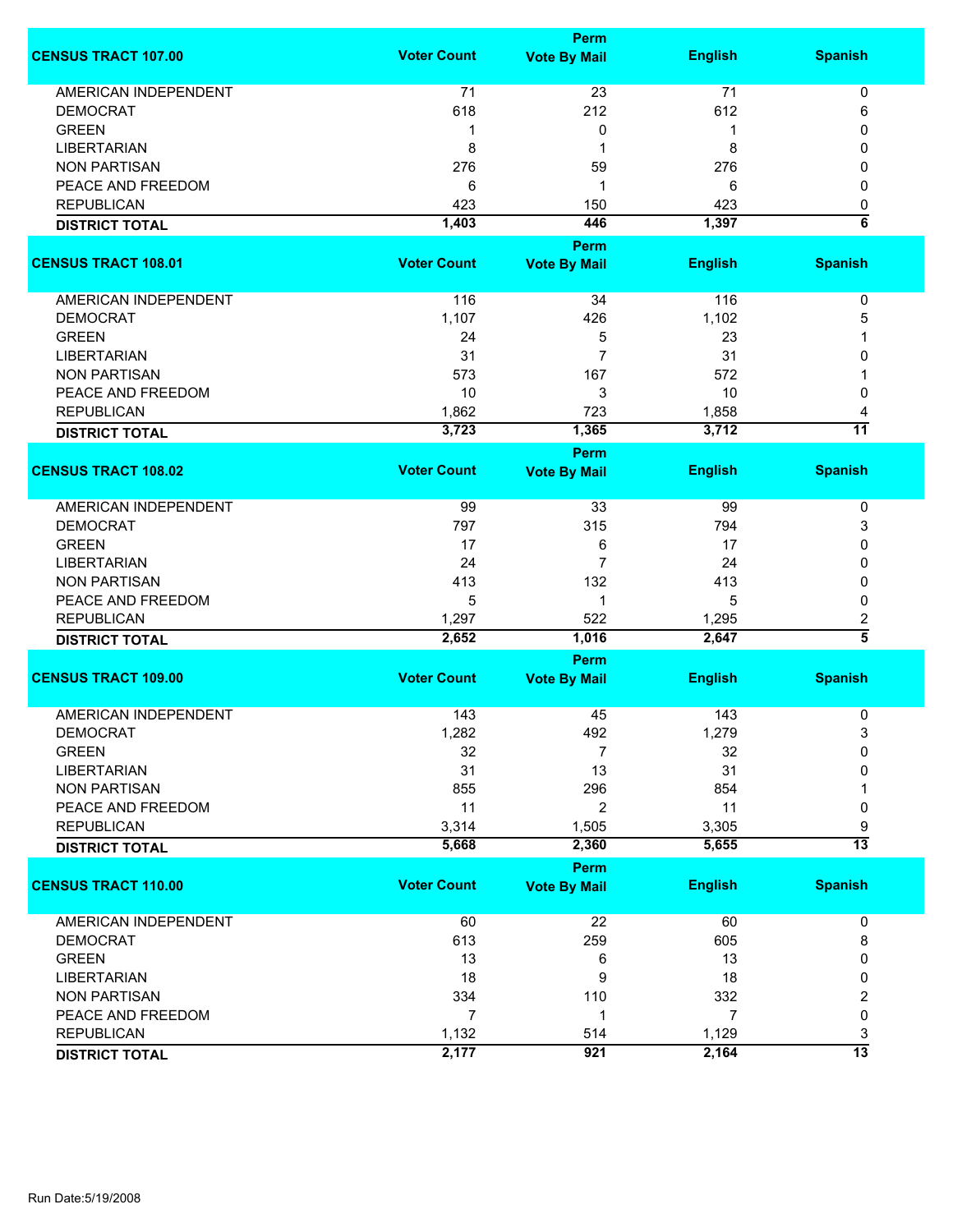| CENSUS TRACT 107.00 | Voter Count | Perm Vote By Mail | English | Spanish |
|---|---|---|---|---|
| AMERICAN INDEPENDENT | 71 | 23 | 71 | 0 |
| DEMOCRAT | 618 | 212 | 612 | 6 |
| GREEN | 1 | 0 | 1 | 0 |
| LIBERTARIAN | 8 | 1 | 8 | 0 |
| NON PARTISAN | 276 | 59 | 276 | 0 |
| PEACE AND FREEDOM | 6 | 1 | 6 | 0 |
| REPUBLICAN | 423 | 150 | 423 | 0 |
| **DISTRICT TOTAL** | **1,403** | **446** | **1,397** | **6** |

| CENSUS TRACT 108.01 | Voter Count | Perm Vote By Mail | English | Spanish |
|---|---|---|---|---|
| AMERICAN INDEPENDENT | 116 | 34 | 116 | 0 |
| DEMOCRAT | 1,107 | 426 | 1,102 | 5 |
| GREEN | 24 | 5 | 23 | 1 |
| LIBERTARIAN | 31 | 7 | 31 | 0 |
| NON PARTISAN | 573 | 167 | 572 | 1 |
| PEACE AND FREEDOM | 10 | 3 | 10 | 0 |
| REPUBLICAN | 1,862 | 723 | 1,858 | 4 |
| **DISTRICT TOTAL** | **3,723** | **1,365** | **3,712** | **11** |

| CENSUS TRACT 108.02 | Voter Count | Perm Vote By Mail | English | Spanish |
|---|---|---|---|---|
| AMERICAN INDEPENDENT | 99 | 33 | 99 | 0 |
| DEMOCRAT | 797 | 315 | 794 | 3 |
| GREEN | 17 | 6 | 17 | 0 |
| LIBERTARIAN | 24 | 7 | 24 | 0 |
| NON PARTISAN | 413 | 132 | 413 | 0 |
| PEACE AND FREEDOM | 5 | 1 | 5 | 0 |
| REPUBLICAN | 1,297 | 522 | 1,295 | 2 |
| **DISTRICT TOTAL** | **2,652** | **1,016** | **2,647** | **5** |

| CENSUS TRACT 109.00 | Voter Count | Perm Vote By Mail | English | Spanish |
|---|---|---|---|---|
| AMERICAN INDEPENDENT | 143 | 45 | 143 | 0 |
| DEMOCRAT | 1,282 | 492 | 1,279 | 3 |
| GREEN | 32 | 7 | 32 | 0 |
| LIBERTARIAN | 31 | 13 | 31 | 0 |
| NON PARTISAN | 855 | 296 | 854 | 1 |
| PEACE AND FREEDOM | 11 | 2 | 11 | 0 |
| REPUBLICAN | 3,314 | 1,505 | 3,305 | 9 |
| **DISTRICT TOTAL** | **5,668** | **2,360** | **5,655** | **13** |

| CENSUS TRACT 110.00 | Voter Count | Perm Vote By Mail | English | Spanish |
|---|---|---|---|---|
| AMERICAN INDEPENDENT | 60 | 22 | 60 | 0 |
| DEMOCRAT | 613 | 259 | 605 | 8 |
| GREEN | 13 | 6 | 13 | 0 |
| LIBERTARIAN | 18 | 9 | 18 | 0 |
| NON PARTISAN | 334 | 110 | 332 | 2 |
| PEACE AND FREEDOM | 7 | 1 | 7 | 0 |
| REPUBLICAN | 1,132 | 514 | 1,129 | 3 |
| **DISTRICT TOTAL** | **2,177** | **921** | **2,164** | **13** |

Run Date:5/19/2008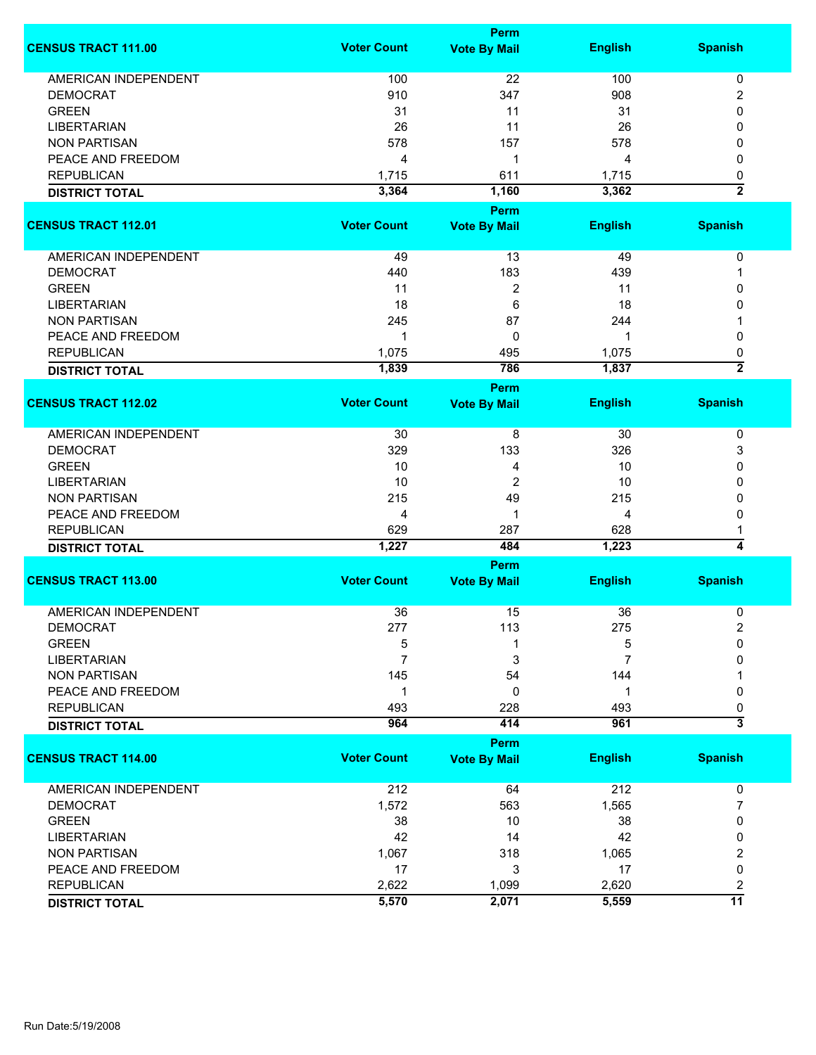| CENSUS TRACT 111.00 | Voter Count | Perm Vote By Mail | English | Spanish |
|---|---|---|---|---|
| AMERICAN INDEPENDENT | 100 | 22 | 100 | 0 |
| DEMOCRAT | 910 | 347 | 908 | 2 |
| GREEN | 31 | 11 | 31 | 0 |
| LIBERTARIAN | 26 | 11 | 26 | 0 |
| NON PARTISAN | 578 | 157 | 578 | 0 |
| PEACE AND FREEDOM | 4 | 1 | 4 | 0 |
| REPUBLICAN | 1,715 | 611 | 1,715 | 0 |
| **DISTRICT TOTAL** | **3,364** | **1,160** | **3,362** | **2** |

| CENSUS TRACT 112.01 | Voter Count | Perm Vote By Mail | English | Spanish |
|---|---|---|---|---|
| AMERICAN INDEPENDENT | 49 | 13 | 49 | 0 |
| DEMOCRAT | 440 | 183 | 439 | 1 |
| GREEN | 11 | 2 | 11 | 0 |
| LIBERTARIAN | 18 | 6 | 18 | 0 |
| NON PARTISAN | 245 | 87 | 244 | 1 |
| PEACE AND FREEDOM | 1 | 0 | 1 | 0 |
| REPUBLICAN | 1,075 | 495 | 1,075 | 0 |
| **DISTRICT TOTAL** | **1,839** | **786** | **1,837** | **2** |

| CENSUS TRACT 112.02 | Voter Count | Perm Vote By Mail | English | Spanish |
|---|---|---|---|---|
| AMERICAN INDEPENDENT | 30 | 8 | 30 | 0 |
| DEMOCRAT | 329 | 133 | 326 | 3 |
| GREEN | 10 | 4 | 10 | 0 |
| LIBERTARIAN | 10 | 2 | 10 | 0 |
| NON PARTISAN | 215 | 49 | 215 | 0 |
| PEACE AND FREEDOM | 4 | 1 | 4 | 0 |
| REPUBLICAN | 629 | 287 | 628 | 1 |
| **DISTRICT TOTAL** | **1,227** | **484** | **1,223** | **4** |

| CENSUS TRACT 113.00 | Voter Count | Perm Vote By Mail | English | Spanish |
|---|---|---|---|---|
| AMERICAN INDEPENDENT | 36 | 15 | 36 | 0 |
| DEMOCRAT | 277 | 113 | 275 | 2 |
| GREEN | 5 | 1 | 5 | 0 |
| LIBERTARIAN | 7 | 3 | 7 | 0 |
| NON PARTISAN | 145 | 54 | 144 | 1 |
| PEACE AND FREEDOM | 1 | 0 | 1 | 0 |
| REPUBLICAN | 493 | 228 | 493 | 0 |
| **DISTRICT TOTAL** | **964** | **414** | **961** | **3** |

| CENSUS TRACT 114.00 | Voter Count | Perm Vote By Mail | English | Spanish |
|---|---|---|---|---|
| AMERICAN INDEPENDENT | 212 | 64 | 212 | 0 |
| DEMOCRAT | 1,572 | 563 | 1,565 | 7 |
| GREEN | 38 | 10 | 38 | 0 |
| LIBERTARIAN | 42 | 14 | 42 | 0 |
| NON PARTISAN | 1,067 | 318 | 1,065 | 2 |
| PEACE AND FREEDOM | 17 | 3 | 17 | 0 |
| REPUBLICAN | 2,622 | 1,099 | 2,620 | 2 |
| **DISTRICT TOTAL** | **5,570** | **2,071** | **5,559** | **11** |

Run Date:5/19/2008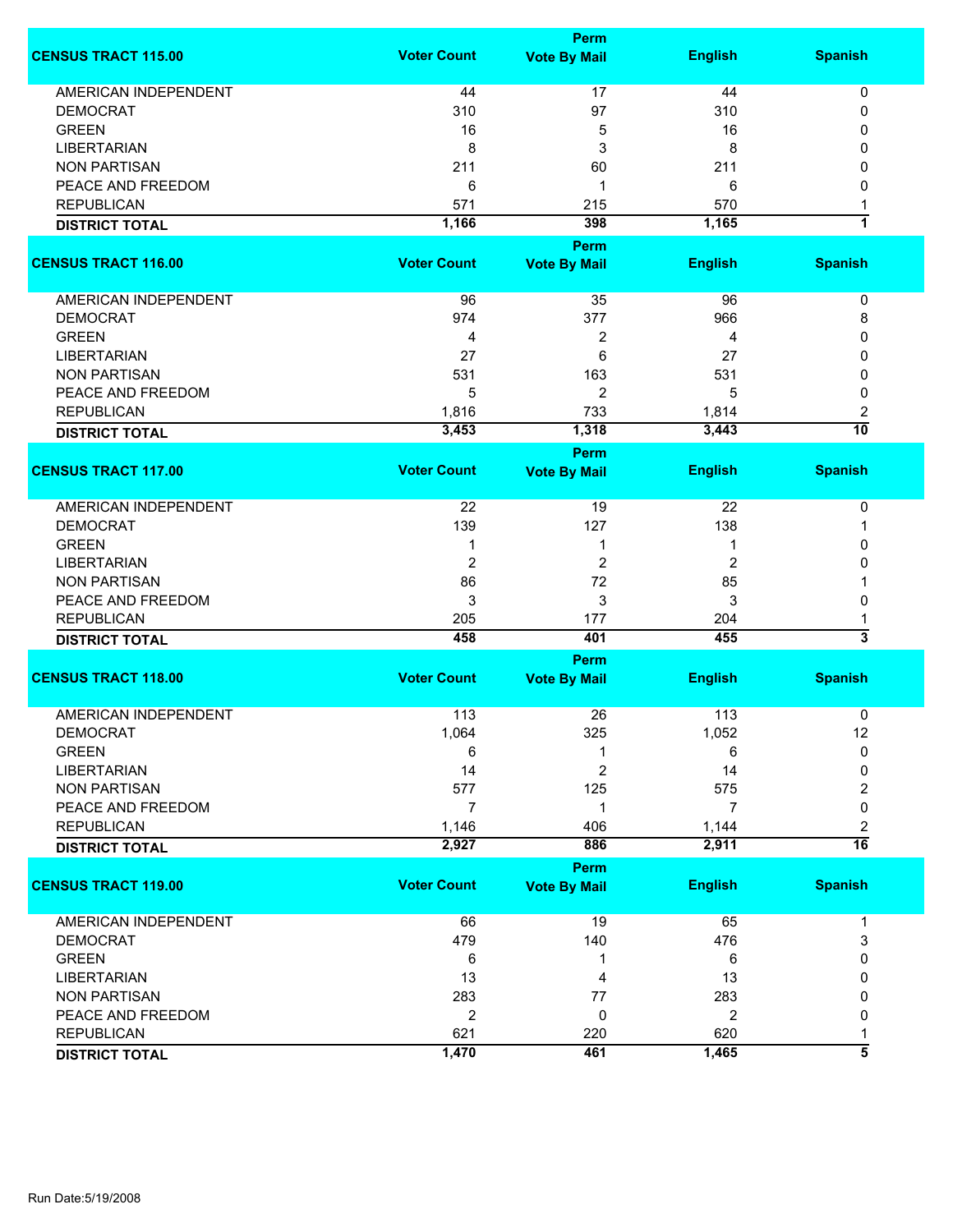| CENSUS TRACT 115.00 | Voter Count | Perm Vote By Mail | English | Spanish |
|---|---|---|---|---|
| AMERICAN INDEPENDENT | 44 | 17 | 44 | 0 |
| DEMOCRAT | 310 | 97 | 310 | 0 |
| GREEN | 16 | 5 | 16 | 0 |
| LIBERTARIAN | 8 | 3 | 8 | 0 |
| NON PARTISAN | 211 | 60 | 211 | 0 |
| PEACE AND FREEDOM | 6 | 1 | 6 | 0 |
| REPUBLICAN | 571 | 215 | 570 | 1 |
| **DISTRICT TOTAL** | **1,166** | **398** | **1,165** | **1** |

| CENSUS TRACT 116.00 | Voter Count | Perm Vote By Mail | English | Spanish |
|---|---|---|---|---|
| AMERICAN INDEPENDENT | 96 | 35 | 96 | 0 |
| DEMOCRAT | 974 | 377 | 966 | 8 |
| GREEN | 4 | 2 | 4 | 0 |
| LIBERTARIAN | 27 | 6 | 27 | 0 |
| NON PARTISAN | 531 | 163 | 531 | 0 |
| PEACE AND FREEDOM | 5 | 2 | 5 | 0 |
| REPUBLICAN | 1,816 | 733 | 1,814 | 2 |
| **DISTRICT TOTAL** | **3,453** | **1,318** | **3,443** | **10** |

| CENSUS TRACT 117.00 | Voter Count | Perm Vote By Mail | English | Spanish |
|---|---|---|---|---|
| AMERICAN INDEPENDENT | 22 | 19 | 22 | 0 |
| DEMOCRAT | 139 | 127 | 138 | 1 |
| GREEN | 1 | 1 | 1 | 0 |
| LIBERTARIAN | 2 | 2 | 2 | 0 |
| NON PARTISAN | 86 | 72 | 85 | 1 |
| PEACE AND FREEDOM | 3 | 3 | 3 | 0 |
| REPUBLICAN | 205 | 177 | 204 | 1 |
| **DISTRICT TOTAL** | **458** | **401** | **455** | **3** |

| CENSUS TRACT 118.00 | Voter Count | Perm Vote By Mail | English | Spanish |
|---|---|---|---|---|
| AMERICAN INDEPENDENT | 113 | 26 | 113 | 0 |
| DEMOCRAT | 1,064 | 325 | 1,052 | 12 |
| GREEN | 6 | 1 | 6 | 0 |
| LIBERTARIAN | 14 | 2 | 14 | 0 |
| NON PARTISAN | 577 | 125 | 575 | 2 |
| PEACE AND FREEDOM | 7 | 1 | 7 | 0 |
| REPUBLICAN | 1,146 | 406 | 1,144 | 2 |
| **DISTRICT TOTAL** | **2,927** | **886** | **2,911** | **16** |

| CENSUS TRACT 119.00 | Voter Count | Perm Vote By Mail | English | Spanish |
|---|---|---|---|---|
| AMERICAN INDEPENDENT | 66 | 19 | 65 | 1 |
| DEMOCRAT | 479 | 140 | 476 | 3 |
| GREEN | 6 | 1 | 6 | 0 |
| LIBERTARIAN | 13 | 4 | 13 | 0 |
| NON PARTISAN | 283 | 77 | 283 | 0 |
| PEACE AND FREEDOM | 2 | 0 | 2 | 0 |
| REPUBLICAN | 621 | 220 | 620 | 1 |
| **DISTRICT TOTAL** | **1,470** | **461** | **1,465** | **5** |

Run Date:5/19/2008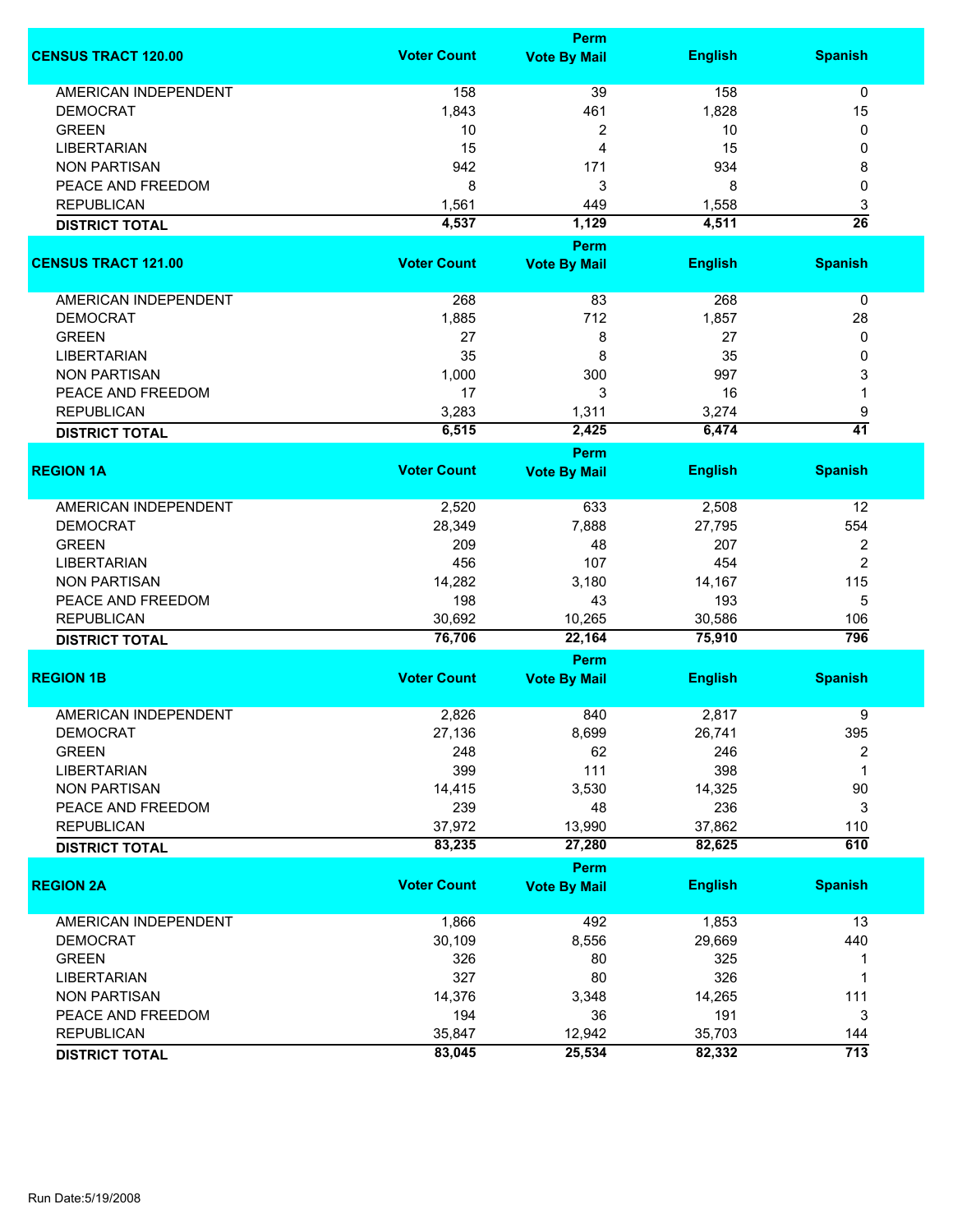| CENSUS TRACT 120.00 | Voter Count | Perm Vote By Mail | English | Spanish |
|---|---|---|---|---|
| AMERICAN INDEPENDENT | 158 | 39 | 158 | 0 |
| DEMOCRAT | 1,843 | 461 | 1,828 | 15 |
| GREEN | 10 | 2 | 10 | 0 |
| LIBERTARIAN | 15 | 4 | 15 | 0 |
| NON PARTISAN | 942 | 171 | 934 | 8 |
| PEACE AND FREEDOM | 8 | 3 | 8 | 0 |
| REPUBLICAN | 1,561 | 449 | 1,558 | 3 |
| **DISTRICT TOTAL** | **4,537** | **1,129** | **4,511** | **26** |

| CENSUS TRACT 121.00 | Voter Count | Perm Vote By Mail | English | Spanish |
|---|---|---|---|---|
| AMERICAN INDEPENDENT | 268 | 83 | 268 | 0 |
| DEMOCRAT | 1,885 | 712 | 1,857 | 28 |
| GREEN | 27 | 8 | 27 | 0 |
| LIBERTARIAN | 35 | 8 | 35 | 0 |
| NON PARTISAN | 1,000 | 300 | 997 | 3 |
| PEACE AND FREEDOM | 17 | 3 | 16 | 1 |
| REPUBLICAN | 3,283 | 1,311 | 3,274 | 9 |
| **DISTRICT TOTAL** | **6,515** | **2,425** | **6,474** | **41** |

| REGION 1A | Voter Count | Perm Vote By Mail | English | Spanish |
|---|---|---|---|---|
| AMERICAN INDEPENDENT | 2,520 | 633 | 2,508 | 12 |
| DEMOCRAT | 28,349 | 7,888 | 27,795 | 554 |
| GREEN | 209 | 48 | 207 | 2 |
| LIBERTARIAN | 456 | 107 | 454 | 2 |
| NON PARTISAN | 14,282 | 3,180 | 14,167 | 115 |
| PEACE AND FREEDOM | 198 | 43 | 193 | 5 |
| REPUBLICAN | 30,692 | 10,265 | 30,586 | 106 |
| **DISTRICT TOTAL** | **76,706** | **22,164** | **75,910** | **796** |

| REGION 1B | Voter Count | Perm Vote By Mail | English | Spanish |
|---|---|---|---|---|
| AMERICAN INDEPENDENT | 2,826 | 840 | 2,817 | 9 |
| DEMOCRAT | 27,136 | 8,699 | 26,741 | 395 |
| GREEN | 248 | 62 | 246 | 2 |
| LIBERTARIAN | 399 | 111 | 398 | 1 |
| NON PARTISAN | 14,415 | 3,530 | 14,325 | 90 |
| PEACE AND FREEDOM | 239 | 48 | 236 | 3 |
| REPUBLICAN | 37,972 | 13,990 | 37,862 | 110 |
| **DISTRICT TOTAL** | **83,235** | **27,280** | **82,625** | **610** |

| REGION 2A | Voter Count | Perm Vote By Mail | English | Spanish |
|---|---|---|---|---|
| AMERICAN INDEPENDENT | 1,866 | 492 | 1,853 | 13 |
| DEMOCRAT | 30,109 | 8,556 | 29,669 | 440 |
| GREEN | 326 | 80 | 325 | 1 |
| LIBERTARIAN | 327 | 80 | 326 | 1 |
| NON PARTISAN | 14,376 | 3,348 | 14,265 | 111 |
| PEACE AND FREEDOM | 194 | 36 | 191 | 3 |
| REPUBLICAN | 35,847 | 12,942 | 35,703 | 144 |
| **DISTRICT TOTAL** | **83,045** | **25,534** | **82,332** | **713** |

Run Date:5/19/2008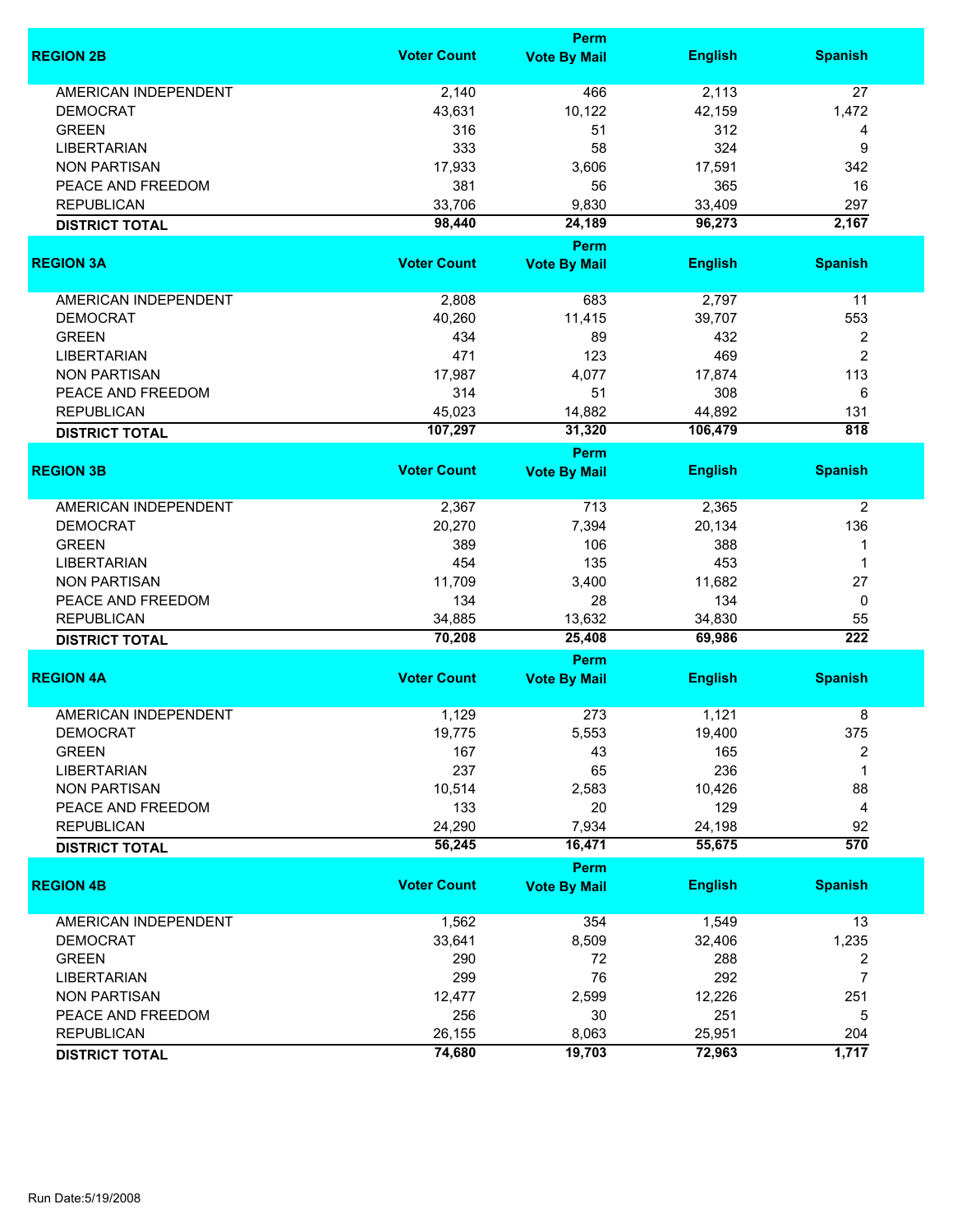| REGION 2B | Voter Count | Perm Vote By Mail | English | Spanish |
|---|---|---|---|---|
| AMERICAN INDEPENDENT | 2,140 | 466 | 2,113 | 27 |
| DEMOCRAT | 43,631 | 10,122 | 42,159 | 1,472 |
| GREEN | 316 | 51 | 312 | 4 |
| LIBERTARIAN | 333 | 58 | 324 | 9 |
| NON PARTISAN | 17,933 | 3,606 | 17,591 | 342 |
| PEACE AND FREEDOM | 381 | 56 | 365 | 16 |
| REPUBLICAN | 33,706 | 9,830 | 33,409 | 297 |
| **DISTRICT TOTAL** | **98,440** | **24,189** | **96,273** | **2,167** |

| REGION 3A | Voter Count | Perm Vote By Mail | English | Spanish |
|---|---|---|---|---|
| AMERICAN INDEPENDENT | 2,808 | 683 | 2,797 | 11 |
| DEMOCRAT | 40,260 | 11,415 | 39,707 | 553 |
| GREEN | 434 | 89 | 432 | 2 |
| LIBERTARIAN | 471 | 123 | 469 | 2 |
| NON PARTISAN | 17,987 | 4,077 | 17,874 | 113 |
| PEACE AND FREEDOM | 314 | 51 | 308 | 6 |
| REPUBLICAN | 45,023 | 14,882 | 44,892 | 131 |
| **DISTRICT TOTAL** | **107,297** | **31,320** | **106,479** | **818** |

| REGION 3B | Voter Count | Perm Vote By Mail | English | Spanish |
|---|---|---|---|---|
| AMERICAN INDEPENDENT | 2,367 | 713 | 2,365 | 2 |
| DEMOCRAT | 20,270 | 7,394 | 20,134 | 136 |
| GREEN | 389 | 106 | 388 | 1 |
| LIBERTARIAN | 454 | 135 | 453 | 1 |
| NON PARTISAN | 11,709 | 3,400 | 11,682 | 27 |
| PEACE AND FREEDOM | 134 | 28 | 134 | 0 |
| REPUBLICAN | 34,885 | 13,632 | 34,830 | 55 |
| **DISTRICT TOTAL** | **70,208** | **25,408** | **69,986** | **222** |

| REGION 4A | Voter Count | Perm Vote By Mail | English | Spanish |
|---|---|---|---|---|
| AMERICAN INDEPENDENT | 1,129 | 273 | 1,121 | 8 |
| DEMOCRAT | 19,775 | 5,553 | 19,400 | 375 |
| GREEN | 167 | 43 | 165 | 2 |
| LIBERTARIAN | 237 | 65 | 236 | 1 |
| NON PARTISAN | 10,514 | 2,583 | 10,426 | 88 |
| PEACE AND FREEDOM | 133 | 20 | 129 | 4 |
| REPUBLICAN | 24,290 | 7,934 | 24,198 | 92 |
| **DISTRICT TOTAL** | **56,245** | **16,471** | **55,675** | **570** |

| REGION 4B | Voter Count | Perm Vote By Mail | English | Spanish |
|---|---|---|---|---|
| AMERICAN INDEPENDENT | 1,562 | 354 | 1,549 | 13 |
| DEMOCRAT | 33,641 | 8,509 | 32,406 | 1,235 |
| GREEN | 290 | 72 | 288 | 2 |
| LIBERTARIAN | 299 | 76 | 292 | 7 |
| NON PARTISAN | 12,477 | 2,599 | 12,226 | 251 |
| PEACE AND FREEDOM | 256 | 30 | 251 | 5 |
| REPUBLICAN | 26,155 | 8,063 | 25,951 | 204 |
| **DISTRICT TOTAL** | **74,680** | **19,703** | **72,963** | **1,717** |

Run Date:5/19/2008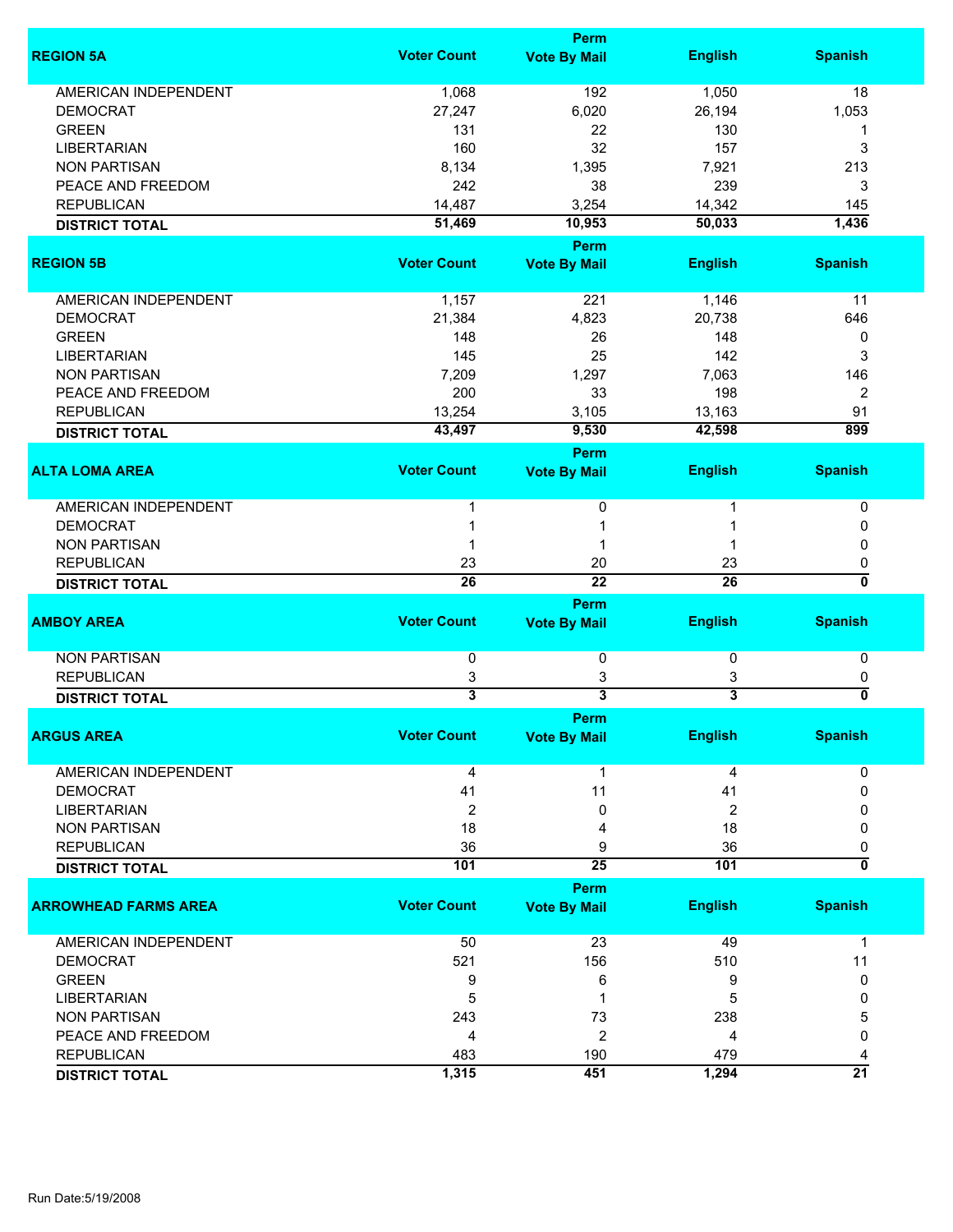| REGION 5A | Voter Count | Perm Vote By Mail | English | Spanish |
|---|---|---|---|---|
| AMERICAN INDEPENDENT | 1,068 | 192 | 1,050 | 18 |
| DEMOCRAT | 27,247 | 6,020 | 26,194 | 1,053 |
| GREEN | 131 | 22 | 130 | 1 |
| LIBERTARIAN | 160 | 32 | 157 | 3 |
| NON PARTISAN | 8,134 | 1,395 | 7,921 | 213 |
| PEACE AND FREEDOM | 242 | 38 | 239 | 3 |
| REPUBLICAN | 14,487 | 3,254 | 14,342 | 145 |
| **DISTRICT TOTAL** | **51,469** | **10,953** | **50,033** | **1,436** |

| REGION 5B | Voter Count | Perm Vote By Mail | English | Spanish |
|---|---|---|---|---|
| AMERICAN INDEPENDENT | 1,157 | 221 | 1,146 | 11 |
| DEMOCRAT | 21,384 | 4,823 | 20,738 | 646 |
| GREEN | 148 | 26 | 148 | 0 |
| LIBERTARIAN | 145 | 25 | 142 | 3 |
| NON PARTISAN | 7,209 | 1,297 | 7,063 | 146 |
| PEACE AND FREEDOM | 200 | 33 | 198 | 2 |
| REPUBLICAN | 13,254 | 3,105 | 13,163 | 91 |
| **DISTRICT TOTAL** | **43,497** | **9,530** | **42,598** | **899** |

| ALTA LOMA AREA | Voter Count | Perm Vote By Mail | English | Spanish |
|---|---|---|---|---|
| AMERICAN INDEPENDENT | 1 | 0 | 1 | 0 |
| DEMOCRAT | 1 | 1 | 1 | 0 |
| NON PARTISAN | 1 | 1 | 1 | 0 |
| REPUBLICAN | 23 | 20 | 23 | 0 |
| **DISTRICT TOTAL** | **26** | **22** | **26** | **0** |

| AMBOY AREA | Voter Count | Perm Vote By Mail | English | Spanish |
|---|---|---|---|---|
| NON PARTISAN | 0 | 0 | 0 | 0 |
| REPUBLICAN | 3 | 3 | 3 | 0 |
| **DISTRICT TOTAL** | **3** | **3** | **3** | **0** |

| ARGUS AREA | Voter Count | Perm Vote By Mail | English | Spanish |
|---|---|---|---|---|
| AMERICAN INDEPENDENT | 4 | 1 | 4 | 0 |
| DEMOCRAT | 41 | 11 | 41 | 0 |
| LIBERTARIAN | 2 | 0 | 2 | 0 |
| NON PARTISAN | 18 | 4 | 18 | 0 |
| REPUBLICAN | 36 | 9 | 36 | 0 |
| **DISTRICT TOTAL** | **101** | **25** | **101** | **0** |

| ARROWHEAD FARMS AREA | Voter Count | Perm Vote By Mail | English | Spanish |
|---|---|---|---|---|
| AMERICAN INDEPENDENT | 50 | 23 | 49 | 1 |
| DEMOCRAT | 521 | 156 | 510 | 11 |
| GREEN | 9 | 6 | 9 | 0 |
| LIBERTARIAN | 5 | 1 | 5 | 0 |
| NON PARTISAN | 243 | 73 | 238 | 5 |
| PEACE AND FREEDOM | 4 | 2 | 4 | 0 |
| REPUBLICAN | 483 | 190 | 479 | 4 |
| **DISTRICT TOTAL** | **1,315** | **451** | **1,294** | **21** |

Run Date:5/19/2008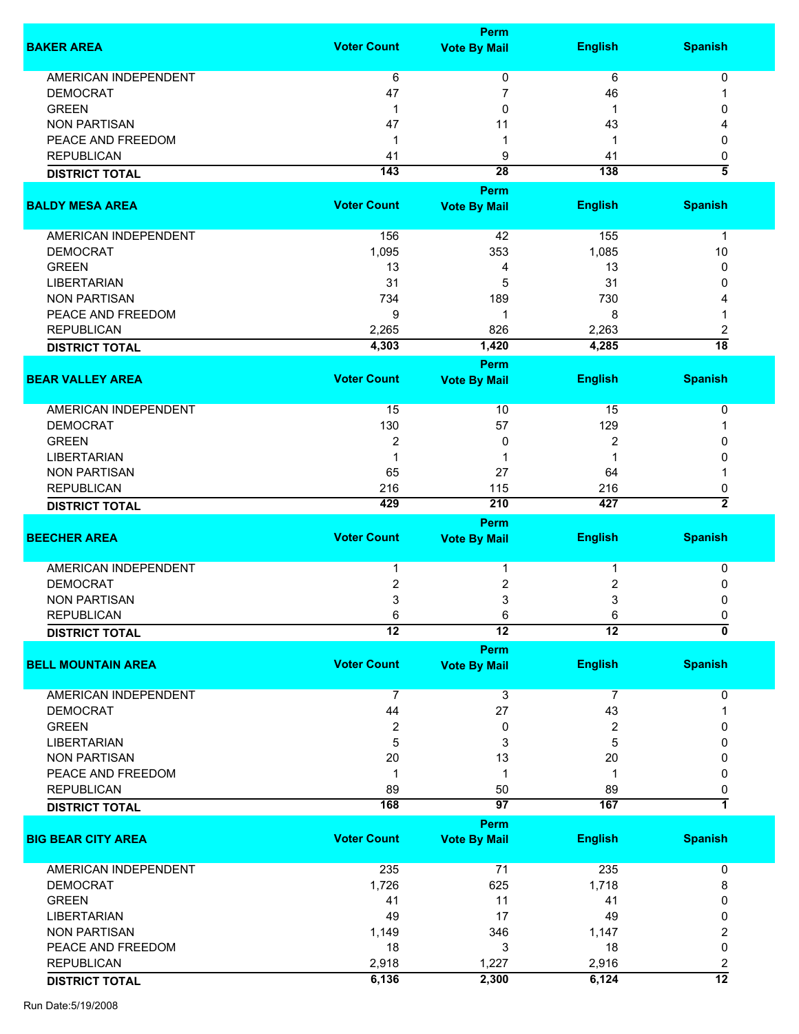| BAKER AREA | Voter Count | Perm Vote By Mail | English | Spanish |
|---|---|---|---|---|
| AMERICAN INDEPENDENT | 6 | 0 | 6 | 0 |
| DEMOCRAT | 47 | 7 | 46 | 1 |
| GREEN | 1 | 0 | 1 | 0 |
| NON PARTISAN | 47 | 11 | 43 | 4 |
| PEACE AND FREEDOM | 1 | 1 | 1 | 0 |
| REPUBLICAN | 41 | 9 | 41 | 0 |
| **DISTRICT TOTAL** | **143** | **28** | **138** | **5** |

| BALDY MESA AREA | Voter Count | Perm Vote By Mail | English | Spanish |
|---|---|---|---|---|
| AMERICAN INDEPENDENT | 156 | 42 | 155 | 1 |
| DEMOCRAT | 1,095 | 353 | 1,085 | 10 |
| GREEN | 13 | 4 | 13 | 0 |
| LIBERTARIAN | 31 | 5 | 31 | 0 |
| NON PARTISAN | 734 | 189 | 730 | 4 |
| PEACE AND FREEDOM | 9 | 1 | 8 | 1 |
| REPUBLICAN | 2,265 | 826 | 2,263 | 2 |
| **DISTRICT TOTAL** | **4,303** | **1,420** | **4,285** | **18** |

| BEAR VALLEY AREA | Voter Count | Perm Vote By Mail | English | Spanish |
|---|---|---|---|---|
| AMERICAN INDEPENDENT | 15 | 10 | 15 | 0 |
| DEMOCRAT | 130 | 57 | 129 | 1 |
| GREEN | 2 | 0 | 2 | 0 |
| LIBERTARIAN | 1 | 1 | 1 | 0 |
| NON PARTISAN | 65 | 27 | 64 | 1 |
| REPUBLICAN | 216 | 115 | 216 | 0 |
| **DISTRICT TOTAL** | **429** | **210** | **427** | **2** |

| BEECHER AREA | Voter Count | Perm Vote By Mail | English | Spanish |
|---|---|---|---|---|
| AMERICAN INDEPENDENT | 1 | 1 | 1 | 0 |
| DEMOCRAT | 2 | 2 | 2 | 0 |
| NON PARTISAN | 3 | 3 | 3 | 0 |
| REPUBLICAN | 6 | 6 | 6 | 0 |
| **DISTRICT TOTAL** | **12** | **12** | **12** | **0** |

| BELL MOUNTAIN AREA | Voter Count | Perm Vote By Mail | English | Spanish |
|---|---|---|---|---|
| AMERICAN INDEPENDENT | 7 | 3 | 7 | 0 |
| DEMOCRAT | 44 | 27 | 43 | 1 |
| GREEN | 2 | 0 | 2 | 0 |
| LIBERTARIAN | 5 | 3 | 5 | 0 |
| NON PARTISAN | 20 | 13 | 20 | 0 |
| PEACE AND FREEDOM | 1 | 1 | 1 | 0 |
| REPUBLICAN | 89 | 50 | 89 | 0 |
| **DISTRICT TOTAL** | **168** | **97** | **167** | **1** |

| BIG BEAR CITY AREA | Voter Count | Perm Vote By Mail | English | Spanish |
|---|---|---|---|---|
| AMERICAN INDEPENDENT | 235 | 71 | 235 | 0 |
| DEMOCRAT | 1,726 | 625 | 1,718 | 8 |
| GREEN | 41 | 11 | 41 | 0 |
| LIBERTARIAN | 49 | 17 | 49 | 0 |
| NON PARTISAN | 1,149 | 346 | 1,147 | 2 |
| PEACE AND FREEDOM | 18 | 3 | 18 | 0 |
| REPUBLICAN | 2,918 | 1,227 | 2,916 | 2 |
| **DISTRICT TOTAL** | **6,136** | **2,300** | **6,124** | **12** |

Run Date:5/19/2008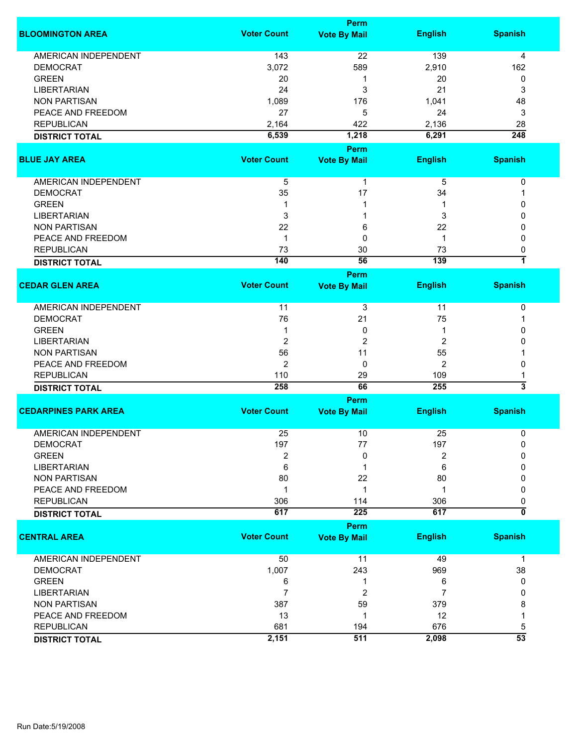| BLOOMINGTON AREA | Voter Count | Perm Vote By Mail | English | Spanish |
|---|---|---|---|---|
| AMERICAN INDEPENDENT | 143 | 22 | 139 | 4 |
| DEMOCRAT | 3,072 | 589 | 2,910 | 162 |
| GREEN | 20 | 1 | 20 | 0 |
| LIBERTARIAN | 24 | 3 | 21 | 3 |
| NON PARTISAN | 1,089 | 176 | 1,041 | 48 |
| PEACE AND FREEDOM | 27 | 5 | 24 | 3 |
| REPUBLICAN | 2,164 | 422 | 2,136 | 28 |
| **DISTRICT TOTAL** | **6,539** | **1,218** | **6,291** | **248** |

| BLUE JAY AREA | Voter Count | Perm Vote By Mail | English | Spanish |
|---|---|---|---|---|
| AMERICAN INDEPENDENT | 5 | 1 | 5 | 0 |
| DEMOCRAT | 35 | 17 | 34 | 1 |
| GREEN | 1 | 1 | 1 | 0 |
| LIBERTARIAN | 3 | 1 | 3 | 0 |
| NON PARTISAN | 22 | 6 | 22 | 0 |
| PEACE AND FREEDOM | 1 | 0 | 1 | 0 |
| REPUBLICAN | 73 | 30 | 73 | 0 |
| **DISTRICT TOTAL** | **140** | **56** | **139** | **1** |

| CEDAR GLEN AREA | Voter Count | Perm Vote By Mail | English | Spanish |
|---|---|---|---|---|
| AMERICAN INDEPENDENT | 11 | 3 | 11 | 0 |
| DEMOCRAT | 76 | 21 | 75 | 1 |
| GREEN | 1 | 0 | 1 | 0 |
| LIBERTARIAN | 2 | 2 | 2 | 0 |
| NON PARTISAN | 56 | 11 | 55 | 1 |
| PEACE AND FREEDOM | 2 | 0 | 2 | 0 |
| REPUBLICAN | 110 | 29 | 109 | 1 |
| **DISTRICT TOTAL** | **258** | **66** | **255** | **3** |

| CEDARPINES PARK AREA | Voter Count | Perm Vote By Mail | English | Spanish |
|---|---|---|---|---|
| AMERICAN INDEPENDENT | 25 | 10 | 25 | 0 |
| DEMOCRAT | 197 | 77 | 197 | 0 |
| GREEN | 2 | 0 | 2 | 0 |
| LIBERTARIAN | 6 | 1 | 6 | 0 |
| NON PARTISAN | 80 | 22 | 80 | 0 |
| PEACE AND FREEDOM | 1 | 1 | 1 | 0 |
| REPUBLICAN | 306 | 114 | 306 | 0 |
| **DISTRICT TOTAL** | **617** | **225** | **617** | **0** |

| CENTRAL AREA | Voter Count | Perm Vote By Mail | English | Spanish |
|---|---|---|---|---|
| AMERICAN INDEPENDENT | 50 | 11 | 49 | 1 |
| DEMOCRAT | 1,007 | 243 | 969 | 38 |
| GREEN | 6 | 1 | 6 | 0 |
| LIBERTARIAN | 7 | 2 | 7 | 0 |
| NON PARTISAN | 387 | 59 | 379 | 8 |
| PEACE AND FREEDOM | 13 | 1 | 12 | 1 |
| REPUBLICAN | 681 | 194 | 676 | 5 |
| **DISTRICT TOTAL** | **2,151** | **511** | **2,098** | **53** |

Run Date:5/19/2008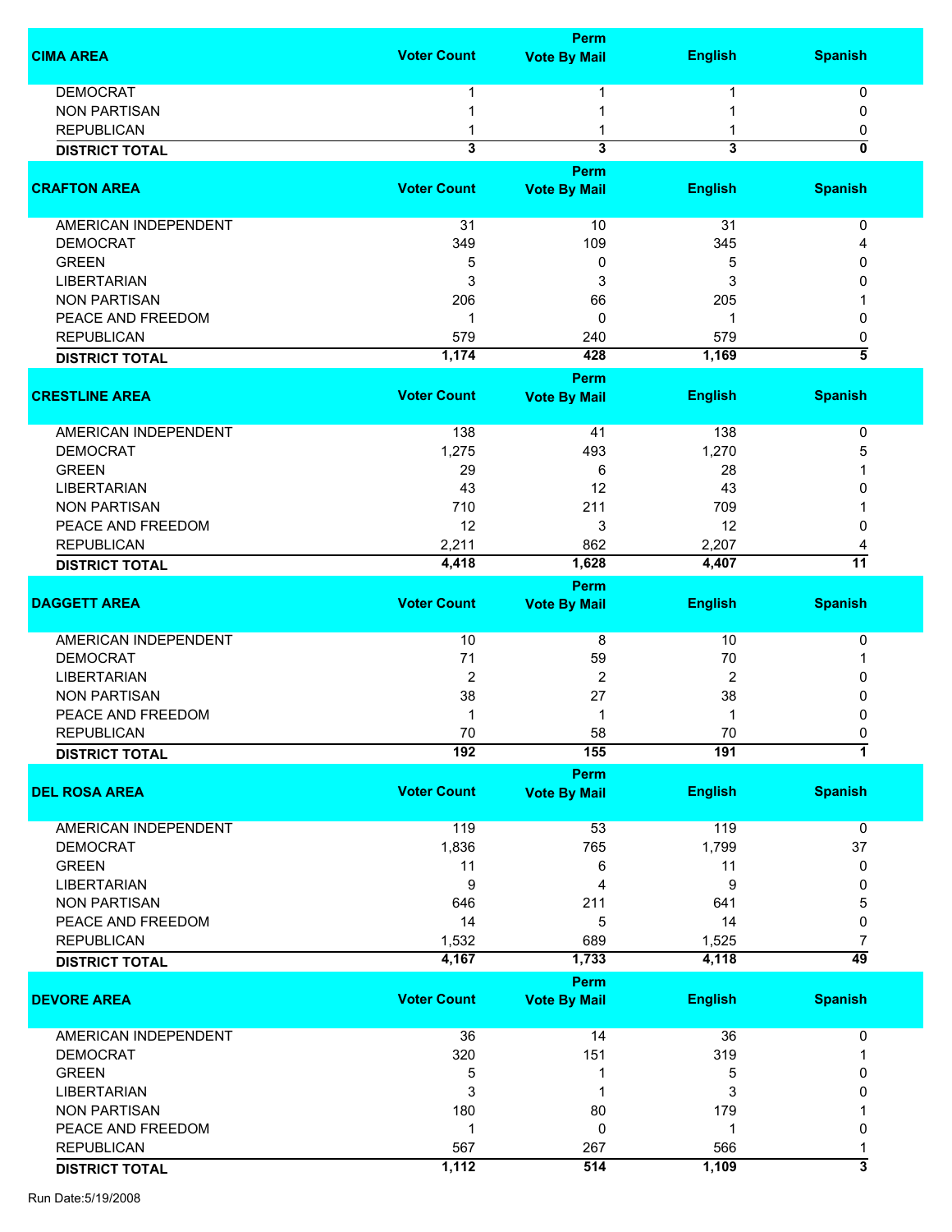| CIMA AREA | Voter Count | Perm Vote By Mail | English | Spanish |
|---|---|---|---|---|
| DEMOCRAT | 1 | 1 | 1 | 0 |
| NON PARTISAN | 1 | 1 | 1 | 0 |
| REPUBLICAN | 1 | 1 | 1 | 0 |
| **DISTRICT TOTAL** | **3** | **3** | **3** | **0** |

| CRAFTON AREA | Voter Count | Perm Vote By Mail | English | Spanish |
|---|---|---|---|---|
| AMERICAN INDEPENDENT | 31 | 10 | 31 | 0 |
| DEMOCRAT | 349 | 109 | 345 | 4 |
| GREEN | 5 | 0 | 5 | 0 |
| LIBERTARIAN | 3 | 3 | 3 | 0 |
| NON PARTISAN | 206 | 66 | 205 | 1 |
| PEACE AND FREEDOM | 1 | 0 | 1 | 0 |
| REPUBLICAN | 579 | 240 | 579 | 0 |
| **DISTRICT TOTAL** | **1,174** | **428** | **1,169** | **5** |

| CRESTLINE AREA | Voter Count | Perm Vote By Mail | English | Spanish |
|---|---|---|---|---|
| AMERICAN INDEPENDENT | 138 | 41 | 138 | 0 |
| DEMOCRAT | 1,275 | 493 | 1,270 | 5 |
| GREEN | 29 | 6 | 28 | 1 |
| LIBERTARIAN | 43 | 12 | 43 | 0 |
| NON PARTISAN | 710 | 211 | 709 | 1 |
| PEACE AND FREEDOM | 12 | 3 | 12 | 0 |
| REPUBLICAN | 2,211 | 862 | 2,207 | 4 |
| **DISTRICT TOTAL** | **4,418** | **1,628** | **4,407** | **11** |

| DAGGETT AREA | Voter Count | Perm Vote By Mail | English | Spanish |
|---|---|---|---|---|
| AMERICAN INDEPENDENT | 10 | 8 | 10 | 0 |
| DEMOCRAT | 71 | 59 | 70 | 1 |
| LIBERTARIAN | 2 | 2 | 2 | 0 |
| NON PARTISAN | 38 | 27 | 38 | 0 |
| PEACE AND FREEDOM | 1 | 1 | 1 | 0 |
| REPUBLICAN | 70 | 58 | 70 | 0 |
| **DISTRICT TOTAL** | **192** | **155** | **191** | **1** |

| DEL ROSA AREA | Voter Count | Perm Vote By Mail | English | Spanish |
|---|---|---|---|---|
| AMERICAN INDEPENDENT | 119 | 53 | 119 | 0 |
| DEMOCRAT | 1,836 | 765 | 1,799 | 37 |
| GREEN | 11 | 6 | 11 | 0 |
| LIBERTARIAN | 9 | 4 | 9 | 0 |
| NON PARTISAN | 646 | 211 | 641 | 5 |
| PEACE AND FREEDOM | 14 | 5 | 14 | 0 |
| REPUBLICAN | 1,532 | 689 | 1,525 | 7 |
| **DISTRICT TOTAL** | **4,167** | **1,733** | **4,118** | **49** |

| DEVORE AREA | Voter Count | Perm Vote By Mail | English | Spanish |
|---|---|---|---|---|
| AMERICAN INDEPENDENT | 36 | 14 | 36 | 0 |
| DEMOCRAT | 320 | 151 | 319 | 1 |
| GREEN | 5 | 1 | 5 | 0 |
| LIBERTARIAN | 3 | 1 | 3 | 0 |
| NON PARTISAN | 180 | 80 | 179 | 1 |
| PEACE AND FREEDOM | 1 | 0 | 1 | 0 |
| REPUBLICAN | 567 | 267 | 566 | 1 |
| **DISTRICT TOTAL** | **1,112** | **514** | **1,109** | **3** |

Run Date:5/19/2008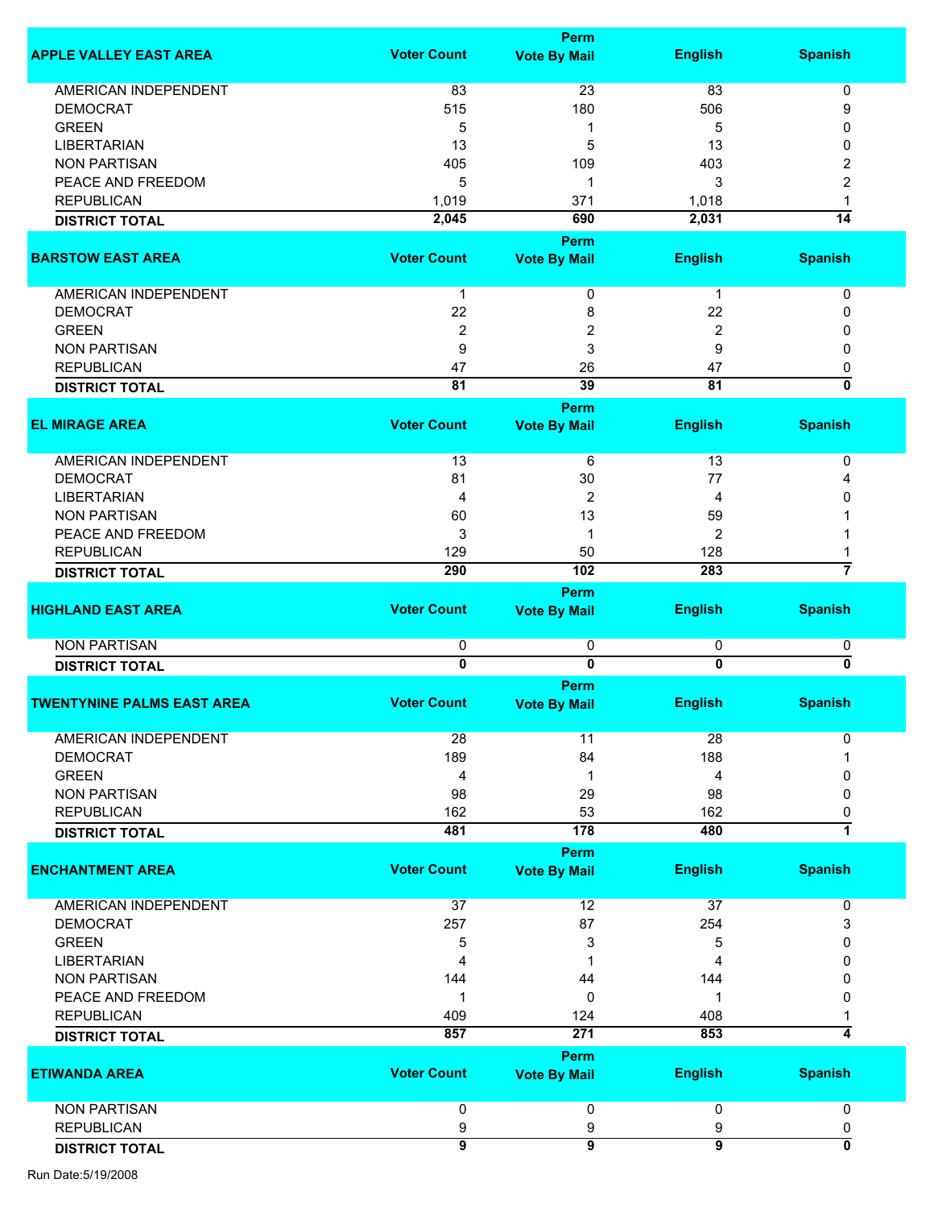| APPLE VALLEY EAST AREA | Voter Count | Perm Vote By Mail | English | Spanish |
|---|---|---|---|---|
| AMERICAN INDEPENDENT | 83 | 23 | 83 | 0 |
| DEMOCRAT | 515 | 180 | 506 | 9 |
| GREEN | 5 | 1 | 5 | 0 |
| LIBERTARIAN | 13 | 5 | 13 | 0 |
| NON PARTISAN | 405 | 109 | 403 | 2 |
| PEACE AND FREEDOM | 5 | 1 | 3 | 2 |
| REPUBLICAN | 1,019 | 371 | 1,018 | 1 |
| **DISTRICT TOTAL** | **2,045** | **690** | **2,031** | **14** |

| BARSTOW EAST AREA | Voter Count | Perm Vote By Mail | English | Spanish |
|---|---|---|---|---|
| AMERICAN INDEPENDENT | 1 | 0 | 1 | 0 |
| DEMOCRAT | 22 | 8 | 22 | 0 |
| GREEN | 2 | 2 | 2 | 0 |
| NON PARTISAN | 9 | 3 | 9 | 0 |
| REPUBLICAN | 47 | 26 | 47 | 0 |
| **DISTRICT TOTAL** | **81** | **39** | **81** | **0** |

| EL MIRAGE AREA | Voter Count | Perm Vote By Mail | English | Spanish |
|---|---|---|---|---|
| AMERICAN INDEPENDENT | 13 | 6 | 13 | 0 |
| DEMOCRAT | 81 | 30 | 77 | 4 |
| LIBERTARIAN | 4 | 2 | 4 | 0 |
| NON PARTISAN | 60 | 13 | 59 | 1 |
| PEACE AND FREEDOM | 3 | 1 | 2 | 1 |
| REPUBLICAN | 129 | 50 | 128 | 1 |
| **DISTRICT TOTAL** | **290** | **102** | **283** | **7** |

| HIGHLAND EAST AREA | Voter Count | Perm Vote By Mail | English | Spanish |
|---|---|---|---|---|
| NON PARTISAN | 0 | 0 | 0 | 0 |
| **DISTRICT TOTAL** | **0** | **0** | **0** | **0** |

| TWENTYNINE PALMS EAST AREA | Voter Count | Perm Vote By Mail | English | Spanish |
|---|---|---|---|---|
| AMERICAN INDEPENDENT | 28 | 11 | 28 | 0 |
| DEMOCRAT | 189 | 84 | 188 | 1 |
| GREEN | 4 | 1 | 4 | 0 |
| NON PARTISAN | 98 | 29 | 98 | 0 |
| REPUBLICAN | 162 | 53 | 162 | 0 |
| **DISTRICT TOTAL** | **481** | **178** | **480** | **1** |

| ENCHANTMENT AREA | Voter Count | Perm Vote By Mail | English | Spanish |
|---|---|---|---|---|
| AMERICAN INDEPENDENT | 37 | 12 | 37 | 0 |
| DEMOCRAT | 257 | 87 | 254 | 3 |
| GREEN | 5 | 3 | 5 | 0 |
| LIBERTARIAN | 4 | 1 | 4 | 0 |
| NON PARTISAN | 144 | 44 | 144 | 0 |
| PEACE AND FREEDOM | 1 | 0 | 1 | 0 |
| REPUBLICAN | 409 | 124 | 408 | 1 |
| **DISTRICT TOTAL** | **857** | **271** | **853** | **4** |

| ETIWANDA AREA | Voter Count | Perm Vote By Mail | English | Spanish |
|---|---|---|---|---|
| NON PARTISAN | 0 | 0 | 0 | 0 |
| REPUBLICAN | 9 | 9 | 9 | 0 |
| **DISTRICT TOTAL** | **9** | **9** | **9** | **0** |

Run Date:5/19/2008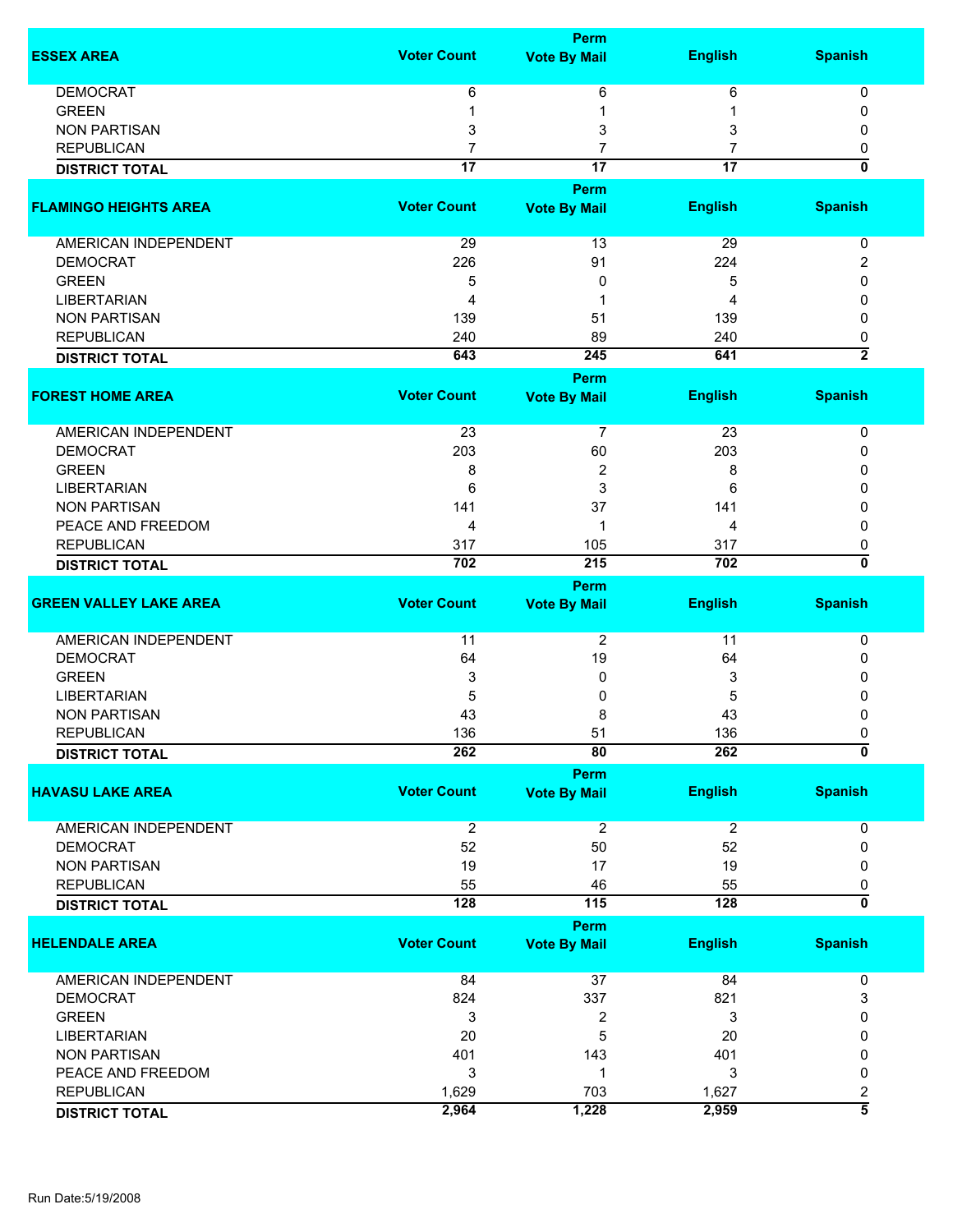| ESSEX AREA | Voter Count | Perm Vote By Mail | English | Spanish |
|---|---|---|---|---|
| DEMOCRAT | 6 | 6 | 6 | 0 |
| GREEN | 1 | 1 | 1 | 0 |
| NON PARTISAN | 3 | 3 | 3 | 0 |
| REPUBLICAN | 7 | 7 | 7 | 0 |
| **DISTRICT TOTAL** | **17** | **17** | **17** | **0** |

| FLAMINGO HEIGHTS AREA | Voter Count | Perm Vote By Mail | English | Spanish |
|---|---|---|---|---|
| AMERICAN INDEPENDENT | 29 | 13 | 29 | 0 |
| DEMOCRAT | 226 | 91 | 224 | 2 |
| GREEN | 5 | 0 | 5 | 0 |
| LIBERTARIAN | 4 | 1 | 4 | 0 |
| NON PARTISAN | 139 | 51 | 139 | 0 |
| REPUBLICAN | 240 | 89 | 240 | 0 |
| **DISTRICT TOTAL** | **643** | **245** | **641** | **2** |

| FOREST HOME AREA | Voter Count | Perm Vote By Mail | English | Spanish |
|---|---|---|---|---|
| AMERICAN INDEPENDENT | 23 | 7 | 23 | 0 |
| DEMOCRAT | 203 | 60 | 203 | 0 |
| GREEN | 8 | 2 | 8 | 0 |
| LIBERTARIAN | 6 | 3 | 6 | 0 |
| NON PARTISAN | 141 | 37 | 141 | 0 |
| PEACE AND FREEDOM | 4 | 1 | 4 | 0 |
| REPUBLICAN | 317 | 105 | 317 | 0 |
| **DISTRICT TOTAL** | **702** | **215** | **702** | **0** |

| GREEN VALLEY LAKE AREA | Voter Count | Perm Vote By Mail | English | Spanish |
|---|---|---|---|---|
| AMERICAN INDEPENDENT | 11 | 2 | 11 | 0 |
| DEMOCRAT | 64 | 19 | 64 | 0 |
| GREEN | 3 | 0 | 3 | 0 |
| LIBERTARIAN | 5 | 0 | 5 | 0 |
| NON PARTISAN | 43 | 8 | 43 | 0 |
| REPUBLICAN | 136 | 51 | 136 | 0 |
| **DISTRICT TOTAL** | **262** | **80** | **262** | **0** |

| HAVASU LAKE AREA | Voter Count | Perm Vote By Mail | English | Spanish |
|---|---|---|---|---|
| AMERICAN INDEPENDENT | 2 | 2 | 2 | 0 |
| DEMOCRAT | 52 | 50 | 52 | 0 |
| NON PARTISAN | 19 | 17 | 19 | 0 |
| REPUBLICAN | 55 | 46 | 55 | 0 |
| **DISTRICT TOTAL** | **128** | **115** | **128** | **0** |

| HELENDALE AREA | Voter Count | Perm Vote By Mail | English | Spanish |
|---|---|---|---|---|
| AMERICAN INDEPENDENT | 84 | 37 | 84 | 0 |
| DEMOCRAT | 824 | 337 | 821 | 3 |
| GREEN | 3 | 2 | 3 | 0 |
| LIBERTARIAN | 20 | 5 | 20 | 0 |
| NON PARTISAN | 401 | 143 | 401 | 0 |
| PEACE AND FREEDOM | 3 | 1 | 3 | 0 |
| REPUBLICAN | 1,629 | 703 | 1,627 | 2 |
| **DISTRICT TOTAL** | **2,964** | **1,228** | **2,959** | **5** |

Run Date:5/19/2008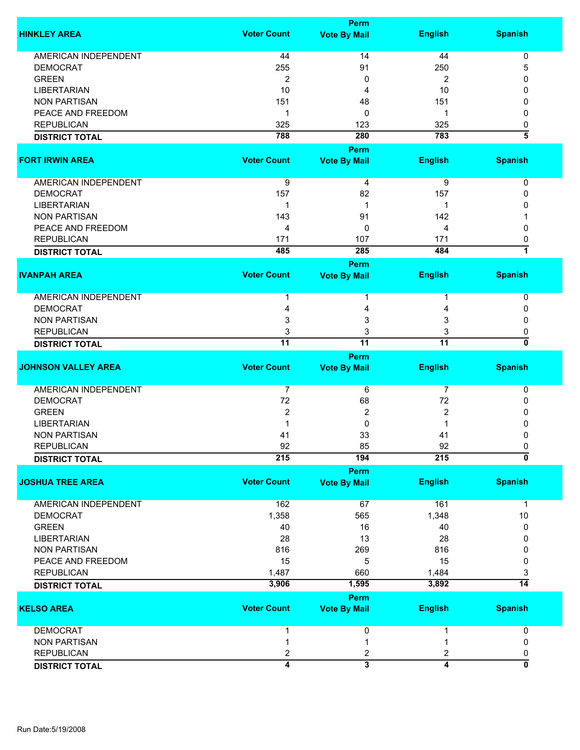| HINKLEY AREA | Voter Count | Perm Vote By Mail | English | Spanish |
|---|---|---|---|---|
| AMERICAN INDEPENDENT | 44 | 14 | 44 | 0 |
| DEMOCRAT | 255 | 91 | 250 | 5 |
| GREEN | 2 | 0 | 2 | 0 |
| LIBERTARIAN | 10 | 4 | 10 | 0 |
| NON PARTISAN | 151 | 48 | 151 | 0 |
| PEACE AND FREEDOM | 1 | 0 | 1 | 0 |
| REPUBLICAN | 325 | 123 | 325 | 0 |
| **DISTRICT TOTAL** | **788** | **280** | **783** | **5** |

| FORT IRWIN AREA | Voter Count | Perm Vote By Mail | English | Spanish |
|---|---|---|---|---|
| AMERICAN INDEPENDENT | 9 | 4 | 9 | 0 |
| DEMOCRAT | 157 | 82 | 157 | 0 |
| LIBERTARIAN | 1 | 1 | 1 | 0 |
| NON PARTISAN | 143 | 91 | 142 | 1 |
| PEACE AND FREEDOM | 4 | 0 | 4 | 0 |
| REPUBLICAN | 171 | 107 | 171 | 0 |
| **DISTRICT TOTAL** | **485** | **285** | **484** | **1** |

| IVANPAH AREA | Voter Count | Perm Vote By Mail | English | Spanish |
|---|---|---|---|---|
| AMERICAN INDEPENDENT | 1 | 1 | 1 | 0 |
| DEMOCRAT | 4 | 4 | 4 | 0 |
| NON PARTISAN | 3 | 3 | 3 | 0 |
| REPUBLICAN | 3 | 3 | 3 | 0 |
| **DISTRICT TOTAL** | **11** | **11** | **11** | **0** |

| JOHNSON VALLEY AREA | Voter Count | Perm Vote By Mail | English | Spanish |
|---|---|---|---|---|
| AMERICAN INDEPENDENT | 7 | 6 | 7 | 0 |
| DEMOCRAT | 72 | 68 | 72 | 0 |
| GREEN | 2 | 2 | 2 | 0 |
| LIBERTARIAN | 1 | 0 | 1 | 0 |
| NON PARTISAN | 41 | 33 | 41 | 0 |
| REPUBLICAN | 92 | 85 | 92 | 0 |
| **DISTRICT TOTAL** | **215** | **194** | **215** | **0** |

| JOSHUA TREE AREA | Voter Count | Perm Vote By Mail | English | Spanish |
|---|---|---|---|---|
| AMERICAN INDEPENDENT | 162 | 67 | 161 | 1 |
| DEMOCRAT | 1,358 | 565 | 1,348 | 10 |
| GREEN | 40 | 16 | 40 | 0 |
| LIBERTARIAN | 28 | 13 | 28 | 0 |
| NON PARTISAN | 816 | 269 | 816 | 0 |
| PEACE AND FREEDOM | 15 | 5 | 15 | 0 |
| REPUBLICAN | 1,487 | 660 | 1,484 | 3 |
| **DISTRICT TOTAL** | **3,906** | **1,595** | **3,892** | **14** |

| KELSO AREA | Voter Count | Perm Vote By Mail | English | Spanish |
|---|---|---|---|---|
| DEMOCRAT | 1 | 0 | 1 | 0 |
| NON PARTISAN | 1 | 1 | 1 | 0 |
| REPUBLICAN | 2 | 2 | 2 | 0 |
| **DISTRICT TOTAL** | **4** | **3** | **4** | **0** |

Run Date:5/19/2008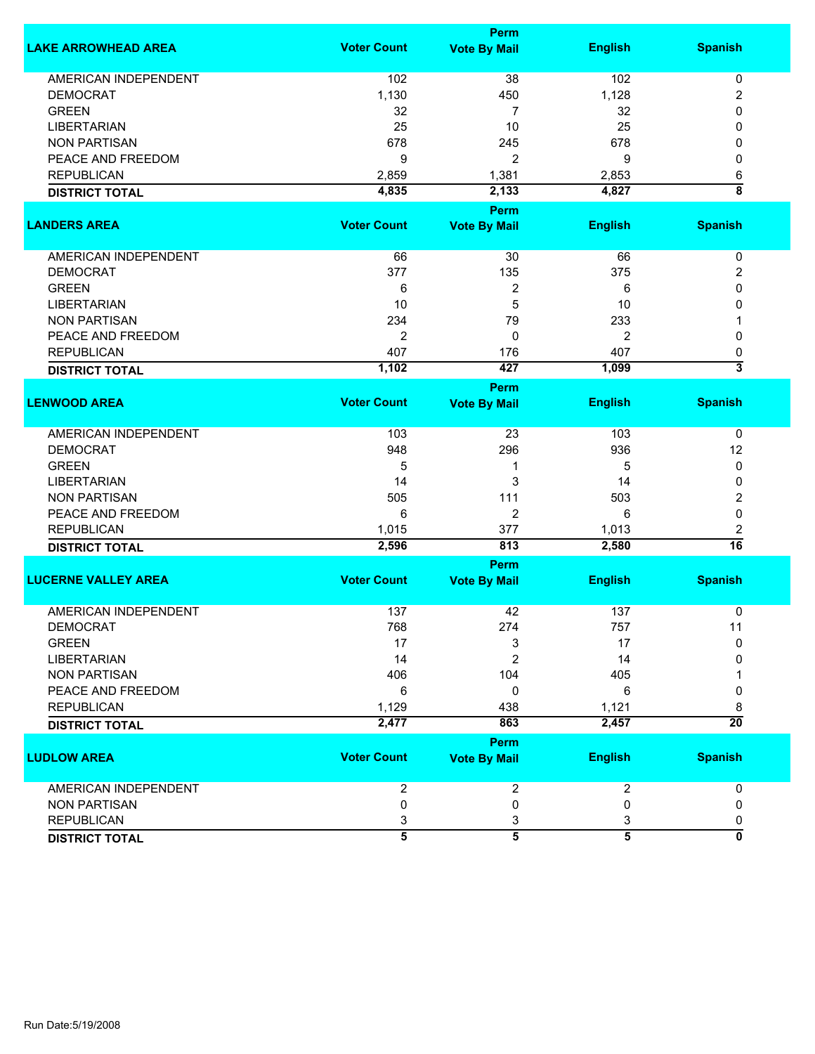| LAKE ARROWHEAD AREA | Voter Count | Perm Vote By Mail | English | Spanish |
|---|---|---|---|---|
| AMERICAN INDEPENDENT | 102 | 38 | 102 | 0 |
| DEMOCRAT | 1,130 | 450 | 1,128 | 2 |
| GREEN | 32 | 7 | 32 | 0 |
| LIBERTARIAN | 25 | 10 | 25 | 0 |
| NON PARTISAN | 678 | 245 | 678 | 0 |
| PEACE AND FREEDOM | 9 | 2 | 9 | 0 |
| REPUBLICAN | 2,859 | 1,381 | 2,853 | 6 |
| **DISTRICT TOTAL** | **4,835** | **2,133** | **4,827** | **8** |

| LANDERS AREA | Voter Count | Perm Vote By Mail | English | Spanish |
|---|---|---|---|---|
| AMERICAN INDEPENDENT | 66 | 30 | 66 | 0 |
| DEMOCRAT | 377 | 135 | 375 | 2 |
| GREEN | 6 | 2 | 6 | 0 |
| LIBERTARIAN | 10 | 5 | 10 | 0 |
| NON PARTISAN | 234 | 79 | 233 | 1 |
| PEACE AND FREEDOM | 2 | 0 | 2 | 0 |
| REPUBLICAN | 407 | 176 | 407 | 0 |
| **DISTRICT TOTAL** | **1,102** | **427** | **1,099** | **3** |

| LENWOOD AREA | Voter Count | Perm Vote By Mail | English | Spanish |
|---|---|---|---|---|
| AMERICAN INDEPENDENT | 103 | 23 | 103 | 0 |
| DEMOCRAT | 948 | 296 | 936 | 12 |
| GREEN | 5 | 1 | 5 | 0 |
| LIBERTARIAN | 14 | 3 | 14 | 0 |
| NON PARTISAN | 505 | 111 | 503 | 2 |
| PEACE AND FREEDOM | 6 | 2 | 6 | 0 |
| REPUBLICAN | 1,015 | 377 | 1,013 | 2 |
| **DISTRICT TOTAL** | **2,596** | **813** | **2,580** | **16** |

| LUCERNE VALLEY AREA | Voter Count | Perm Vote By Mail | English | Spanish |
|---|---|---|---|---|
| AMERICAN INDEPENDENT | 137 | 42 | 137 | 0 |
| DEMOCRAT | 768 | 274 | 757 | 11 |
| GREEN | 17 | 3 | 17 | 0 |
| LIBERTARIAN | 14 | 2 | 14 | 0 |
| NON PARTISAN | 406 | 104 | 405 | 1 |
| PEACE AND FREEDOM | 6 | 0 | 6 | 0 |
| REPUBLICAN | 1,129 | 438 | 1,121 | 8 |
| **DISTRICT TOTAL** | **2,477** | **863** | **2,457** | **20** |

| LUDLOW AREA | Voter Count | Perm Vote By Mail | English | Spanish |
|---|---|---|---|---|
| AMERICAN INDEPENDENT | 2 | 2 | 2 | 0 |
| NON PARTISAN | 0 | 0 | 0 | 0 |
| REPUBLICAN | 3 | 3 | 3 | 0 |
| **DISTRICT TOTAL** | **5** | **5** | **5** | **0** |

Run Date:5/19/2008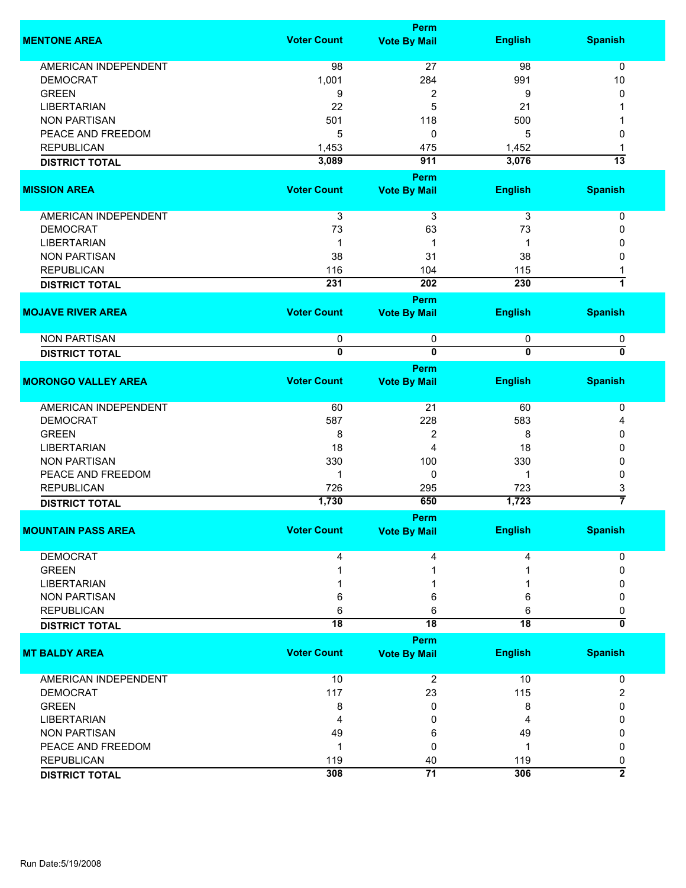| MENTONE AREA | Voter Count | Perm Vote By Mail | English | Spanish |
|---|---|---|---|---|
| AMERICAN INDEPENDENT | 98 | 27 | 98 | 0 |
| DEMOCRAT | 1,001 | 284 | 991 | 10 |
| GREEN | 9 | 2 | 9 | 0 |
| LIBERTARIAN | 22 | 5 | 21 | 1 |
| NON PARTISAN | 501 | 118 | 500 | 1 |
| PEACE AND FREEDOM | 5 | 0 | 5 | 0 |
| REPUBLICAN | 1,453 | 475 | 1,452 | 1 |
| **DISTRICT TOTAL** | **3,089** | **911** | **3,076** | **13** |

| MISSION AREA | Voter Count | Perm Vote By Mail | English | Spanish |
|---|---|---|---|---|
| AMERICAN INDEPENDENT | 3 | 3 | 3 | 0 |
| DEMOCRAT | 73 | 63 | 73 | 0 |
| LIBERTARIAN | 1 | 1 | 1 | 0 |
| NON PARTISAN | 38 | 31 | 38 | 0 |
| REPUBLICAN | 116 | 104 | 115 | 1 |
| **DISTRICT TOTAL** | **231** | **202** | **230** | **1** |

| MOJAVE RIVER AREA | Voter Count | Perm Vote By Mail | English | Spanish |
|---|---|---|---|---|
| NON PARTISAN | 0 | 0 | 0 | 0 |
| **DISTRICT TOTAL** | **0** | **0** | **0** | **0** |

| MORONGO VALLEY AREA | Voter Count | Perm Vote By Mail | English | Spanish |
|---|---|---|---|---|
| AMERICAN INDEPENDENT | 60 | 21 | 60 | 0 |
| DEMOCRAT | 587 | 228 | 583 | 4 |
| GREEN | 8 | 2 | 8 | 0 |
| LIBERTARIAN | 18 | 4 | 18 | 0 |
| NON PARTISAN | 330 | 100 | 330 | 0 |
| PEACE AND FREEDOM | 1 | 0 | 1 | 0 |
| REPUBLICAN | 726 | 295 | 723 | 3 |
| **DISTRICT TOTAL** | **1,730** | **650** | **1,723** | **7** |

| MOUNTAIN PASS AREA | Voter Count | Perm Vote By Mail | English | Spanish |
|---|---|---|---|---|
| DEMOCRAT | 4 | 4 | 4 | 0 |
| GREEN | 1 | 1 | 1 | 0 |
| LIBERTARIAN | 1 | 1 | 1 | 0 |
| NON PARTISAN | 6 | 6 | 6 | 0 |
| REPUBLICAN | 6 | 6 | 6 | 0 |
| **DISTRICT TOTAL** | **18** | **18** | **18** | **0** |

| MT BALDY AREA | Voter Count | Perm Vote By Mail | English | Spanish |
|---|---|---|---|---|
| AMERICAN INDEPENDENT | 10 | 2 | 10 | 0 |
| DEMOCRAT | 117 | 23 | 115 | 2 |
| GREEN | 8 | 0 | 8 | 0 |
| LIBERTARIAN | 4 | 0 | 4 | 0 |
| NON PARTISAN | 49 | 6 | 49 | 0 |
| PEACE AND FREEDOM | 1 | 0 | 1 | 0 |
| REPUBLICAN | 119 | 40 | 119 | 0 |
| **DISTRICT TOTAL** | **308** | **71** | **306** | **2** |

Run Date:5/19/2008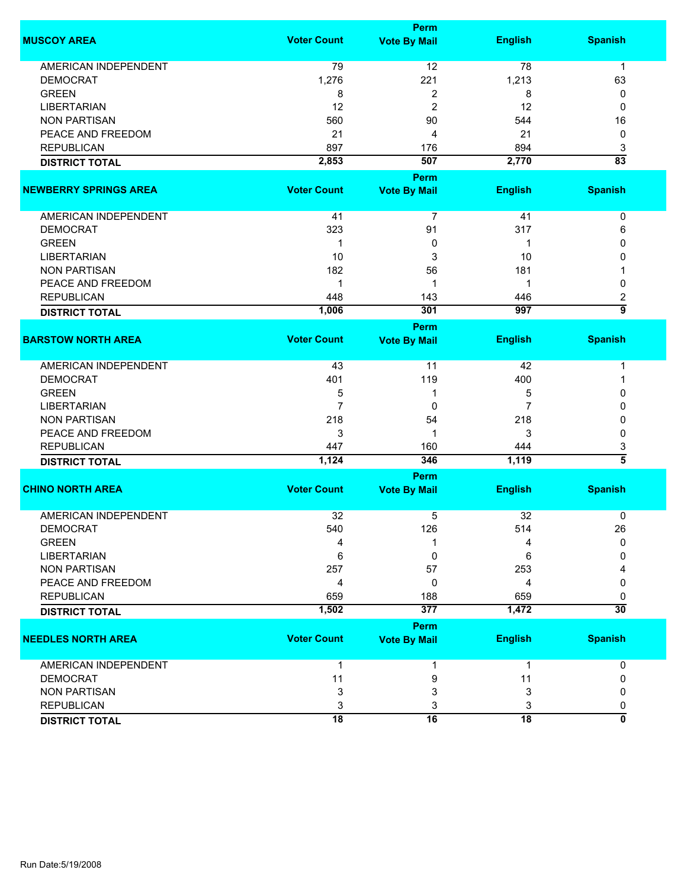| MUSCOY AREA | Voter Count | Perm Vote By Mail | English | Spanish |
|---|---|---|---|---|
| AMERICAN INDEPENDENT | 79 | 12 | 78 | 1 |
| DEMOCRAT | 1,276 | 221 | 1,213 | 63 |
| GREEN | 8 | 2 | 8 | 0 |
| LIBERTARIAN | 12 | 2 | 12 | 0 |
| NON PARTISAN | 560 | 90 | 544 | 16 |
| PEACE AND FREEDOM | 21 | 4 | 21 | 0 |
| REPUBLICAN | 897 | 176 | 894 | 3 |
| **DISTRICT TOTAL** | **2,853** | **507** | **2,770** | **83** |

| NEWBERRY SPRINGS AREA | Voter Count | Perm Vote By Mail | English | Spanish |
|---|---|---|---|---|
| AMERICAN INDEPENDENT | 41 | 7 | 41 | 0 |
| DEMOCRAT | 323 | 91 | 317 | 6 |
| GREEN | 1 | 0 | 1 | 0 |
| LIBERTARIAN | 10 | 3 | 10 | 0 |
| NON PARTISAN | 182 | 56 | 181 | 1 |
| PEACE AND FREEDOM | 1 | 1 | 1 | 0 |
| REPUBLICAN | 448 | 143 | 446 | 2 |
| **DISTRICT TOTAL** | **1,006** | **301** | **997** | **9** |

| BARSTOW NORTH AREA | Voter Count | Perm Vote By Mail | English | Spanish |
|---|---|---|---|---|
| AMERICAN INDEPENDENT | 43 | 11 | 42 | 1 |
| DEMOCRAT | 401 | 119 | 400 | 1 |
| GREEN | 5 | 1 | 5 | 0 |
| LIBERTARIAN | 7 | 0 | 7 | 0 |
| NON PARTISAN | 218 | 54 | 218 | 0 |
| PEACE AND FREEDOM | 3 | 1 | 3 | 0 |
| REPUBLICAN | 447 | 160 | 444 | 3 |
| **DISTRICT TOTAL** | **1,124** | **346** | **1,119** | **5** |

| CHINO NORTH AREA | Voter Count | Perm Vote By Mail | English | Spanish |
|---|---|---|---|---|
| AMERICAN INDEPENDENT | 32 | 5 | 32 | 0 |
| DEMOCRAT | 540 | 126 | 514 | 26 |
| GREEN | 4 | 1 | 4 | 0 |
| LIBERTARIAN | 6 | 0 | 6 | 0 |
| NON PARTISAN | 257 | 57 | 253 | 4 |
| PEACE AND FREEDOM | 4 | 0 | 4 | 0 |
| REPUBLICAN | 659 | 188 | 659 | 0 |
| **DISTRICT TOTAL** | **1,502** | **377** | **1,472** | **30** |

| NEEDLES NORTH AREA | Voter Count | Perm Vote By Mail | English | Spanish |
|---|---|---|---|---|
| AMERICAN INDEPENDENT | 1 | 1 | 1 | 0 |
| DEMOCRAT | 11 | 9 | 11 | 0 |
| NON PARTISAN | 3 | 3 | 3 | 0 |
| REPUBLICAN | 3 | 3 | 3 | 0 |
| **DISTRICT TOTAL** | **18** | **16** | **18** | **0** |

Run Date:5/19/2008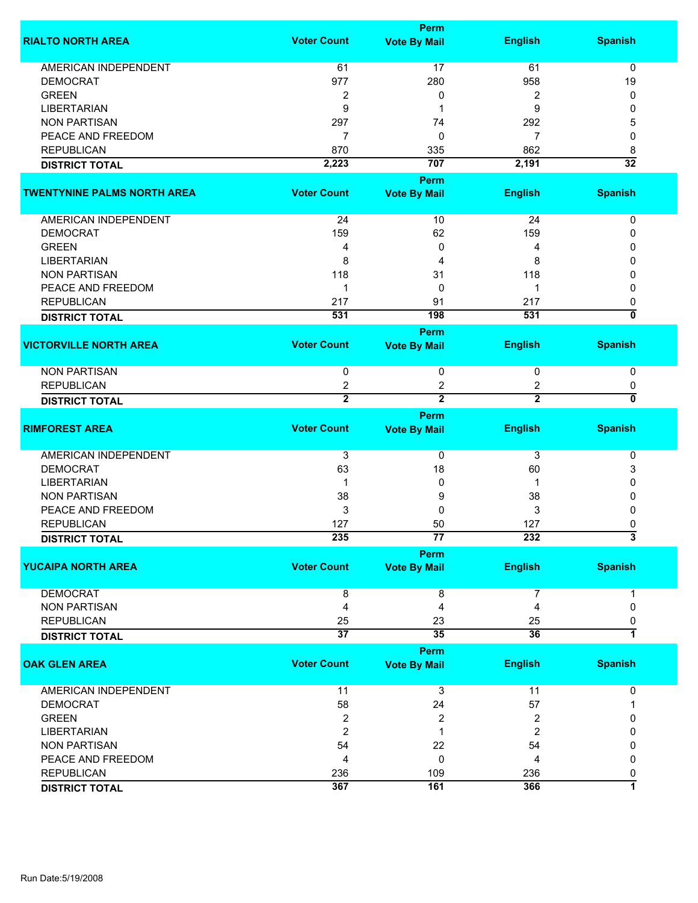| RIALTO NORTH AREA | Voter Count | Perm Vote By Mail | English | Spanish |
|---|---|---|---|---|
| AMERICAN INDEPENDENT | 61 | 17 | 61 | 0 |
| DEMOCRAT | 977 | 280 | 958 | 19 |
| GREEN | 2 | 0 | 2 | 0 |
| LIBERTARIAN | 9 | 1 | 9 | 0 |
| NON PARTISAN | 297 | 74 | 292 | 5 |
| PEACE AND FREEDOM | 7 | 0 | 7 | 0 |
| REPUBLICAN | 870 | 335 | 862 | 8 |
| **DISTRICT TOTAL** | **2,223** | **707** | **2,191** | **32** |

| TWENTYNINE PALMS NORTH AREA | Voter Count | Perm Vote By Mail | English | Spanish |
|---|---|---|---|---|
| AMERICAN INDEPENDENT | 24 | 10 | 24 | 0 |
| DEMOCRAT | 159 | 62 | 159 | 0 |
| GREEN | 4 | 0 | 4 | 0 |
| LIBERTARIAN | 8 | 4 | 8 | 0 |
| NON PARTISAN | 118 | 31 | 118 | 0 |
| PEACE AND FREEDOM | 1 | 0 | 1 | 0 |
| REPUBLICAN | 217 | 91 | 217 | 0 |
| **DISTRICT TOTAL** | **531** | **198** | **531** | **0** |

| VICTORVILLE NORTH AREA | Voter Count | Perm Vote By Mail | English | Spanish |
|---|---|---|---|---|
| NON PARTISAN | 0 | 0 | 0 | 0 |
| REPUBLICAN | 2 | 2 | 2 | 0 |
| **DISTRICT TOTAL** | **2** | **2** | **2** | **0** |

| RIMFOREST AREA | Voter Count | Perm Vote By Mail | English | Spanish |
|---|---|---|---|---|
| AMERICAN INDEPENDENT | 3 | 0 | 3 | 0 |
| DEMOCRAT | 63 | 18 | 60 | 3 |
| LIBERTARIAN | 1 | 0 | 1 | 0 |
| NON PARTISAN | 38 | 9 | 38 | 0 |
| PEACE AND FREEDOM | 3 | 0 | 3 | 0 |
| REPUBLICAN | 127 | 50 | 127 | 0 |
| **DISTRICT TOTAL** | **235** | **77** | **232** | **3** |

| YUCAIPA NORTH AREA | Voter Count | Perm Vote By Mail | English | Spanish |
|---|---|---|---|---|
| DEMOCRAT | 8 | 8 | 7 | 1 |
| NON PARTISAN | 4 | 4 | 4 | 0 |
| REPUBLICAN | 25 | 23 | 25 | 0 |
| **DISTRICT TOTAL** | **37** | **35** | **36** | **1** |

| OAK GLEN AREA | Voter Count | Perm Vote By Mail | English | Spanish |
|---|---|---|---|---|
| AMERICAN INDEPENDENT | 11 | 3 | 11 | 0 |
| DEMOCRAT | 58 | 24 | 57 | 1 |
| GREEN | 2 | 2 | 2 | 0 |
| LIBERTARIAN | 2 | 1 | 2 | 0 |
| NON PARTISAN | 54 | 22 | 54 | 0 |
| PEACE AND FREEDOM | 4 | 0 | 4 | 0 |
| REPUBLICAN | 236 | 109 | 236 | 0 |
| **DISTRICT TOTAL** | **367** | **161** | **366** | **1** |

Run Date:5/19/2008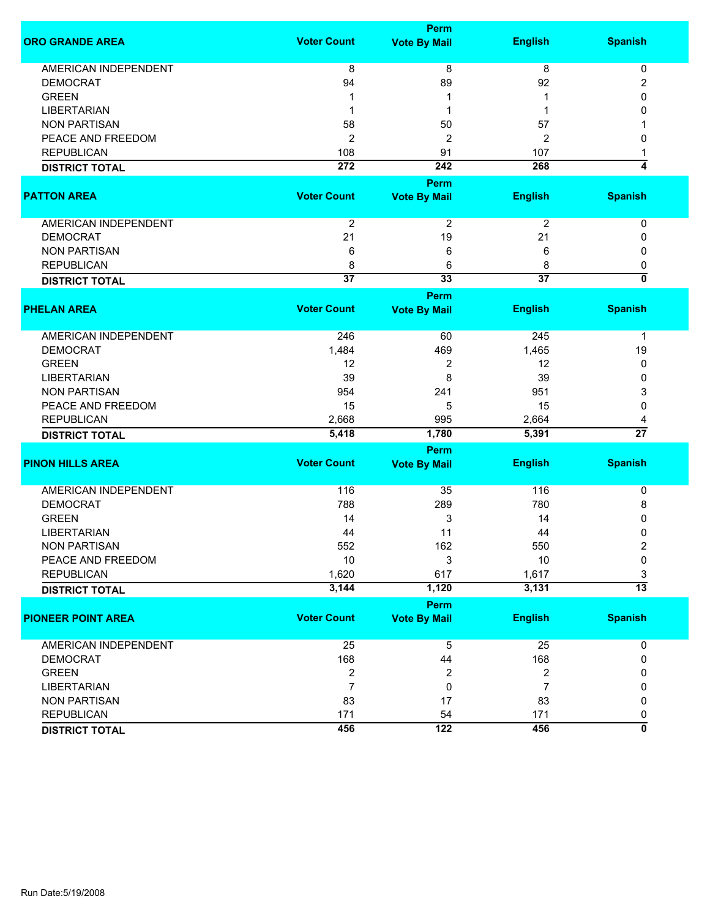| ORO GRANDE AREA | Voter Count | Perm Vote By Mail | English | Spanish |
|---|---|---|---|---|
| AMERICAN INDEPENDENT | 8 | 8 | 8 | 0 |
| DEMOCRAT | 94 | 89 | 92 | 2 |
| GREEN | 1 | 1 | 1 | 0 |
| LIBERTARIAN | 1 | 1 | 1 | 0 |
| NON PARTISAN | 58 | 50 | 57 | 1 |
| PEACE AND FREEDOM | 2 | 2 | 2 | 0 |
| REPUBLICAN | 108 | 91 | 107 | 1 |
| **DISTRICT TOTAL** | **272** | **242** | **268** | **4** |

| PATTON AREA | Voter Count | Perm Vote By Mail | English | Spanish |
|---|---|---|---|---|
| AMERICAN INDEPENDENT | 2 | 2 | 2 | 0 |
| DEMOCRAT | 21 | 19 | 21 | 0 |
| NON PARTISAN | 6 | 6 | 6 | 0 |
| REPUBLICAN | 8 | 6 | 8 | 0 |
| **DISTRICT TOTAL** | **37** | **33** | **37** | **0** |

| PHELAN AREA | Voter Count | Perm Vote By Mail | English | Spanish |
|---|---|---|---|---|
| AMERICAN INDEPENDENT | 246 | 60 | 245 | 1 |
| DEMOCRAT | 1,484 | 469 | 1,465 | 19 |
| GREEN | 12 | 2 | 12 | 0 |
| LIBERTARIAN | 39 | 8 | 39 | 0 |
| NON PARTISAN | 954 | 241 | 951 | 3 |
| PEACE AND FREEDOM | 15 | 5 | 15 | 0 |
| REPUBLICAN | 2,668 | 995 | 2,664 | 4 |
| **DISTRICT TOTAL** | **5,418** | **1,780** | **5,391** | **27** |

| PINON HILLS AREA | Voter Count | Perm Vote By Mail | English | Spanish |
|---|---|---|---|---|
| AMERICAN INDEPENDENT | 116 | 35 | 116 | 0 |
| DEMOCRAT | 788 | 289 | 780 | 8 |
| GREEN | 14 | 3 | 14 | 0 |
| LIBERTARIAN | 44 | 11 | 44 | 0 |
| NON PARTISAN | 552 | 162 | 550 | 2 |
| PEACE AND FREEDOM | 10 | 3 | 10 | 0 |
| REPUBLICAN | 1,620 | 617 | 1,617 | 3 |
| **DISTRICT TOTAL** | **3,144** | **1,120** | **3,131** | **13** |

| PIONEER POINT AREA | Voter Count | Perm Vote By Mail | English | Spanish |
|---|---|---|---|---|
| AMERICAN INDEPENDENT | 25 | 5 | 25 | 0 |
| DEMOCRAT | 168 | 44 | 168 | 0 |
| GREEN | 2 | 2 | 2 | 0 |
| LIBERTARIAN | 7 | 0 | 7 | 0 |
| NON PARTISAN | 83 | 17 | 83 | 0 |
| REPUBLICAN | 171 | 54 | 171 | 0 |
| **DISTRICT TOTAL** | **456** | **122** | **456** | **0** |

Run Date:5/19/2008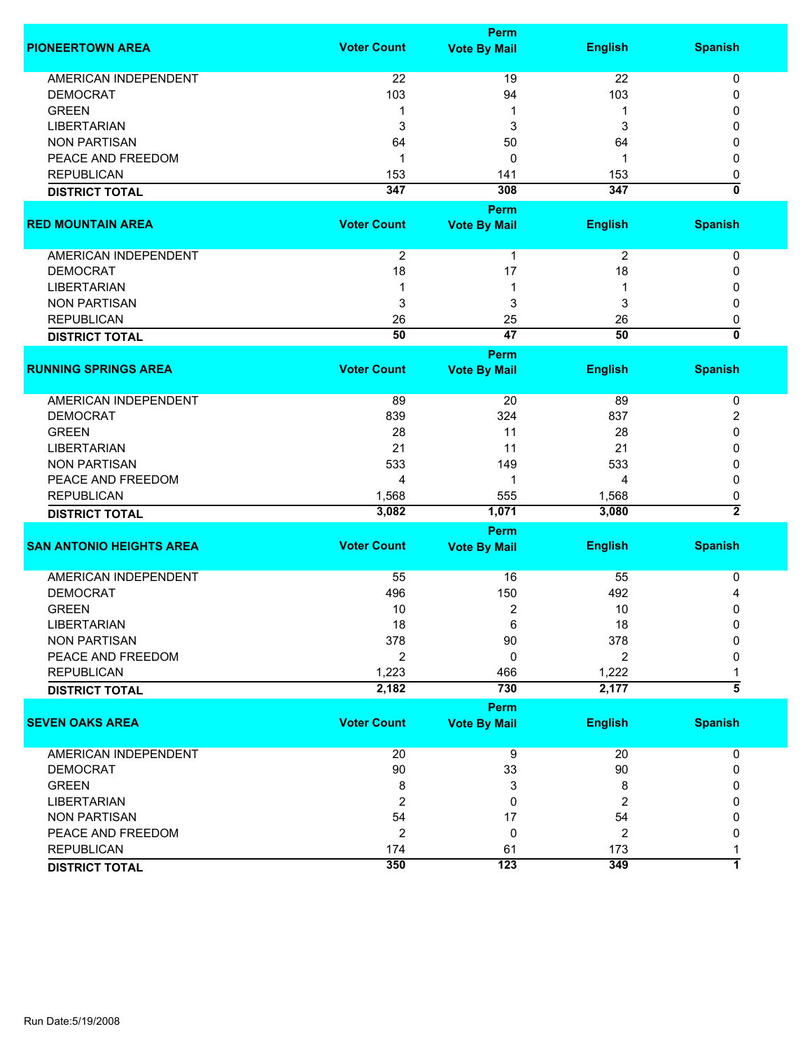| PIONEERTOWN AREA | Voter Count | Perm Vote By Mail | English | Spanish |
|---|---|---|---|---|
| AMERICAN INDEPENDENT | 22 | 19 | 22 | 0 |
| DEMOCRAT | 103 | 94 | 103 | 0 |
| GREEN | 1 | 1 | 1 | 0 |
| LIBERTARIAN | 3 | 3 | 3 | 0 |
| NON PARTISAN | 64 | 50 | 64 | 0 |
| PEACE AND FREEDOM | 1 | 0 | 1 | 0 |
| REPUBLICAN | 153 | 141 | 153 | 0 |
| **DISTRICT TOTAL** | **347** | **308** | **347** | **0** |

| RED MOUNTAIN AREA | Voter Count | Perm Vote By Mail | English | Spanish |
|---|---|---|---|---|
| AMERICAN INDEPENDENT | 2 | 1 | 2 | 0 |
| DEMOCRAT | 18 | 17 | 18 | 0 |
| LIBERTARIAN | 1 | 1 | 1 | 0 |
| NON PARTISAN | 3 | 3 | 3 | 0 |
| REPUBLICAN | 26 | 25 | 26 | 0 |
| **DISTRICT TOTAL** | **50** | **47** | **50** | **0** |

| RUNNING SPRINGS AREA | Voter Count | Perm Vote By Mail | English | Spanish |
|---|---|---|---|---|
| AMERICAN INDEPENDENT | 89 | 20 | 89 | 0 |
| DEMOCRAT | 839 | 324 | 837 | 2 |
| GREEN | 28 | 11 | 28 | 0 |
| LIBERTARIAN | 21 | 11 | 21 | 0 |
| NON PARTISAN | 533 | 149 | 533 | 0 |
| PEACE AND FREEDOM | 4 | 1 | 4 | 0 |
| REPUBLICAN | 1,568 | 555 | 1,568 | 0 |
| **DISTRICT TOTAL** | **3,082** | **1,071** | **3,080** | **2** |

| SAN ANTONIO HEIGHTS AREA | Voter Count | Perm Vote By Mail | English | Spanish |
|---|---|---|---|---|
| AMERICAN INDEPENDENT | 55 | 16 | 55 | 0 |
| DEMOCRAT | 496 | 150 | 492 | 4 |
| GREEN | 10 | 2 | 10 | 0 |
| LIBERTARIAN | 18 | 6 | 18 | 0 |
| NON PARTISAN | 378 | 90 | 378 | 0 |
| PEACE AND FREEDOM | 2 | 0 | 2 | 0 |
| REPUBLICAN | 1,223 | 466 | 1,222 | 1 |
| **DISTRICT TOTAL** | **2,182** | **730** | **2,177** | **5** |

| SEVEN OAKS AREA | Voter Count | Perm Vote By Mail | English | Spanish |
|---|---|---|---|---|
| AMERICAN INDEPENDENT | 20 | 9 | 20 | 0 |
| DEMOCRAT | 90 | 33 | 90 | 0 |
| GREEN | 8 | 3 | 8 | 0 |
| LIBERTARIAN | 2 | 0 | 2 | 0 |
| NON PARTISAN | 54 | 17 | 54 | 0 |
| PEACE AND FREEDOM | 2 | 0 | 2 | 0 |
| REPUBLICAN | 174 | 61 | 173 | 1 |
| **DISTRICT TOTAL** | **350** | **123** | **349** | **1** |

Run Date:5/19/2008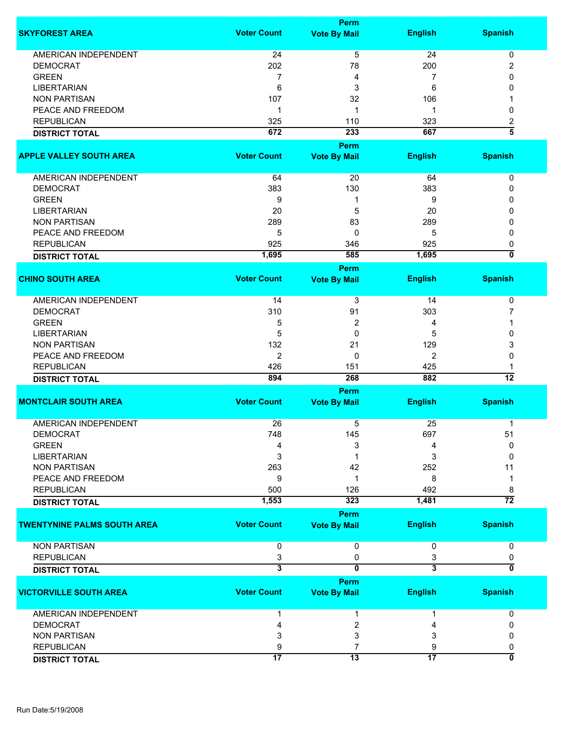| SKYFOREST AREA | Voter Count | Perm Vote By Mail | English | Spanish |
|---|---|---|---|---|
| AMERICAN INDEPENDENT | 24 | 5 | 24 | 0 |
| DEMOCRAT | 202 | 78 | 200 | 2 |
| GREEN | 7 | 4 | 7 | 0 |
| LIBERTARIAN | 6 | 3 | 6 | 0 |
| NON PARTISAN | 107 | 32 | 106 | 1 |
| PEACE AND FREEDOM | 1 | 1 | 1 | 0 |
| REPUBLICAN | 325 | 110 | 323 | 2 |
| **DISTRICT TOTAL** | **672** | **233** | **667** | **5** |

| APPLE VALLEY SOUTH AREA | Voter Count | Perm Vote By Mail | English | Spanish |
|---|---|---|---|---|
| AMERICAN INDEPENDENT | 64 | 20 | 64 | 0 |
| DEMOCRAT | 383 | 130 | 383 | 0 |
| GREEN | 9 | 1 | 9 | 0 |
| LIBERTARIAN | 20 | 5 | 20 | 0 |
| NON PARTISAN | 289 | 83 | 289 | 0 |
| PEACE AND FREEDOM | 5 | 0 | 5 | 0 |
| REPUBLICAN | 925 | 346 | 925 | 0 |
| **DISTRICT TOTAL** | **1,695** | **585** | **1,695** | **0** |

| CHINO SOUTH AREA | Voter Count | Perm Vote By Mail | English | Spanish |
|---|---|---|---|---|
| AMERICAN INDEPENDENT | 14 | 3 | 14 | 0 |
| DEMOCRAT | 310 | 91 | 303 | 7 |
| GREEN | 5 | 2 | 4 | 1 |
| LIBERTARIAN | 5 | 0 | 5 | 0 |
| NON PARTISAN | 132 | 21 | 129 | 3 |
| PEACE AND FREEDOM | 2 | 0 | 2 | 0 |
| REPUBLICAN | 426 | 151 | 425 | 1 |
| **DISTRICT TOTAL** | **894** | **268** | **882** | **12** |

| MONTCLAIR SOUTH AREA | Voter Count | Perm Vote By Mail | English | Spanish |
|---|---|---|---|---|
| AMERICAN INDEPENDENT | 26 | 5 | 25 | 1 |
| DEMOCRAT | 748 | 145 | 697 | 51 |
| GREEN | 4 | 3 | 4 | 0 |
| LIBERTARIAN | 3 | 1 | 3 | 0 |
| NON PARTISAN | 263 | 42 | 252 | 11 |
| PEACE AND FREEDOM | 9 | 1 | 8 | 1 |
| REPUBLICAN | 500 | 126 | 492 | 8 |
| **DISTRICT TOTAL** | **1,553** | **323** | **1,481** | **72** |

| TWENTYNINE PALMS SOUTH AREA | Voter Count | Perm Vote By Mail | English | Spanish |
|---|---|---|---|---|
| NON PARTISAN | 0 | 0 | 0 | 0 |
| REPUBLICAN | 3 | 0 | 3 | 0 |
| **DISTRICT TOTAL** | **3** | **0** | **3** | **0** |

| VICTORVILLE SOUTH AREA | Voter Count | Perm Vote By Mail | English | Spanish |
|---|---|---|---|---|
| AMERICAN INDEPENDENT | 1 | 1 | 1 | 0 |
| DEMOCRAT | 4 | 2 | 4 | 0 |
| NON PARTISAN | 3 | 3 | 3 | 0 |
| REPUBLICAN | 9 | 7 | 9 | 0 |
| **DISTRICT TOTAL** | **17** | **13** | **17** | **0** |

Run Date:5/19/2008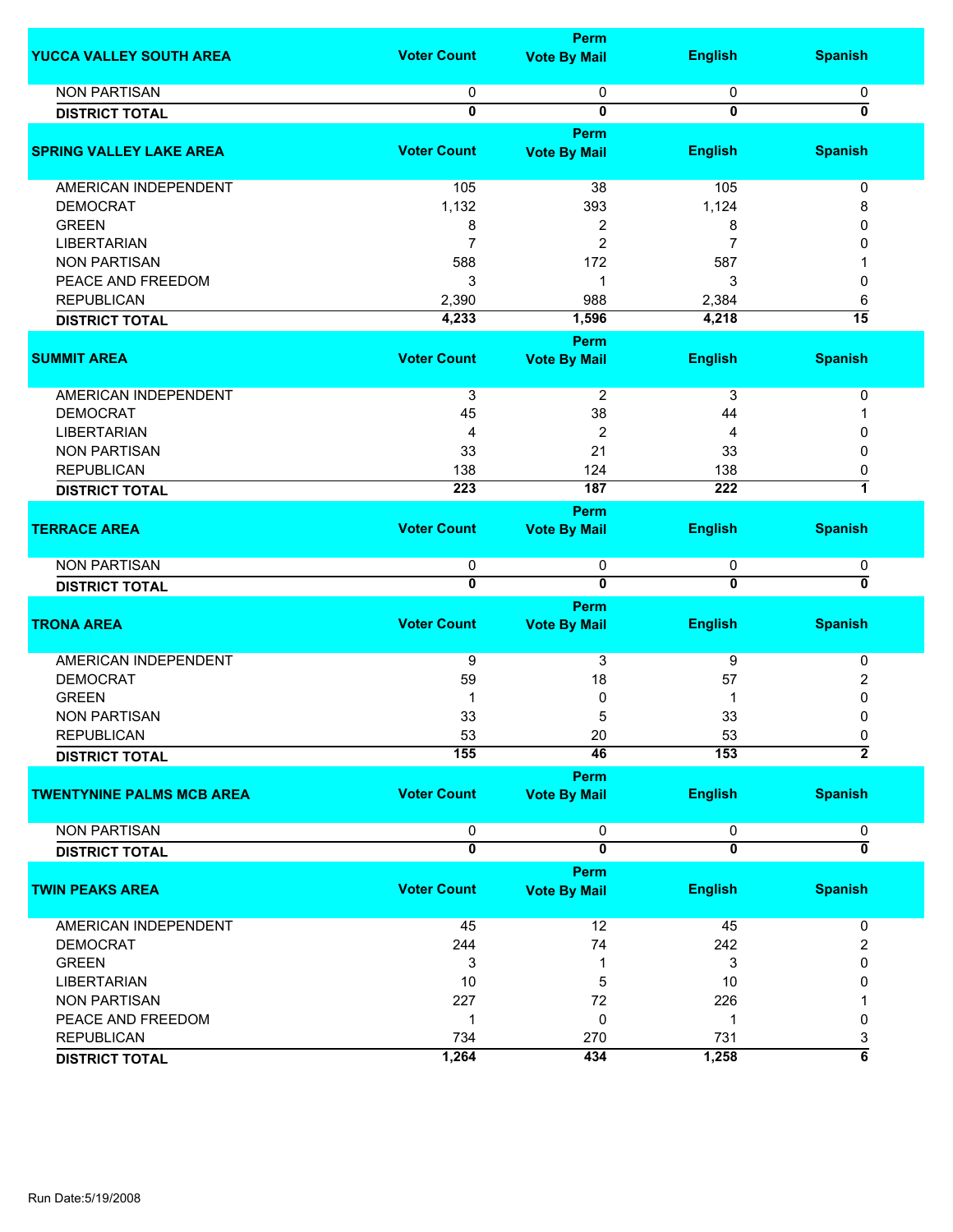| YUCCA VALLEY SOUTH AREA | Voter Count | Perm Vote By Mail | English | Spanish |
|---|---|---|---|---|
| NON PARTISAN | 0 | 0 | 0 | 0 |
| **DISTRICT TOTAL** | **0** | **0** | **0** | **0** |

| SPRING VALLEY LAKE AREA | Voter Count | Perm Vote By Mail | English | Spanish |
|---|---|---|---|---|
| AMERICAN INDEPENDENT | 105 | 38 | 105 | 0 |
| DEMOCRAT | 1,132 | 393 | 1,124 | 8 |
| GREEN | 8 | 2 | 8 | 0 |
| LIBERTARIAN | 7 | 2 | 7 | 0 |
| NON PARTISAN | 588 | 172 | 587 | 1 |
| PEACE AND FREEDOM | 3 | 1 | 3 | 0 |
| REPUBLICAN | 2,390 | 988 | 2,384 | 6 |
| **DISTRICT TOTAL** | **4,233** | **1,596** | **4,218** | **15** |

| SUMMIT AREA | Voter Count | Perm Vote By Mail | English | Spanish |
|---|---|---|---|---|
| AMERICAN INDEPENDENT | 3 | 2 | 3 | 0 |
| DEMOCRAT | 45 | 38 | 44 | 1 |
| LIBERTARIAN | 4 | 2 | 4 | 0 |
| NON PARTISAN | 33 | 21 | 33 | 0 |
| REPUBLICAN | 138 | 124 | 138 | 0 |
| **DISTRICT TOTAL** | **223** | **187** | **222** | **1** |

| TERRACE AREA | Voter Count | Perm Vote By Mail | English | Spanish |
|---|---|---|---|---|
| NON PARTISAN | 0 | 0 | 0 | 0 |
| **DISTRICT TOTAL** | **0** | **0** | **0** | **0** |

| TRONA AREA | Voter Count | Perm Vote By Mail | English | Spanish |
|---|---|---|---|---|
| AMERICAN INDEPENDENT | 9 | 3 | 9 | 0 |
| DEMOCRAT | 59 | 18 | 57 | 2 |
| GREEN | 1 | 0 | 1 | 0 |
| NON PARTISAN | 33 | 5 | 33 | 0 |
| REPUBLICAN | 53 | 20 | 53 | 0 |
| **DISTRICT TOTAL** | **155** | **46** | **153** | **2** |

| TWENTYNINE PALMS MCB AREA | Voter Count | Perm Vote By Mail | English | Spanish |
|---|---|---|---|---|
| NON PARTISAN | 0 | 0 | 0 | 0 |
| **DISTRICT TOTAL** | **0** | **0** | **0** | **0** |

| TWIN PEAKS AREA | Voter Count | Perm Vote By Mail | English | Spanish |
|---|---|---|---|---|
| AMERICAN INDEPENDENT | 45 | 12 | 45 | 0 |
| DEMOCRAT | 244 | 74 | 242 | 2 |
| GREEN | 3 | 1 | 3 | 0 |
| LIBERTARIAN | 10 | 5 | 10 | 0 |
| NON PARTISAN | 227 | 72 | 226 | 1 |
| PEACE AND FREEDOM | 1 | 0 | 1 | 0 |
| REPUBLICAN | 734 | 270 | 731 | 3 |
| **DISTRICT TOTAL** | **1,264** | **434** | **1,258** | **6** |

Run Date:5/19/2008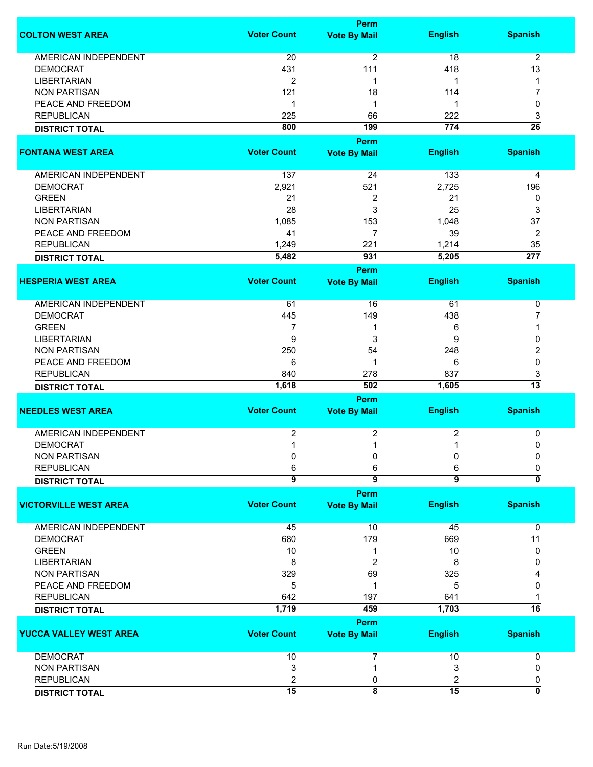| COLTON WEST AREA | Voter Count | Perm Vote By Mail | English | Spanish |
|---|---|---|---|---|
| AMERICAN INDEPENDENT | 20 | 2 | 18 | 2 |
| DEMOCRAT | 431 | 111 | 418 | 13 |
| LIBERTARIAN | 2 | 1 | 1 | 1 |
| NON PARTISAN | 121 | 18 | 114 | 7 |
| PEACE AND FREEDOM | 1 | 1 | 1 | 0 |
| REPUBLICAN | 225 | 66 | 222 | 3 |
| **DISTRICT TOTAL** | **800** | **199** | **774** | **26** |

| FONTANA WEST AREA | Voter Count | Perm Vote By Mail | English | Spanish |
|---|---|---|---|---|
| AMERICAN INDEPENDENT | 137 | 24 | 133 | 4 |
| DEMOCRAT | 2,921 | 521 | 2,725 | 196 |
| GREEN | 21 | 2 | 21 | 0 |
| LIBERTARIAN | 28 | 3 | 25 | 3 |
| NON PARTISAN | 1,085 | 153 | 1,048 | 37 |
| PEACE AND FREEDOM | 41 | 7 | 39 | 2 |
| REPUBLICAN | 1,249 | 221 | 1,214 | 35 |
| **DISTRICT TOTAL** | **5,482** | **931** | **5,205** | **277** |

| HESPERIA WEST AREA | Voter Count | Perm Vote By Mail | English | Spanish |
|---|---|---|---|---|
| AMERICAN INDEPENDENT | 61 | 16 | 61 | 0 |
| DEMOCRAT | 445 | 149 | 438 | 7 |
| GREEN | 7 | 1 | 6 | 1 |
| LIBERTARIAN | 9 | 3 | 9 | 0 |
| NON PARTISAN | 250 | 54 | 248 | 2 |
| PEACE AND FREEDOM | 6 | 1 | 6 | 0 |
| REPUBLICAN | 840 | 278 | 837 | 3 |
| **DISTRICT TOTAL** | **1,618** | **502** | **1,605** | **13** |

| NEEDLES WEST AREA | Voter Count | Perm Vote By Mail | English | Spanish |
|---|---|---|---|---|
| AMERICAN INDEPENDENT | 2 | 2 | 2 | 0 |
| DEMOCRAT | 1 | 1 | 1 | 0 |
| NON PARTISAN | 0 | 0 | 0 | 0 |
| REPUBLICAN | 6 | 6 | 6 | 0 |
| **DISTRICT TOTAL** | **9** | **9** | **9** | **0** |

| VICTORVILLE WEST AREA | Voter Count | Perm Vote By Mail | English | Spanish |
|---|---|---|---|---|
| AMERICAN INDEPENDENT | 45 | 10 | 45 | 0 |
| DEMOCRAT | 680 | 179 | 669 | 11 |
| GREEN | 10 | 1 | 10 | 0 |
| LIBERTARIAN | 8 | 2 | 8 | 0 |
| NON PARTISAN | 329 | 69 | 325 | 4 |
| PEACE AND FREEDOM | 5 | 1 | 5 | 0 |
| REPUBLICAN | 642 | 197 | 641 | 1 |
| **DISTRICT TOTAL** | **1,719** | **459** | **1,703** | **16** |

| YUCCA VALLEY WEST AREA | Voter Count | Perm Vote By Mail | English | Spanish |
|---|---|---|---|---|
| DEMOCRAT | 10 | 7 | 10 | 0 |
| NON PARTISAN | 3 | 1 | 3 | 0 |
| REPUBLICAN | 2 | 0 | 2 | 0 |
| **DISTRICT TOTAL** | **15** | **8** | **15** | **0** |

Run Date:5/19/2008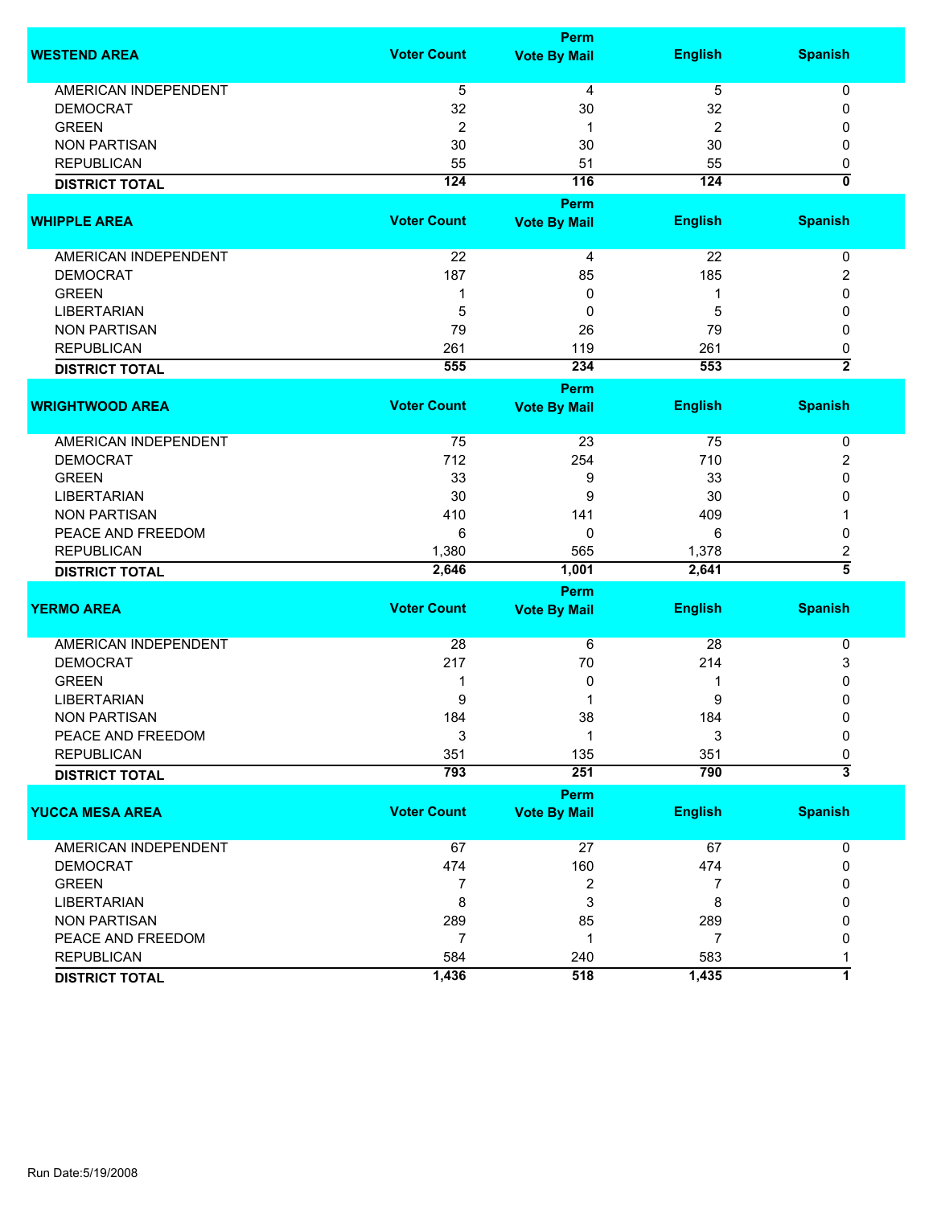| WESTEND AREA | Voter Count | Perm Vote By Mail | English | Spanish |
|---|---|---|---|---|
| AMERICAN INDEPENDENT | 5 | 4 | 5 | 0 |
| DEMOCRAT | 32 | 30 | 32 | 0 |
| GREEN | 2 | 1 | 2 | 0 |
| NON PARTISAN | 30 | 30 | 30 | 0 |
| REPUBLICAN | 55 | 51 | 55 | 0 |
| **DISTRICT TOTAL** | **124** | **116** | **124** | **0** |

| WHIPPLE AREA | Voter Count | Perm Vote By Mail | English | Spanish |
|---|---|---|---|---|
| AMERICAN INDEPENDENT | 22 | 4 | 22 | 0 |
| DEMOCRAT | 187 | 85 | 185 | 2 |
| GREEN | 1 | 0 | 1 | 0 |
| LIBERTARIAN | 5 | 0 | 5 | 0 |
| NON PARTISAN | 79 | 26 | 79 | 0 |
| REPUBLICAN | 261 | 119 | 261 | 0 |
| **DISTRICT TOTAL** | **555** | **234** | **553** | **2** |

| WRIGHTWOOD AREA | Voter Count | Perm Vote By Mail | English | Spanish |
|---|---|---|---|---|
| AMERICAN INDEPENDENT | 75 | 23 | 75 | 0 |
| DEMOCRAT | 712 | 254 | 710 | 2 |
| GREEN | 33 | 9 | 33 | 0 |
| LIBERTARIAN | 30 | 9 | 30 | 0 |
| NON PARTISAN | 410 | 141 | 409 | 1 |
| PEACE AND FREEDOM | 6 | 0 | 6 | 0 |
| REPUBLICAN | 1,380 | 565 | 1,378 | 2 |
| **DISTRICT TOTAL** | **2,646** | **1,001** | **2,641** | **5** |

| YERMO AREA | Voter Count | Perm Vote By Mail | English | Spanish |
|---|---|---|---|---|
| AMERICAN INDEPENDENT | 28 | 6 | 28 | 0 |
| DEMOCRAT | 217 | 70 | 214 | 3 |
| GREEN | 1 | 0 | 1 | 0 |
| LIBERTARIAN | 9 | 1 | 9 | 0 |
| NON PARTISAN | 184 | 38 | 184 | 0 |
| PEACE AND FREEDOM | 3 | 1 | 3 | 0 |
| REPUBLICAN | 351 | 135 | 351 | 0 |
| **DISTRICT TOTAL** | **793** | **251** | **790** | **3** |

| YUCCA MESA AREA | Voter Count | Perm Vote By Mail | English | Spanish |
|---|---|---|---|---|
| AMERICAN INDEPENDENT | 67 | 27 | 67 | 0 |
| DEMOCRAT | 474 | 160 | 474 | 0 |
| GREEN | 7 | 2 | 7 | 0 |
| LIBERTARIAN | 8 | 3 | 8 | 0 |
| NON PARTISAN | 289 | 85 | 289 | 0 |
| PEACE AND FREEDOM | 7 | 1 | 7 | 0 |
| REPUBLICAN | 584 | 240 | 583 | 1 |
| **DISTRICT TOTAL** | **1,436** | **518** | **1,435** | **1** |

Run Date:5/19/2008